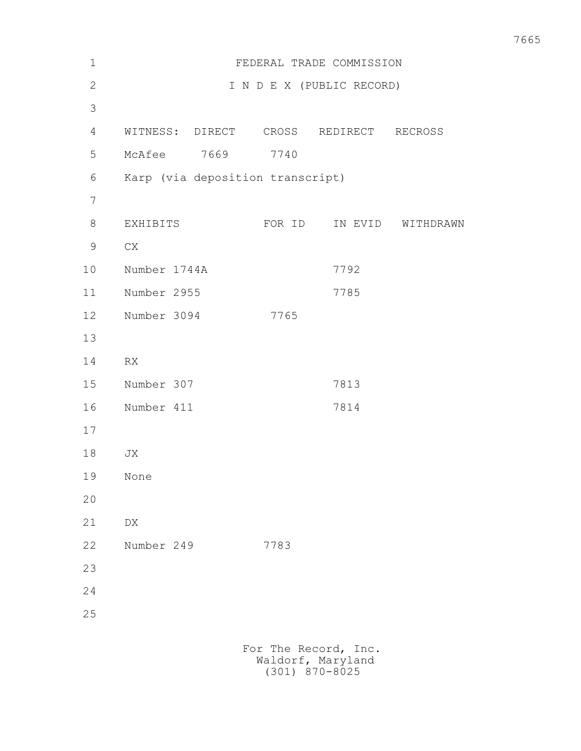FEDERAL TRADE COMMISSION

I N D E X (PUBLIC RECORD)

| WITNESS: | DIRECT | CROSS | REDIRECT | RECROSS |
| --- | --- | --- | --- | --- |
| McAfee | 7669 | 7740 | | |
| Karp (via deposition transcript) | | | | |

| EXHIBITS | FOR ID | IN EVID | WITHDRAWN |
| --- | --- | --- | --- |
| CX | | | |
| Number 1744A | | 7792 | |
| Number 2955 | | 7785 | |
| Number 3094 | 7765 | | |
| | | | |
| RX | | | |
| Number 307 | | 7813 | |
| Number 411 | | 7814 | |
| | | | |
| JX | | | |
| None | | | |
| | | | |
| DX | | | |
| Number 249 | 7783 | | |

For The Record, Inc.
Waldorf, Maryland
(301) 870-8025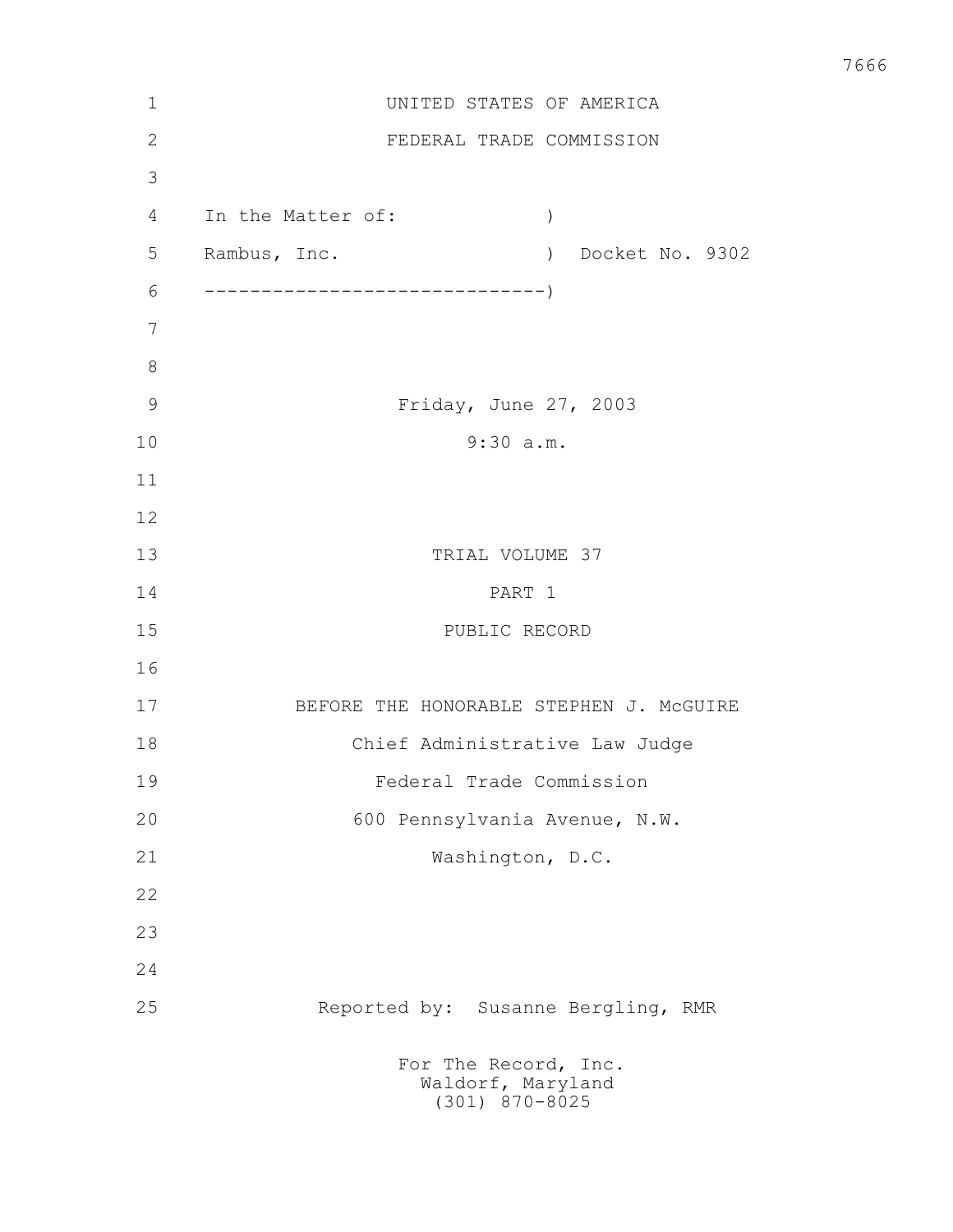UNITED STATES OF AMERICA

FEDERAL TRADE COMMISSION

In the Matter of: )

Rambus, Inc. ) Docket No. 9302

------------------------------)

Friday, June 27, 2003

9:30 a.m.

TRIAL VOLUME 37

PART 1

PUBLIC RECORD

BEFORE THE HONORABLE STEPHEN J. McGUIRE

Chief Administrative Law Judge

Federal Trade Commission

600 Pennsylvania Avenue, N.W.

Washington, D.C.

Reported by: Susanne Bergling, RMR

For The Record, Inc.
Waldorf, Maryland
(301) 870-8025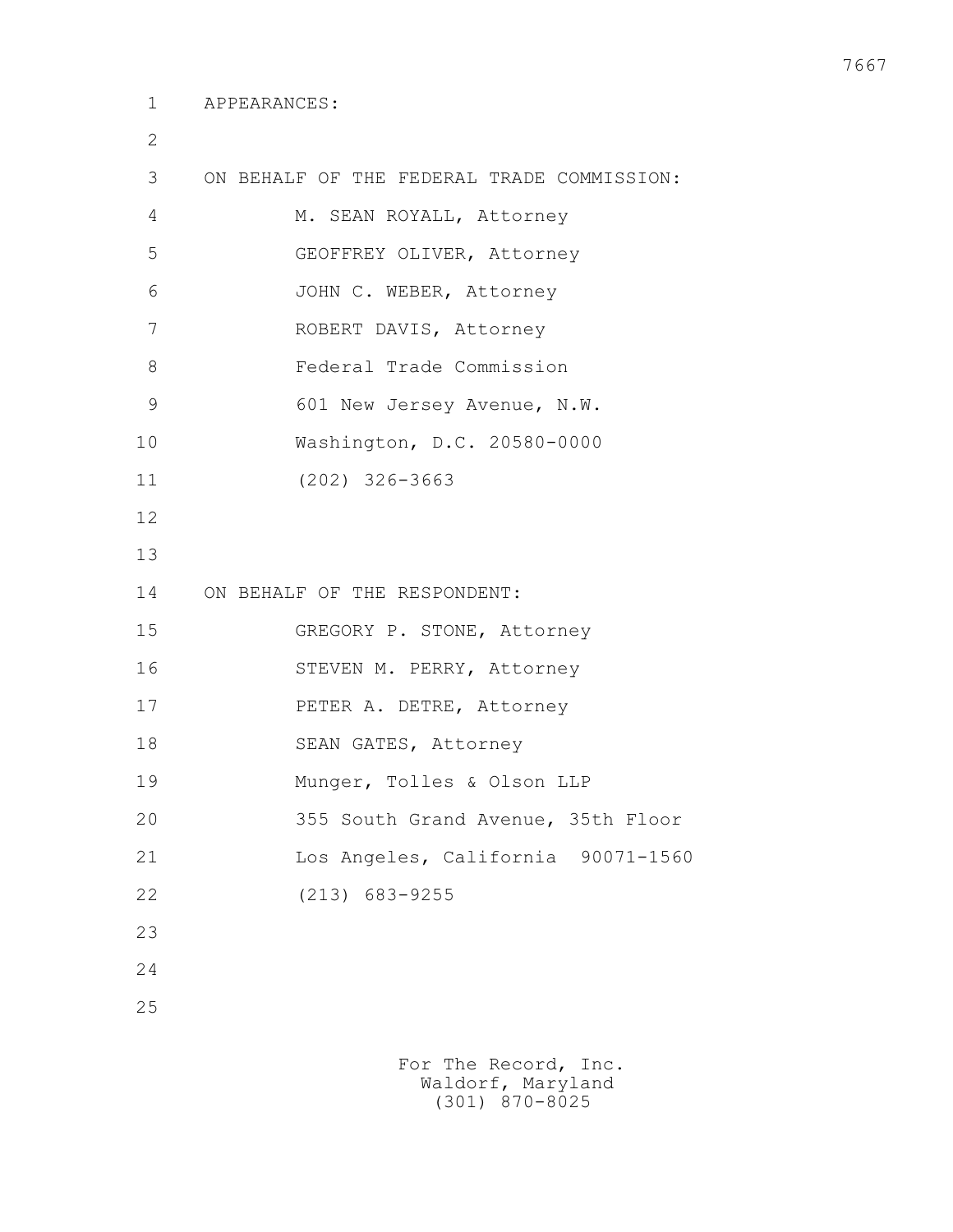APPEARANCES:

ON BEHALF OF THE FEDERAL TRADE COMMISSION:

M. SEAN ROYALL, Attorney
GEOFFREY OLIVER, Attorney
JOHN C. WEBER, Attorney
ROBERT DAVIS, Attorney
Federal Trade Commission
601 New Jersey Avenue, N.W.
Washington, D.C. 20580-0000
(202) 326-3663

ON BEHALF OF THE RESPONDENT:

GREGORY P. STONE, Attorney
STEVEN M. PERRY, Attorney
PETER A. DETRE, Attorney
SEAN GATES, Attorney
Munger, Tolles & Olson LLP
355 South Grand Avenue, 35th Floor
Los Angeles, California 90071-1560
(213) 683-9255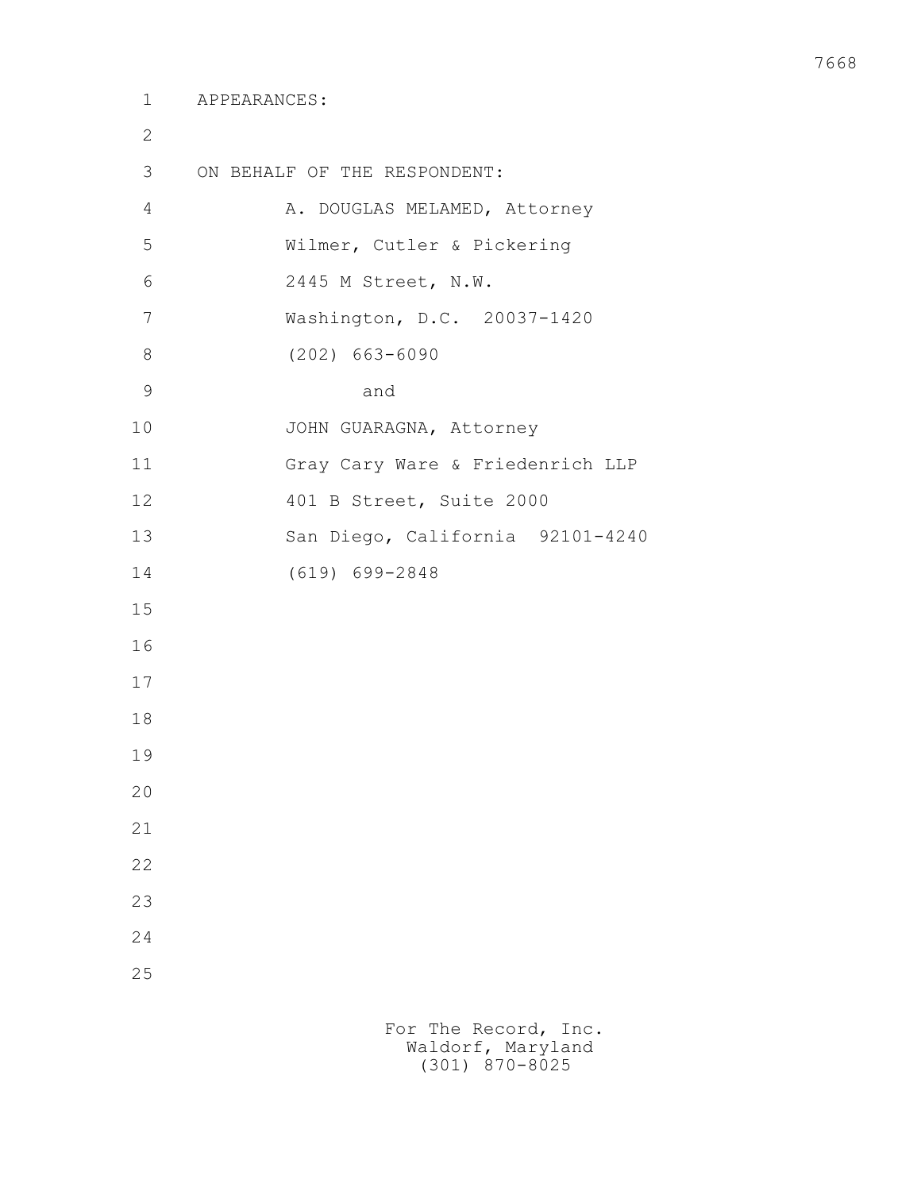APPEARANCES:

ON BEHALF OF THE RESPONDENT:

A. DOUGLAS MELAMED, Attorney
Wilmer, Cutler & Pickering
2445 M Street, N.W.
Washington, D.C. 20037-1420
(202) 663-6090

and

JOHN GUARAGNA, Attorney
Gray Cary Ware & Friedenrich LLP
401 B Street, Suite 2000
San Diego, California 92101-4240
(619) 699-2848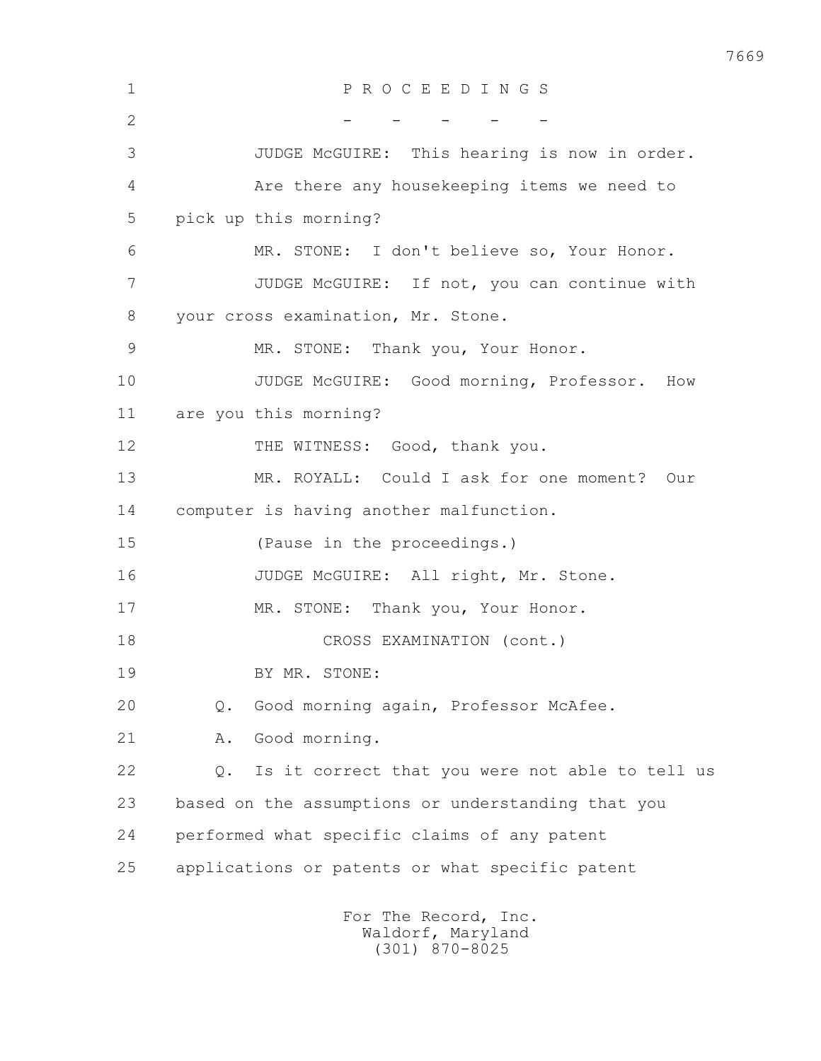P R O C E E D I N G S

\- - - - -

JUDGE McGUIRE: This hearing is now in order. Are there any housekeeping items we need to pick up this morning?

MR. STONE: I don't believe so, Your Honor.

JUDGE McGUIRE: If not, you can continue with your cross examination, Mr. Stone.

MR. STONE: Thank you, Your Honor.

JUDGE McGUIRE: Good morning, Professor. How are you this morning?

THE WITNESS: Good, thank you.

MR. ROYALL: Could I ask for one moment? Our computer is having another malfunction.

(Pause in the proceedings.)

JUDGE McGUIRE: All right, Mr. Stone.

MR. STONE: Thank you, Your Honor.

CROSS EXAMINATION (cont.)

BY MR. STONE:

Q. Good morning again, Professor McAfee.

A. Good morning.

Q. Is it correct that you were not able to tell us based on the assumptions or understanding that you performed what specific claims of any patent applications or patents or what specific patent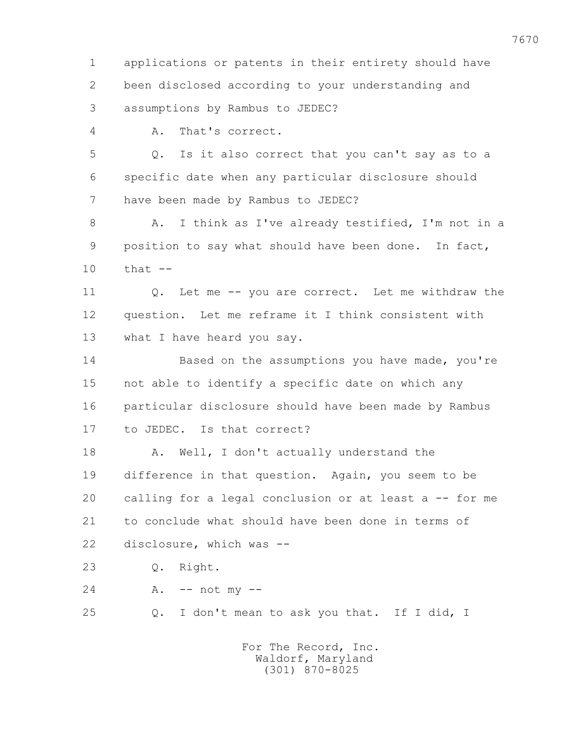applications or patents in their entirety should have been disclosed according to your understanding and assumptions by Rambus to JEDEC?

A. That's correct.

Q. Is it also correct that you can't say as to a specific date when any particular disclosure should have been made by Rambus to JEDEC?

A. I think as I've already testified, I'm not in a position to say what should have been done. In fact, that --

Q. Let me -- you are correct. Let me withdraw the question. Let me reframe it I think consistent with what I have heard you say.

Based on the assumptions you have made, you're not able to identify a specific date on which any particular disclosure should have been made by Rambus to JEDEC. Is that correct?

A. Well, I don't actually understand the difference in that question. Again, you seem to be calling for a legal conclusion or at least a -- for me to conclude what should have been done in terms of disclosure, which was --

Q. Right.

A. -- not my --

Q. I don't mean to ask you that. If I did, I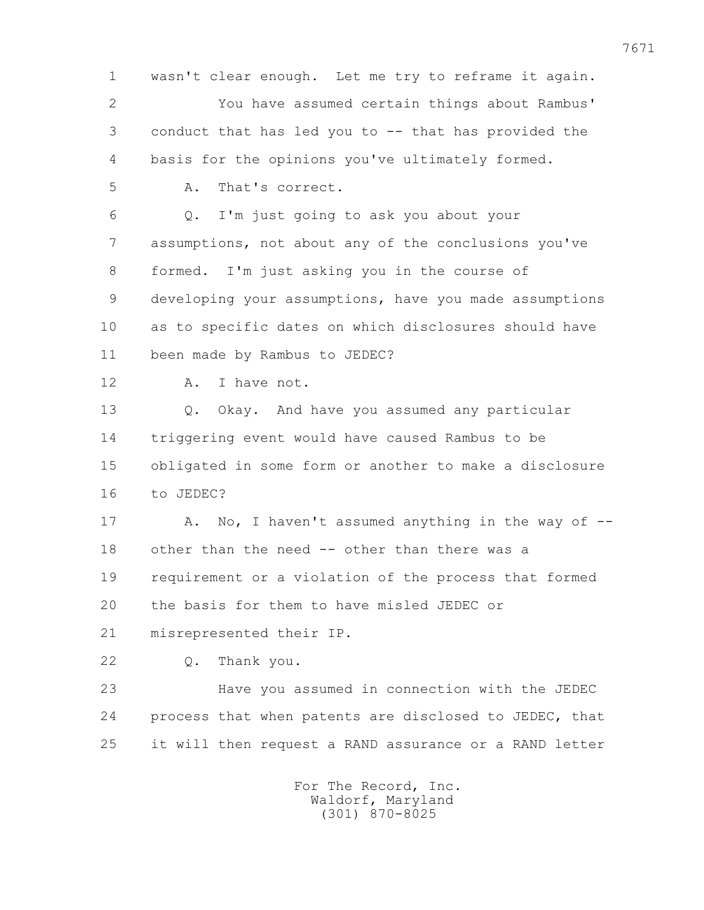1 wasn't clear enough. Let me try to reframe it again.

2 You have assumed certain things about Rambus'

3 conduct that has led you to -- that has provided the

4 basis for the opinions you've ultimately formed.

5 A. That's correct.

6 Q. I'm just going to ask you about your

7 assumptions, not about any of the conclusions you've

8 formed. I'm just asking you in the course of

9 developing your assumptions, have you made assumptions

10 as to specific dates on which disclosures should have

11 been made by Rambus to JEDEC?

12 A. I have not.

13 Q. Okay. And have you assumed any particular

14 triggering event would have caused Rambus to be

15 obligated in some form or another to make a disclosure

16 to JEDEC?

17 A. No, I haven't assumed anything in the way of --

18 other than the need -- other than there was a

19 requirement or a violation of the process that formed

20 the basis for them to have misled JEDEC or

21 misrepresented their IP.

22 Q. Thank you.

23 Have you assumed in connection with the JEDEC

24 process that when patents are disclosed to JEDEC, that

25 it will then request a RAND assurance or a RAND letter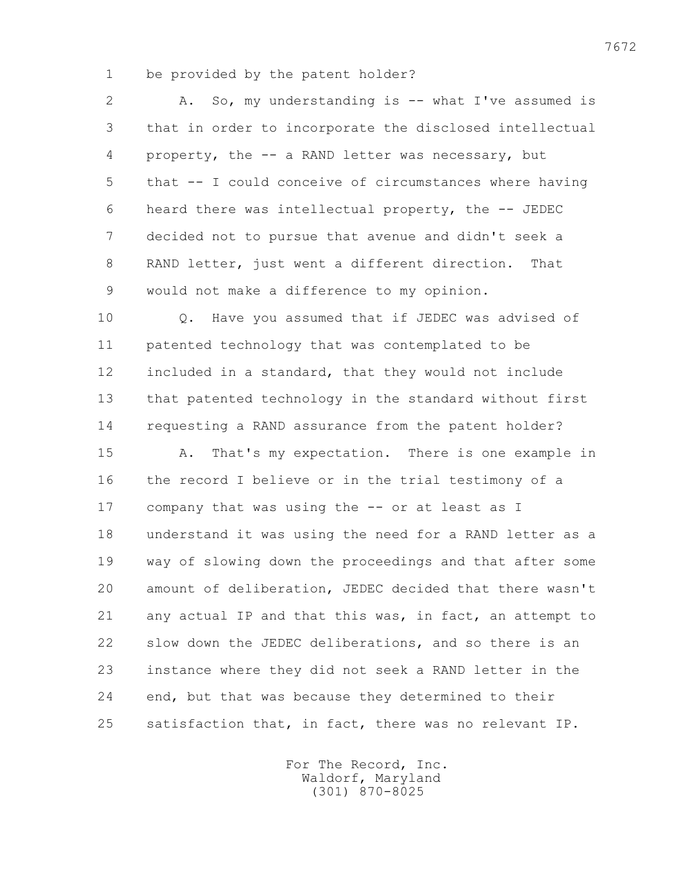be provided by the patent holder?

A. So, my understanding is -- what I've assumed is that in order to incorporate the disclosed intellectual property, the -- a RAND letter was necessary, but that -- I could conceive of circumstances where having heard there was intellectual property, the -- JEDEC decided not to pursue that avenue and didn't seek a RAND letter, just went a different direction. That would not make a difference to my opinion.

Q. Have you assumed that if JEDEC was advised of patented technology that was contemplated to be included in a standard, that they would not include that patented technology in the standard without first requesting a RAND assurance from the patent holder?

A. That's my expectation. There is one example in the record I believe or in the trial testimony of a company that was using the -- or at least as I understand it was using the need for a RAND letter as a way of slowing down the proceedings and that after some amount of deliberation, JEDEC decided that there wasn't any actual IP and that this was, in fact, an attempt to slow down the JEDEC deliberations, and so there is an instance where they did not seek a RAND letter in the end, but that was because they determined to their satisfaction that, in fact, there was no relevant IP.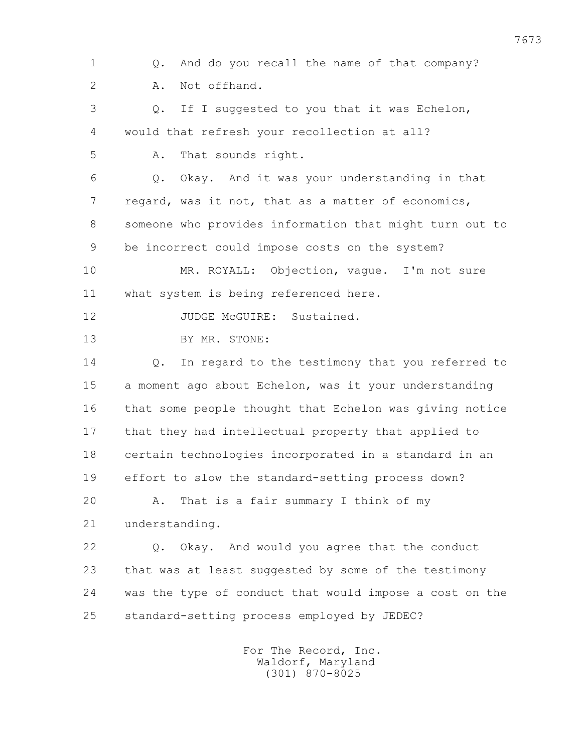1 Q. And do you recall the name of that company?

2 A. Not offhand.

3 Q. If I suggested to you that it was Echelon,

4 would that refresh your recollection at all?

5 A. That sounds right.

6 Q. Okay. And it was your understanding in that

7 regard, was it not, that as a matter of economics,

8 someone who provides information that might turn out to

9 be incorrect could impose costs on the system?

10 MR. ROYALL: Objection, vague. I'm not sure

11 what system is being referenced here.

12 JUDGE McGUIRE: Sustained.

13 BY MR. STONE:

14 Q. In regard to the testimony that you referred to

15 a moment ago about Echelon, was it your understanding

16 that some people thought that Echelon was giving notice

17 that they had intellectual property that applied to

18 certain technologies incorporated in a standard in an

19 effort to slow the standard-setting process down?

20 A. That is a fair summary I think of my

21 understanding.

22 Q. Okay. And would you agree that the conduct

23 that was at least suggested by some of the testimony

24 was the type of conduct that would impose a cost on the

25 standard-setting process employed by JEDEC?

For The Record, Inc.
Waldorf, Maryland
(301) 870-8025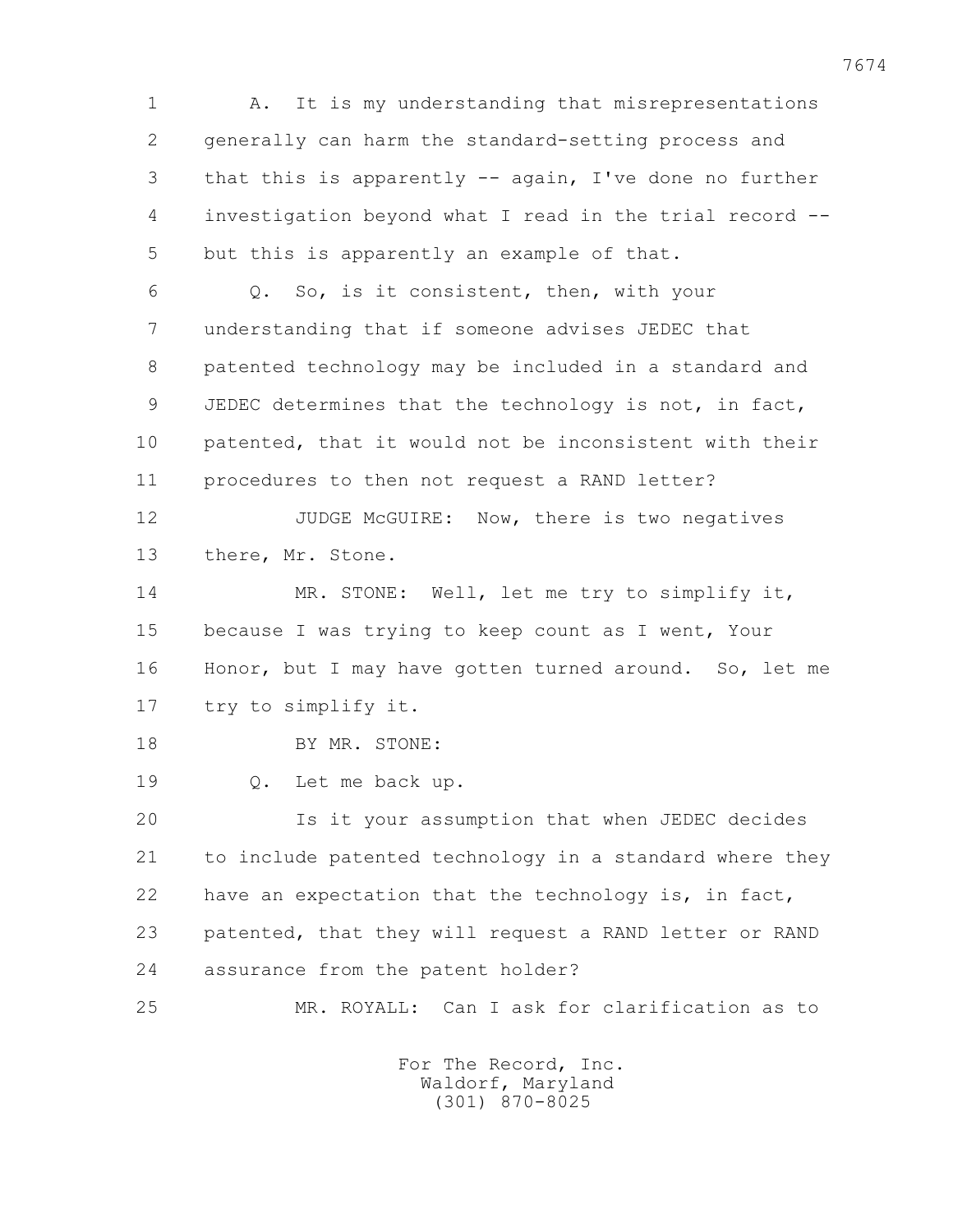A. It is my understanding that misrepresentations generally can harm the standard-setting process and that this is apparently -- again, I've done no further investigation beyond what I read in the trial record -- but this is apparently an example of that.

Q. So, is it consistent, then, with your understanding that if someone advises JEDEC that patented technology may be included in a standard and JEDEC determines that the technology is not, in fact, patented, that it would not be inconsistent with their procedures to then not request a RAND letter?

JUDGE McGUIRE: Now, there is two negatives there, Mr. Stone.

MR. STONE: Well, let me try to simplify it, because I was trying to keep count as I went, Your Honor, but I may have gotten turned around. So, let me try to simplify it.

BY MR. STONE:

Q. Let me back up.

Is it your assumption that when JEDEC decides to include patented technology in a standard where they have an expectation that the technology is, in fact, patented, that they will request a RAND letter or RAND assurance from the patent holder?

MR. ROYALL: Can I ask for clarification as to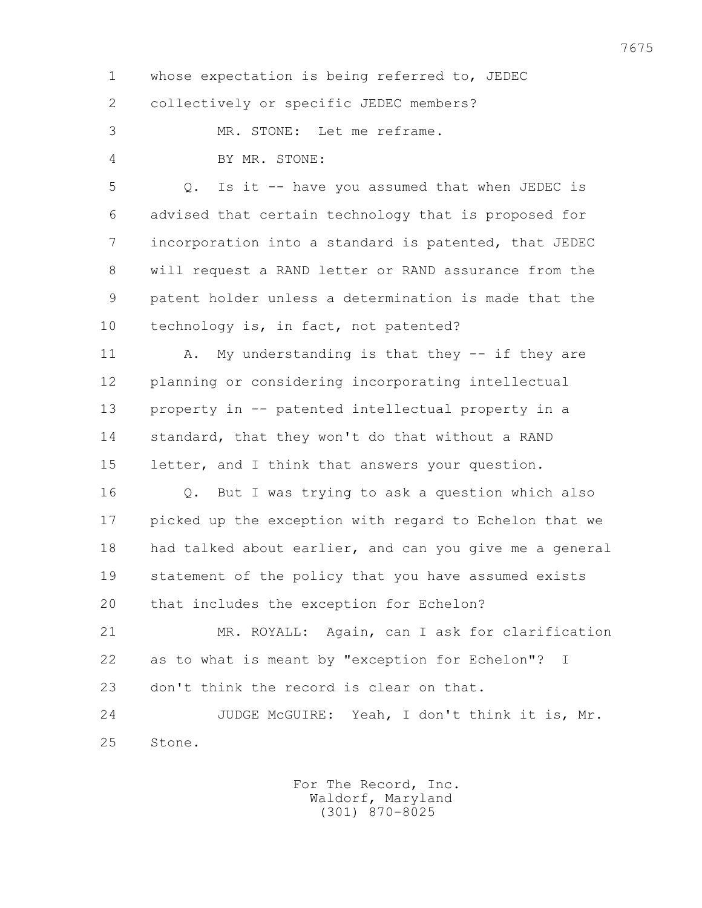1 whose expectation is being referred to, JEDEC
2 collectively or specific JEDEC members?
3 MR. STONE: Let me reframe.
4 BY MR. STONE:
5 Q. Is it -- have you assumed that when JEDEC is
6 advised that certain technology that is proposed for
7 incorporation into a standard is patented, that JEDEC
8 will request a RAND letter or RAND assurance from the
9 patent holder unless a determination is made that the
10 technology is, in fact, not patented?
11 A. My understanding is that they -- if they are
12 planning or considering incorporating intellectual
13 property in -- patented intellectual property in a
14 standard, that they won't do that without a RAND
15 letter, and I think that answers your question.
16 Q. But I was trying to ask a question which also
17 picked up the exception with regard to Echelon that we
18 had talked about earlier, and can you give me a general
19 statement of the policy that you have assumed exists
20 that includes the exception for Echelon?
21 MR. ROYALL: Again, can I ask for clarification
22 as to what is meant by "exception for Echelon"? I
23 don't think the record is clear on that.
24 JUDGE McGUIRE: Yeah, I don't think it is, Mr.
25 Stone.

For The Record, Inc.
Waldorf, Maryland
(301) 870-8025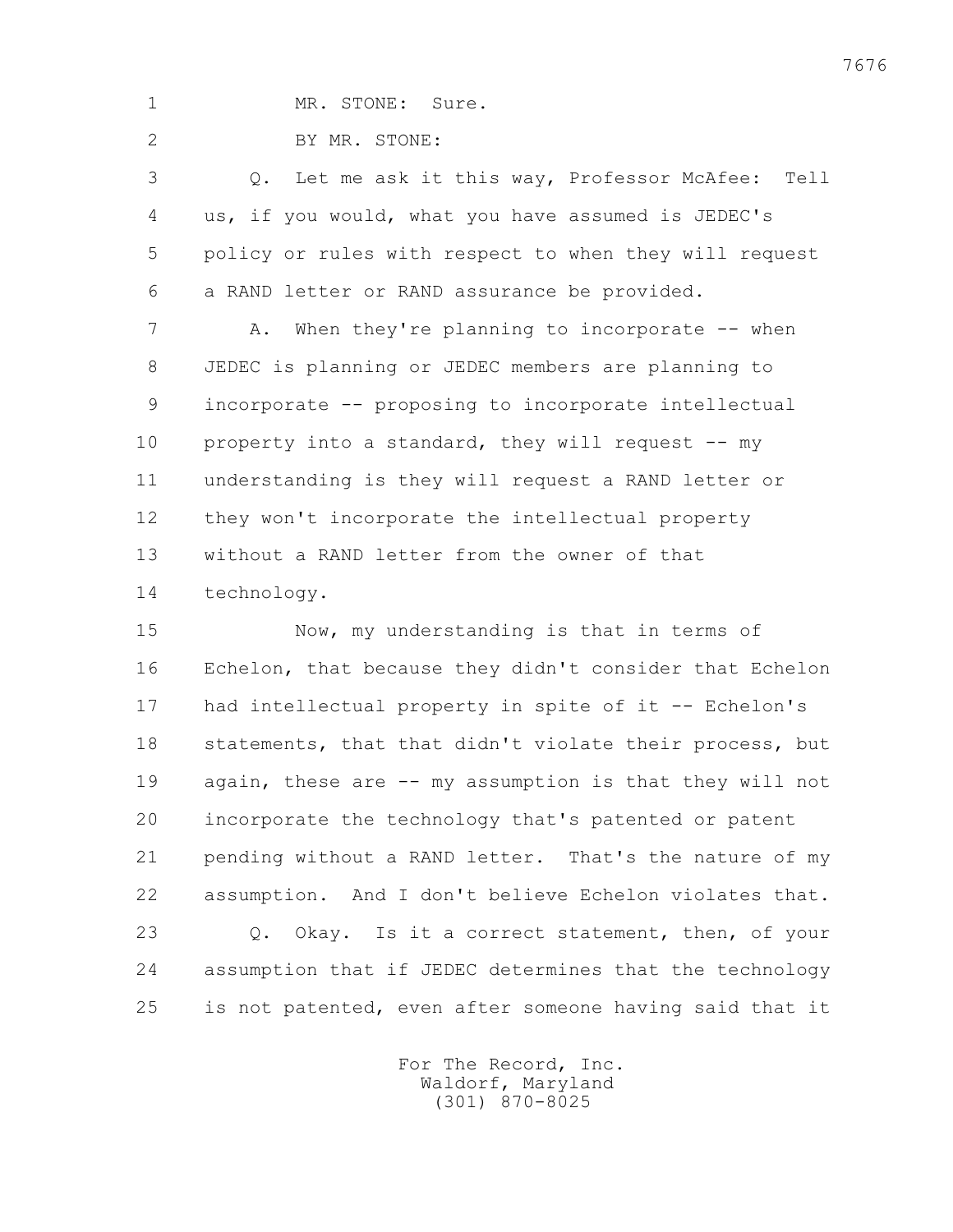MR. STONE: Sure.

BY MR. STONE:

Q. Let me ask it this way, Professor McAfee: Tell us, if you would, what you have assumed is JEDEC's policy or rules with respect to when they will request a RAND letter or RAND assurance be provided.

A. When they're planning to incorporate -- when JEDEC is planning or JEDEC members are planning to incorporate -- proposing to incorporate intellectual property into a standard, they will request -- my understanding is they will request a RAND letter or they won't incorporate the intellectual property without a RAND letter from the owner of that technology.

Now, my understanding is that in terms of Echelon, that because they didn't consider that Echelon had intellectual property in spite of it -- Echelon's statements, that that didn't violate their process, but again, these are -- my assumption is that they will not incorporate the technology that's patented or patent pending without a RAND letter. That's the nature of my assumption. And I don't believe Echelon violates that.

Q. Okay. Is it a correct statement, then, of your assumption that if JEDEC determines that the technology is not patented, even after someone having said that it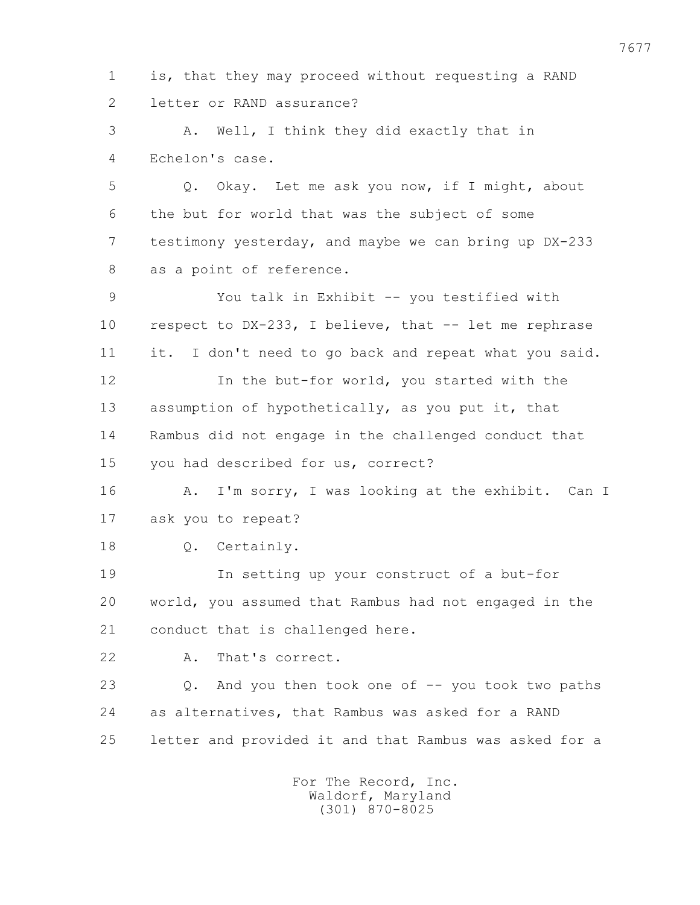1 is, that they may proceed without requesting a RAND
2 letter or RAND assurance?
3 A. Well, I think they did exactly that in
4 Echelon's case.
5 Q. Okay. Let me ask you now, if I might, about
6 the but for world that was the subject of some
7 testimony yesterday, and maybe we can bring up DX-233
8 as a point of reference.
9 You talk in Exhibit -- you testified with
10 respect to DX-233, I believe, that -- let me rephrase
11 it. I don't need to go back and repeat what you said.
12 In the but-for world, you started with the
13 assumption of hypothetically, as you put it, that
14 Rambus did not engage in the challenged conduct that
15 you had described for us, correct?
16 A. I'm sorry, I was looking at the exhibit. Can I
17 ask you to repeat?
18 Q. Certainly.
19 In setting up your construct of a but-for
20 world, you assumed that Rambus had not engaged in the
21 conduct that is challenged here.
22 A. That's correct.
23 Q. And you then took one of -- you took two paths
24 as alternatives, that Rambus was asked for a RAND
25 letter and provided it and that Rambus was asked for a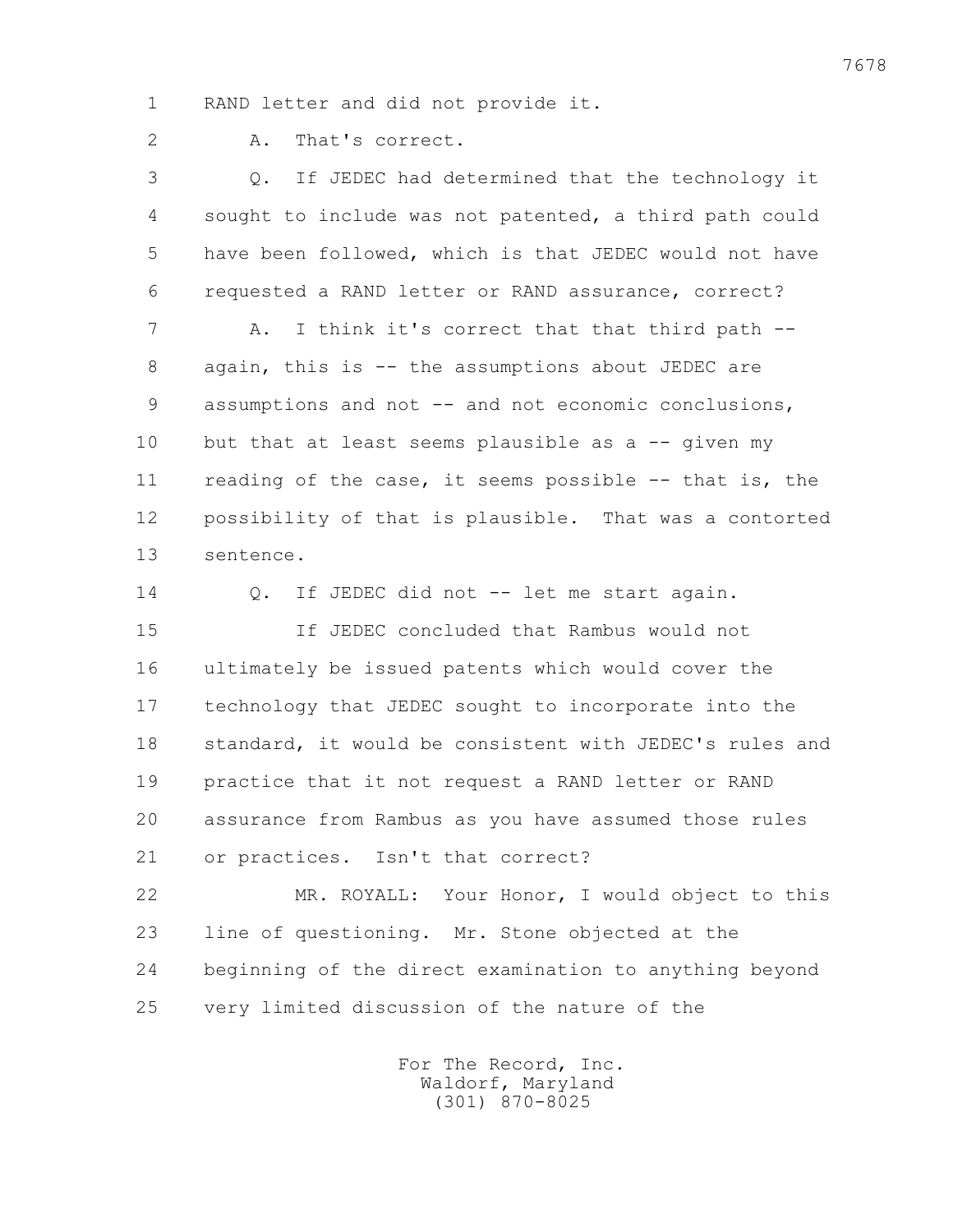1 RAND letter and did not provide it.

2 A. That's correct.

3 Q. If JEDEC had determined that the technology it
4 sought to include was not patented, a third path could
5 have been followed, which is that JEDEC would not have
6 requested a RAND letter or RAND assurance, correct?

7 A. I think it's correct that that third path --
8 again, this is -- the assumptions about JEDEC are
9 assumptions and not -- and not economic conclusions,
10 but that at least seems plausible as a -- given my
11 reading of the case, it seems possible -- that is, the
12 possibility of that is plausible. That was a contorted
13 sentence.

14 Q. If JEDEC did not -- let me start again.

15 If JEDEC concluded that Rambus would not
16 ultimately be issued patents which would cover the
17 technology that JEDEC sought to incorporate into the
18 standard, it would be consistent with JEDEC's rules and
19 practice that it not request a RAND letter or RAND
20 assurance from Rambus as you have assumed those rules
21 or practices. Isn't that correct?

22 MR. ROYALL: Your Honor, I would object to this
23 line of questioning. Mr. Stone objected at the
24 beginning of the direct examination to anything beyond
25 very limited discussion of the nature of the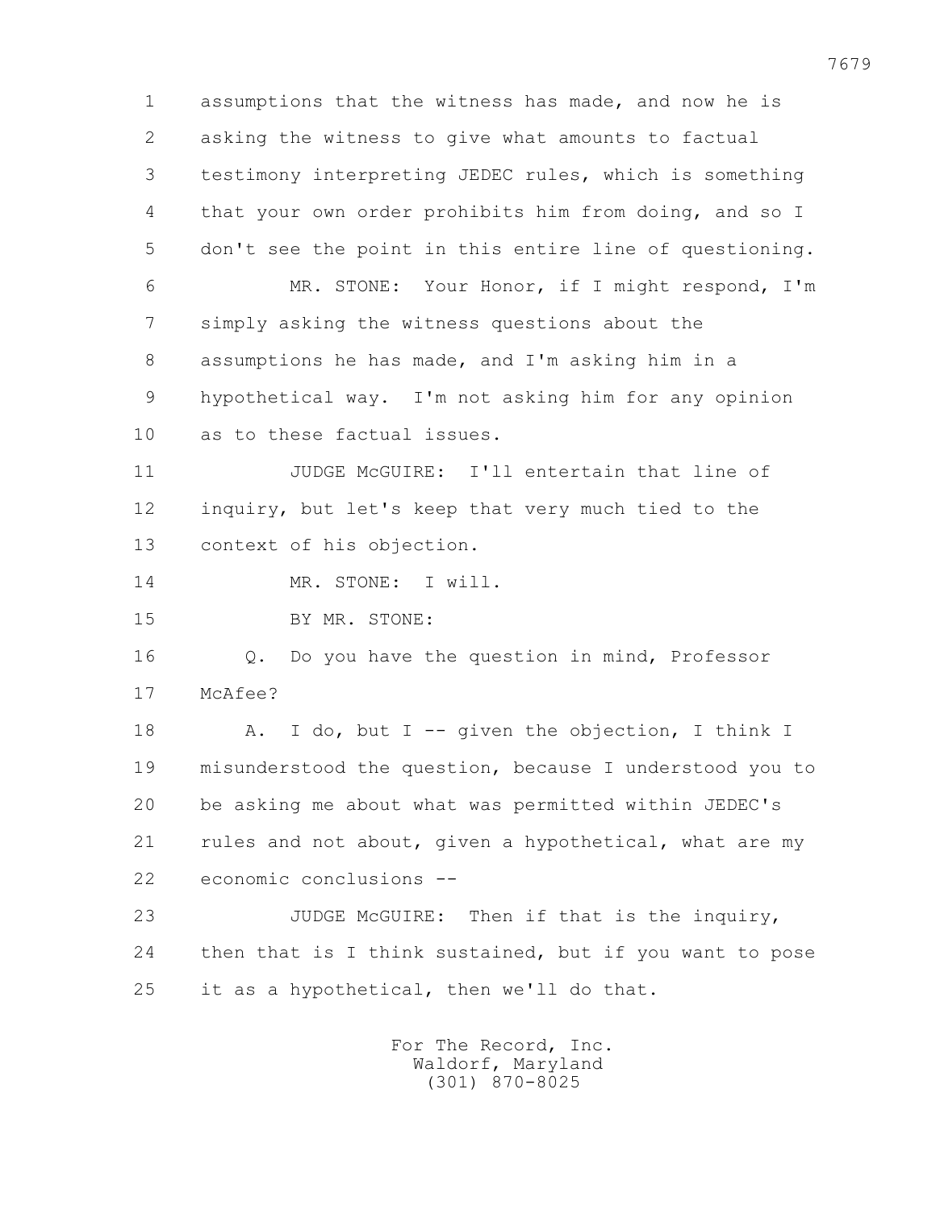1 assumptions that the witness has made, and now he is
2 asking the witness to give what amounts to factual
3 testimony interpreting JEDEC rules, which is something
4 that your own order prohibits him from doing, and so I
5 don't see the point in this entire line of questioning.

6 MR. STONE: Your Honor, if I might respond, I'm
7 simply asking the witness questions about the
8 assumptions he has made, and I'm asking him in a
9 hypothetical way. I'm not asking him for any opinion
10 as to these factual issues.

11 JUDGE McGUIRE: I'll entertain that line of
12 inquiry, but let's keep that very much tied to the
13 context of his objection.

14 MR. STONE: I will.

15 BY MR. STONE:

16 Q. Do you have the question in mind, Professor
17 McAfee?

18 A. I do, but I -- given the objection, I think I
19 misunderstood the question, because I understood you to
20 be asking me about what was permitted within JEDEC's
21 rules and not about, given a hypothetical, what are my
22 economic conclusions --

23 JUDGE McGUIRE: Then if that is the inquiry,
24 then that is I think sustained, but if you want to pose
25 it as a hypothetical, then we'll do that.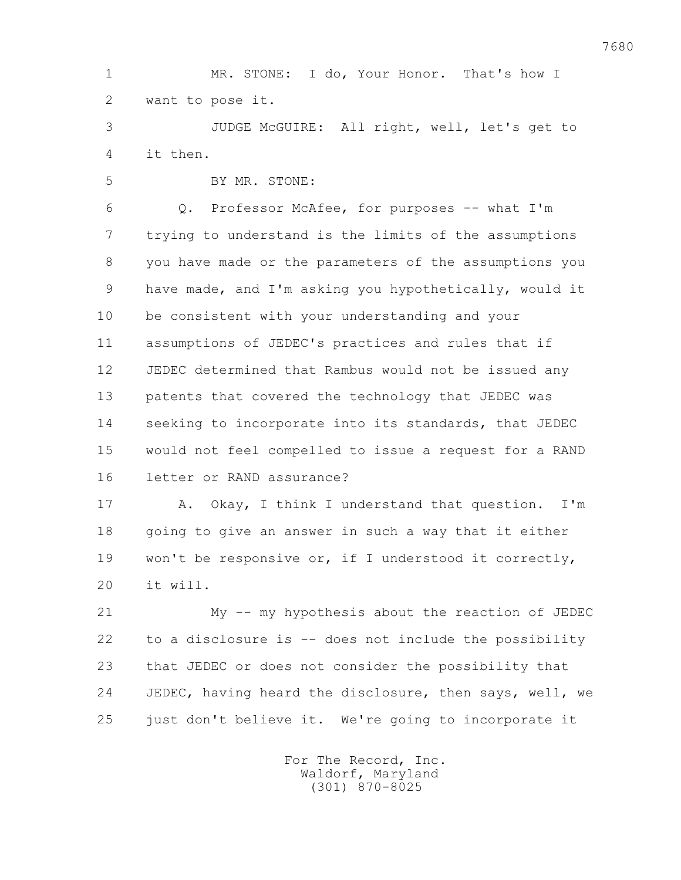MR. STONE: I do, Your Honor. That's how I want to pose it.

JUDGE McGUIRE: All right, well, let's get to it then.

BY MR. STONE:

Q. Professor McAfee, for purposes -- what I'm trying to understand is the limits of the assumptions you have made or the parameters of the assumptions you have made, and I'm asking you hypothetically, would it be consistent with your understanding and your assumptions of JEDEC's practices and rules that if JEDEC determined that Rambus would not be issued any patents that covered the technology that JEDEC was seeking to incorporate into its standards, that JEDEC would not feel compelled to issue a request for a RAND letter or RAND assurance?

A. Okay, I think I understand that question. I'm going to give an answer in such a way that it either won't be responsive or, if I understood it correctly, it will.

My -- my hypothesis about the reaction of JEDEC to a disclosure is -- does not include the possibility that JEDEC or does not consider the possibility that JEDEC, having heard the disclosure, then says, well, we just don't believe it. We're going to incorporate it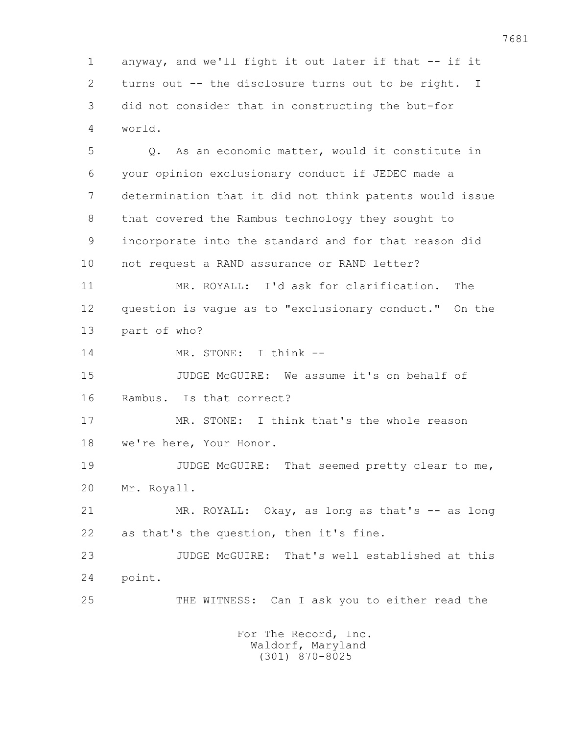1 anyway, and we'll fight it out later if that -- if it
2 turns out -- the disclosure turns out to be right. I
3 did not consider that in constructing the but-for
4 world.

5 Q. As an economic matter, would it constitute in
6 your opinion exclusionary conduct if JEDEC made a
7 determination that it did not think patents would issue
8 that covered the Rambus technology they sought to
9 incorporate into the standard and for that reason did
10 not request a RAND assurance or RAND letter?

11 MR. ROYALL: I'd ask for clarification. The
12 question is vague as to "exclusionary conduct." On the
13 part of who?

14 MR. STONE: I think --

15 JUDGE McGUIRE: We assume it's on behalf of
16 Rambus. Is that correct?

17 MR. STONE: I think that's the whole reason
18 we're here, Your Honor.

19 JUDGE McGUIRE: That seemed pretty clear to me,
20 Mr. Royall.

21 MR. ROYALL: Okay, as long as that's -- as long
22 as that's the question, then it's fine.

23 JUDGE McGUIRE: That's well established at this
24 point.

25 THE WITNESS: Can I ask you to either read the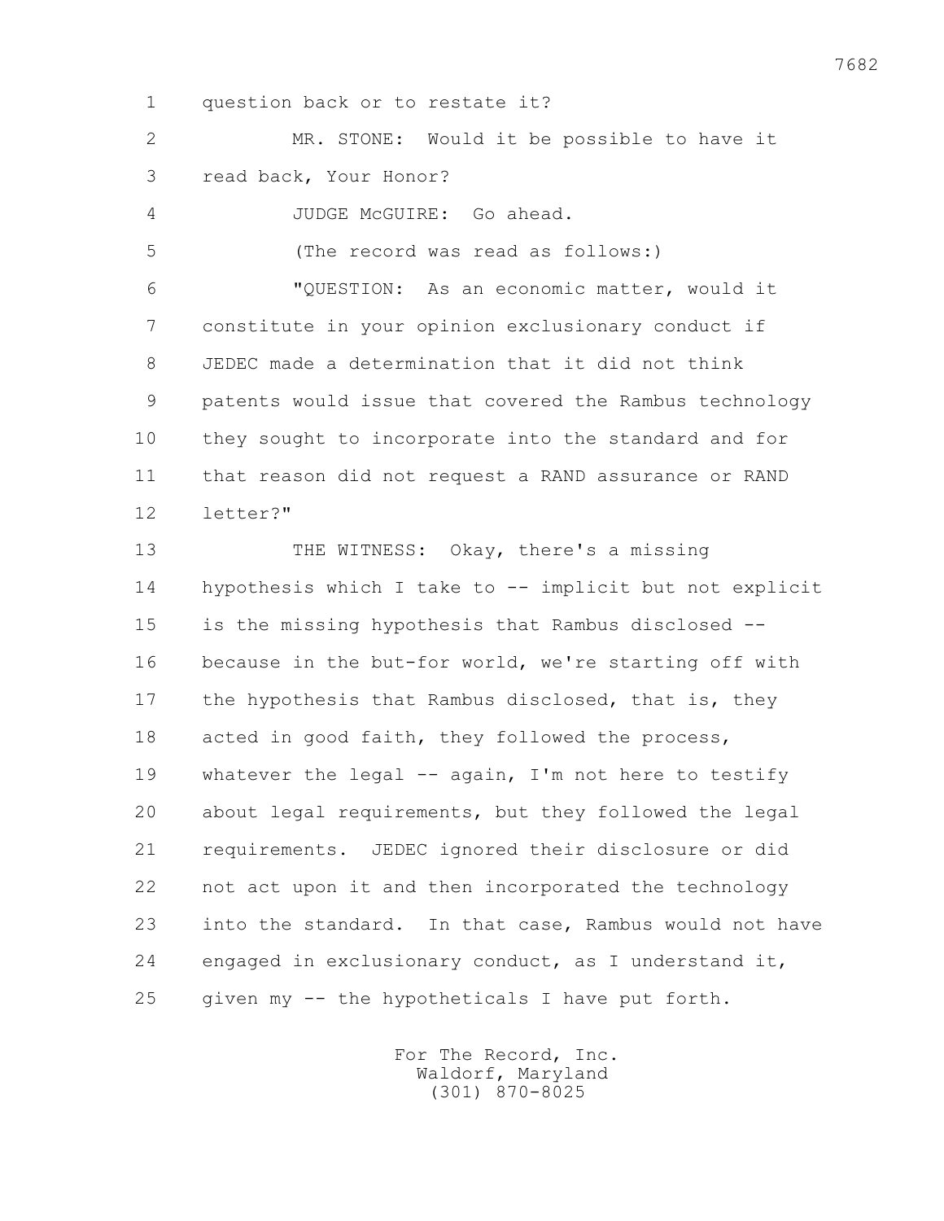question back or to restate it?

MR. STONE: Would it be possible to have it read back, Your Honor?

JUDGE McGUIRE: Go ahead.

(The record was read as follows:)

"QUESTION: As an economic matter, would it constitute in your opinion exclusionary conduct if JEDEC made a determination that it did not think patents would issue that covered the Rambus technology they sought to incorporate into the standard and for that reason did not request a RAND assurance or RAND letter?"

THE WITNESS: Okay, there's a missing hypothesis which I take to -- implicit but not explicit is the missing hypothesis that Rambus disclosed -- because in the but-for world, we're starting off with the hypothesis that Rambus disclosed, that is, they acted in good faith, they followed the process, whatever the legal -- again, I'm not here to testify about legal requirements, but they followed the legal requirements. JEDEC ignored their disclosure or did not act upon it and then incorporated the technology into the standard. In that case, Rambus would not have engaged in exclusionary conduct, as I understand it, given my -- the hypotheticals I have put forth.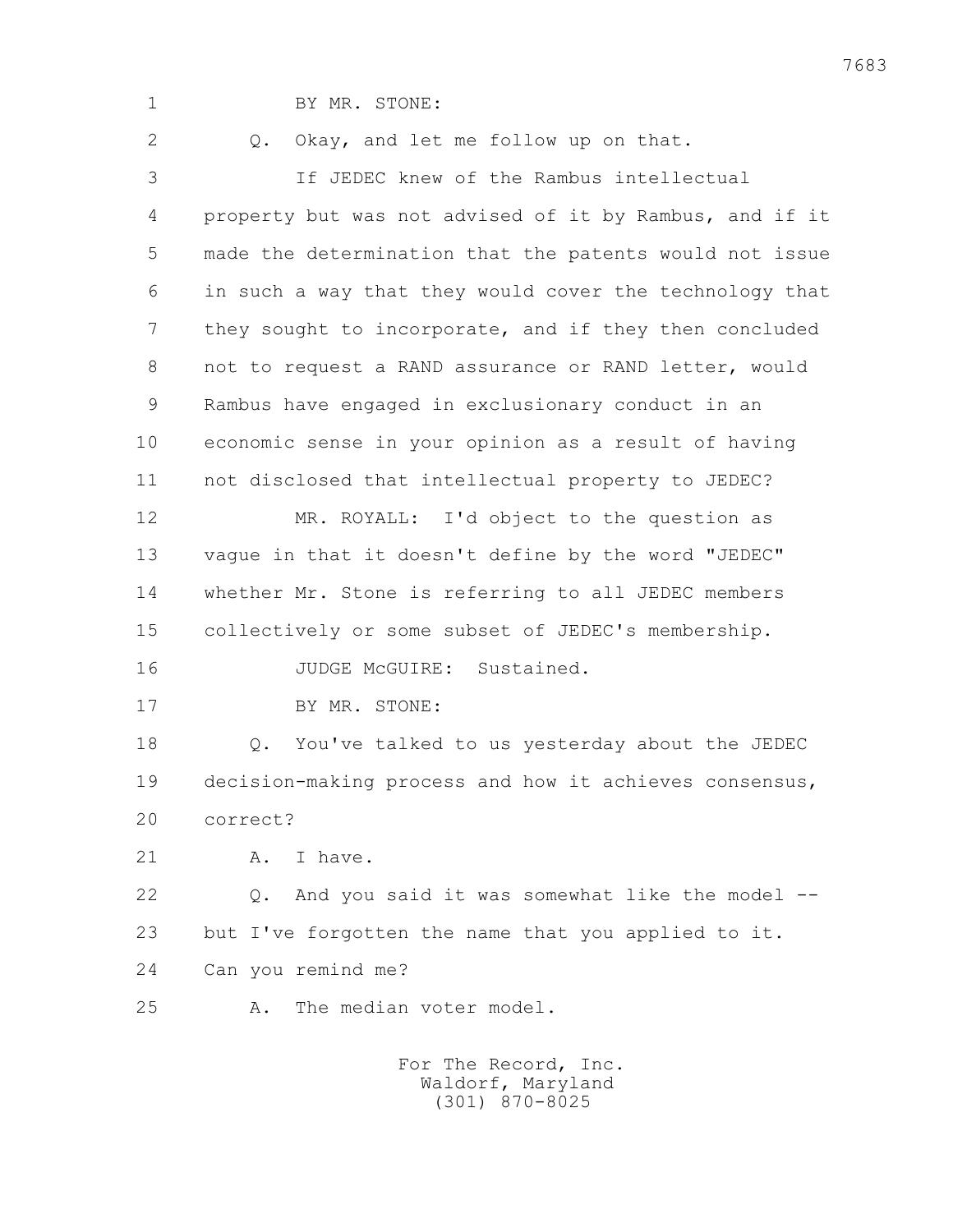BY MR. STONE:

Q. Okay, and let me follow up on that.

If JEDEC knew of the Rambus intellectual property but was not advised of it by Rambus, and if it made the determination that the patents would not issue in such a way that they would cover the technology that they sought to incorporate, and if they then concluded not to request a RAND assurance or RAND letter, would Rambus have engaged in exclusionary conduct in an economic sense in your opinion as a result of having not disclosed that intellectual property to JEDEC?

MR. ROYALL: I'd object to the question as vague in that it doesn't define by the word "JEDEC" whether Mr. Stone is referring to all JEDEC members collectively or some subset of JEDEC's membership.

JUDGE McGUIRE: Sustained.

BY MR. STONE:

Q. You've talked to us yesterday about the JEDEC decision-making process and how it achieves consensus, correct?

A. I have.

Q. And you said it was somewhat like the model -- but I've forgotten the name that you applied to it. Can you remind me?

A. The median voter model.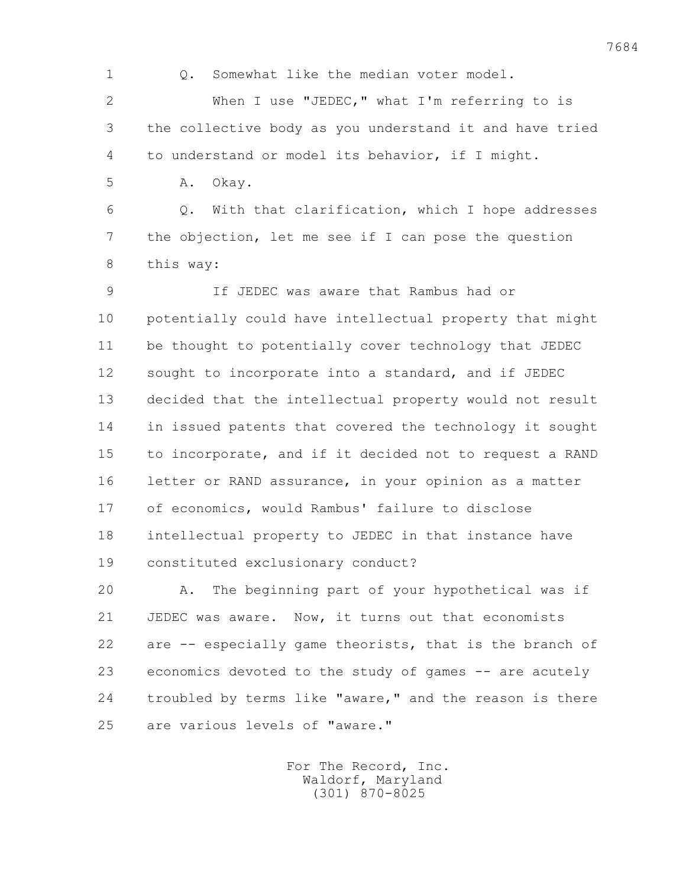Q. Somewhat like the median voter model.

When I use "JEDEC," what I'm referring to is the collective body as you understand it and have tried to understand or model its behavior, if I might.

A. Okay.

Q. With that clarification, which I hope addresses the objection, let me see if I can pose the question this way:

If JEDEC was aware that Rambus had or potentially could have intellectual property that might be thought to potentially cover technology that JEDEC sought to incorporate into a standard, and if JEDEC decided that the intellectual property would not result in issued patents that covered the technology it sought to incorporate, and if it decided not to request a RAND letter or RAND assurance, in your opinion as a matter of economics, would Rambus' failure to disclose intellectual property to JEDEC in that instance have constituted exclusionary conduct?

A. The beginning part of your hypothetical was if JEDEC was aware. Now, it turns out that economists are -- especially game theorists, that is the branch of economics devoted to the study of games -- are acutely troubled by terms like "aware," and the reason is there are various levels of "aware."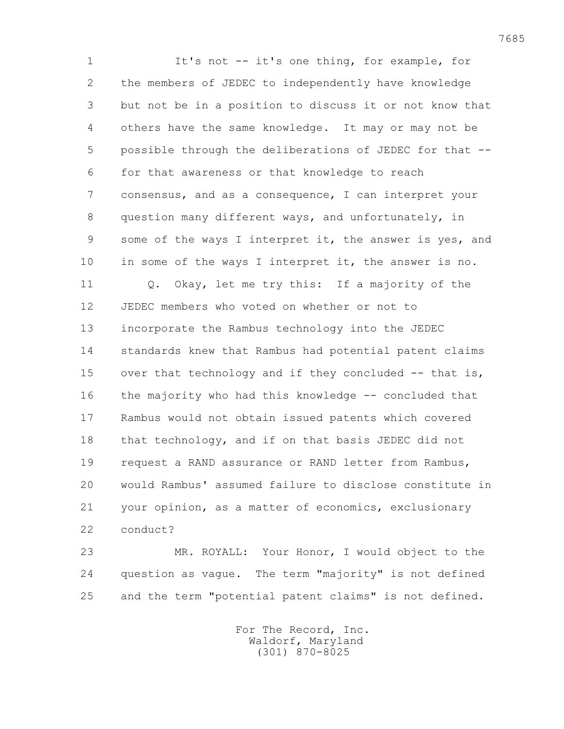It's not -- it's one thing, for example, for the members of JEDEC to independently have knowledge but not be in a position to discuss it or not know that others have the same knowledge. It may or may not be possible through the deliberations of JEDEC for that -- for that awareness or that knowledge to reach consensus, and as a consequence, I can interpret your question many different ways, and unfortunately, in some of the ways I interpret it, the answer is yes, and in some of the ways I interpret it, the answer is no.

Q. Okay, let me try this: If a majority of the JEDEC members who voted on whether or not to incorporate the Rambus technology into the JEDEC standards knew that Rambus had potential patent claims over that technology and if they concluded -- that is, the majority who had this knowledge -- concluded that Rambus would not obtain issued patents which covered that technology, and if on that basis JEDEC did not request a RAND assurance or RAND letter from Rambus, would Rambus' assumed failure to disclose constitute in your opinion, as a matter of economics, exclusionary conduct?

MR. ROYALL: Your Honor, I would object to the question as vague. The term "majority" is not defined and the term "potential patent claims" is not defined.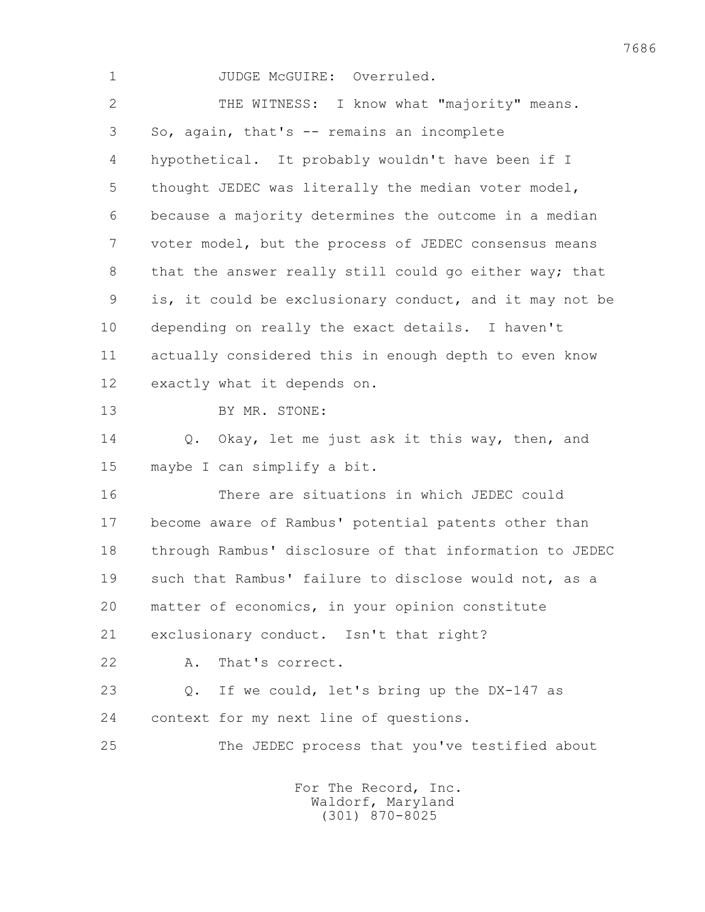JUDGE McGUIRE: Overruled.

THE WITNESS: I know what "majority" means. So, again, that's -- remains an incomplete hypothetical. It probably wouldn't have been if I thought JEDEC was literally the median voter model, because a majority determines the outcome in a median voter model, but the process of JEDEC consensus means that the answer really still could go either way; that is, it could be exclusionary conduct, and it may not be depending on really the exact details. I haven't actually considered this in enough depth to even know exactly what it depends on.

BY MR. STONE:

Q. Okay, let me just ask it this way, then, and maybe I can simplify a bit.

There are situations in which JEDEC could become aware of Rambus' potential patents other than through Rambus' disclosure of that information to JEDEC such that Rambus' failure to disclose would not, as a matter of economics, in your opinion constitute exclusionary conduct. Isn't that right?

A. That's correct.

Q. If we could, let's bring up the DX-147 as context for my next line of questions.

The JEDEC process that you've testified about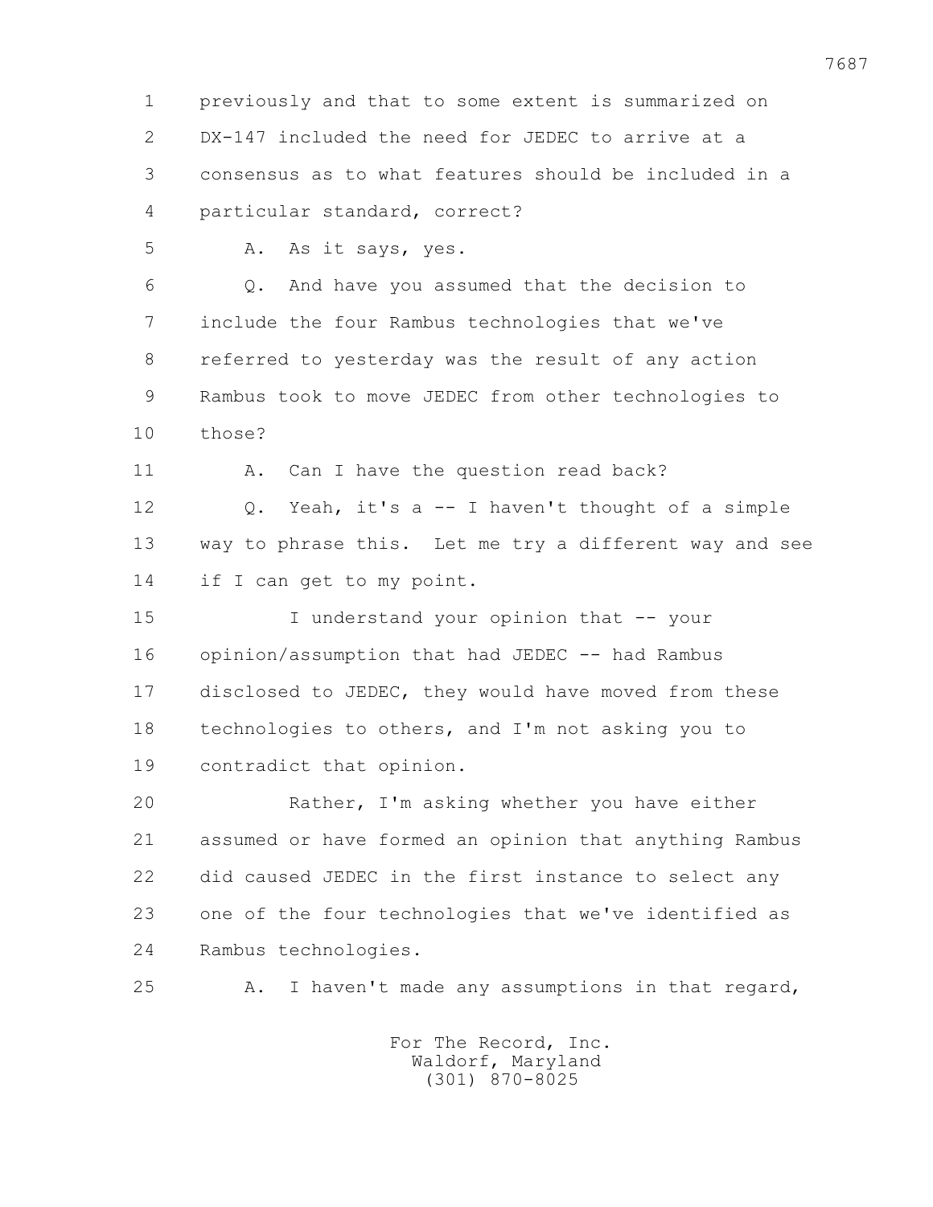1 previously and that to some extent is summarized on
2 DX-147 included the need for JEDEC to arrive at a
3 consensus as to what features should be included in a
4 particular standard, correct?
5 A. As it says, yes.
6 Q. And have you assumed that the decision to
7 include the four Rambus technologies that we've
8 referred to yesterday was the result of any action
9 Rambus took to move JEDEC from other technologies to
10 those?
11 A. Can I have the question read back?
12 Q. Yeah, it's a -- I haven't thought of a simple
13 way to phrase this. Let me try a different way and see
14 if I can get to my point.
15 I understand your opinion that -- your
16 opinion/assumption that had JEDEC -- had Rambus
17 disclosed to JEDEC, they would have moved from these
18 technologies to others, and I'm not asking you to
19 contradict that opinion.
20 Rather, I'm asking whether you have either
21 assumed or have formed an opinion that anything Rambus
22 did caused JEDEC in the first instance to select any
23 one of the four technologies that we've identified as
24 Rambus technologies.
25 A. I haven't made any assumptions in that regard,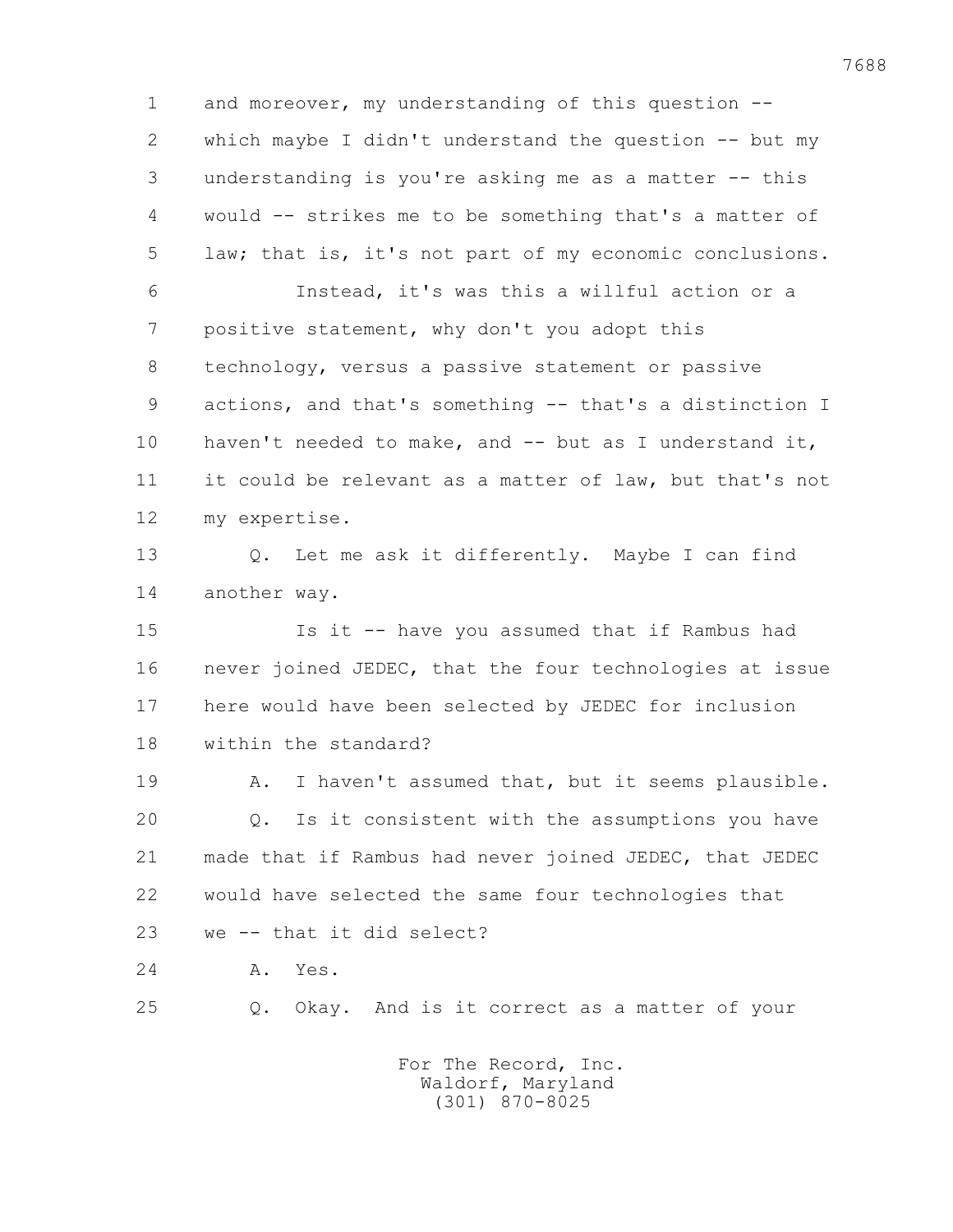and moreover, my understanding of this question -- which maybe I didn't understand the question -- but my understanding is you're asking me as a matter -- this would -- strikes me to be something that's a matter of law; that is, it's not part of my economic conclusions.

Instead, it's was this a willful action or a positive statement, why don't you adopt this technology, versus a passive statement or passive actions, and that's something -- that's a distinction I haven't needed to make, and -- but as I understand it, it could be relevant as a matter of law, but that's not my expertise.

Q. Let me ask it differently. Maybe I can find another way.

Is it -- have you assumed that if Rambus had never joined JEDEC, that the four technologies at issue here would have been selected by JEDEC for inclusion within the standard?

A. I haven't assumed that, but it seems plausible.

Q. Is it consistent with the assumptions you have made that if Rambus had never joined JEDEC, that JEDEC would have selected the same four technologies that we -- that it did select?

A. Yes.

Q. Okay. And is it correct as a matter of your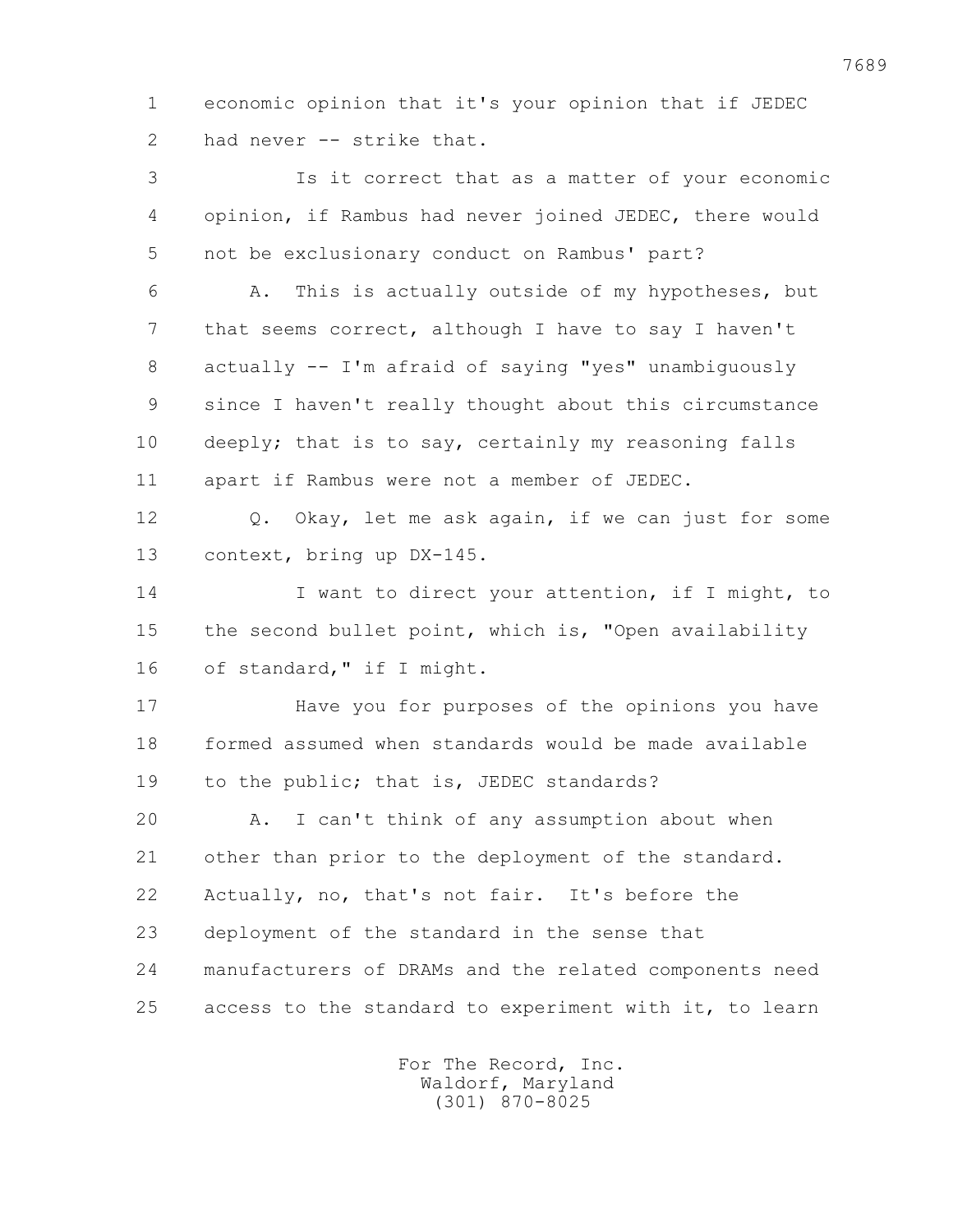1 economic opinion that it's your opinion that if JEDEC
2 had never -- strike that.

3 Is it correct that as a matter of your economic
4 opinion, if Rambus had never joined JEDEC, there would
5 not be exclusionary conduct on Rambus' part?

6 A. This is actually outside of my hypotheses, but
7 that seems correct, although I have to say I haven't
8 actually -- I'm afraid of saying "yes" unambiguously
9 since I haven't really thought about this circumstance
10 deeply; that is to say, certainly my reasoning falls
11 apart if Rambus were not a member of JEDEC.

12 Q. Okay, let me ask again, if we can just for some
13 context, bring up DX-145.

14 I want to direct your attention, if I might, to
15 the second bullet point, which is, "Open availability
16 of standard," if I might.

17 Have you for purposes of the opinions you have
18 formed assumed when standards would be made available
19 to the public; that is, JEDEC standards?

20 A. I can't think of any assumption about when
21 other than prior to the deployment of the standard.
22 Actually, no, that's not fair. It's before the
23 deployment of the standard in the sense that
24 manufacturers of DRAMs and the related components need
25 access to the standard to experiment with it, to learn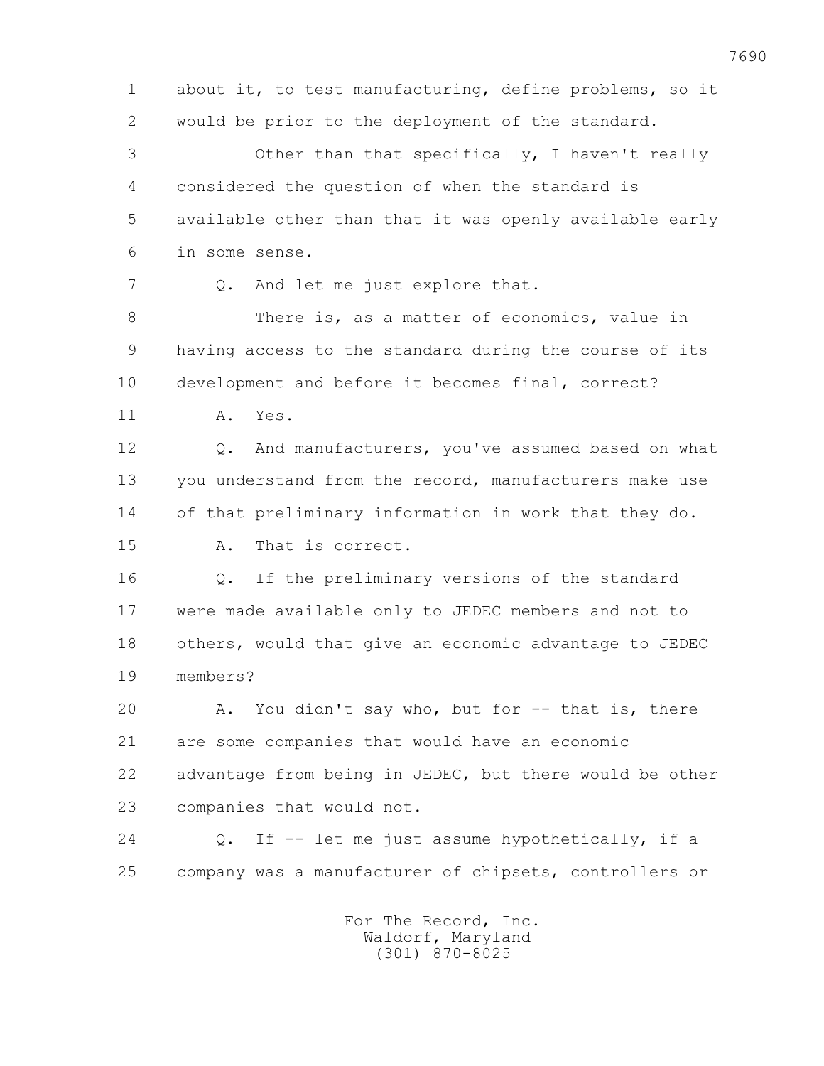about it, to test manufacturing, define problems, so it would be prior to the deployment of the standard.

Other than that specifically, I haven't really considered the question of when the standard is available other than that it was openly available early in some sense.

Q. And let me just explore that.

There is, as a matter of economics, value in having access to the standard during the course of its development and before it becomes final, correct?

A. Yes.

Q. And manufacturers, you've assumed based on what you understand from the record, manufacturers make use of that preliminary information in work that they do.

A. That is correct.

Q. If the preliminary versions of the standard were made available only to JEDEC members and not to others, would that give an economic advantage to JEDEC members?

A. You didn't say who, but for -- that is, there are some companies that would have an economic advantage from being in JEDEC, but there would be other companies that would not.

Q. If -- let me just assume hypothetically, if a company was a manufacturer of chipsets, controllers or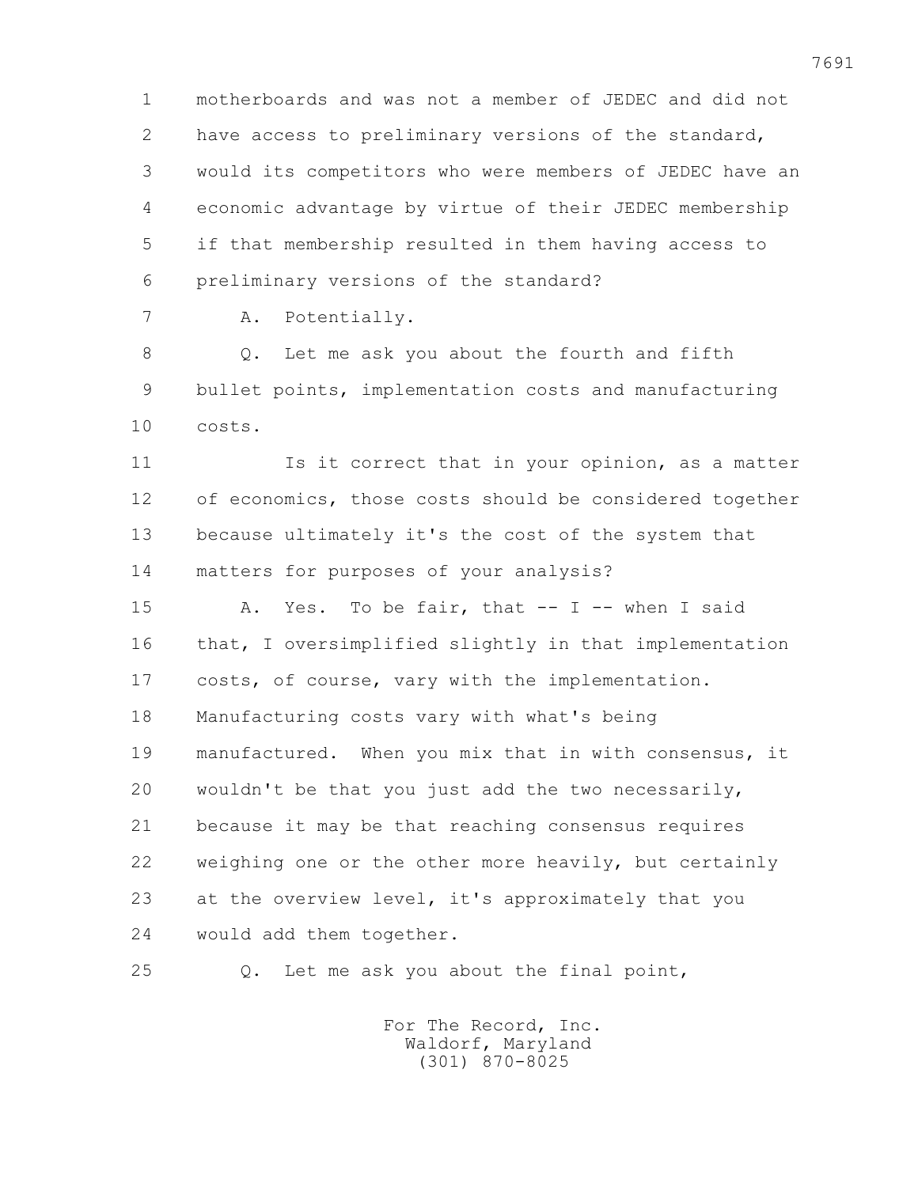motherboards and was not a member of JEDEC and did not have access to preliminary versions of the standard, would its competitors who were members of JEDEC have an economic advantage by virtue of their JEDEC membership if that membership resulted in them having access to preliminary versions of the standard?

A. Potentially.

Q. Let me ask you about the fourth and fifth bullet points, implementation costs and manufacturing costs.

Is it correct that in your opinion, as a matter of economics, those costs should be considered together because ultimately it's the cost of the system that matters for purposes of your analysis?

A. Yes. To be fair, that -- I -- when I said that, I oversimplified slightly in that implementation costs, of course, vary with the implementation. Manufacturing costs vary with what's being manufactured. When you mix that in with consensus, it wouldn't be that you just add the two necessarily, because it may be that reaching consensus requires weighing one or the other more heavily, but certainly at the overview level, it's approximately that you would add them together.

Q. Let me ask you about the final point,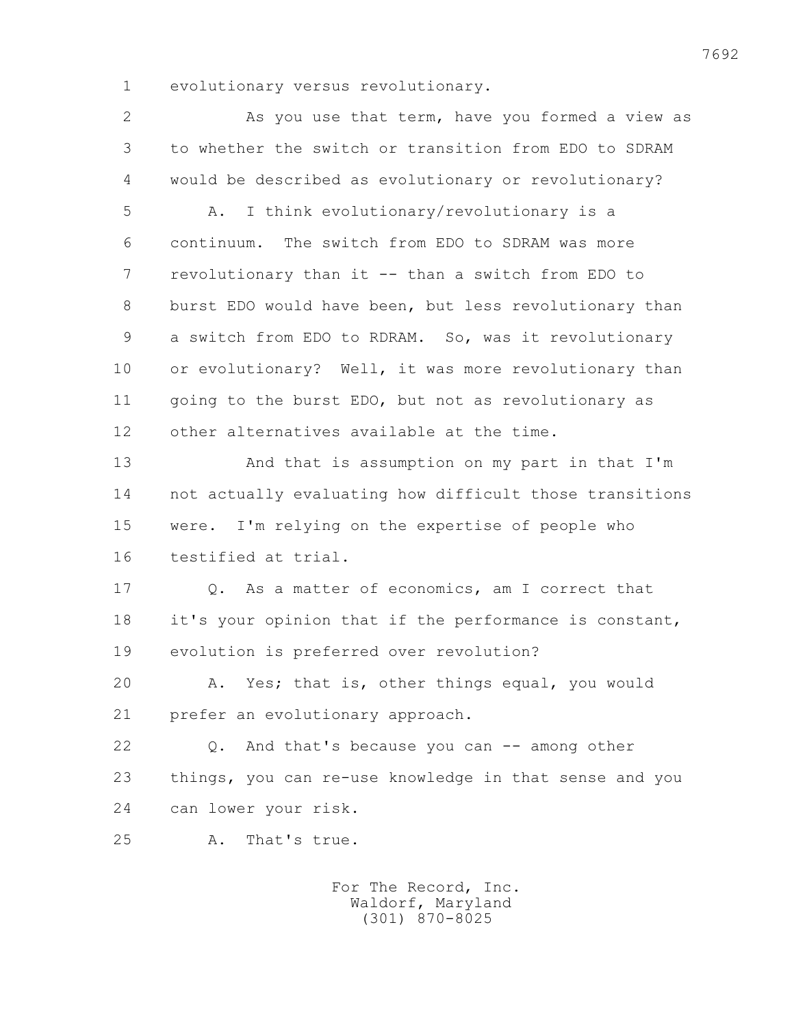evolutionary versus revolutionary.

As you use that term, have you formed a view as to whether the switch or transition from EDO to SDRAM would be described as evolutionary or revolutionary?

A. I think evolutionary/revolutionary is a continuum. The switch from EDO to SDRAM was more revolutionary than it -- than a switch from EDO to burst EDO would have been, but less revolutionary than a switch from EDO to RDRAM. So, was it revolutionary or evolutionary? Well, it was more revolutionary than going to the burst EDO, but not as revolutionary as other alternatives available at the time.

And that is assumption on my part in that I'm not actually evaluating how difficult those transitions were. I'm relying on the expertise of people who testified at trial.

Q. As a matter of economics, am I correct that it's your opinion that if the performance is constant, evolution is preferred over revolution?

A. Yes; that is, other things equal, you would prefer an evolutionary approach.

Q. And that's because you can -- among other things, you can re-use knowledge in that sense and you can lower your risk.

A. That's true.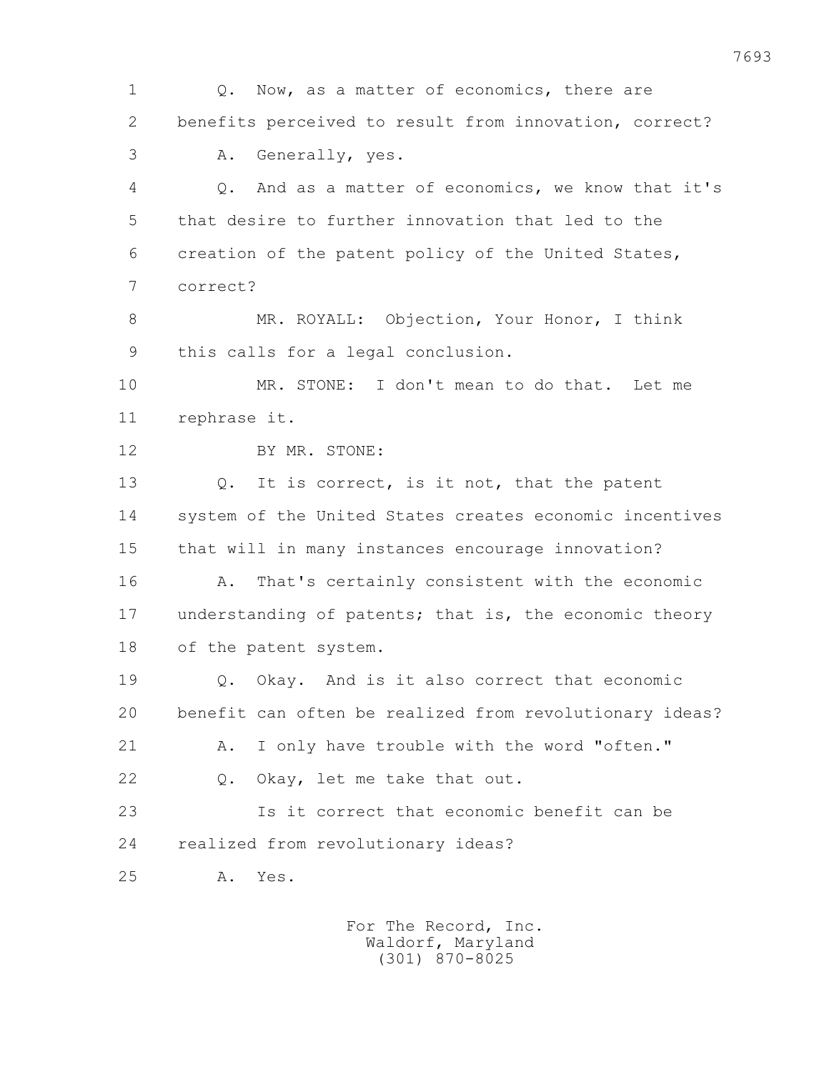Q. Now, as a matter of economics, there are benefits perceived to result from innovation, correct?

A. Generally, yes.

Q. And as a matter of economics, we know that it's that desire to further innovation that led to the creation of the patent policy of the United States, correct?

MR. ROYALL: Objection, Your Honor, I think this calls for a legal conclusion.

MR. STONE: I don't mean to do that. Let me rephrase it.

BY MR. STONE:

Q. It is correct, is it not, that the patent system of the United States creates economic incentives that will in many instances encourage innovation?

A. That's certainly consistent with the economic understanding of patents; that is, the economic theory of the patent system.

Q. Okay. And is it also correct that economic benefit can often be realized from revolutionary ideas?

A. I only have trouble with the word "often."

Q. Okay, let me take that out.

Is it correct that economic benefit can be realized from revolutionary ideas?

A. Yes.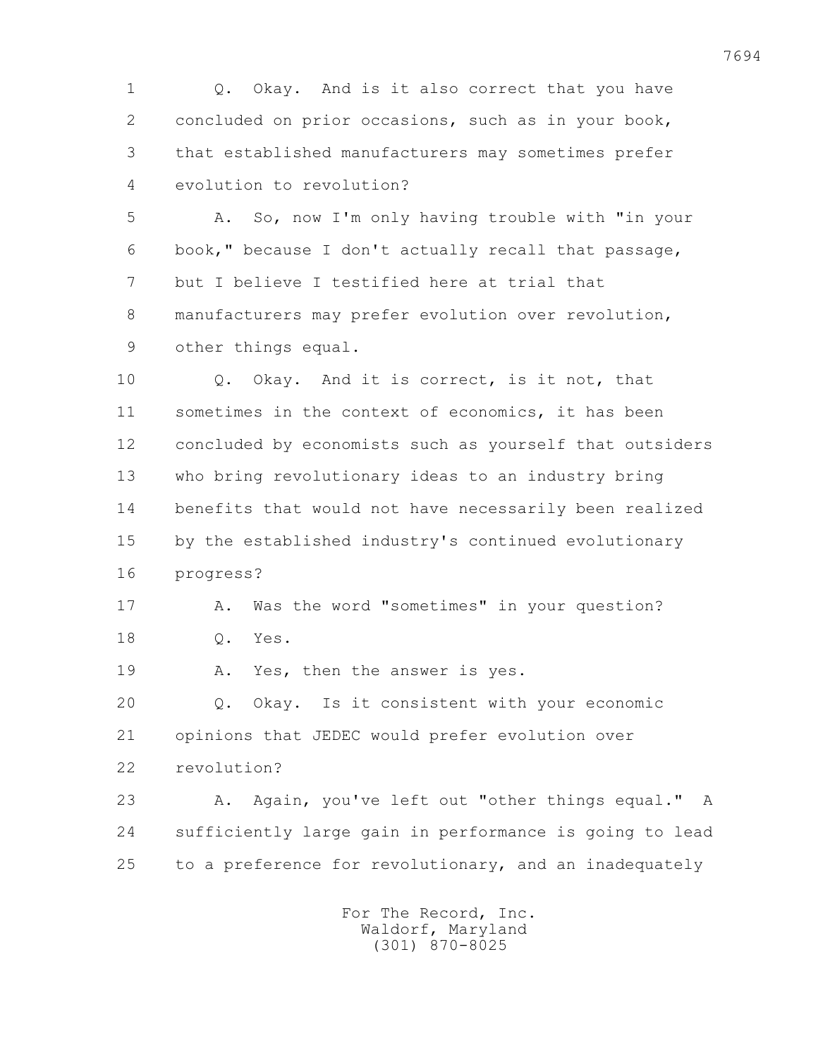Q. Okay. And is it also correct that you have concluded on prior occasions, such as in your book, that established manufacturers may sometimes prefer evolution to revolution?

A. So, now I'm only having trouble with "in your book," because I don't actually recall that passage, but I believe I testified here at trial that manufacturers may prefer evolution over revolution, other things equal.

Q. Okay. And it is correct, is it not, that sometimes in the context of economics, it has been concluded by economists such as yourself that outsiders who bring revolutionary ideas to an industry bring benefits that would not have necessarily been realized by the established industry's continued evolutionary progress?

A. Was the word "sometimes" in your question?

Q. Yes.

A. Yes, then the answer is yes.

Q. Okay. Is it consistent with your economic opinions that JEDEC would prefer evolution over revolution?

A. Again, you've left out "other things equal." A sufficiently large gain in performance is going to lead to a preference for revolutionary, and an inadequately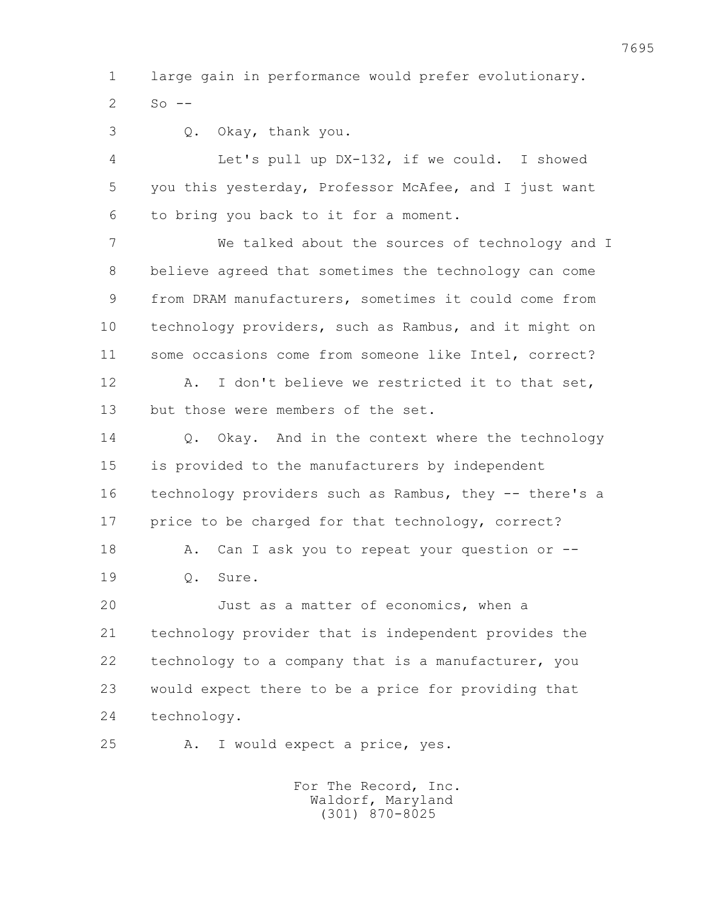large gain in performance would prefer evolutionary. So --

Q. Okay, thank you.

Let's pull up DX-132, if we could. I showed you this yesterday, Professor McAfee, and I just want to bring you back to it for a moment.

We talked about the sources of technology and I believe agreed that sometimes the technology can come from DRAM manufacturers, sometimes it could come from technology providers, such as Rambus, and it might on some occasions come from someone like Intel, correct?

A. I don't believe we restricted it to that set, but those were members of the set.

Q. Okay. And in the context where the technology is provided to the manufacturers by independent technology providers such as Rambus, they -- there's a price to be charged for that technology, correct?

A. Can I ask you to repeat your question or --

Q. Sure.

Just as a matter of economics, when a technology provider that is independent provides the technology to a company that is a manufacturer, you would expect there to be a price for providing that technology.

A. I would expect a price, yes.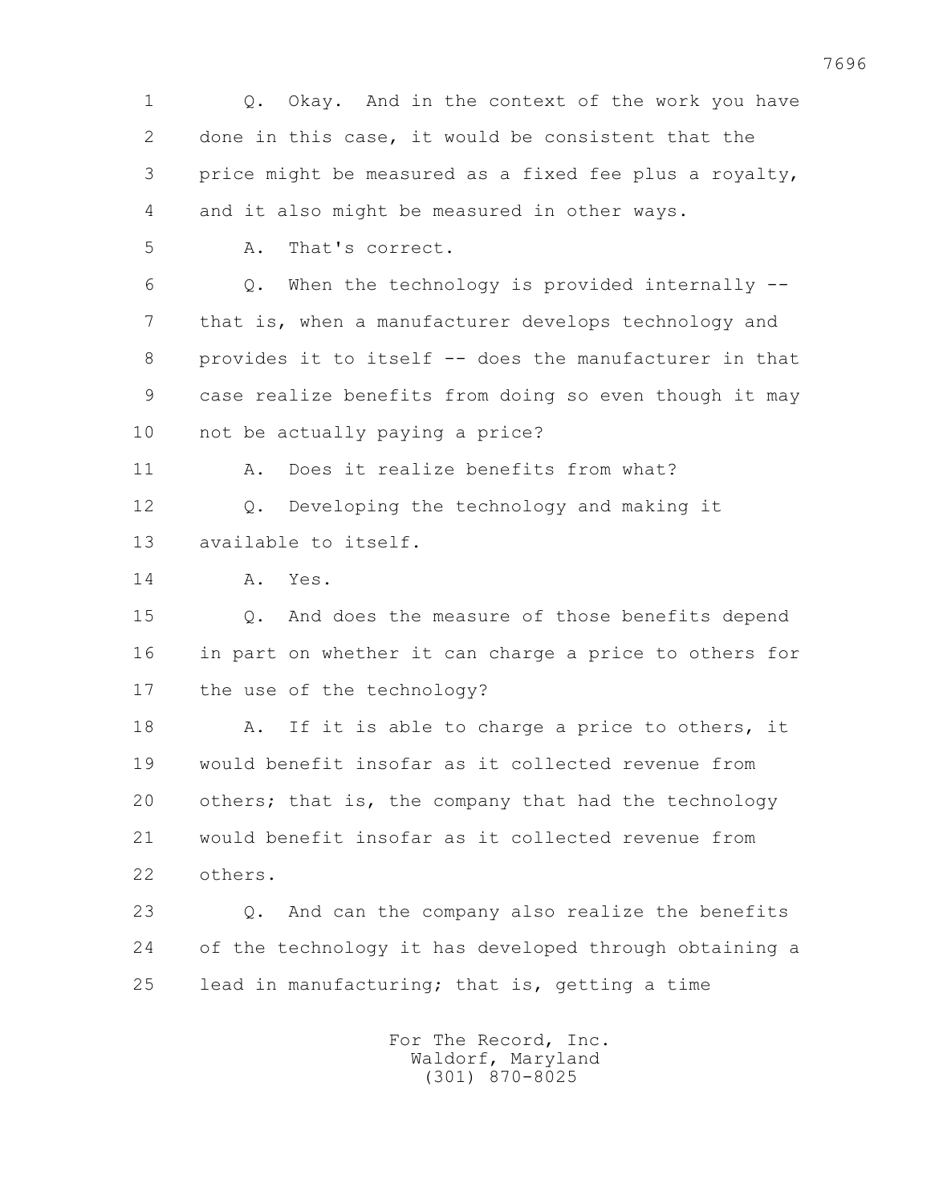Q. Okay. And in the context of the work you have done in this case, it would be consistent that the price might be measured as a fixed fee plus a royalty, and it also might be measured in other ways.

A. That's correct.

Q. When the technology is provided internally -- that is, when a manufacturer develops technology and provides it to itself -- does the manufacturer in that case realize benefits from doing so even though it may not be actually paying a price?

A. Does it realize benefits from what?

Q. Developing the technology and making it available to itself.

A. Yes.

Q. And does the measure of those benefits depend in part on whether it can charge a price to others for the use of the technology?

A. If it is able to charge a price to others, it would benefit insofar as it collected revenue from others; that is, the company that had the technology would benefit insofar as it collected revenue from others.

Q. And can the company also realize the benefits of the technology it has developed through obtaining a lead in manufacturing; that is, getting a time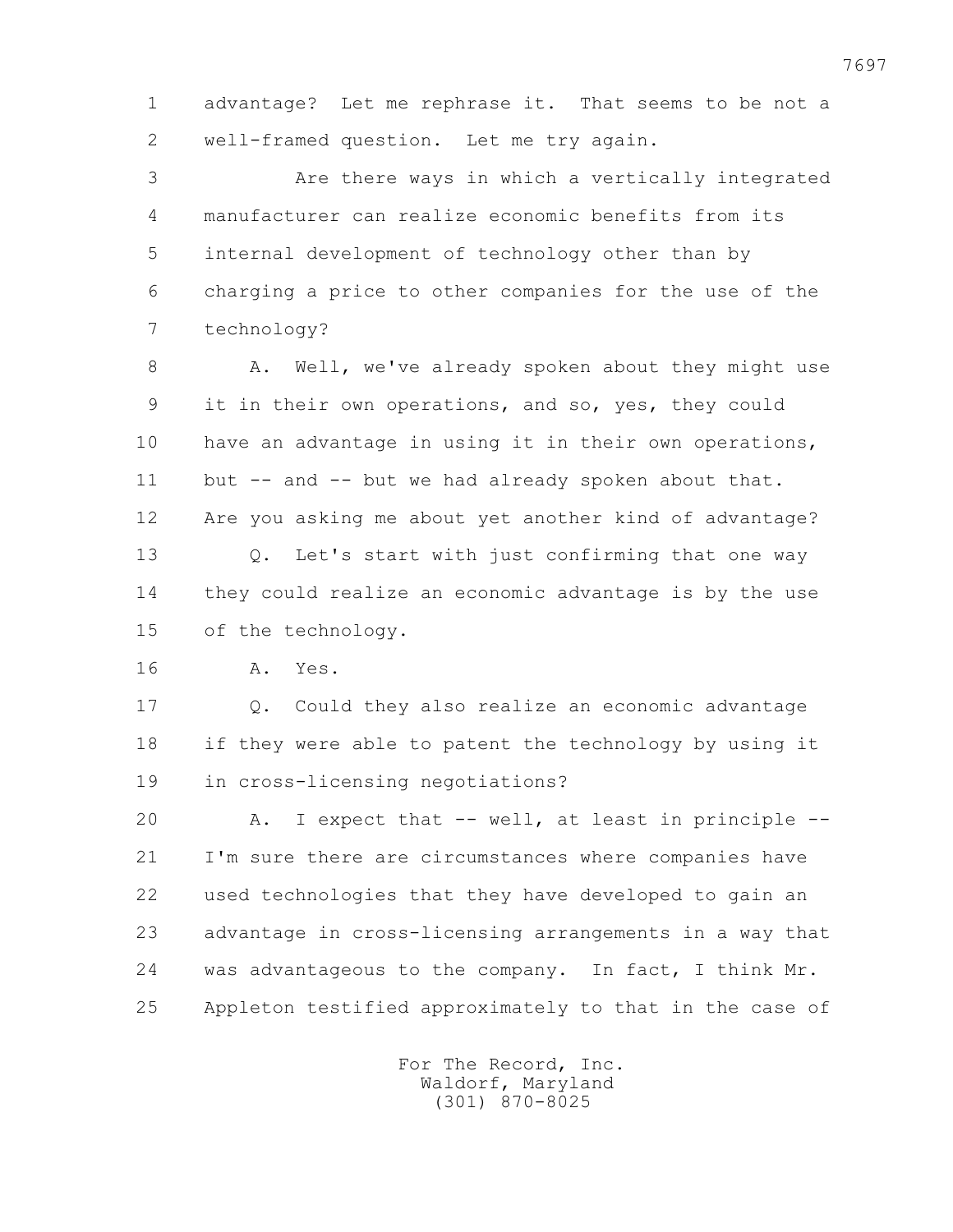advantage? Let me rephrase it. That seems to be not a well-framed question. Let me try again.

Are there ways in which a vertically integrated manufacturer can realize economic benefits from its internal development of technology other than by charging a price to other companies for the use of the technology?

A. Well, we've already spoken about they might use it in their own operations, and so, yes, they could have an advantage in using it in their own operations, but -- and -- but we had already spoken about that. Are you asking me about yet another kind of advantage?

Q. Let's start with just confirming that one way they could realize an economic advantage is by the use of the technology.

A. Yes.

Q. Could they also realize an economic advantage if they were able to patent the technology by using it in cross-licensing negotiations?

A. I expect that -- well, at least in principle -- I'm sure there are circumstances where companies have used technologies that they have developed to gain an advantage in cross-licensing arrangements in a way that was advantageous to the company. In fact, I think Mr. Appleton testified approximately to that in the case of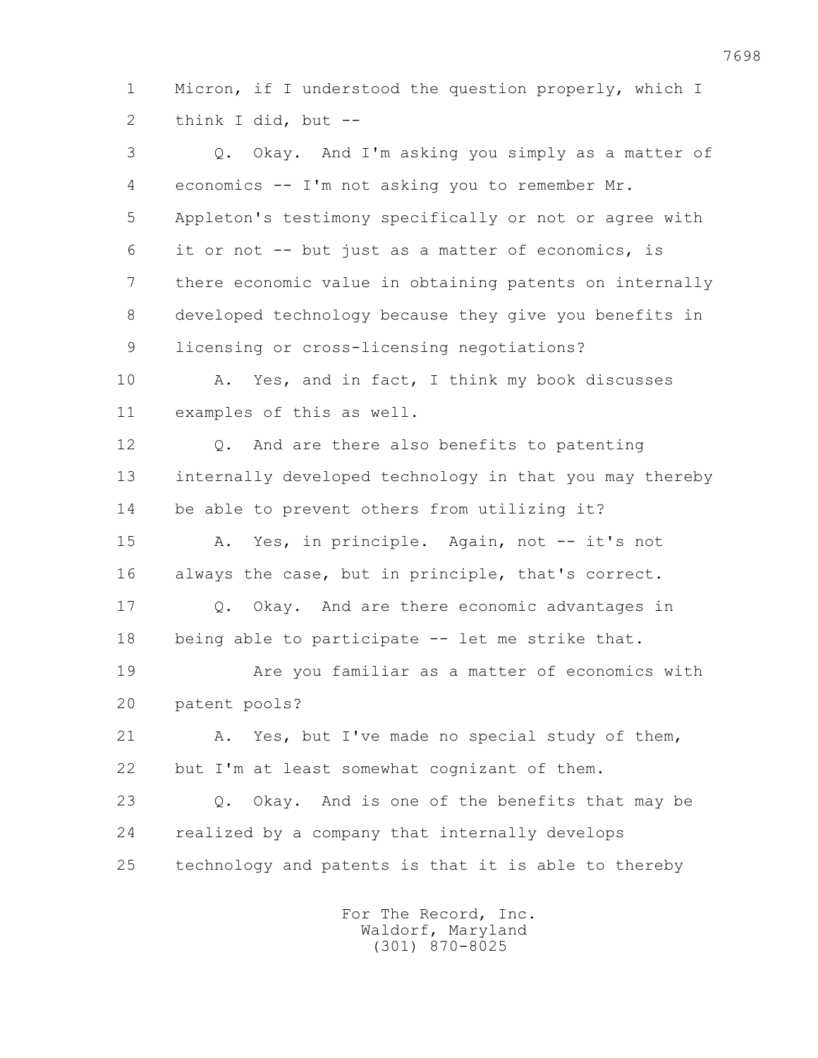1 Micron, if I understood the question properly, which I
2 think I did, but --

3 Q. Okay. And I'm asking you simply as a matter of
4 economics -- I'm not asking you to remember Mr.
5 Appleton's testimony specifically or not or agree with
6 it or not -- but just as a matter of economics, is
7 there economic value in obtaining patents on internally
8 developed technology because they give you benefits in
9 licensing or cross-licensing negotiations?

10 A. Yes, and in fact, I think my book discusses
11 examples of this as well.

12 Q. And are there also benefits to patenting
13 internally developed technology in that you may thereby
14 be able to prevent others from utilizing it?

15 A. Yes, in principle. Again, not -- it's not
16 always the case, but in principle, that's correct.

17 Q. Okay. And are there economic advantages in
18 being able to participate -- let me strike that.

19 Are you familiar as a matter of economics with
20 patent pools?

21 A. Yes, but I've made no special study of them,
22 but I'm at least somewhat cognizant of them.

23 Q. Okay. And is one of the benefits that may be
24 realized by a company that internally develops
25 technology and patents is that it is able to thereby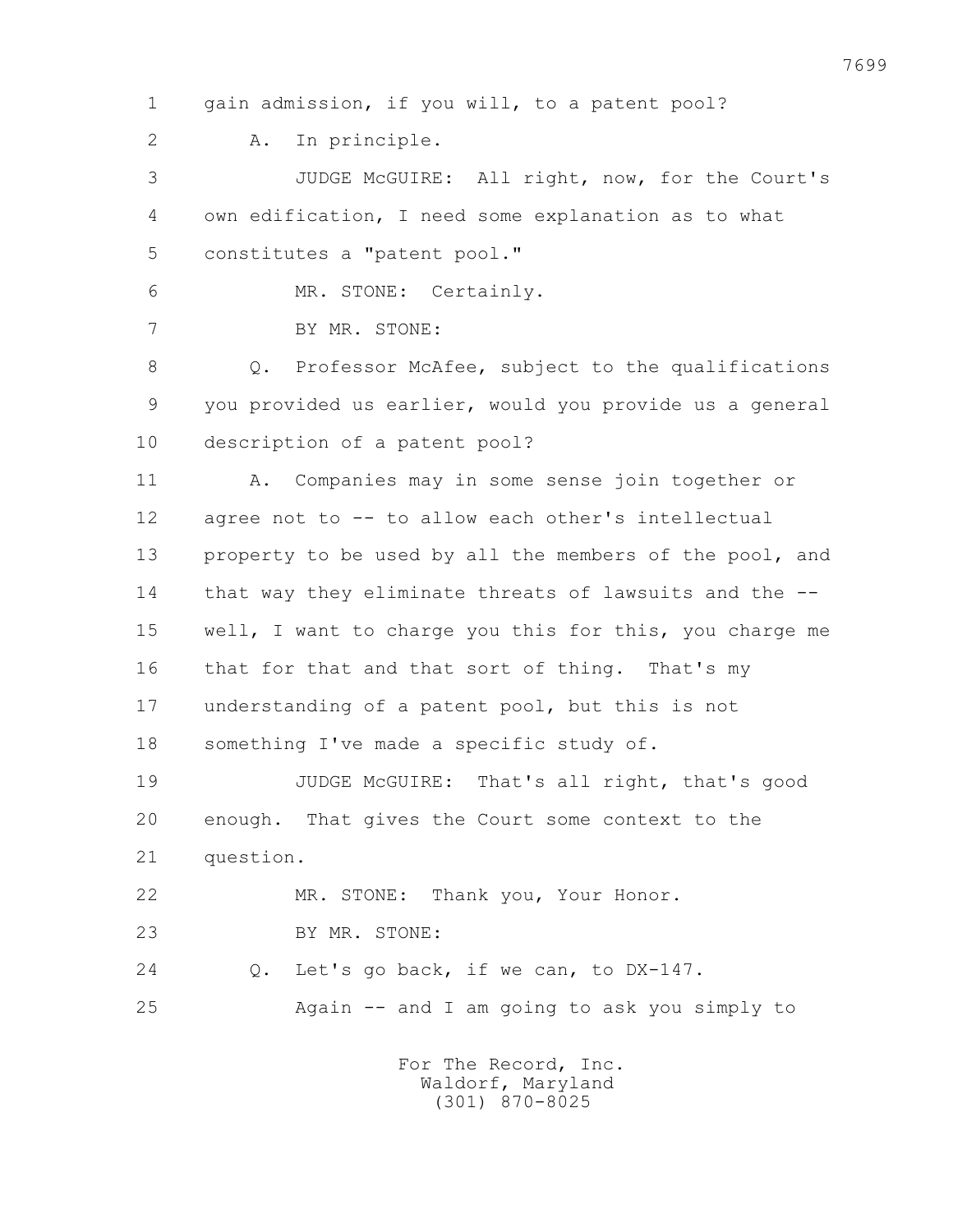1 gain admission, if you will, to a patent pool?

2 A. In principle.

3 JUDGE McGUIRE: All right, now, for the Court's

4 own edification, I need some explanation as to what

5 constitutes a "patent pool."

6 MR. STONE: Certainly.

7 BY MR. STONE:

8 Q. Professor McAfee, subject to the qualifications

9 you provided us earlier, would you provide us a general

10 description of a patent pool?

11 A. Companies may in some sense join together or

12 agree not to -- to allow each other's intellectual

13 property to be used by all the members of the pool, and

14 that way they eliminate threats of lawsuits and the --

15 well, I want to charge you this for this, you charge me

16 that for that and that sort of thing. That's my

17 understanding of a patent pool, but this is not

18 something I've made a specific study of.

19 JUDGE McGUIRE: That's all right, that's good

20 enough. That gives the Court some context to the

21 question.

22 MR. STONE: Thank you, Your Honor.

23 BY MR. STONE:

24 Q. Let's go back, if we can, to DX-147.

25 Again -- and I am going to ask you simply to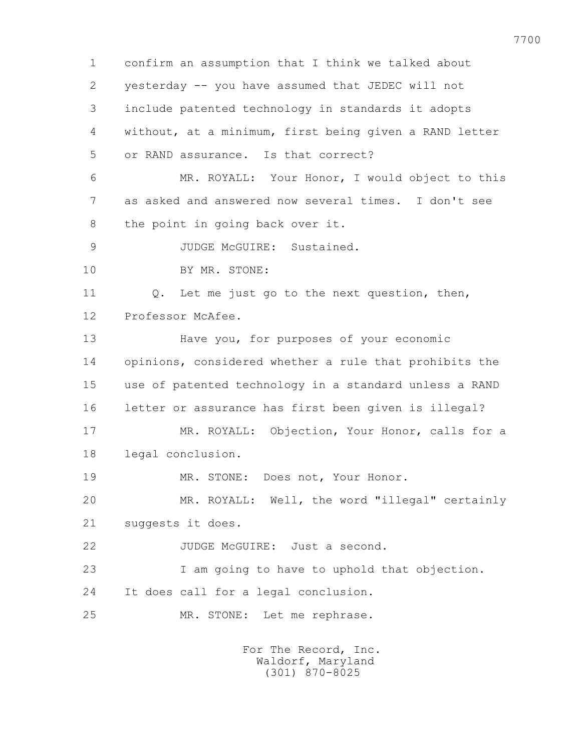confirm an assumption that I think we talked about yesterday -- you have assumed that JEDEC will not include patented technology in standards it adopts without, at a minimum, first being given a RAND letter or RAND assurance. Is that correct?

MR. ROYALL: Your Honor, I would object to this as asked and answered now several times. I don't see the point in going back over it.

JUDGE McGUIRE: Sustained.

BY MR. STONE:

Q. Let me just go to the next question, then, Professor McAfee.

Have you, for purposes of your economic opinions, considered whether a rule that prohibits the use of patented technology in a standard unless a RAND letter or assurance has first been given is illegal?

MR. ROYALL: Objection, Your Honor, calls for a legal conclusion.

MR. STONE: Does not, Your Honor.

MR. ROYALL: Well, the word "illegal" certainly suggests it does.

JUDGE McGUIRE: Just a second.

I am going to have to uphold that objection. It does call for a legal conclusion.

MR. STONE: Let me rephrase.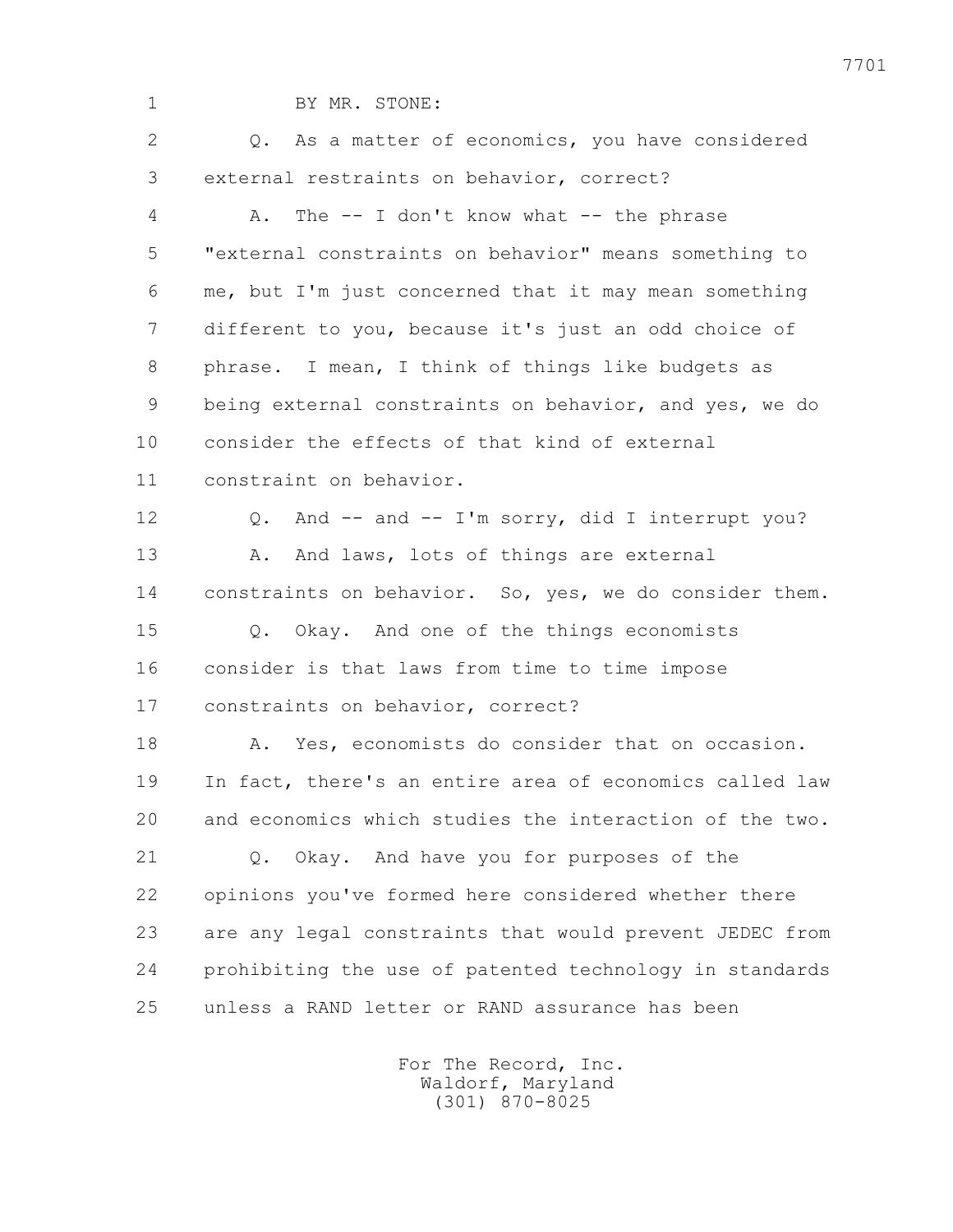BY MR. STONE:

Q. As a matter of economics, you have considered external restraints on behavior, correct?

A. The -- I don't know what -- the phrase "external constraints on behavior" means something to me, but I'm just concerned that it may mean something different to you, because it's just an odd choice of phrase. I mean, I think of things like budgets as being external constraints on behavior, and yes, we do consider the effects of that kind of external constraint on behavior.

Q. And -- and -- I'm sorry, did I interrupt you?

A. And laws, lots of things are external constraints on behavior. So, yes, we do consider them.

Q. Okay. And one of the things economists consider is that laws from time to time impose constraints on behavior, correct?

A. Yes, economists do consider that on occasion. In fact, there's an entire area of economics called law and economics which studies the interaction of the two.

Q. Okay. And have you for purposes of the opinions you've formed here considered whether there are any legal constraints that would prevent JEDEC from prohibiting the use of patented technology in standards unless a RAND letter or RAND assurance has been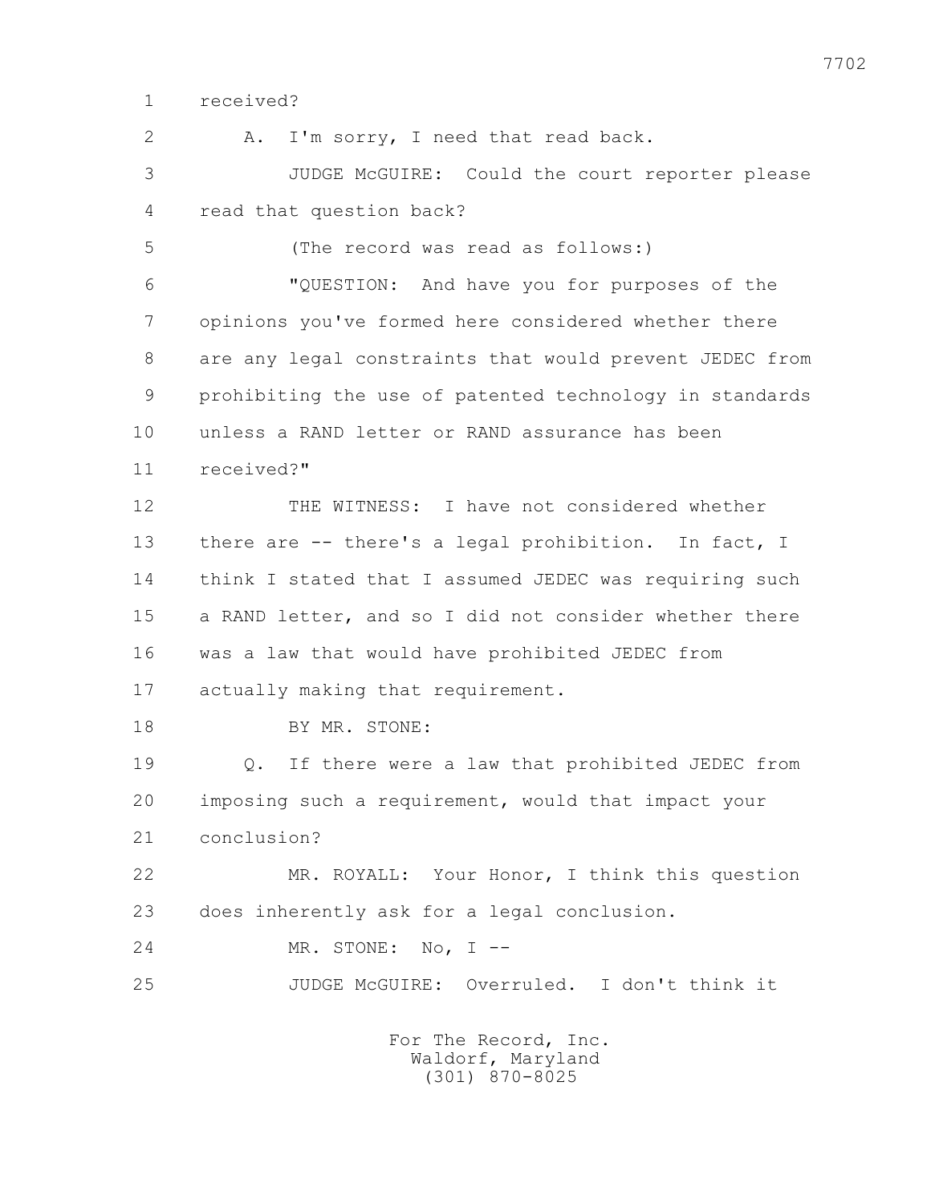1 received?

2 A. I'm sorry, I need that read back.

3 JUDGE McGUIRE: Could the court reporter please

4 read that question back?

5 (The record was read as follows:)

6 "QUESTION: And have you for purposes of the

7 opinions you've formed here considered whether there

8 are any legal constraints that would prevent JEDEC from

9 prohibiting the use of patented technology in standards

10 unless a RAND letter or RAND assurance has been

11 received?"

12 THE WITNESS: I have not considered whether

13 there are -- there's a legal prohibition. In fact, I

14 think I stated that I assumed JEDEC was requiring such

15 a RAND letter, and so I did not consider whether there

16 was a law that would have prohibited JEDEC from

17 actually making that requirement.

18 BY MR. STONE:

19 Q. If there were a law that prohibited JEDEC from

20 imposing such a requirement, would that impact your

21 conclusion?

22 MR. ROYALL: Your Honor, I think this question

23 does inherently ask for a legal conclusion.

24 MR. STONE: No, I --

25 JUDGE McGUIRE: Overruled. I don't think it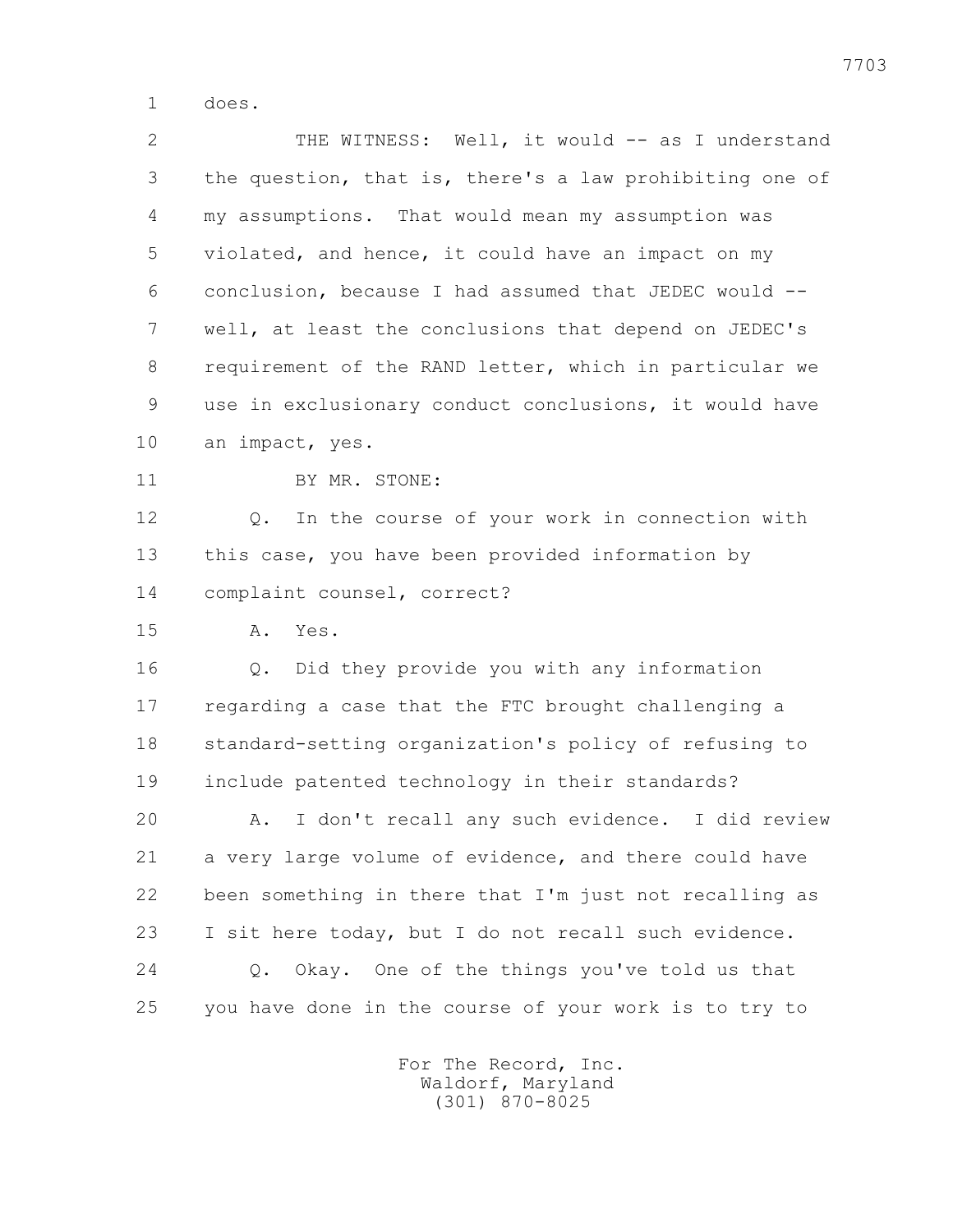does.

THE WITNESS: Well, it would -- as I understand the question, that is, there's a law prohibiting one of my assumptions. That would mean my assumption was violated, and hence, it could have an impact on my conclusion, because I had assumed that JEDEC would -- well, at least the conclusions that depend on JEDEC's requirement of the RAND letter, which in particular we use in exclusionary conduct conclusions, it would have an impact, yes.

BY MR. STONE:

Q. In the course of your work in connection with this case, you have been provided information by complaint counsel, correct?

A. Yes.

Q. Did they provide you with any information regarding a case that the FTC brought challenging a standard-setting organization's policy of refusing to include patented technology in their standards?

A. I don't recall any such evidence. I did review a very large volume of evidence, and there could have been something in there that I'm just not recalling as I sit here today, but I do not recall such evidence.

Q. Okay. One of the things you've told us that you have done in the course of your work is to try to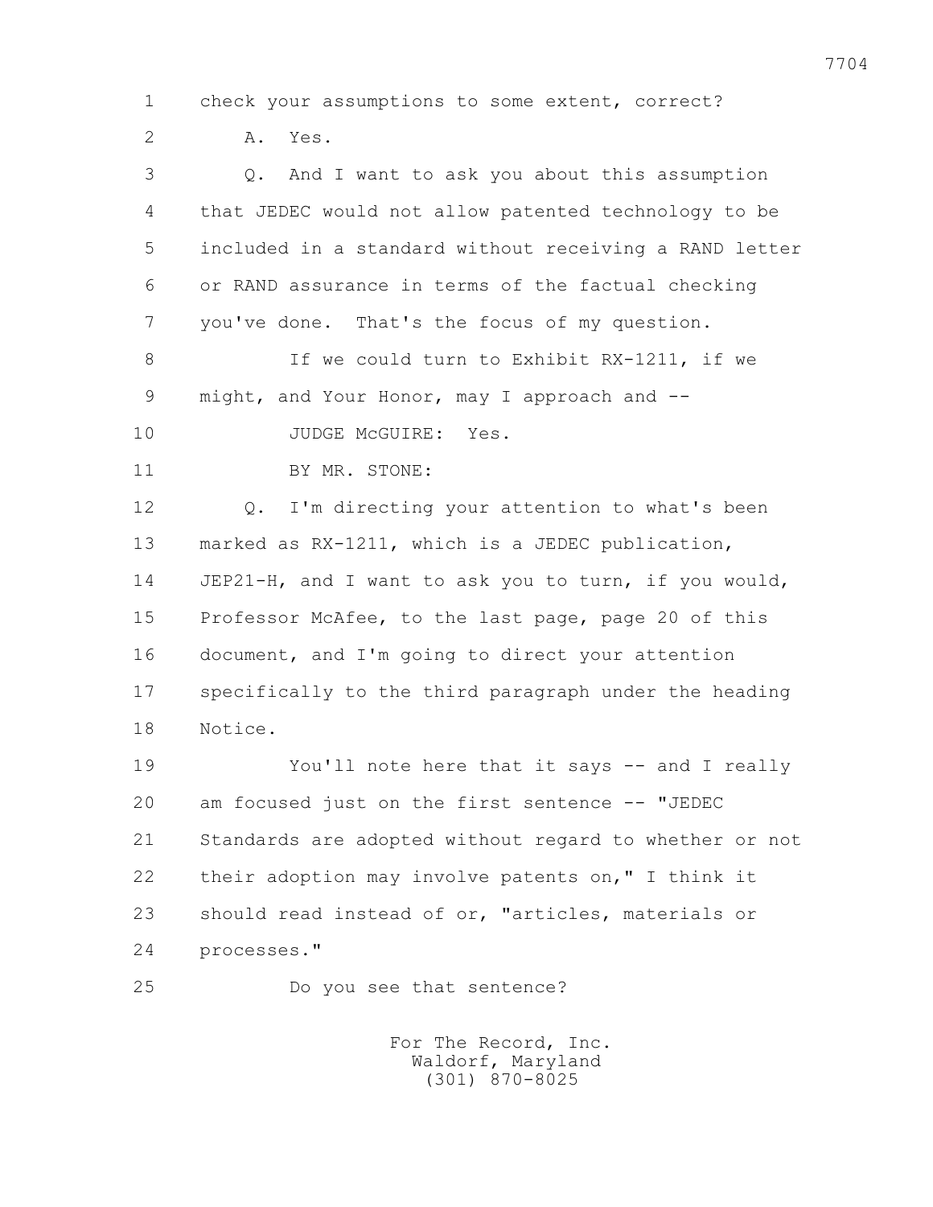1 check your assumptions to some extent, correct?

2 A. Yes.

3 Q. And I want to ask you about this assumption

4 that JEDEC would not allow patented technology to be

5 included in a standard without receiving a RAND letter

6 or RAND assurance in terms of the factual checking

7 you've done. That's the focus of my question.

8 If we could turn to Exhibit RX-1211, if we

9 might, and Your Honor, may I approach and --

10 JUDGE McGUIRE: Yes.

11 BY MR. STONE:

12 Q. I'm directing your attention to what's been

13 marked as RX-1211, which is a JEDEC publication,

14 JEP21-H, and I want to ask you to turn, if you would,

15 Professor McAfee, to the last page, page 20 of this

16 document, and I'm going to direct your attention

17 specifically to the third paragraph under the heading

18 Notice.

19 You'll note here that it says -- and I really

20 am focused just on the first sentence -- "JEDEC

21 Standards are adopted without regard to whether or not

22 their adoption may involve patents on," I think it

23 should read instead of or, "articles, materials or

24 processes."

25 Do you see that sentence?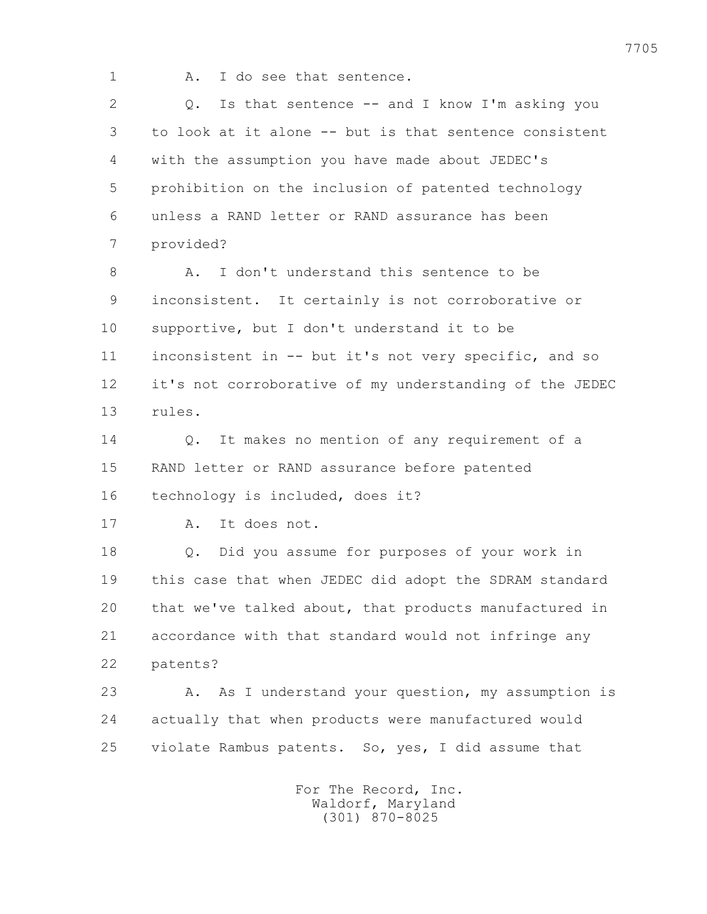1 A. I do see that sentence.

2 Q. Is that sentence -- and I know I'm asking you

3 to look at it alone -- but is that sentence consistent

4 with the assumption you have made about JEDEC's

5 prohibition on the inclusion of patented technology

6 unless a RAND letter or RAND assurance has been

7 provided?

8 A. I don't understand this sentence to be

9 inconsistent. It certainly is not corroborative or

10 supportive, but I don't understand it to be

11 inconsistent in -- but it's not very specific, and so

12 it's not corroborative of my understanding of the JEDEC

13 rules.

14 Q. It makes no mention of any requirement of a

15 RAND letter or RAND assurance before patented

16 technology is included, does it?

17 A. It does not.

18 Q. Did you assume for purposes of your work in

19 this case that when JEDEC did adopt the SDRAM standard

20 that we've talked about, that products manufactured in

21 accordance with that standard would not infringe any

22 patents?

23 A. As I understand your question, my assumption is

24 actually that when products were manufactured would

25 violate Rambus patents. So, yes, I did assume that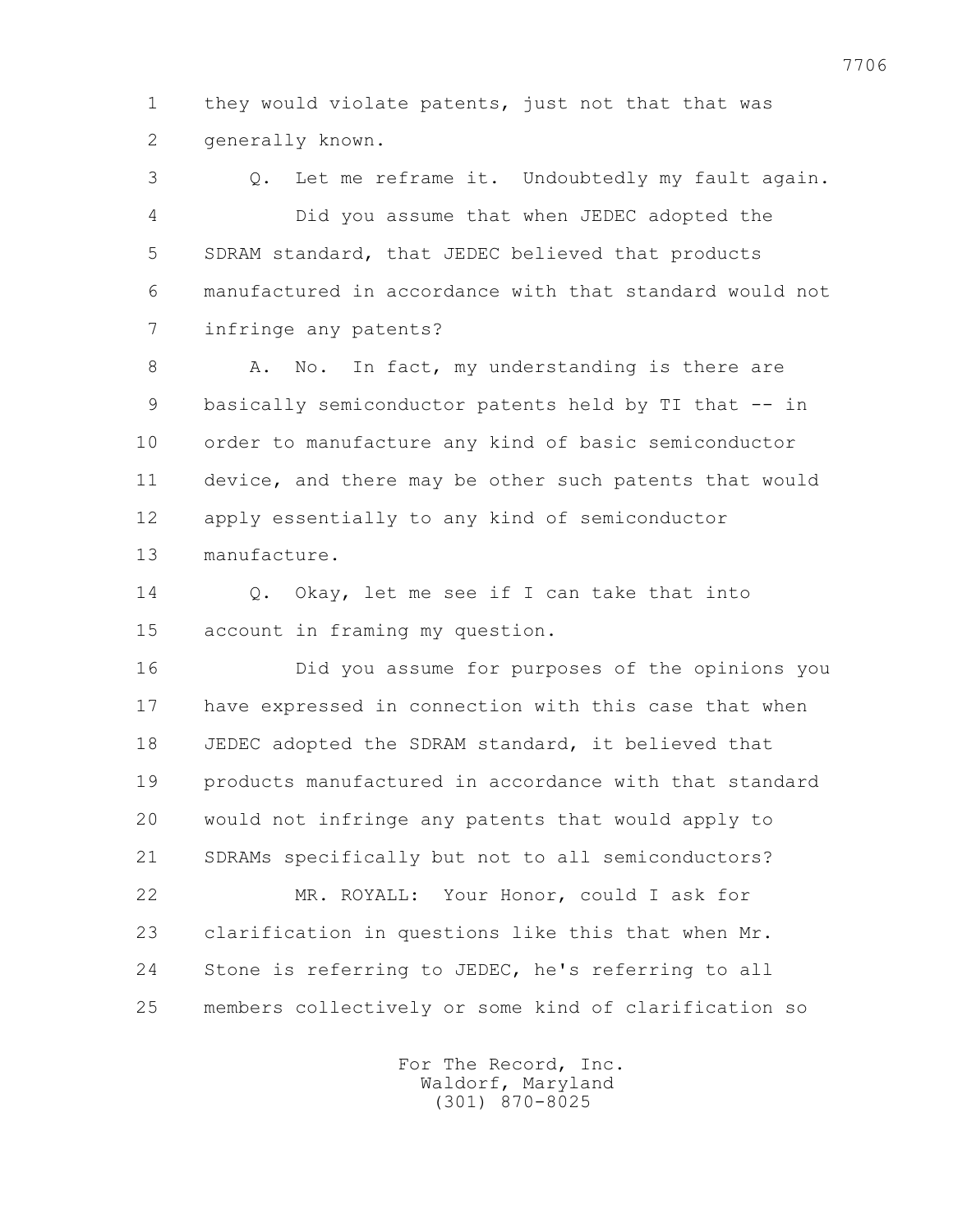1 they would violate patents, just not that that was
2 generally known.

3 Q. Let me reframe it. Undoubtedly my fault again.
4 Did you assume that when JEDEC adopted the
5 SDRAM standard, that JEDEC believed that products
6 manufactured in accordance with that standard would not
7 infringe any patents?

8 A. No. In fact, my understanding is there are
9 basically semiconductor patents held by TI that -- in
10 order to manufacture any kind of basic semiconductor
11 device, and there may be other such patents that would
12 apply essentially to any kind of semiconductor
13 manufacture.

14 Q. Okay, let me see if I can take that into
15 account in framing my question.

16 Did you assume for purposes of the opinions you
17 have expressed in connection with this case that when
18 JEDEC adopted the SDRAM standard, it believed that
19 products manufactured in accordance with that standard
20 would not infringe any patents that would apply to
21 SDRAMs specifically but not to all semiconductors?

22 MR. ROYALL: Your Honor, could I ask for
23 clarification in questions like this that when Mr.
24 Stone is referring to JEDEC, he's referring to all
25 members collectively or some kind of clarification so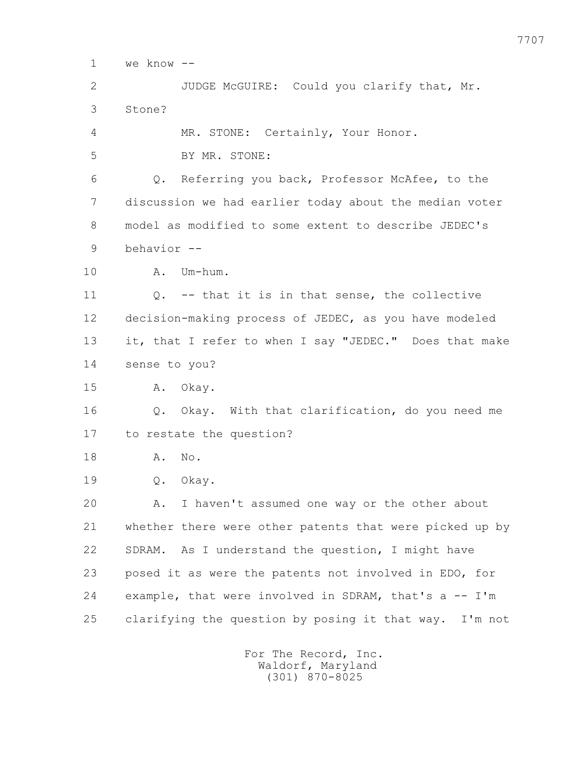1 we know --

2 JUDGE McGUIRE: Could you clarify that, Mr.

3 Stone?

4 MR. STONE: Certainly, Your Honor.

5 BY MR. STONE:

6 Q. Referring you back, Professor McAfee, to the

7 discussion we had earlier today about the median voter

8 model as modified to some extent to describe JEDEC's

9 behavior --

10 A. Um-hum.

11 Q. -- that it is in that sense, the collective

12 decision-making process of JEDEC, as you have modeled

13 it, that I refer to when I say "JEDEC." Does that make

14 sense to you?

15 A. Okay.

16 Q. Okay. With that clarification, do you need me

17 to restate the question?

18 A. No.

19 Q. Okay.

20 A. I haven't assumed one way or the other about

21 whether there were other patents that were picked up by

22 SDRAM. As I understand the question, I might have

23 posed it as were the patents not involved in EDO, for

24 example, that were involved in SDRAM, that's a -- I'm

25 clarifying the question by posing it that way. I'm not

For The Record, Inc.
Waldorf, Maryland
(301) 870-8025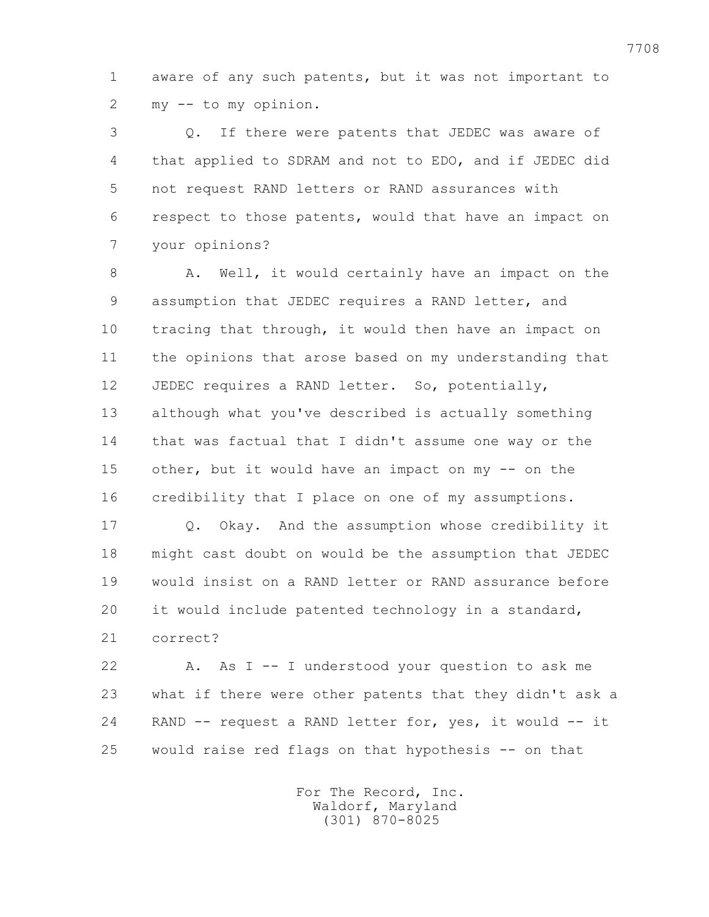aware of any such patents, but it was not important to my -- to my opinion.

Q. If there were patents that JEDEC was aware of that applied to SDRAM and not to EDO, and if JEDEC did not request RAND letters or RAND assurances with respect to those patents, would that have an impact on your opinions?

A. Well, it would certainly have an impact on the assumption that JEDEC requires a RAND letter, and tracing that through, it would then have an impact on the opinions that arose based on my understanding that JEDEC requires a RAND letter. So, potentially, although what you've described is actually something that was factual that I didn't assume one way or the other, but it would have an impact on my -- on the credibility that I place on one of my assumptions.

Q. Okay. And the assumption whose credibility it might cast doubt on would be the assumption that JEDEC would insist on a RAND letter or RAND assurance before it would include patented technology in a standard, correct?

A. As I -- I understood your question to ask me what if there were other patents that they didn't ask a RAND -- request a RAND letter for, yes, it would -- it would raise red flags on that hypothesis -- on that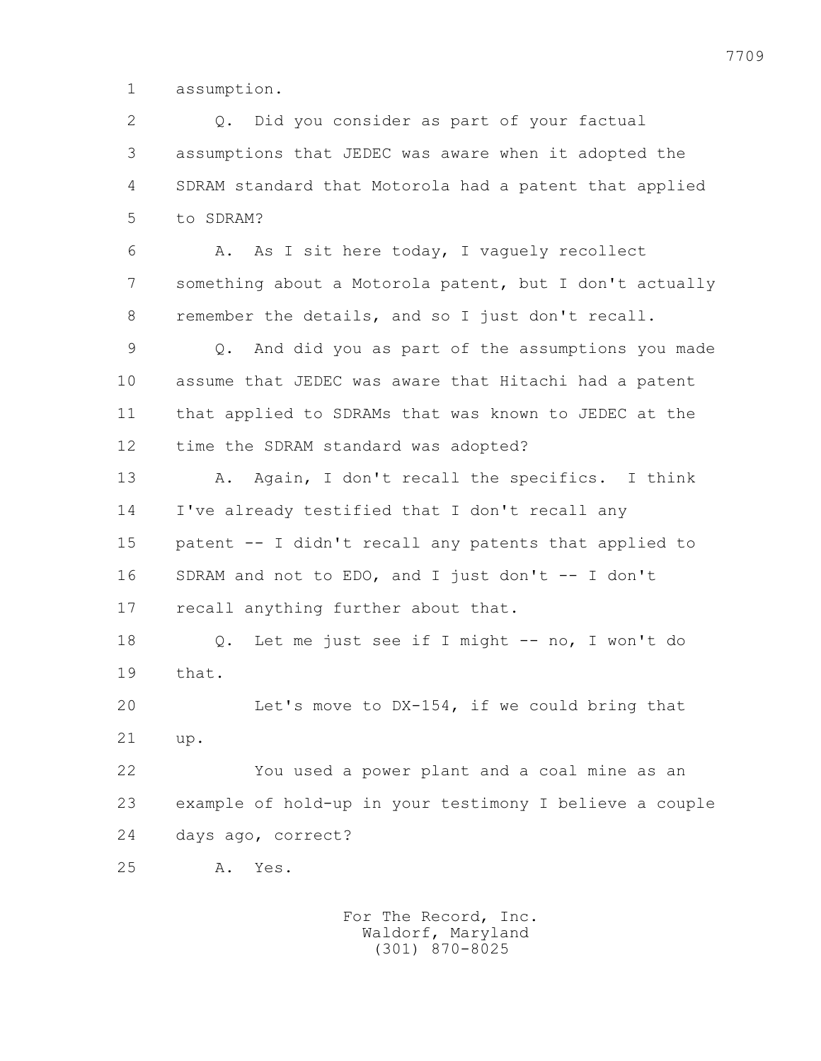assumption.

Q. Did you consider as part of your factual assumptions that JEDEC was aware when it adopted the SDRAM standard that Motorola had a patent that applied to SDRAM?

A. As I sit here today, I vaguely recollect something about a Motorola patent, but I don't actually remember the details, and so I just don't recall.

Q. And did you as part of the assumptions you made assume that JEDEC was aware that Hitachi had a patent that applied to SDRAMs that was known to JEDEC at the time the SDRAM standard was adopted?

A. Again, I don't recall the specifics. I think I've already testified that I don't recall any patent -- I didn't recall any patents that applied to SDRAM and not to EDO, and I just don't -- I don't recall anything further about that.

Q. Let me just see if I might -- no, I won't do that.

Let's move to DX-154, if we could bring that up.

You used a power plant and a coal mine as an example of hold-up in your testimony I believe a couple days ago, correct?

A. Yes.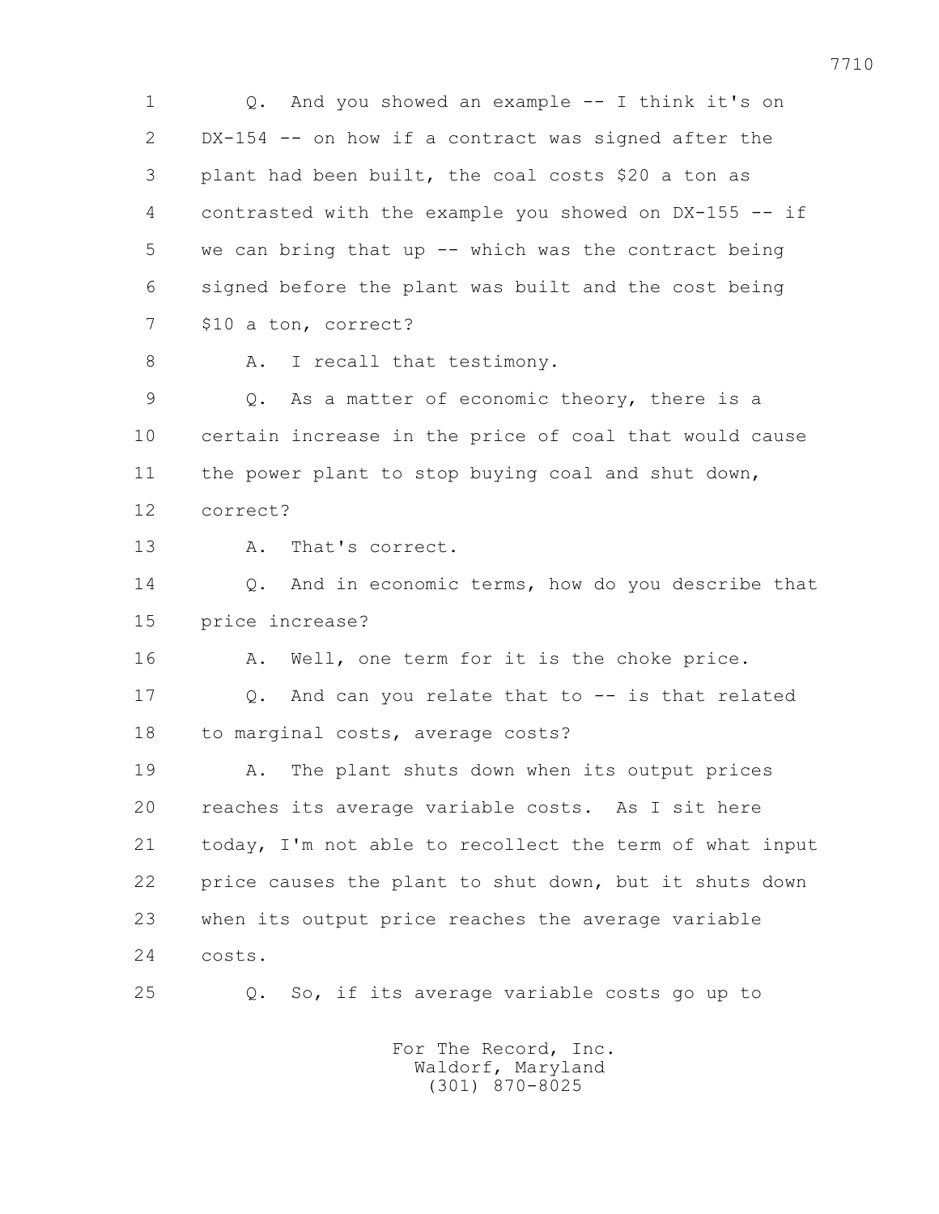1 Q. And you showed an example -- I think it's on
2 DX-154 -- on how if a contract was signed after the
3 plant had been built, the coal costs $20 a ton as
4 contrasted with the example you showed on DX-155 -- if
5 we can bring that up -- which was the contract being
6 signed before the plant was built and the cost being
7 $10 a ton, correct?
8 A. I recall that testimony.
9 Q. As a matter of economic theory, there is a
10 certain increase in the price of coal that would cause
11 the power plant to stop buying coal and shut down,
12 correct?
13 A. That's correct.
14 Q. And in economic terms, how do you describe that
15 price increase?
16 A. Well, one term for it is the choke price.
17 Q. And can you relate that to -- is that related
18 to marginal costs, average costs?
19 A. The plant shuts down when its output prices
20 reaches its average variable costs. As I sit here
21 today, I'm not able to recollect the term of what input
22 price causes the plant to shut down, but it shuts down
23 when its output price reaches the average variable
24 costs.
25 Q. So, if its average variable costs go up to

For The Record, Inc.
Waldorf, Maryland
(301) 870-8025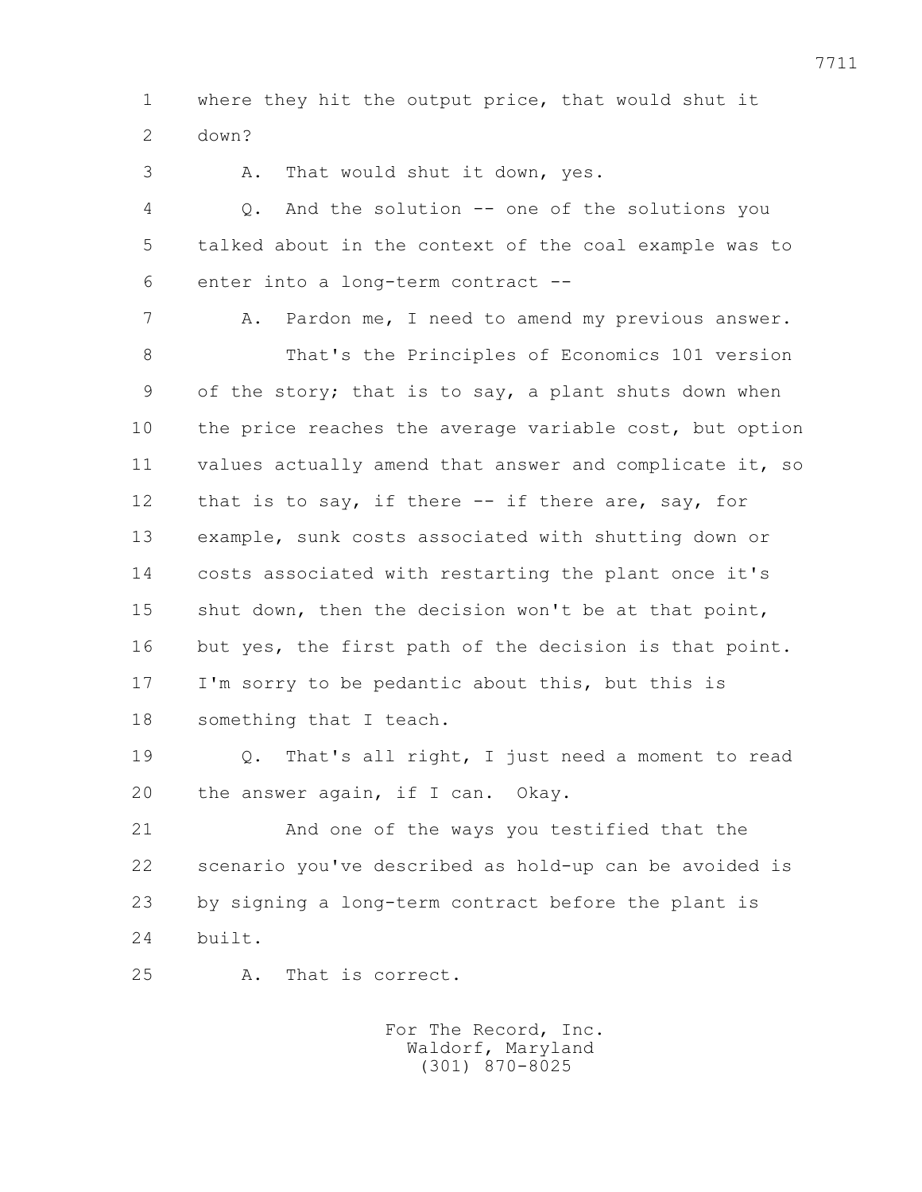where they hit the output price, that would shut it down?

A. That would shut it down, yes.

Q. And the solution -- one of the solutions you talked about in the context of the coal example was to enter into a long-term contract --

A. Pardon me, I need to amend my previous answer.

That's the Principles of Economics 101 version of the story; that is to say, a plant shuts down when the price reaches the average variable cost, but option values actually amend that answer and complicate it, so that is to say, if there -- if there are, say, for example, sunk costs associated with shutting down or costs associated with restarting the plant once it's shut down, then the decision won't be at that point, but yes, the first path of the decision is that point. I'm sorry to be pedantic about this, but this is something that I teach.

Q. That's all right, I just need a moment to read the answer again, if I can. Okay.

And one of the ways you testified that the scenario you've described as hold-up can be avoided is by signing a long-term contract before the plant is built.

A. That is correct.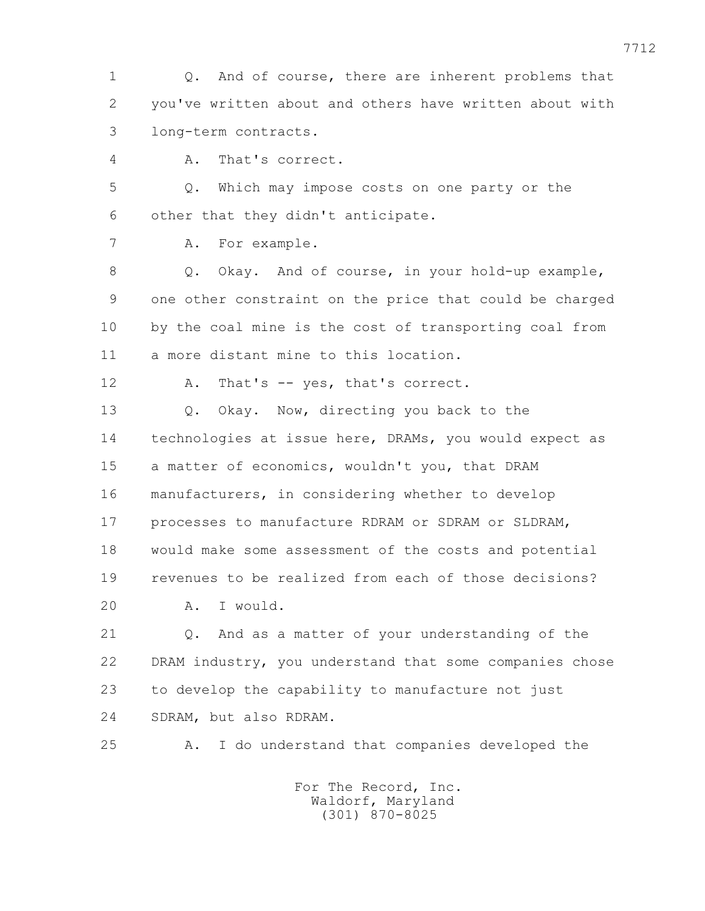1 Q. And of course, there are inherent problems that
2 you've written about and others have written about with
3 long-term contracts.
4 A. That's correct.
5 Q. Which may impose costs on one party or the
6 other that they didn't anticipate.
7 A. For example.
8 Q. Okay. And of course, in your hold-up example,
9 one other constraint on the price that could be charged
10 by the coal mine is the cost of transporting coal from
11 a more distant mine to this location.
12 A. That's -- yes, that's correct.
13 Q. Okay. Now, directing you back to the
14 technologies at issue here, DRAMs, you would expect as
15 a matter of economics, wouldn't you, that DRAM
16 manufacturers, in considering whether to develop
17 processes to manufacture RDRAM or SDRAM or SLDRAM,
18 would make some assessment of the costs and potential
19 revenues to be realized from each of those decisions?
20 A. I would.
21 Q. And as a matter of your understanding of the
22 DRAM industry, you understand that some companies chose
23 to develop the capability to manufacture not just
24 SDRAM, but also RDRAM.
25 A. I do understand that companies developed the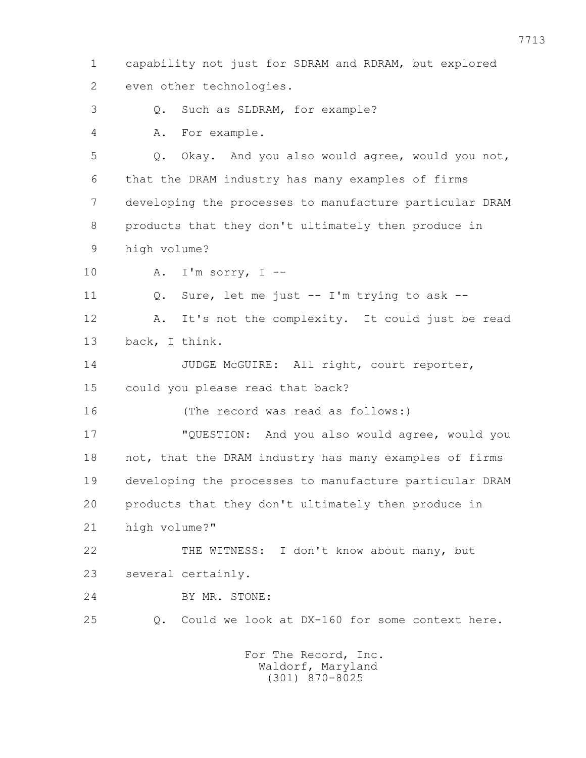1 capability not just for SDRAM and RDRAM, but explored
2 even other technologies.
3 Q. Such as SLDRAM, for example?
4 A. For example.
5 Q. Okay. And you also would agree, would you not,
6 that the DRAM industry has many examples of firms
7 developing the processes to manufacture particular DRAM
8 products that they don't ultimately then produce in
9 high volume?
10 A. I'm sorry, I --
11 Q. Sure, let me just -- I'm trying to ask --
12 A. It's not the complexity. It could just be read
13 back, I think.
14 JUDGE McGUIRE: All right, court reporter,
15 could you please read that back?
16 (The record was read as follows:)
17 "QUESTION: And you also would agree, would you
18 not, that the DRAM industry has many examples of firms
19 developing the processes to manufacture particular DRAM
20 products that they don't ultimately then produce in
21 high volume?"
22 THE WITNESS: I don't know about many, but
23 several certainly.
24 BY MR. STONE:
25 Q. Could we look at DX-160 for some context here.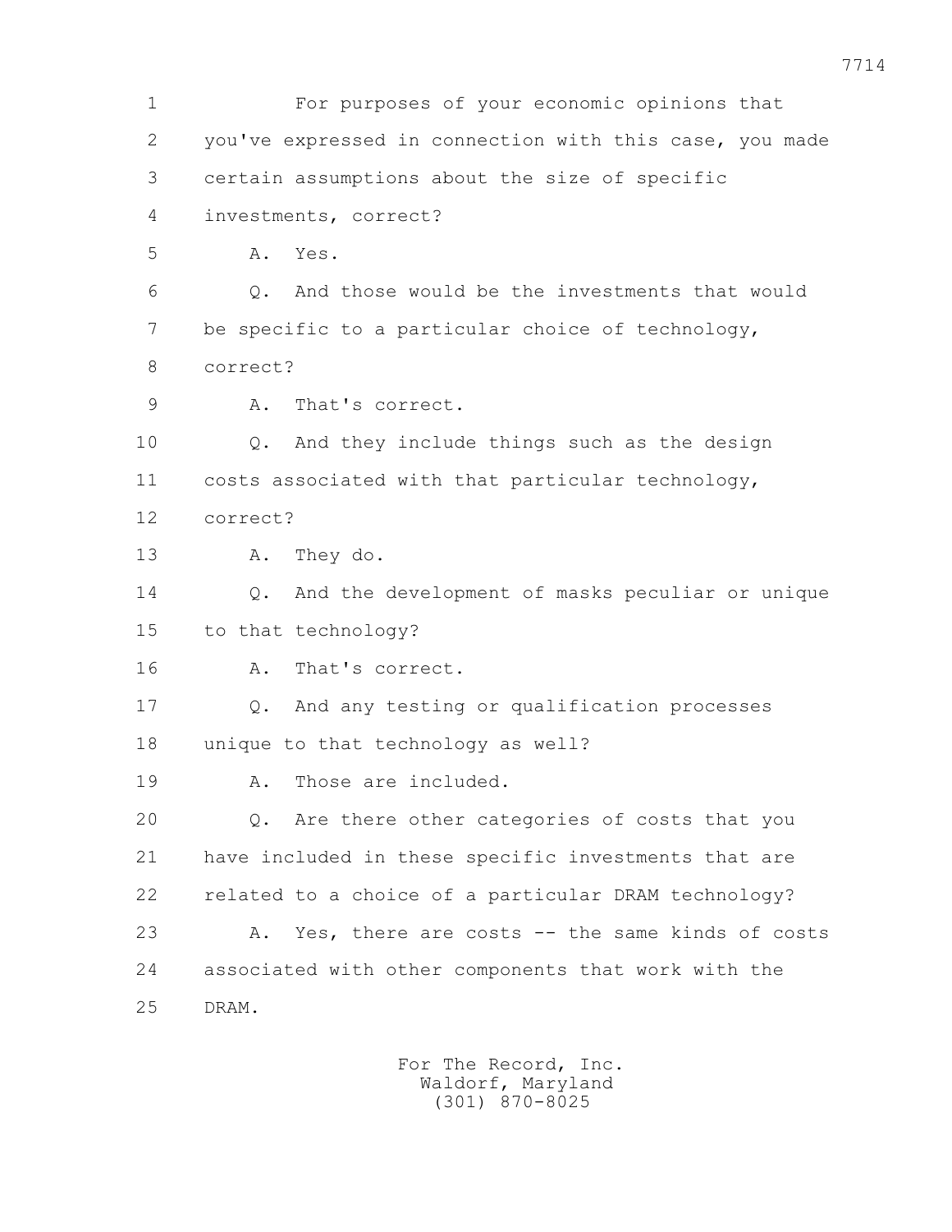For purposes of your economic opinions that you've expressed in connection with this case, you made certain assumptions about the size of specific investments, correct?

A. Yes.

Q. And those would be the investments that would be specific to a particular choice of technology, correct?

A. That's correct.

Q. And they include things such as the design costs associated with that particular technology, correct?

A. They do.

Q. And the development of masks peculiar or unique to that technology?

A. That's correct.

Q. And any testing or qualification processes unique to that technology as well?

A. Those are included.

Q. Are there other categories of costs that you have included in these specific investments that are related to a choice of a particular DRAM technology?

A. Yes, there are costs -- the same kinds of costs associated with other components that work with the DRAM.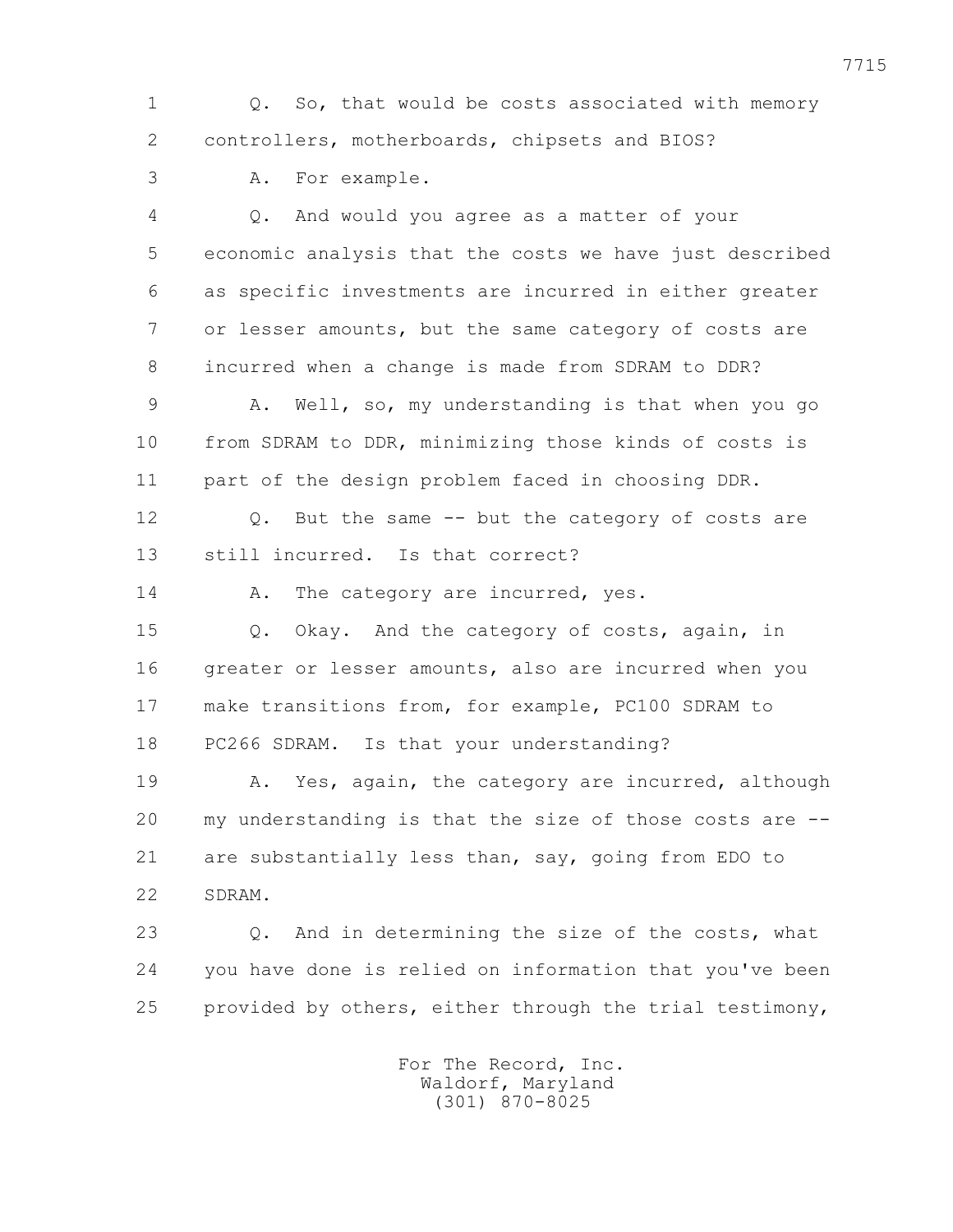Q. So, that would be costs associated with memory controllers, motherboards, chipsets and BIOS?

A. For example.

Q. And would you agree as a matter of your economic analysis that the costs we have just described as specific investments are incurred in either greater or lesser amounts, but the same category of costs are incurred when a change is made from SDRAM to DDR?

A. Well, so, my understanding is that when you go from SDRAM to DDR, minimizing those kinds of costs is part of the design problem faced in choosing DDR.

Q. But the same -- but the category of costs are still incurred. Is that correct?

A. The category are incurred, yes.

Q. Okay. And the category of costs, again, in greater or lesser amounts, also are incurred when you make transitions from, for example, PC100 SDRAM to PC266 SDRAM. Is that your understanding?

A. Yes, again, the category are incurred, although my understanding is that the size of those costs are -- are substantially less than, say, going from EDO to SDRAM.

Q. And in determining the size of the costs, what you have done is relied on information that you've been provided by others, either through the trial testimony,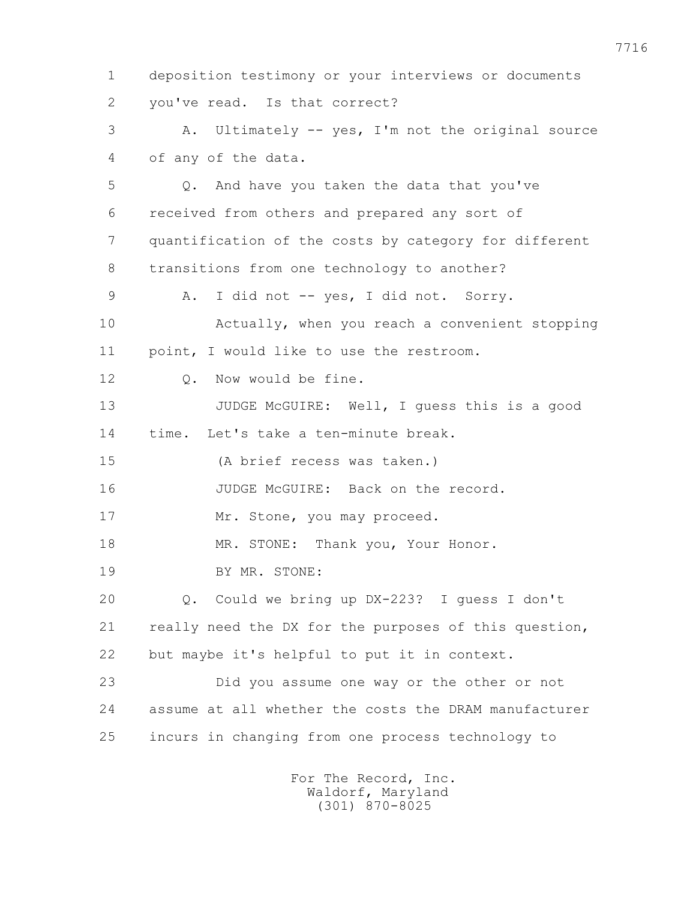deposition testimony or your interviews or documents you've read. Is that correct?

A. Ultimately -- yes, I'm not the original source of any of the data.

Q. And have you taken the data that you've received from others and prepared any sort of quantification of the costs by category for different transitions from one technology to another?

A. I did not -- yes, I did not. Sorry.

Actually, when you reach a convenient stopping point, I would like to use the restroom.

Q. Now would be fine.

JUDGE McGUIRE: Well, I guess this is a good time. Let's take a ten-minute break.

(A brief recess was taken.)

JUDGE McGUIRE: Back on the record.

Mr. Stone, you may proceed.

MR. STONE: Thank you, Your Honor.

BY MR. STONE:

Q. Could we bring up DX-223? I guess I don't really need the DX for the purposes of this question, but maybe it's helpful to put it in context.

Did you assume one way or the other or not assume at all whether the costs the DRAM manufacturer incurs in changing from one process technology to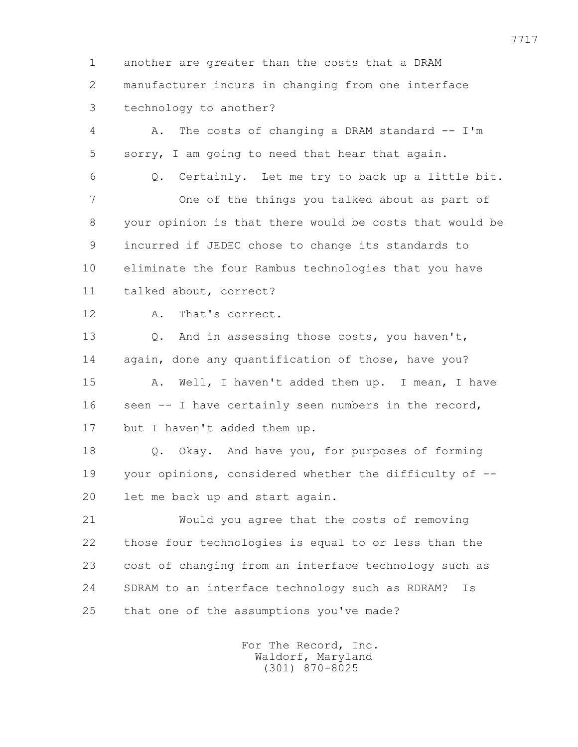1 another are greater than the costs that a DRAM
2 manufacturer incurs in changing from one interface
3 technology to another?

4 A. The costs of changing a DRAM standard -- I'm
5 sorry, I am going to need that hear that again.

6 Q. Certainly. Let me try to back up a little bit.

7 One of the things you talked about as part of
8 your opinion is that there would be costs that would be
9 incurred if JEDEC chose to change its standards to
10 eliminate the four Rambus technologies that you have
11 talked about, correct?

12 A. That's correct.

13 Q. And in assessing those costs, you haven't,
14 again, done any quantification of those, have you?

15 A. Well, I haven't added them up. I mean, I have
16 seen -- I have certainly seen numbers in the record,
17 but I haven't added them up.

18 Q. Okay. And have you, for purposes of forming
19 your opinions, considered whether the difficulty of --
20 let me back up and start again.

21 Would you agree that the costs of removing
22 those four technologies is equal to or less than the
23 cost of changing from an interface technology such as
24 SDRAM to an interface technology such as RDRAM? Is
25 that one of the assumptions you've made?

For The Record, Inc.
Waldorf, Maryland
(301) 870-8025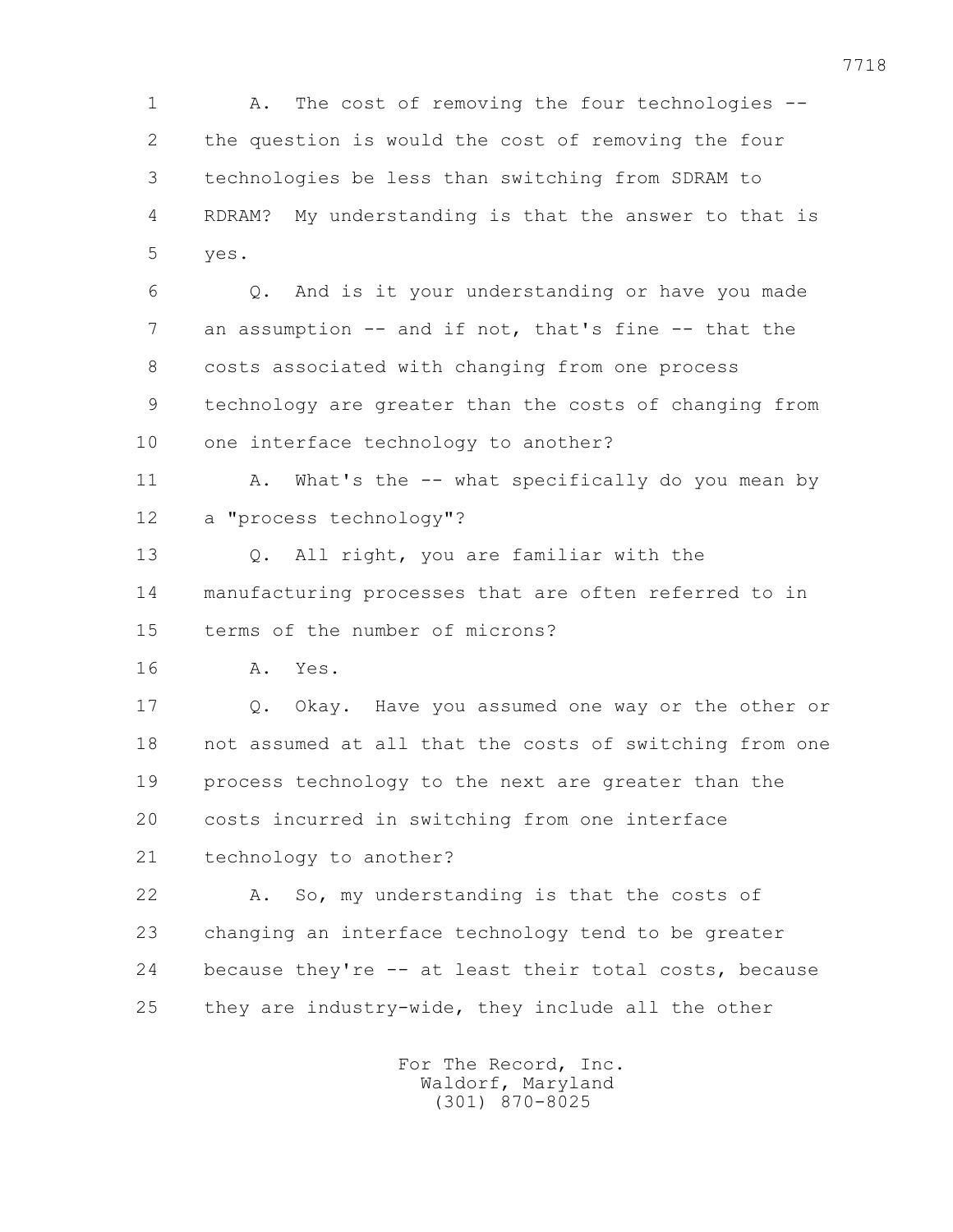1 A. The cost of removing the four technologies --
2 the question is would the cost of removing the four
3 technologies be less than switching from SDRAM to
4 RDRAM? My understanding is that the answer to that is
5 yes.

6 Q. And is it your understanding or have you made
7 an assumption -- and if not, that's fine -- that the
8 costs associated with changing from one process
9 technology are greater than the costs of changing from
10 one interface technology to another?

11 A. What's the -- what specifically do you mean by
12 a "process technology"?

13 Q. All right, you are familiar with the
14 manufacturing processes that are often referred to in
15 terms of the number of microns?

16 A. Yes.

17 Q. Okay. Have you assumed one way or the other or
18 not assumed at all that the costs of switching from one
19 process technology to the next are greater than the
20 costs incurred in switching from one interface
21 technology to another?

22 A. So, my understanding is that the costs of
23 changing an interface technology tend to be greater
24 because they're -- at least their total costs, because
25 they are industry-wide, they include all the other

For The Record, Inc.
Waldorf, Maryland
(301) 870-8025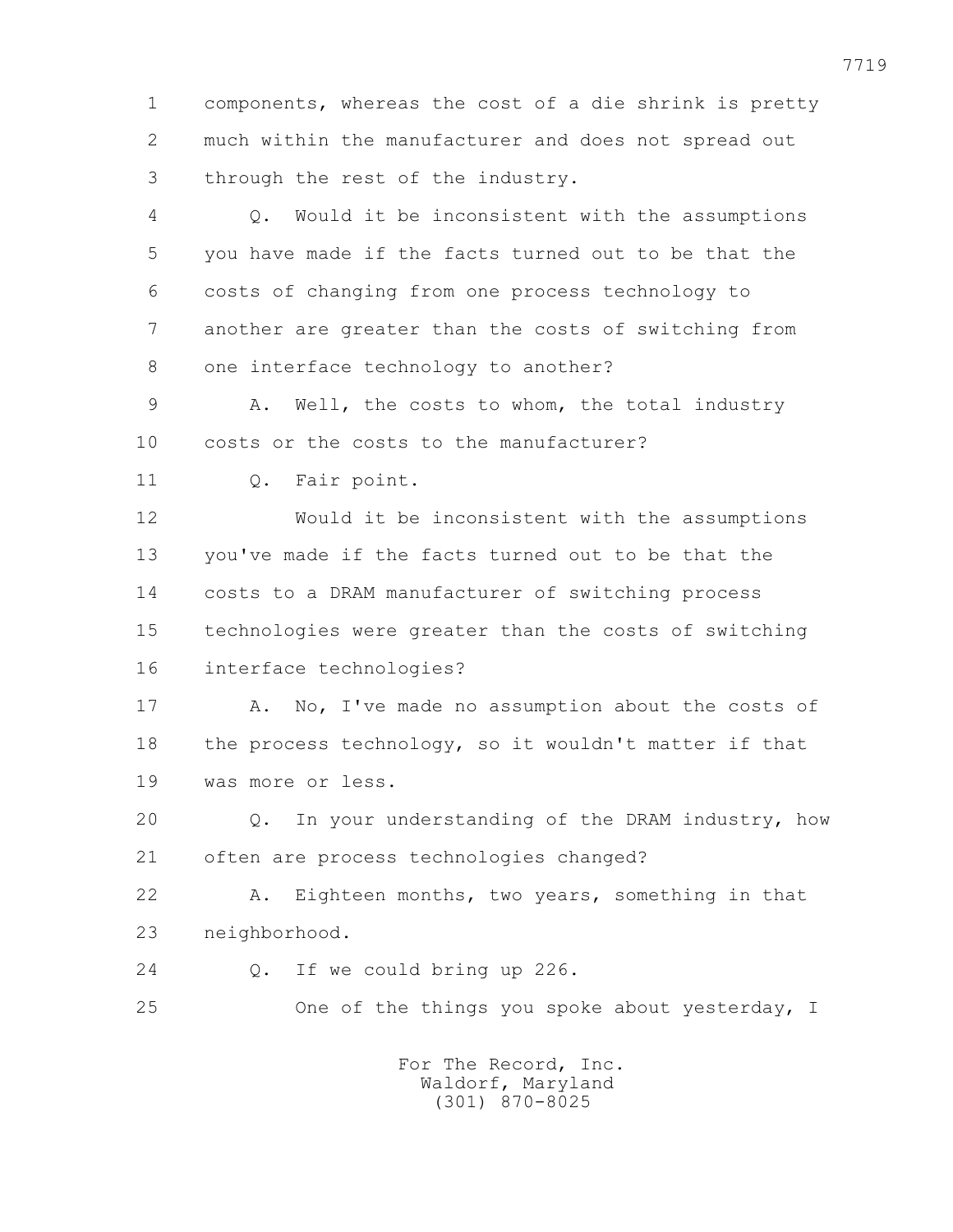1 components, whereas the cost of a die shrink is pretty
2 much within the manufacturer and does not spread out
3 through the rest of the industry.

4 Q. Would it be inconsistent with the assumptions
5 you have made if the facts turned out to be that the
6 costs of changing from one process technology to
7 another are greater than the costs of switching from
8 one interface technology to another?

9 A. Well, the costs to whom, the total industry
10 costs or the costs to the manufacturer?

11 Q. Fair point.

12 Would it be inconsistent with the assumptions
13 you've made if the facts turned out to be that the
14 costs to a DRAM manufacturer of switching process
15 technologies were greater than the costs of switching
16 interface technologies?

17 A. No, I've made no assumption about the costs of
18 the process technology, so it wouldn't matter if that
19 was more or less.

20 Q. In your understanding of the DRAM industry, how
21 often are process technologies changed?

22 A. Eighteen months, two years, something in that
23 neighborhood.

24 Q. If we could bring up 226.

25 One of the things you spoke about yesterday, I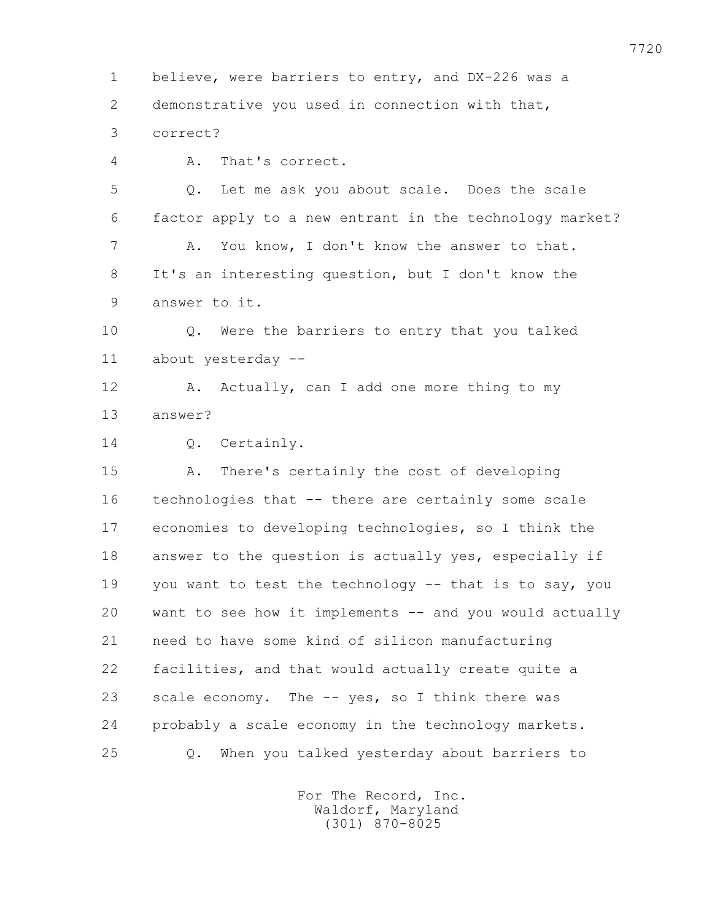1 believe, were barriers to entry, and DX-226 was a
2 demonstrative you used in connection with that,
3 correct?
4 A. That's correct.
5 Q. Let me ask you about scale. Does the scale
6 factor apply to a new entrant in the technology market?
7 A. You know, I don't know the answer to that.
8 It's an interesting question, but I don't know the
9 answer to it.
10 Q. Were the barriers to entry that you talked
11 about yesterday --
12 A. Actually, can I add one more thing to my
13 answer?
14 Q. Certainly.
15 A. There's certainly the cost of developing
16 technologies that -- there are certainly some scale
17 economies to developing technologies, so I think the
18 answer to the question is actually yes, especially if
19 you want to test the technology -- that is to say, you
20 want to see how it implements -- and you would actually
21 need to have some kind of silicon manufacturing
22 facilities, and that would actually create quite a
23 scale economy. The -- yes, so I think there was
24 probably a scale economy in the technology markets.
25 Q. When you talked yesterday about barriers to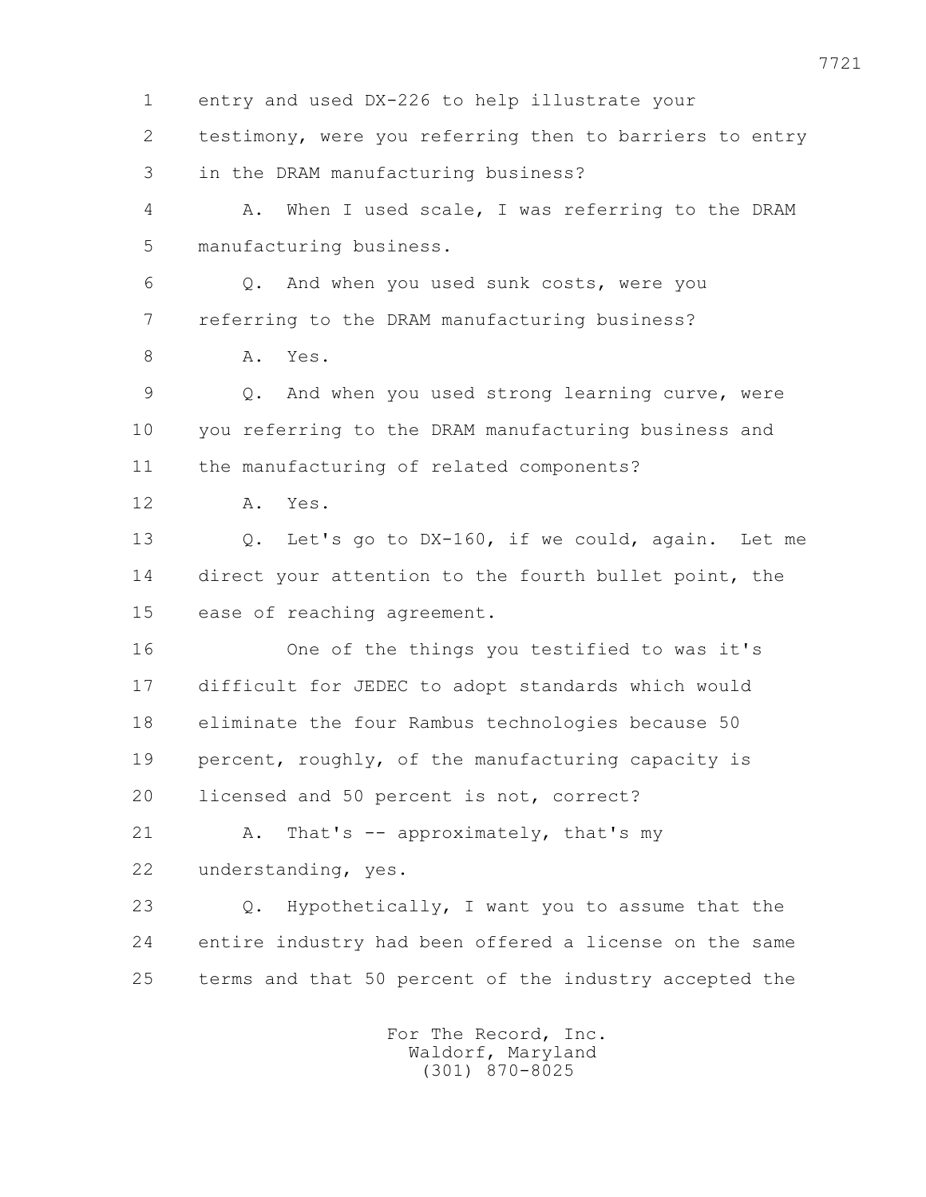entry and used DX-226 to help illustrate your testimony, were you referring then to barriers to entry in the DRAM manufacturing business?

A. When I used scale, I was referring to the DRAM manufacturing business.

Q. And when you used sunk costs, were you referring to the DRAM manufacturing business?

A. Yes.

Q. And when you used strong learning curve, were you referring to the DRAM manufacturing business and the manufacturing of related components?

A. Yes.

Q. Let's go to DX-160, if we could, again. Let me direct your attention to the fourth bullet point, the ease of reaching agreement.

One of the things you testified to was it's difficult for JEDEC to adopt standards which would eliminate the four Rambus technologies because 50 percent, roughly, of the manufacturing capacity is licensed and 50 percent is not, correct?

A. That's -- approximately, that's my understanding, yes.

Q. Hypothetically, I want you to assume that the entire industry had been offered a license on the same terms and that 50 percent of the industry accepted the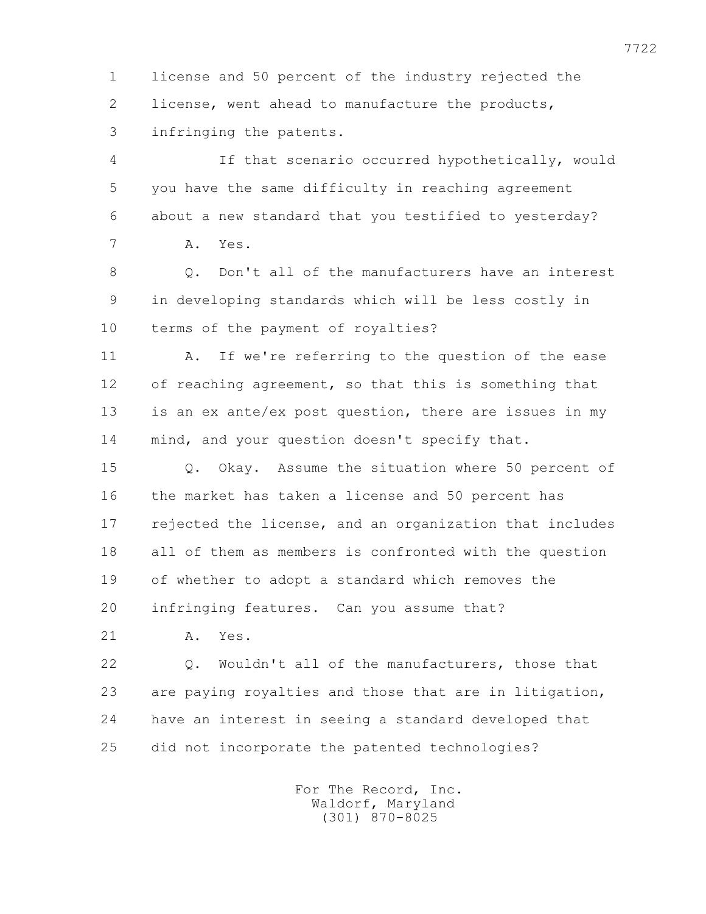license and 50 percent of the industry rejected the license, went ahead to manufacture the products, infringing the patents.

If that scenario occurred hypothetically, would you have the same difficulty in reaching agreement about a new standard that you testified to yesterday?

A. Yes.

Q. Don't all of the manufacturers have an interest in developing standards which will be less costly in terms of the payment of royalties?

A. If we're referring to the question of the ease of reaching agreement, so that this is something that is an ex ante/ex post question, there are issues in my mind, and your question doesn't specify that.

Q. Okay. Assume the situation where 50 percent of the market has taken a license and 50 percent has rejected the license, and an organization that includes all of them as members is confronted with the question of whether to adopt a standard which removes the infringing features. Can you assume that?

A. Yes.

Q. Wouldn't all of the manufacturers, those that are paying royalties and those that are in litigation, have an interest in seeing a standard developed that did not incorporate the patented technologies?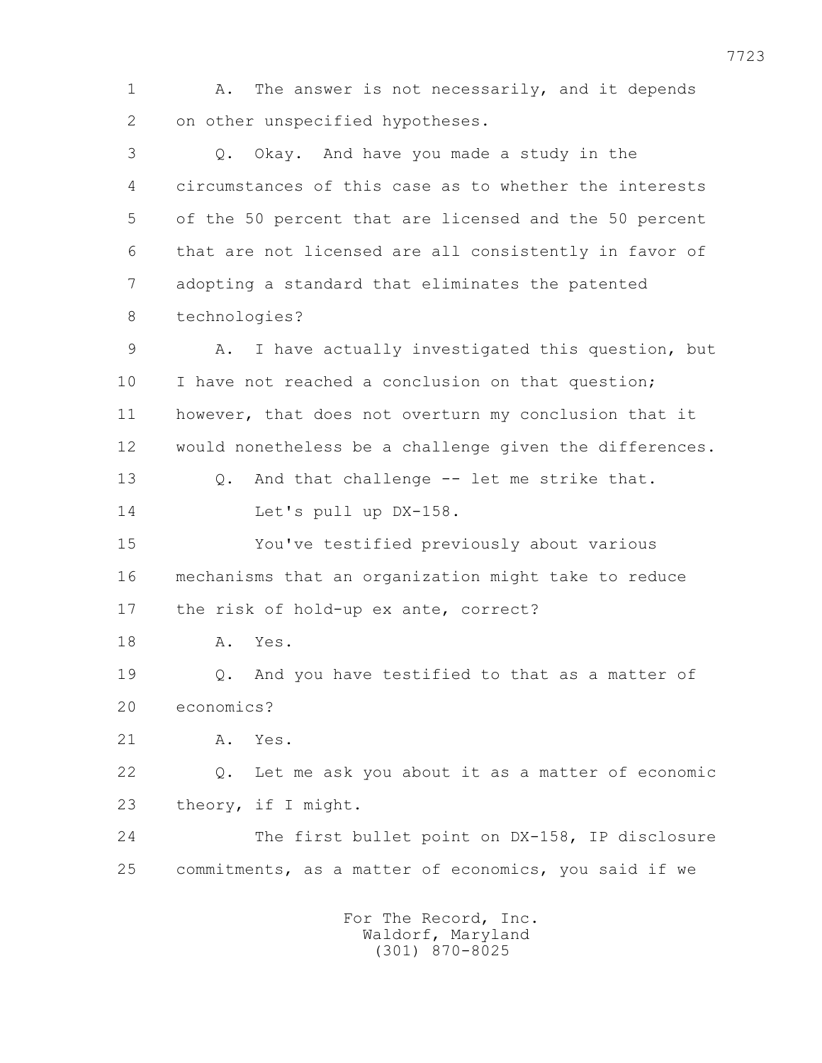1 A. The answer is not necessarily, and it depends
2 on other unspecified hypotheses.
3 Q. Okay. And have you made a study in the
4 circumstances of this case as to whether the interests
5 of the 50 percent that are licensed and the 50 percent
6 that are not licensed are all consistently in favor of
7 adopting a standard that eliminates the patented
8 technologies?
9 A. I have actually investigated this question, but
10 I have not reached a conclusion on that question;
11 however, that does not overturn my conclusion that it
12 would nonetheless be a challenge given the differences.
13 Q. And that challenge -- let me strike that.
14 Let's pull up DX-158.
15 You've testified previously about various
16 mechanisms that an organization might take to reduce
17 the risk of hold-up ex ante, correct?
18 A. Yes.
19 Q. And you have testified to that as a matter of
20 economics?
21 A. Yes.
22 Q. Let me ask you about it as a matter of economic
23 theory, if I might.
24 The first bullet point on DX-158, IP disclosure
25 commitments, as a matter of economics, you said if we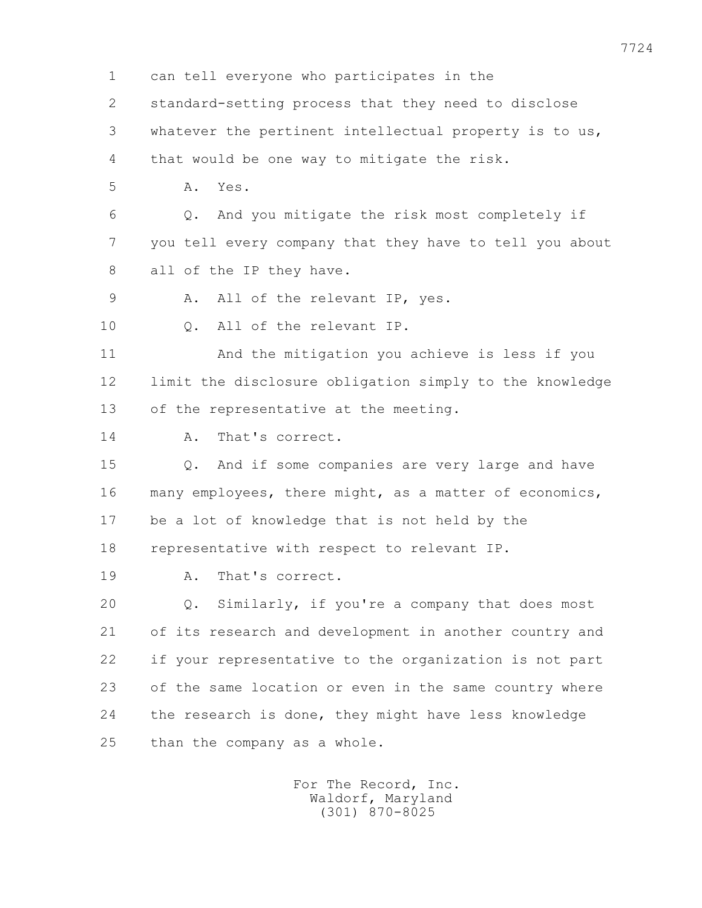can tell everyone who participates in the standard-setting process that they need to disclose whatever the pertinent intellectual property is to us, that would be one way to mitigate the risk.

A. Yes.

Q. And you mitigate the risk most completely if you tell every company that they have to tell you about all of the IP they have.

A. All of the relevant IP, yes.

Q. All of the relevant IP.

And the mitigation you achieve is less if you limit the disclosure obligation simply to the knowledge of the representative at the meeting.

A. That's correct.

Q. And if some companies are very large and have many employees, there might, as a matter of economics, be a lot of knowledge that is not held by the representative with respect to relevant IP.

A. That's correct.

Q. Similarly, if you're a company that does most of its research and development in another country and if your representative to the organization is not part of the same location or even in the same country where the research is done, they might have less knowledge than the company as a whole.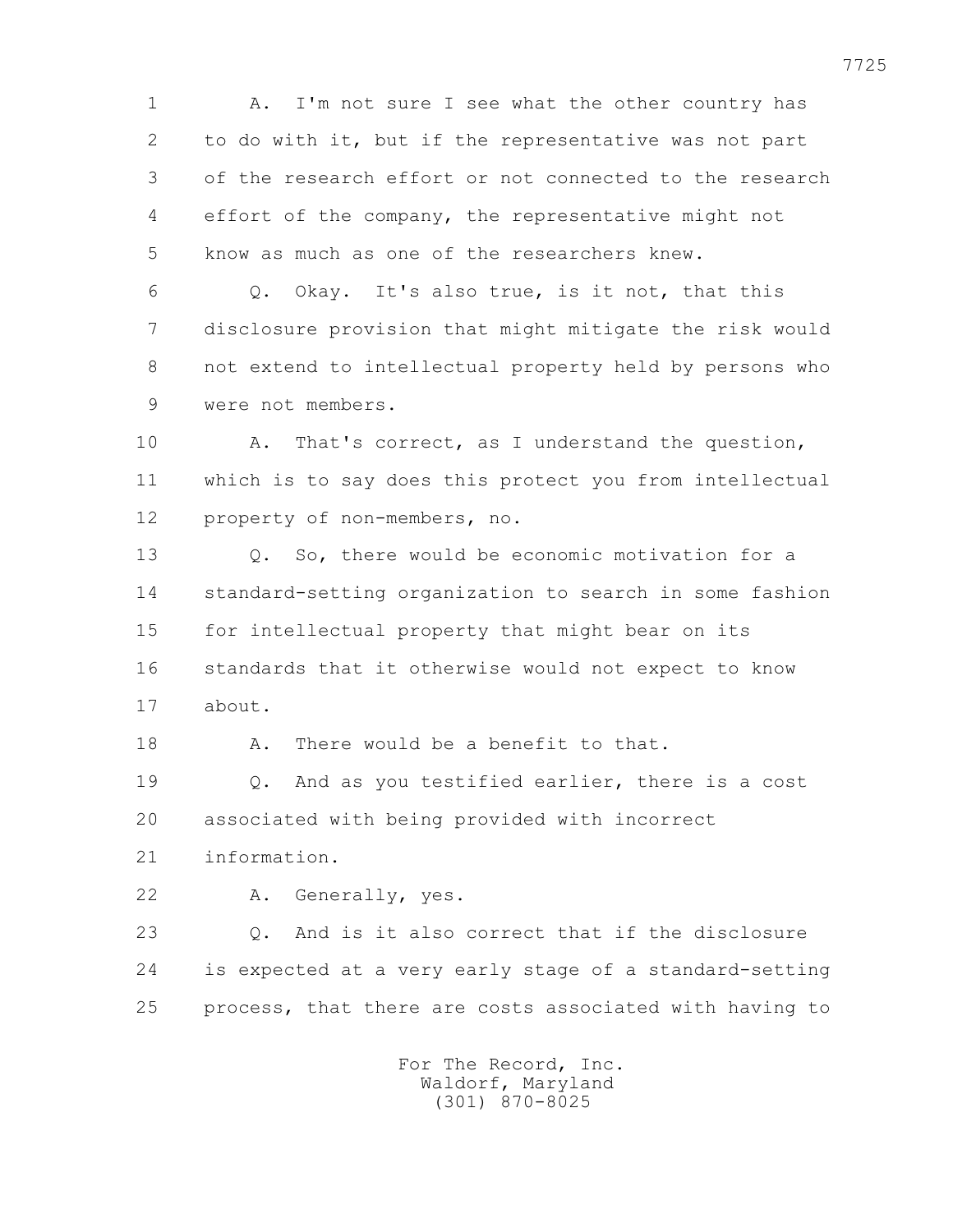A. I'm not sure I see what the other country has to do with it, but if the representative was not part of the research effort or not connected to the research effort of the company, the representative might not know as much as one of the researchers knew.

Q. Okay. It's also true, is it not, that this disclosure provision that might mitigate the risk would not extend to intellectual property held by persons who were not members.

A. That's correct, as I understand the question, which is to say does this protect you from intellectual property of non-members, no.

Q. So, there would be economic motivation for a standard-setting organization to search in some fashion for intellectual property that might bear on its standards that it otherwise would not expect to know about.

A. There would be a benefit to that.

Q. And as you testified earlier, there is a cost associated with being provided with incorrect information.

A. Generally, yes.

Q. And is it also correct that if the disclosure is expected at a very early stage of a standard-setting process, that there are costs associated with having to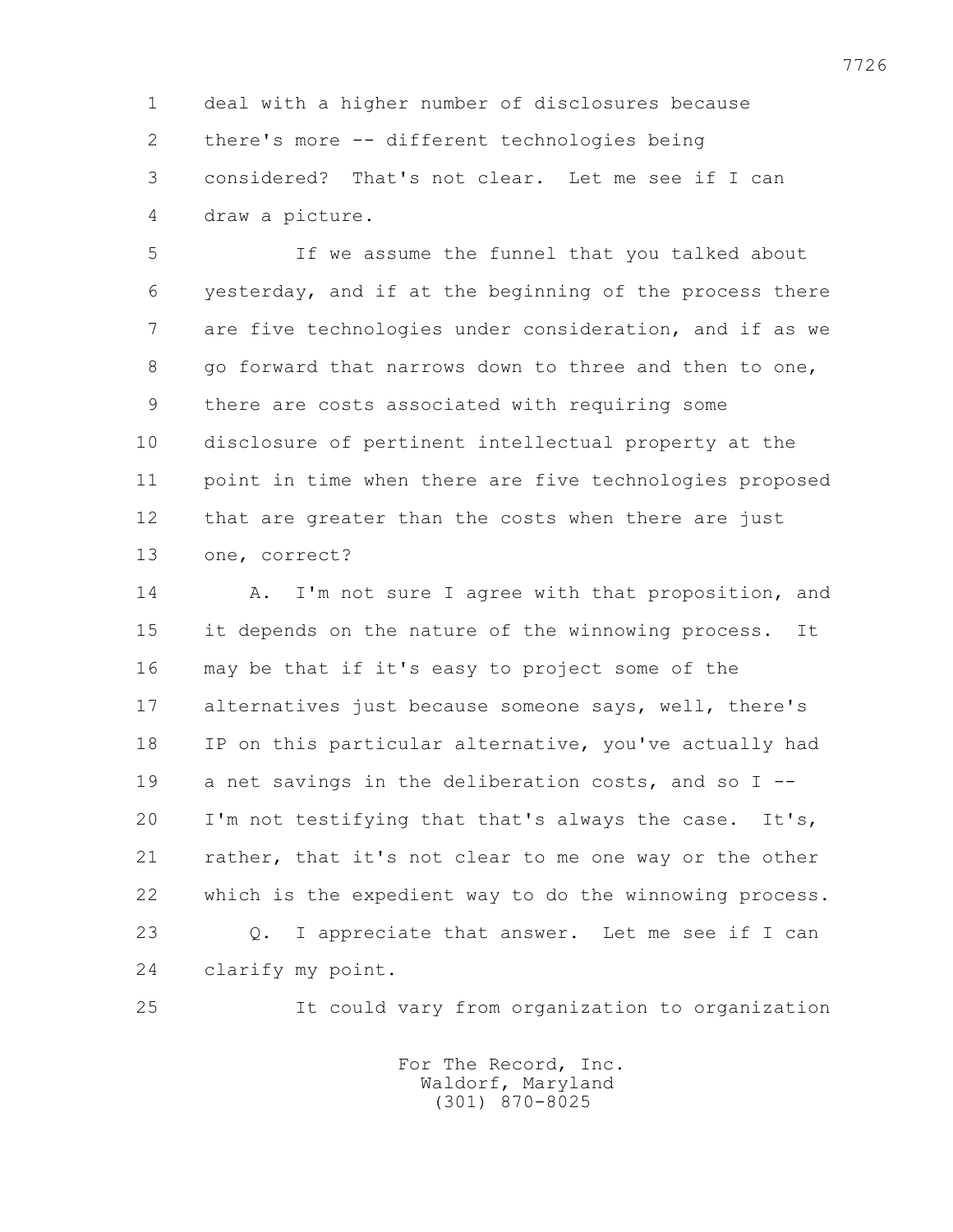deal with a higher number of disclosures because there's more -- different technologies being considered? That's not clear. Let me see if I can draw a picture.

If we assume the funnel that you talked about yesterday, and if at the beginning of the process there are five technologies under consideration, and if as we go forward that narrows down to three and then to one, there are costs associated with requiring some disclosure of pertinent intellectual property at the point in time when there are five technologies proposed that are greater than the costs when there are just one, correct?

A. I'm not sure I agree with that proposition, and it depends on the nature of the winnowing process. It may be that if it's easy to project some of the alternatives just because someone says, well, there's IP on this particular alternative, you've actually had a net savings in the deliberation costs, and so I -- I'm not testifying that that's always the case. It's, rather, that it's not clear to me one way or the other which is the expedient way to do the winnowing process.

Q. I appreciate that answer. Let me see if I can clarify my point.

It could vary from organization to organization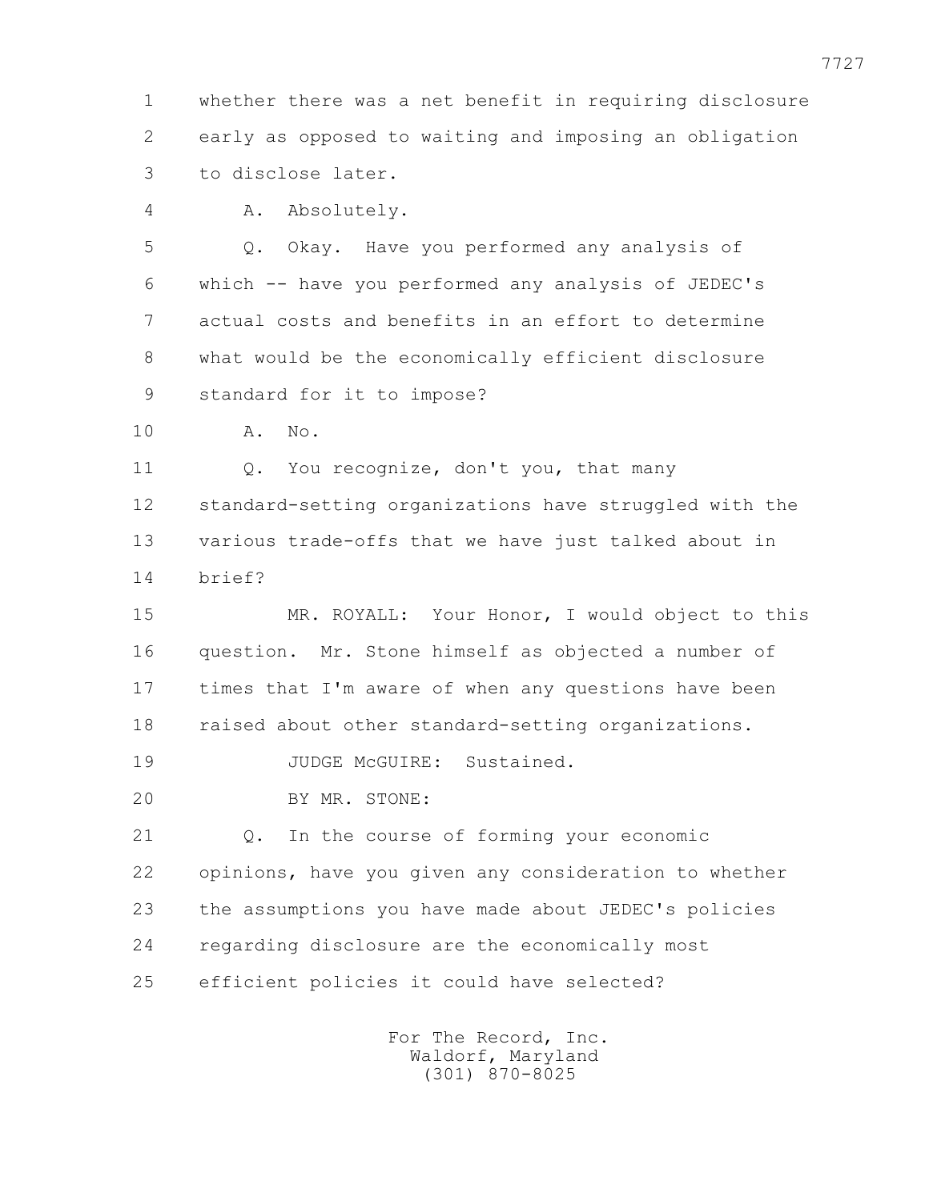1 whether there was a net benefit in requiring disclosure
2 early as opposed to waiting and imposing an obligation
3 to disclose later.

4 A. Absolutely.

5 Q. Okay. Have you performed any analysis of
6 which -- have you performed any analysis of JEDEC's
7 actual costs and benefits in an effort to determine
8 what would be the economically efficient disclosure
9 standard for it to impose?

10 A. No.

11 Q. You recognize, don't you, that many
12 standard-setting organizations have struggled with the
13 various trade-offs that we have just talked about in
14 brief?

15 MR. ROYALL: Your Honor, I would object to this
16 question. Mr. Stone himself as objected a number of
17 times that I'm aware of when any questions have been
18 raised about other standard-setting organizations.

19 JUDGE McGUIRE: Sustained.

20 BY MR. STONE:

21 Q. In the course of forming your economic
22 opinions, have you given any consideration to whether
23 the assumptions you have made about JEDEC's policies
24 regarding disclosure are the economically most
25 efficient policies it could have selected?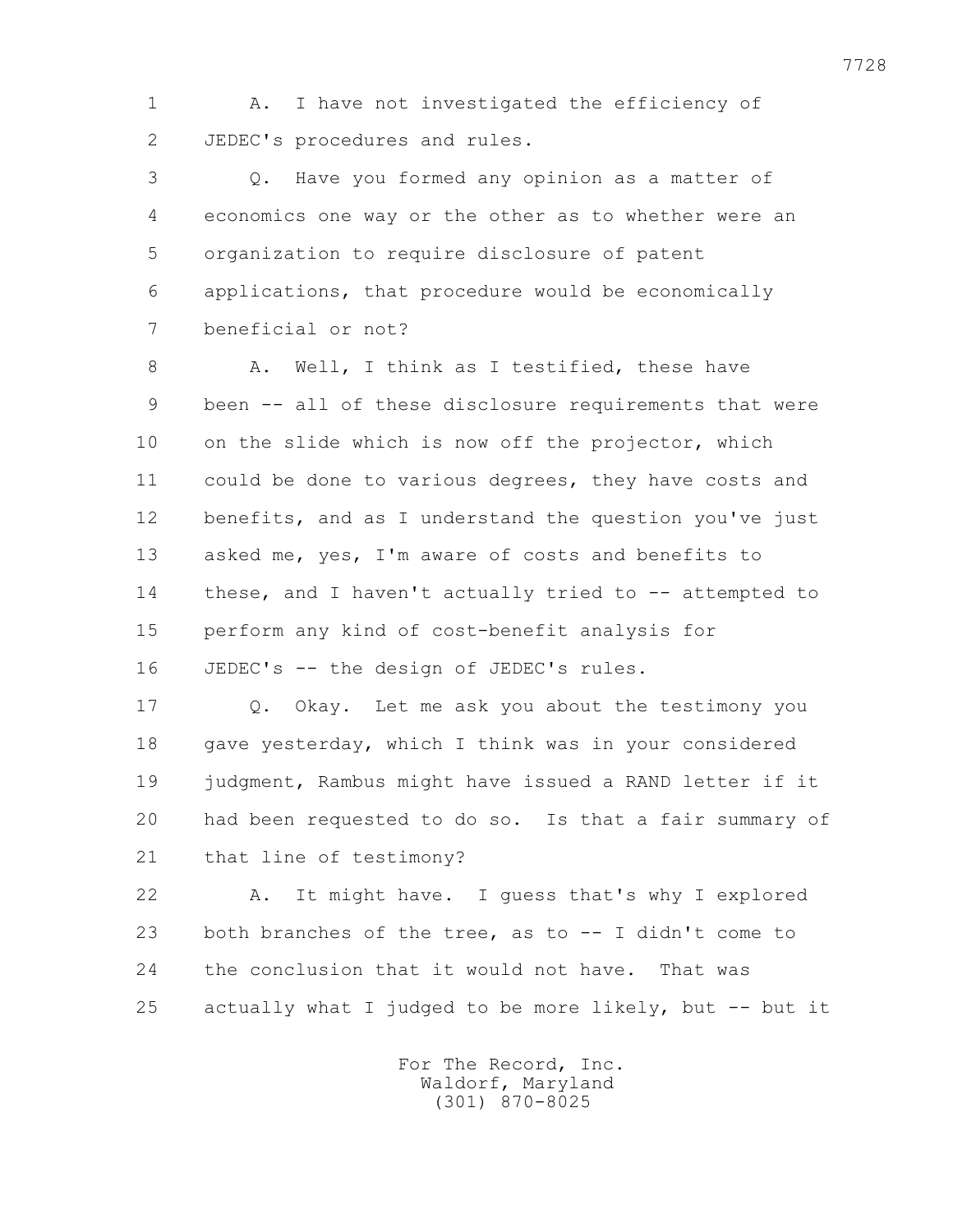1 A. I have not investigated the efficiency of
2 JEDEC's procedures and rules.
3 Q. Have you formed any opinion as a matter of
4 economics one way or the other as to whether were an
5 organization to require disclosure of patent
6 applications, that procedure would be economically
7 beneficial or not?
8 A. Well, I think as I testified, these have
9 been -- all of these disclosure requirements that were
10 on the slide which is now off the projector, which
11 could be done to various degrees, they have costs and
12 benefits, and as I understand the question you've just
13 asked me, yes, I'm aware of costs and benefits to
14 these, and I haven't actually tried to -- attempted to
15 perform any kind of cost-benefit analysis for
16 JEDEC's -- the design of JEDEC's rules.
17 Q. Okay. Let me ask you about the testimony you
18 gave yesterday, which I think was in your considered
19 judgment, Rambus might have issued a RAND letter if it
20 had been requested to do so. Is that a fair summary of
21 that line of testimony?
22 A. It might have. I guess that's why I explored
23 both branches of the tree, as to -- I didn't come to
24 the conclusion that it would not have. That was
25 actually what I judged to be more likely, but -- but it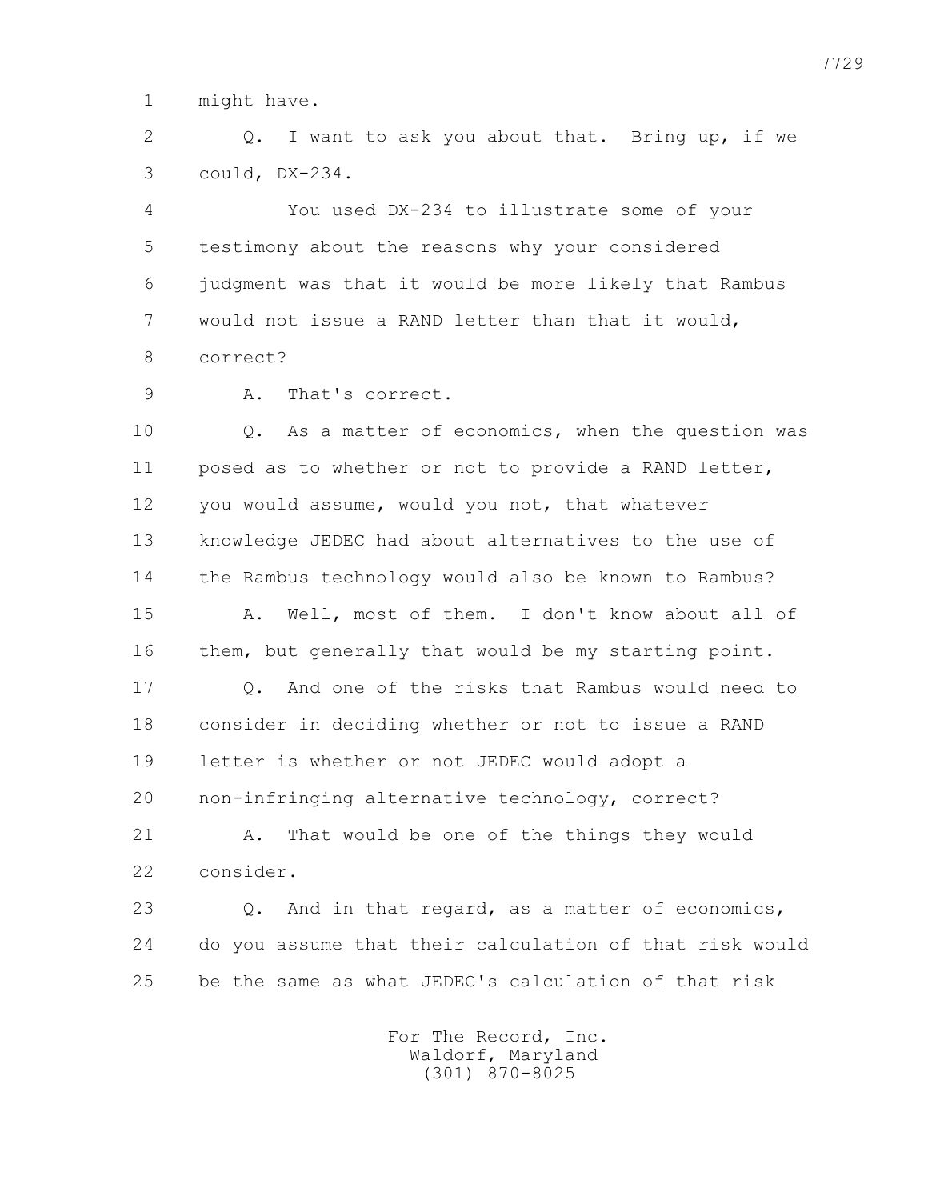might have.

Q. I want to ask you about that. Bring up, if we could, DX-234.

You used DX-234 to illustrate some of your testimony about the reasons why your considered judgment was that it would be more likely that Rambus would not issue a RAND letter than that it would, correct?

A. That's correct.

Q. As a matter of economics, when the question was posed as to whether or not to provide a RAND letter, you would assume, would you not, that whatever knowledge JEDEC had about alternatives to the use of the Rambus technology would also be known to Rambus?

A. Well, most of them. I don't know about all of them, but generally that would be my starting point.

Q. And one of the risks that Rambus would need to consider in deciding whether or not to issue a RAND letter is whether or not JEDEC would adopt a non-infringing alternative technology, correct?

A. That would be one of the things they would consider.

Q. And in that regard, as a matter of economics, do you assume that their calculation of that risk would be the same as what JEDEC's calculation of that risk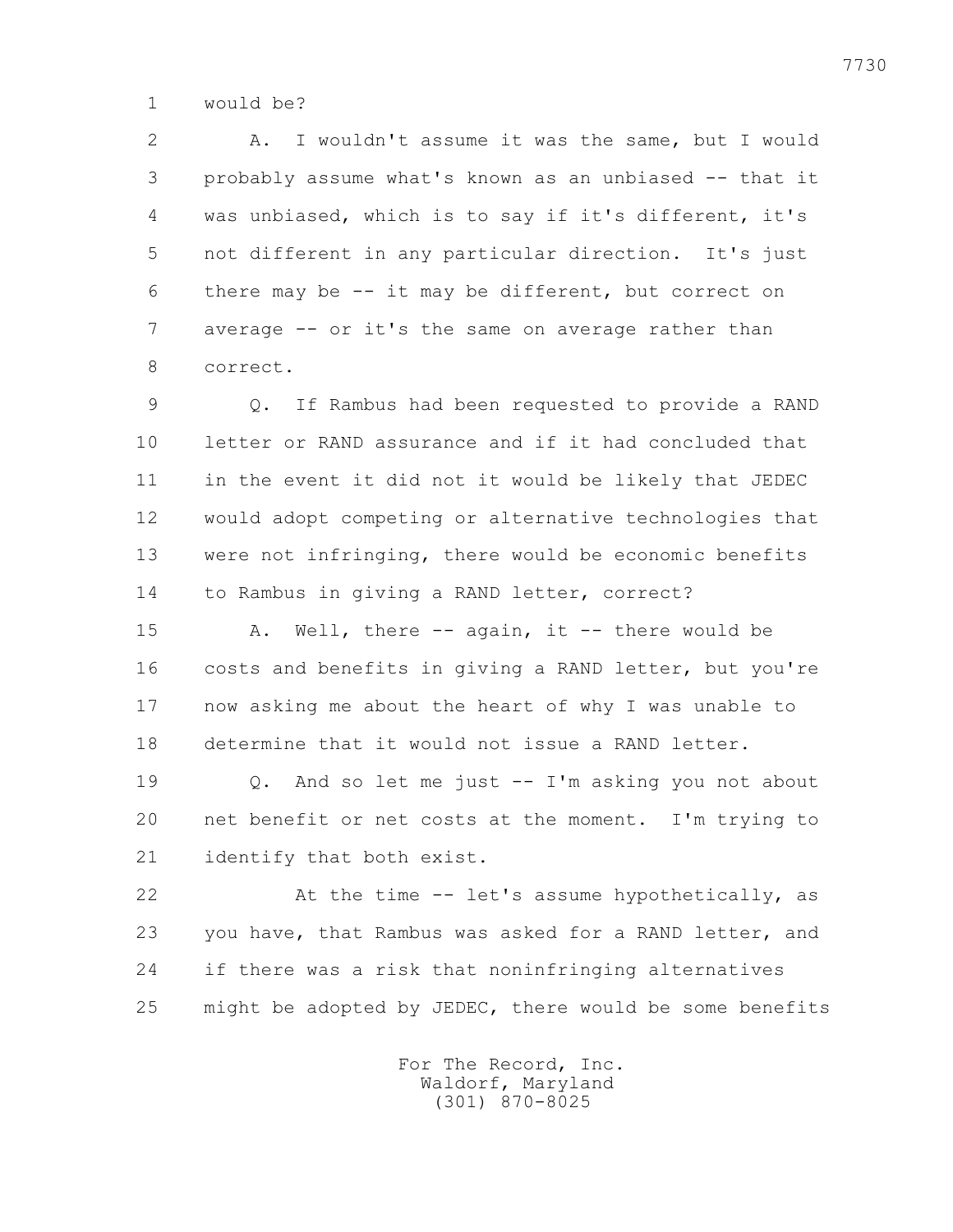1 would be?

2 A. I wouldn't assume it was the same, but I would
3 probably assume what's known as an unbiased -- that it
4 was unbiased, which is to say if it's different, it's
5 not different in any particular direction. It's just
6 there may be -- it may be different, but correct on
7 average -- or it's the same on average rather than
8 correct.

9 Q. If Rambus had been requested to provide a RAND
10 letter or RAND assurance and if it had concluded that
11 in the event it did not it would be likely that JEDEC
12 would adopt competing or alternative technologies that
13 were not infringing, there would be economic benefits
14 to Rambus in giving a RAND letter, correct?

15 A. Well, there -- again, it -- there would be
16 costs and benefits in giving a RAND letter, but you're
17 now asking me about the heart of why I was unable to
18 determine that it would not issue a RAND letter.

19 Q. And so let me just -- I'm asking you not about
20 net benefit or net costs at the moment. I'm trying to
21 identify that both exist.

22 At the time -- let's assume hypothetically, as
23 you have, that Rambus was asked for a RAND letter, and
24 if there was a risk that noninfringing alternatives
25 might be adopted by JEDEC, there would be some benefits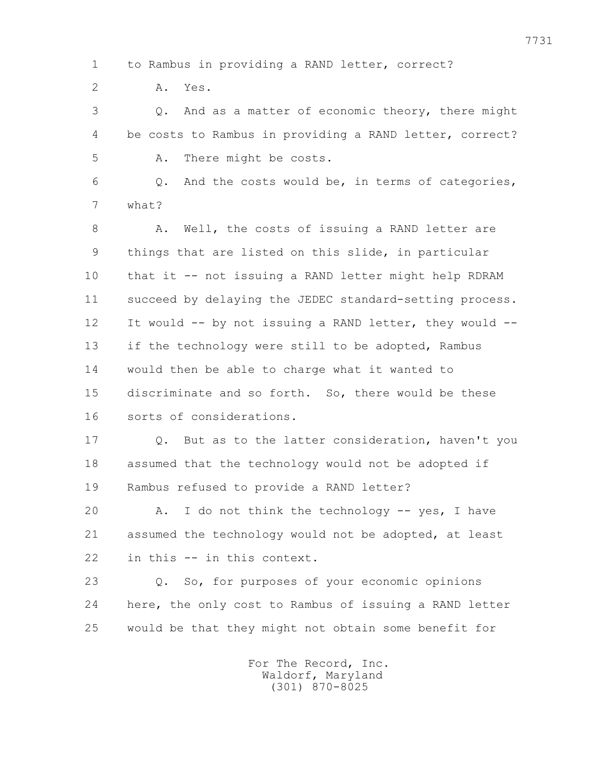1 to Rambus in providing a RAND letter, correct?

2 A. Yes.

3 Q. And as a matter of economic theory, there might

4 be costs to Rambus in providing a RAND letter, correct?

5 A. There might be costs.

6 Q. And the costs would be, in terms of categories,

7 what?

8 A. Well, the costs of issuing a RAND letter are

9 things that are listed on this slide, in particular

10 that it -- not issuing a RAND letter might help RDRAM

11 succeed by delaying the JEDEC standard-setting process.

12 It would -- by not issuing a RAND letter, they would --

13 if the technology were still to be adopted, Rambus

14 would then be able to charge what it wanted to

15 discriminate and so forth. So, there would be these

16 sorts of considerations.

17 Q. But as to the latter consideration, haven't you

18 assumed that the technology would not be adopted if

19 Rambus refused to provide a RAND letter?

20 A. I do not think the technology -- yes, I have

21 assumed the technology would not be adopted, at least

22 in this -- in this context.

23 Q. So, for purposes of your economic opinions

24 here, the only cost to Rambus of issuing a RAND letter

25 would be that they might not obtain some benefit for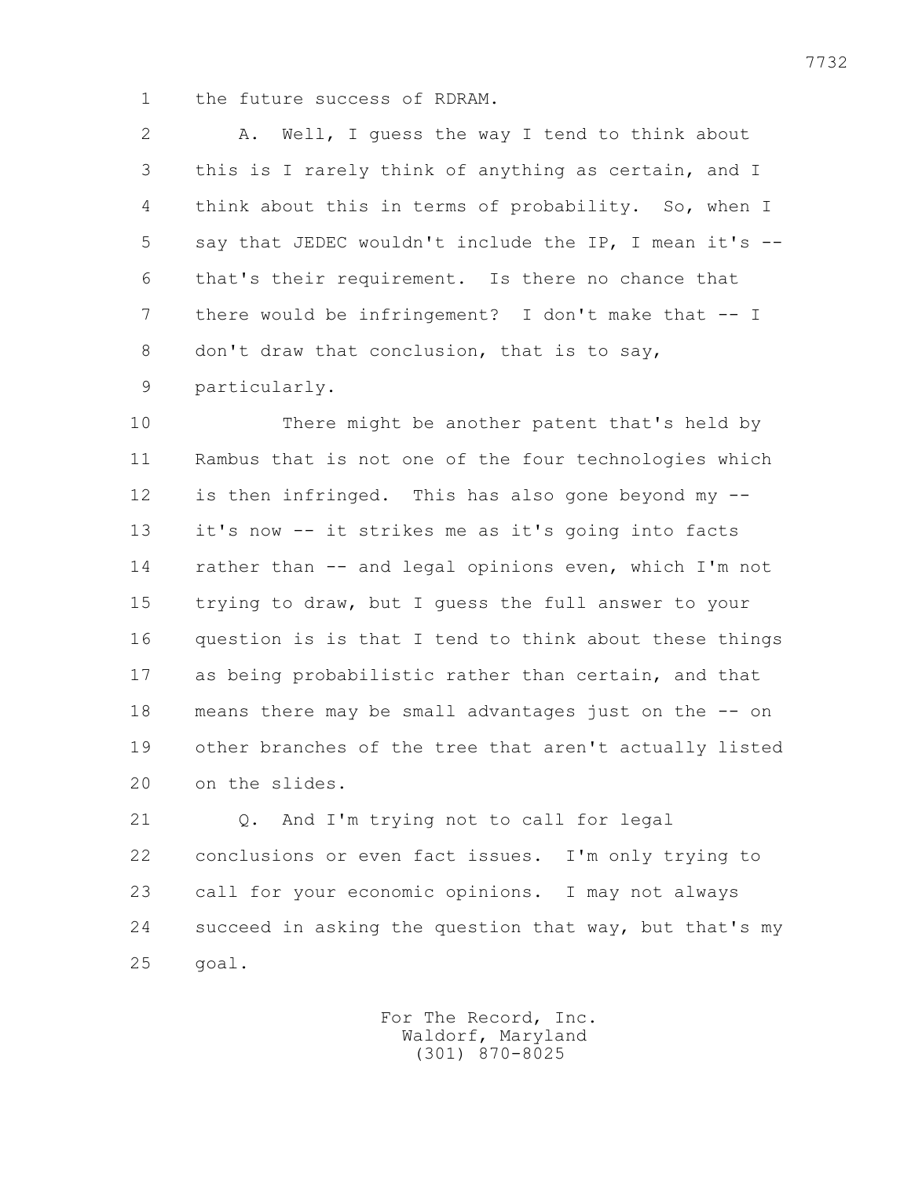1 the future success of RDRAM.

2 A. Well, I guess the way I tend to think about
3 this is I rarely think of anything as certain, and I
4 think about this in terms of probability. So, when I
5 say that JEDEC wouldn't include the IP, I mean it's --
6 that's their requirement. Is there no chance that
7 there would be infringement? I don't make that -- I
8 don't draw that conclusion, that is to say,
9 particularly.

10 There might be another patent that's held by
11 Rambus that is not one of the four technologies which
12 is then infringed. This has also gone beyond my --
13 it's now -- it strikes me as it's going into facts
14 rather than -- and legal opinions even, which I'm not
15 trying to draw, but I guess the full answer to your
16 question is is that I tend to think about these things
17 as being probabilistic rather than certain, and that
18 means there may be small advantages just on the -- on
19 other branches of the tree that aren't actually listed
20 on the slides.

21 Q. And I'm trying not to call for legal
22 conclusions or even fact issues. I'm only trying to
23 call for your economic opinions. I may not always
24 succeed in asking the question that way, but that's my
25 goal.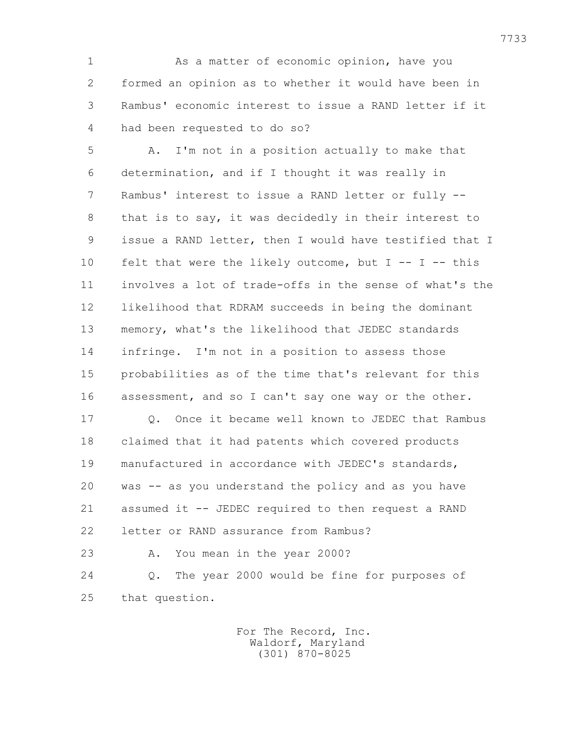As a matter of economic opinion, have you formed an opinion as to whether it would have been in Rambus' economic interest to issue a RAND letter if it had been requested to do so?

A. I'm not in a position actually to make that determination, and if I thought it was really in Rambus' interest to issue a RAND letter or fully -- that is to say, it was decidedly in their interest to issue a RAND letter, then I would have testified that I felt that were the likely outcome, but I -- I -- this involves a lot of trade-offs in the sense of what's the likelihood that RDRAM succeeds in being the dominant memory, what's the likelihood that JEDEC standards infringe. I'm not in a position to assess those probabilities as of the time that's relevant for this assessment, and so I can't say one way or the other.

Q. Once it became well known to JEDEC that Rambus claimed that it had patents which covered products manufactured in accordance with JEDEC's standards, was -- as you understand the policy and as you have assumed it -- JEDEC required to then request a RAND letter or RAND assurance from Rambus?

A. You mean in the year 2000?

Q. The year 2000 would be fine for purposes of that question.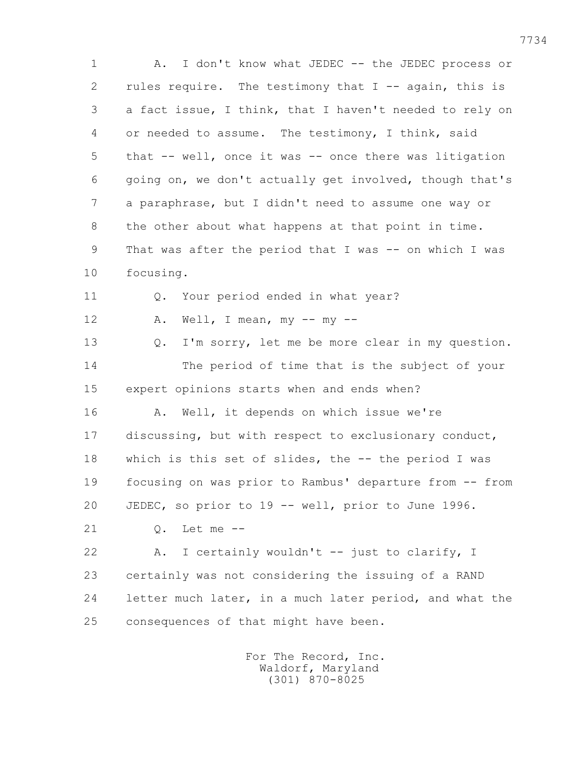1 A. I don't know what JEDEC -- the JEDEC process or
2 rules require. The testimony that I -- again, this is
3 a fact issue, I think, that I haven't needed to rely on
4 or needed to assume. The testimony, I think, said
5 that -- well, once it was -- once there was litigation
6 going on, we don't actually get involved, though that's
7 a paraphrase, but I didn't need to assume one way or
8 the other about what happens at that point in time.
9 That was after the period that I was -- on which I was
10 focusing.

11 Q. Your period ended in what year?

12 A. Well, I mean, my -- my --

13 Q. I'm sorry, let me be more clear in my question.
14 The period of time that is the subject of your
15 expert opinions starts when and ends when?

16 A. Well, it depends on which issue we're
17 discussing, but with respect to exclusionary conduct,
18 which is this set of slides, the -- the period I was
19 focusing on was prior to Rambus' departure from -- from
20 JEDEC, so prior to 19 -- well, prior to June 1996.

21 Q. Let me --

22 A. I certainly wouldn't -- just to clarify, I
23 certainly was not considering the issuing of a RAND
24 letter much later, in a much later period, and what the
25 consequences of that might have been.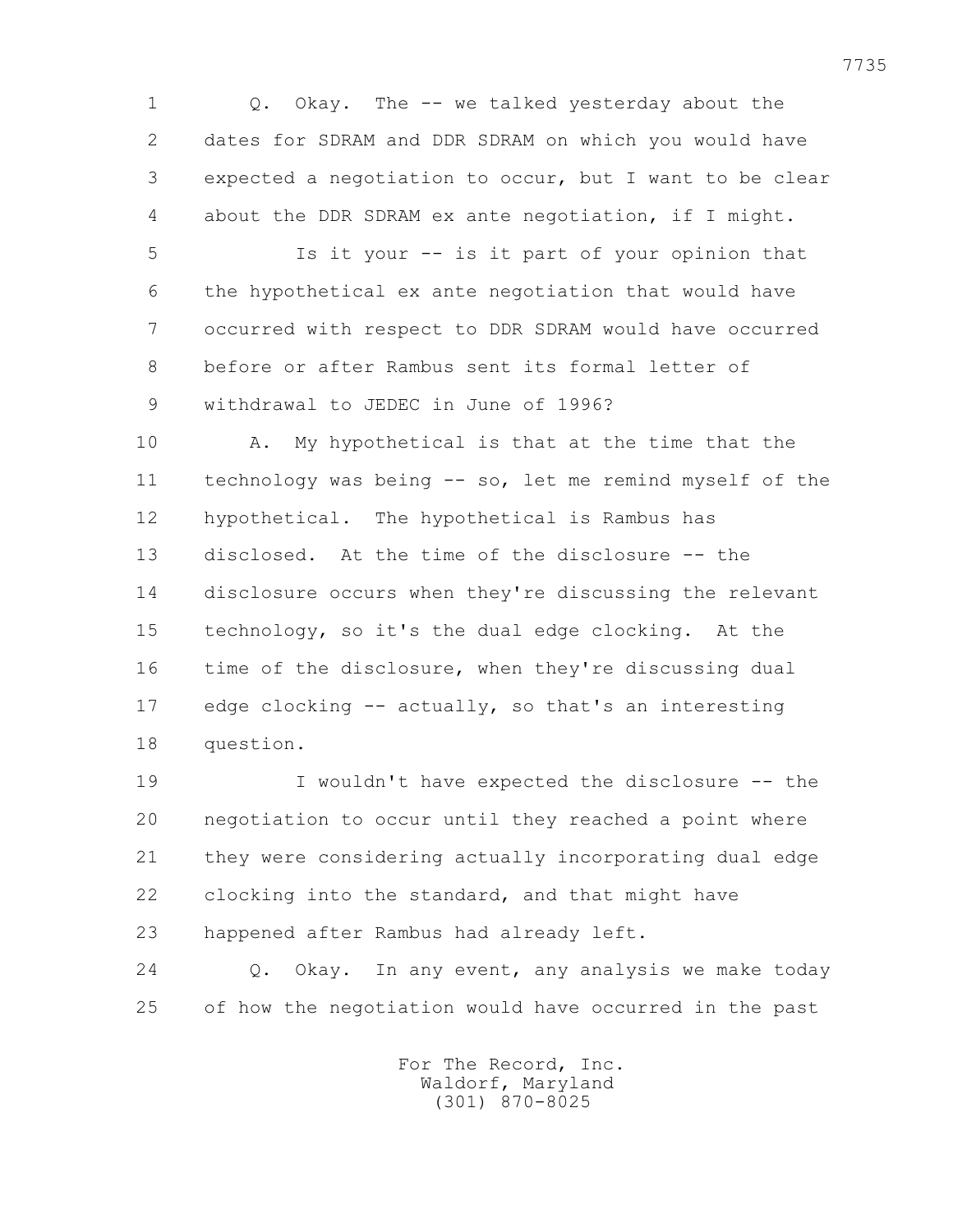Q. Okay. The -- we talked yesterday about the dates for SDRAM and DDR SDRAM on which you would have expected a negotiation to occur, but I want to be clear about the DDR SDRAM ex ante negotiation, if I might.

Is it your -- is it part of your opinion that the hypothetical ex ante negotiation that would have occurred with respect to DDR SDRAM would have occurred before or after Rambus sent its formal letter of withdrawal to JEDEC in June of 1996?

A. My hypothetical is that at the time that the technology was being -- so, let me remind myself of the hypothetical. The hypothetical is Rambus has disclosed. At the time of the disclosure -- the disclosure occurs when they're discussing the relevant technology, so it's the dual edge clocking. At the time of the disclosure, when they're discussing dual edge clocking -- actually, so that's an interesting question.

I wouldn't have expected the disclosure -- the negotiation to occur until they reached a point where they were considering actually incorporating dual edge clocking into the standard, and that might have happened after Rambus had already left.

Q. Okay. In any event, any analysis we make today of how the negotiation would have occurred in the past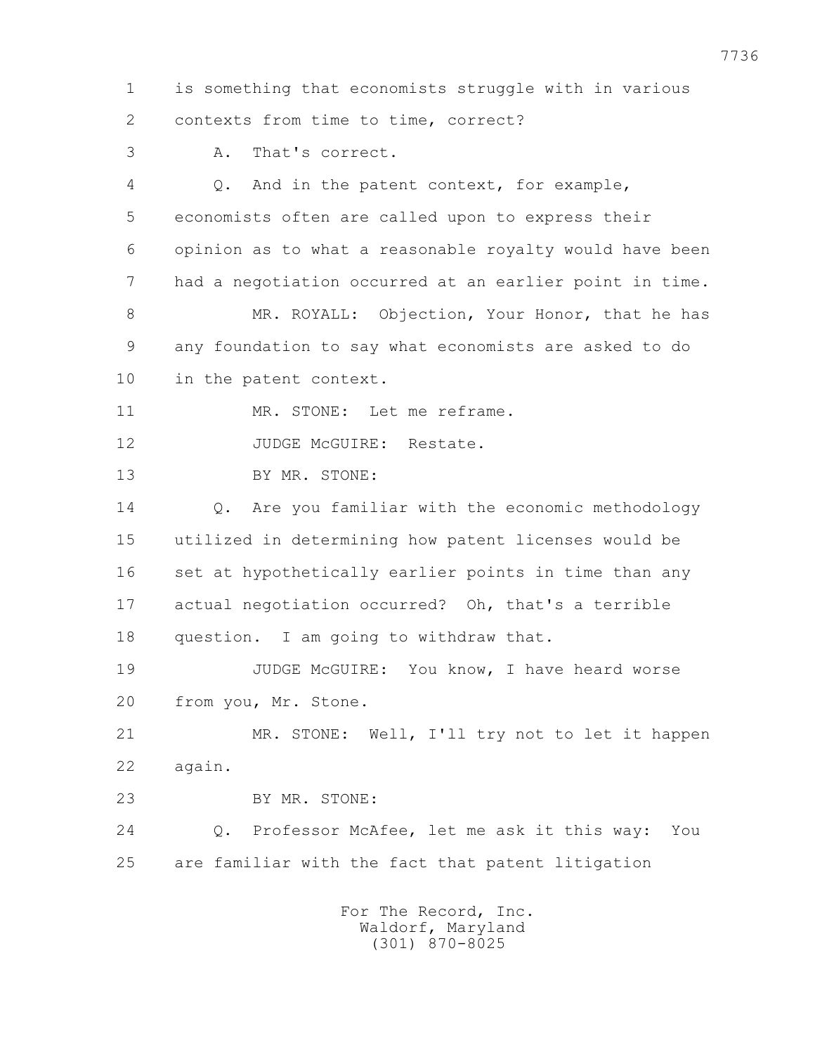1 is something that economists struggle with in various
2 contexts from time to time, correct?
3 A. That's correct.
4 Q. And in the patent context, for example,
5 economists often are called upon to express their
6 opinion as to what a reasonable royalty would have been
7 had a negotiation occurred at an earlier point in time.
8 MR. ROYALL: Objection, Your Honor, that he has
9 any foundation to say what economists are asked to do
10 in the patent context.
11 MR. STONE: Let me reframe.
12 JUDGE McGUIRE: Restate.
13 BY MR. STONE:
14 Q. Are you familiar with the economic methodology
15 utilized in determining how patent licenses would be
16 set at hypothetically earlier points in time than any
17 actual negotiation occurred? Oh, that's a terrible
18 question. I am going to withdraw that.
19 JUDGE McGUIRE: You know, I have heard worse
20 from you, Mr. Stone.
21 MR. STONE: Well, I'll try not to let it happen
22 again.
23 BY MR. STONE:
24 Q. Professor McAfee, let me ask it this way: You
25 are familiar with the fact that patent litigation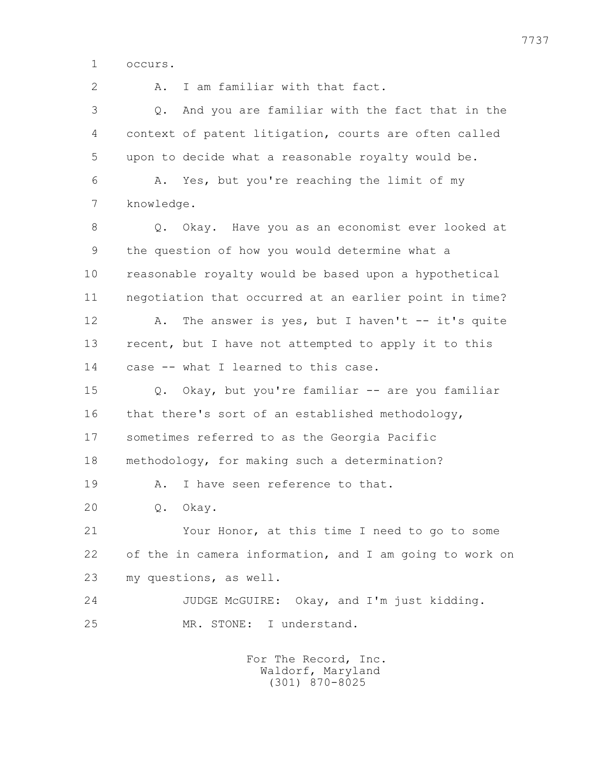occurs.

A. I am familiar with that fact.

Q. And you are familiar with the fact that in the context of patent litigation, courts are often called upon to decide what a reasonable royalty would be.

A. Yes, but you're reaching the limit of my knowledge.

Q. Okay. Have you as an economist ever looked at the question of how you would determine what a reasonable royalty would be based upon a hypothetical negotiation that occurred at an earlier point in time?

A. The answer is yes, but I haven't -- it's quite recent, but I have not attempted to apply it to this case -- what I learned to this case.

Q. Okay, but you're familiar -- are you familiar that there's sort of an established methodology, sometimes referred to as the Georgia Pacific methodology, for making such a determination?

A. I have seen reference to that.

Q. Okay.

Your Honor, at this time I need to go to some of the in camera information, and I am going to work on my questions, as well.

JUDGE McGUIRE: Okay, and I'm just kidding.

MR. STONE: I understand.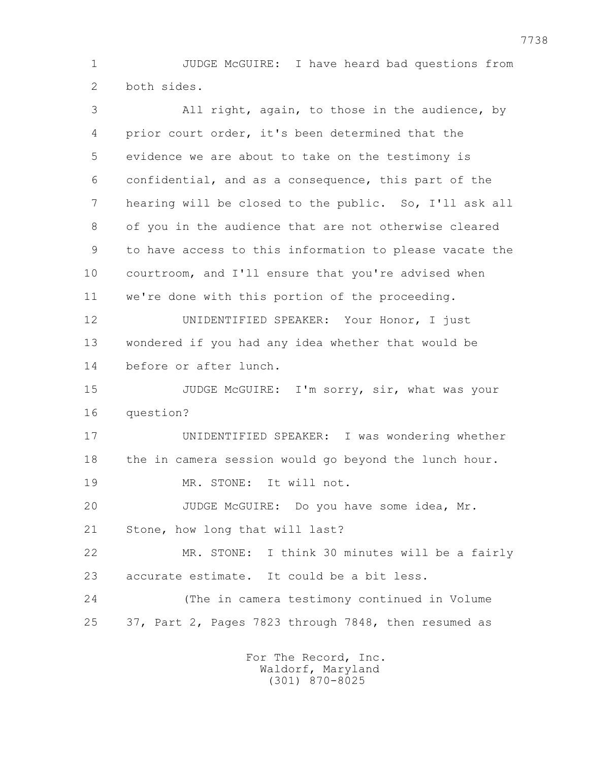1 JUDGE McGUIRE: I have heard bad questions from
2 both sides.

3 All right, again, to those in the audience, by
4 prior court order, it's been determined that the
5 evidence we are about to take on the testimony is
6 confidential, and as a consequence, this part of the
7 hearing will be closed to the public. So, I'll ask all
8 of you in the audience that are not otherwise cleared
9 to have access to this information to please vacate the
10 courtroom, and I'll ensure that you're advised when
11 we're done with this portion of the proceeding.

12 UNIDENTIFIED SPEAKER: Your Honor, I just
13 wondered if you had any idea whether that would be
14 before or after lunch.

15 JUDGE McGUIRE: I'm sorry, sir, what was your
16 question?

17 UNIDENTIFIED SPEAKER: I was wondering whether
18 the in camera session would go beyond the lunch hour.

19 MR. STONE: It will not.

20 JUDGE McGUIRE: Do you have some idea, Mr.
21 Stone, how long that will last?

22 MR. STONE: I think 30 minutes will be a fairly
23 accurate estimate. It could be a bit less.

24 (The in camera testimony continued in Volume
25 37, Part 2, Pages 7823 through 7848, then resumed as

For The Record, Inc.
Waldorf, Maryland
(301) 870-8025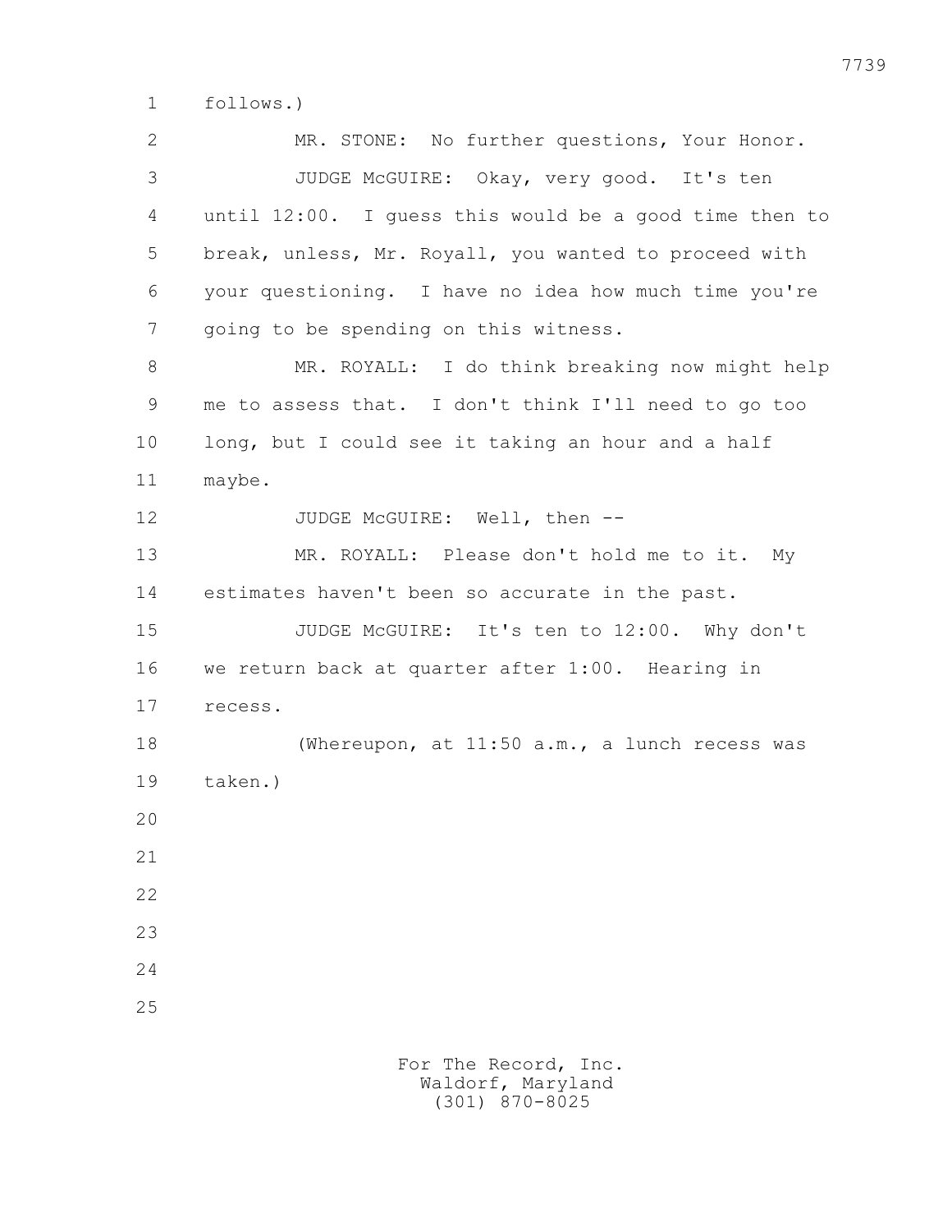follows.)

MR. STONE: No further questions, Your Honor.

JUDGE McGUIRE: Okay, very good. It's ten until 12:00. I guess this would be a good time then to break, unless, Mr. Royall, you wanted to proceed with your questioning. I have no idea how much time you're going to be spending on this witness.

MR. ROYALL: I do think breaking now might help me to assess that. I don't think I'll need to go too long, but I could see it taking an hour and a half maybe.

JUDGE McGUIRE: Well, then --

MR. ROYALL: Please don't hold me to it. My estimates haven't been so accurate in the past.

JUDGE McGUIRE: It's ten to 12:00. Why don't we return back at quarter after 1:00. Hearing in recess.

(Whereupon, at 11:50 a.m., a lunch recess was taken.)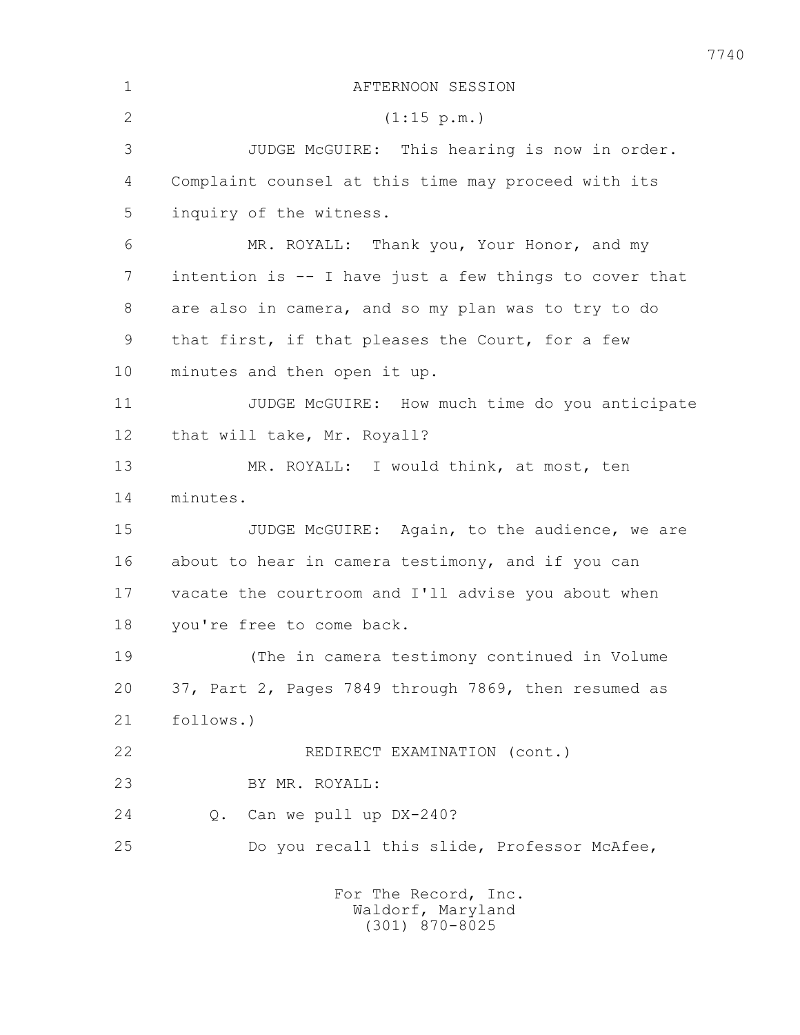AFTERNOON SESSION

(1:15 p.m.)

JUDGE McGUIRE: This hearing is now in order. Complaint counsel at this time may proceed with its inquiry of the witness.

MR. ROYALL: Thank you, Your Honor, and my intention is -- I have just a few things to cover that are also in camera, and so my plan was to try to do that first, if that pleases the Court, for a few minutes and then open it up.

JUDGE McGUIRE: How much time do you anticipate that will take, Mr. Royall?

MR. ROYALL: I would think, at most, ten minutes.

JUDGE McGUIRE: Again, to the audience, we are about to hear in camera testimony, and if you can vacate the courtroom and I'll advise you about when you're free to come back.

(The in camera testimony continued in Volume 37, Part 2, Pages 7849 through 7869, then resumed as follows.)

REDIRECT EXAMINATION (cont.)

BY MR. ROYALL:

Q. Can we pull up DX-240?

Do you recall this slide, Professor McAfee,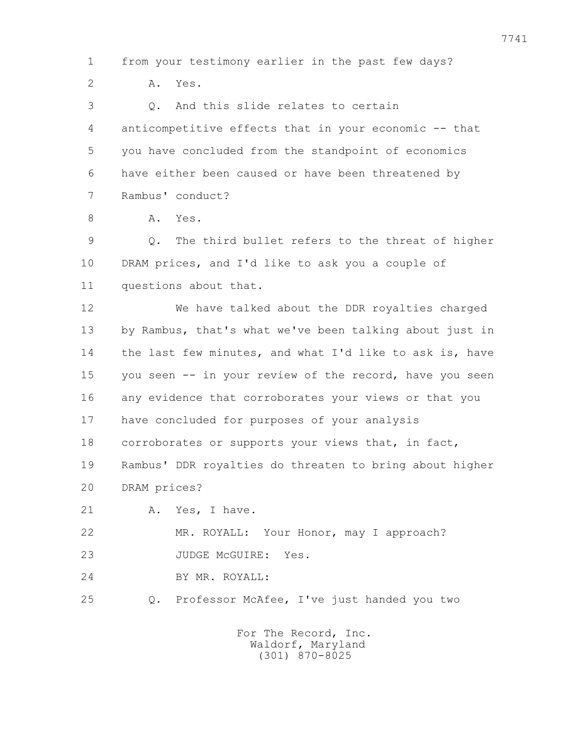1 from your testimony earlier in the past few days?

2 A. Yes.

3 Q. And this slide relates to certain

4 anticompetitive effects that in your economic -- that

5 you have concluded from the standpoint of economics

6 have either been caused or have been threatened by

7 Rambus' conduct?

8 A. Yes.

9 Q. The third bullet refers to the threat of higher

10 DRAM prices, and I'd like to ask you a couple of

11 questions about that.

12 We have talked about the DDR royalties charged

13 by Rambus, that's what we've been talking about just in

14 the last few minutes, and what I'd like to ask is, have

15 you seen -- in your review of the record, have you seen

16 any evidence that corroborates your views or that you

17 have concluded for purposes of your analysis

18 corroborates or supports your views that, in fact,

19 Rambus' DDR royalties do threaten to bring about higher

20 DRAM prices?

21 A. Yes, I have.

22 MR. ROYALL: Your Honor, may I approach?

23 JUDGE McGUIRE: Yes.

24 BY MR. ROYALL:

25 Q. Professor McAfee, I've just handed you two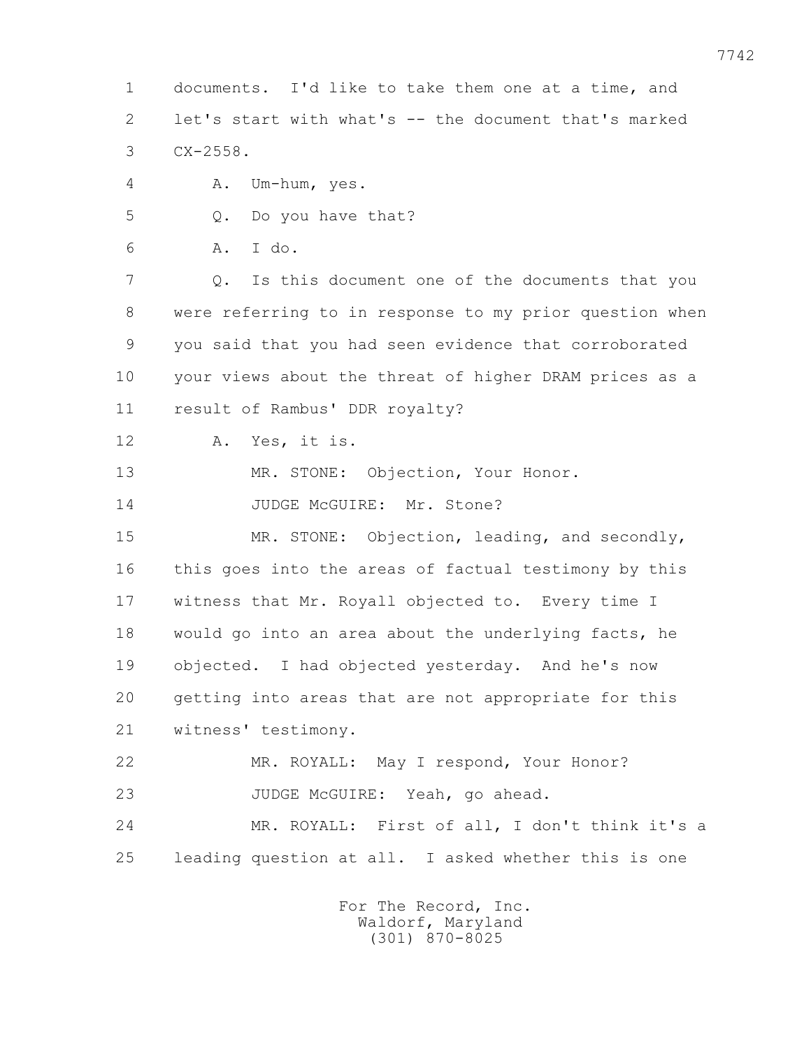1 documents. I'd like to take them one at a time, and
2 let's start with what's -- the document that's marked
3 CX-2558.

4 A. Um-hum, yes.

5 Q. Do you have that?

6 A. I do.

7 Q. Is this document one of the documents that you
8 were referring to in response to my prior question when
9 you said that you had seen evidence that corroborated
10 your views about the threat of higher DRAM prices as a
11 result of Rambus' DDR royalty?

12 A. Yes, it is.

13 MR. STONE: Objection, Your Honor.

14 JUDGE McGUIRE: Mr. Stone?

15 MR. STONE: Objection, leading, and secondly,
16 this goes into the areas of factual testimony by this
17 witness that Mr. Royall objected to. Every time I
18 would go into an area about the underlying facts, he
19 objected. I had objected yesterday. And he's now
20 getting into areas that are not appropriate for this
21 witness' testimony.

22 MR. ROYALL: May I respond, Your Honor?

23 JUDGE McGUIRE: Yeah, go ahead.

24 MR. ROYALL: First of all, I don't think it's a
25 leading question at all. I asked whether this is one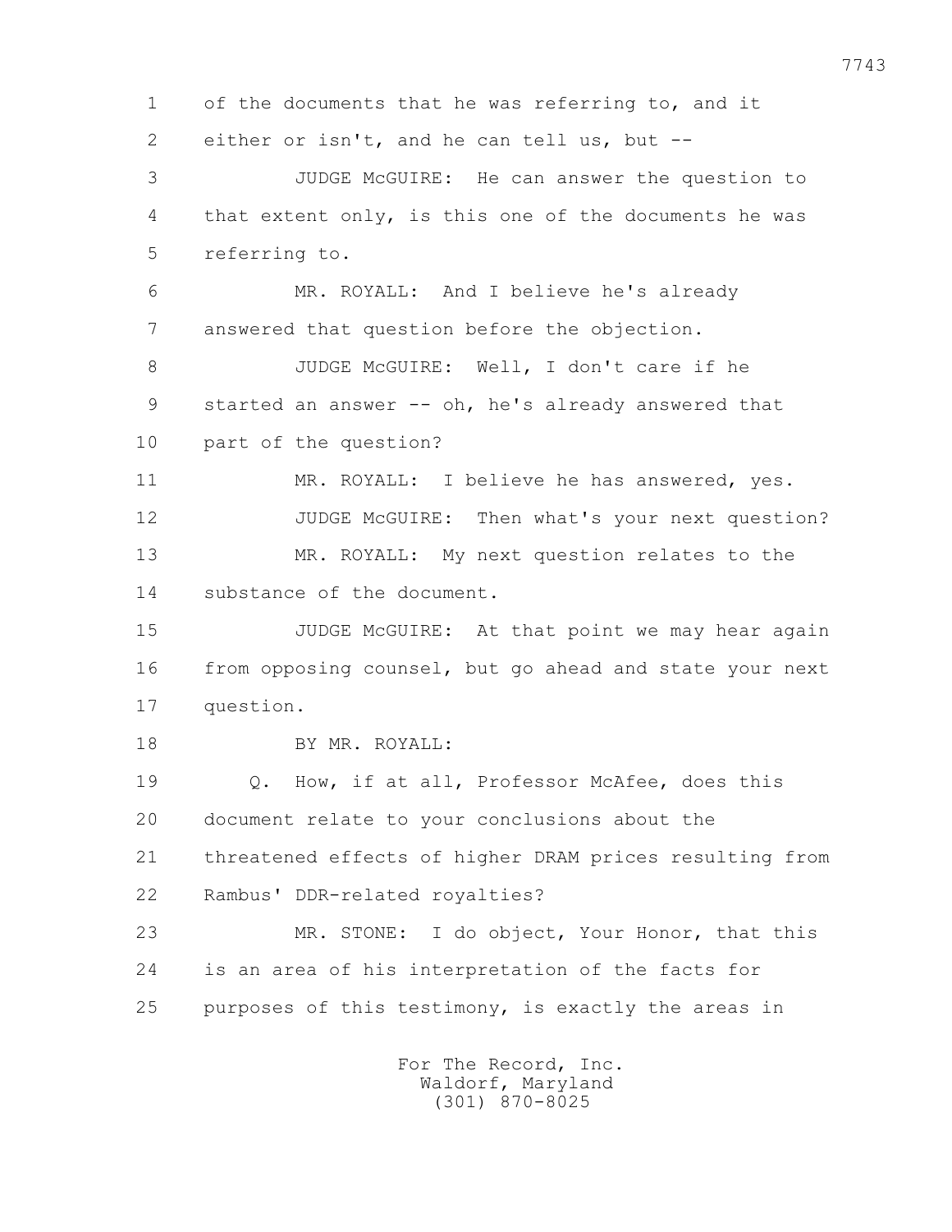1 of the documents that he was referring to, and it
2 either or isn't, and he can tell us, but --
3 JUDGE McGUIRE: He can answer the question to
4 that extent only, is this one of the documents he was
5 referring to.
6 MR. ROYALL: And I believe he's already
7 answered that question before the objection.
8 JUDGE McGUIRE: Well, I don't care if he
9 started an answer -- oh, he's already answered that
10 part of the question?
11 MR. ROYALL: I believe he has answered, yes.
12 JUDGE McGUIRE: Then what's your next question?
13 MR. ROYALL: My next question relates to the
14 substance of the document.
15 JUDGE McGUIRE: At that point we may hear again
16 from opposing counsel, but go ahead and state your next
17 question.
18 BY MR. ROYALL:
19 Q. How, if at all, Professor McAfee, does this
20 document relate to your conclusions about the
21 threatened effects of higher DRAM prices resulting from
22 Rambus' DDR-related royalties?
23 MR. STONE: I do object, Your Honor, that this
24 is an area of his interpretation of the facts for
25 purposes of this testimony, is exactly the areas in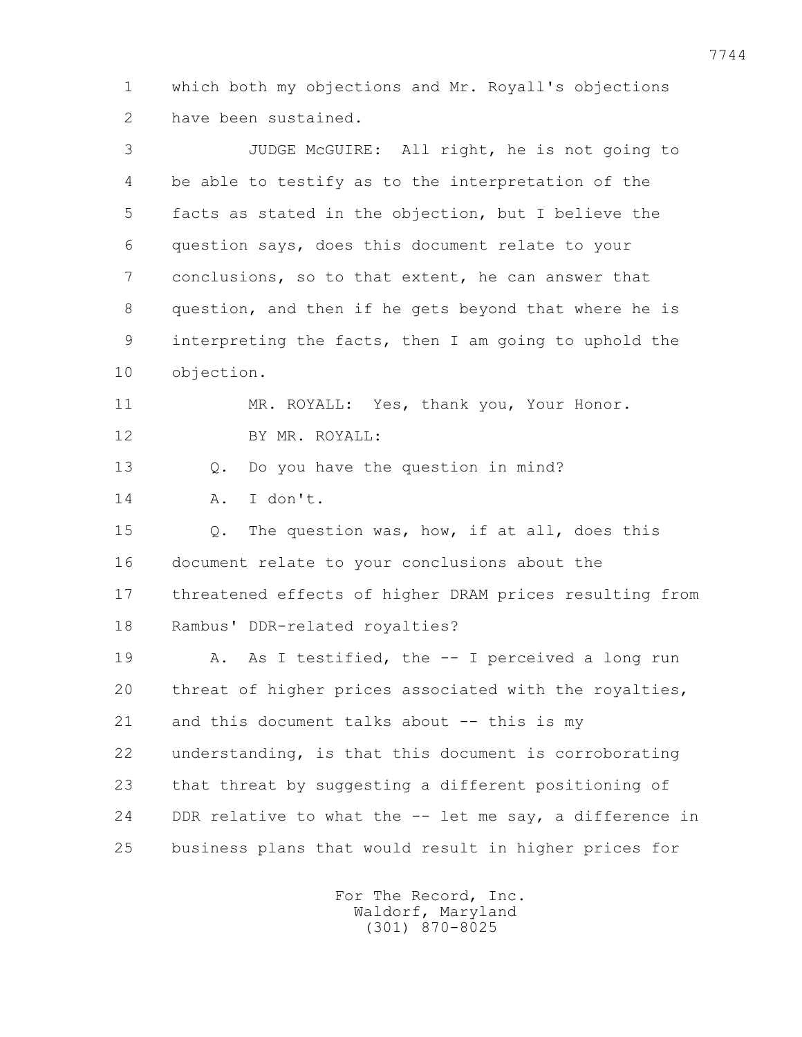which both my objections and Mr. Royall's objections have been sustained.

JUDGE McGUIRE: All right, he is not going to be able to testify as to the interpretation of the facts as stated in the objection, but I believe the question says, does this document relate to your conclusions, so to that extent, he can answer that question, and then if he gets beyond that where he is interpreting the facts, then I am going to uphold the objection.

MR. ROYALL: Yes, thank you, Your Honor.

BY MR. ROYALL:

Q. Do you have the question in mind?

A. I don't.

Q. The question was, how, if at all, does this document relate to your conclusions about the threatened effects of higher DRAM prices resulting from Rambus' DDR-related royalties?

A. As I testified, the -- I perceived a long run threat of higher prices associated with the royalties, and this document talks about -- this is my understanding, is that this document is corroborating that threat by suggesting a different positioning of DDR relative to what the -- let me say, a difference in business plans that would result in higher prices for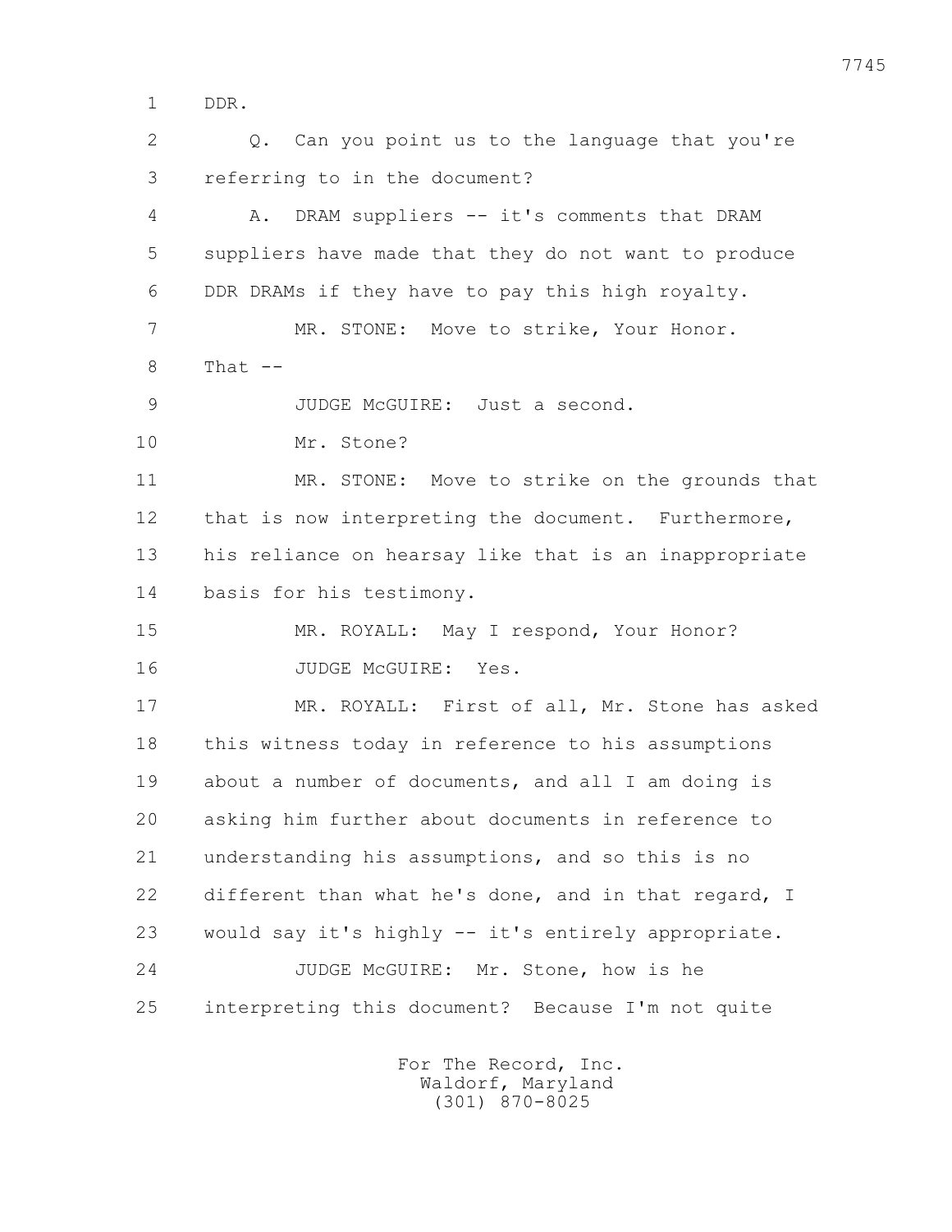1 DDR.

2 Q. Can you point us to the language that you're

3 referring to in the document?

4 A. DRAM suppliers -- it's comments that DRAM

5 suppliers have made that they do not want to produce

6 DDR DRAMs if they have to pay this high royalty.

7 MR. STONE: Move to strike, Your Honor.

8 That --

9 JUDGE McGUIRE: Just a second.

10 Mr. Stone?

11 MR. STONE: Move to strike on the grounds that

12 that is now interpreting the document. Furthermore,

13 his reliance on hearsay like that is an inappropriate

14 basis for his testimony.

15 MR. ROYALL: May I respond, Your Honor?

16 JUDGE McGUIRE: Yes.

17 MR. ROYALL: First of all, Mr. Stone has asked

18 this witness today in reference to his assumptions

19 about a number of documents, and all I am doing is

20 asking him further about documents in reference to

21 understanding his assumptions, and so this is no

22 different than what he's done, and in that regard, I

23 would say it's highly -- it's entirely appropriate.

24 JUDGE McGUIRE: Mr. Stone, how is he

25 interpreting this document? Because I'm not quite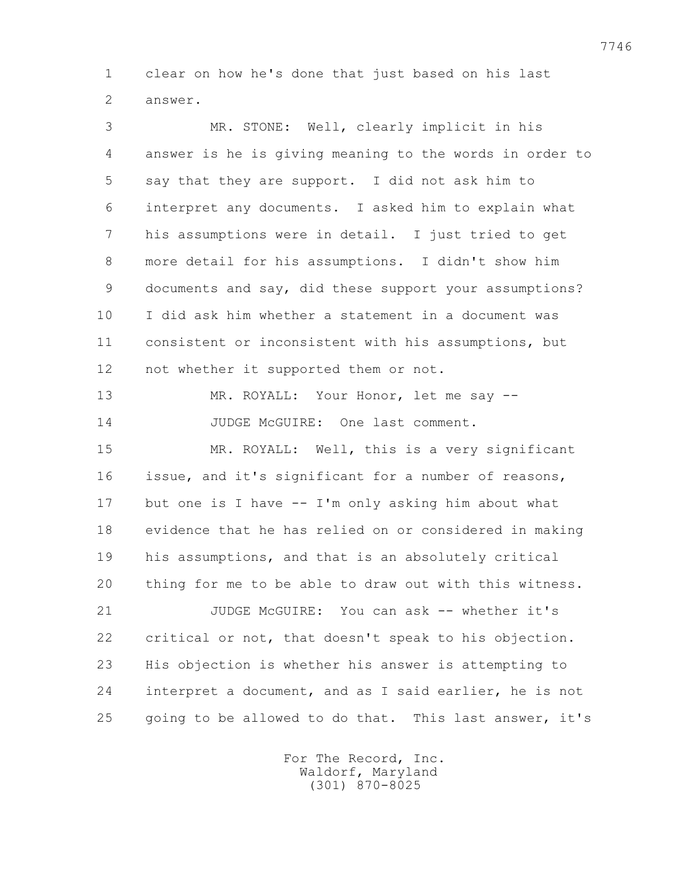1 clear on how he's done that just based on his last
2 answer.

3 MR. STONE: Well, clearly implicit in his
4 answer is he is giving meaning to the words in order to
5 say that they are support. I did not ask him to
6 interpret any documents. I asked him to explain what
7 his assumptions were in detail. I just tried to get
8 more detail for his assumptions. I didn't show him
9 documents and say, did these support your assumptions?
10 I did ask him whether a statement in a document was
11 consistent or inconsistent with his assumptions, but
12 not whether it supported them or not.

13 MR. ROYALL: Your Honor, let me say --

14 JUDGE McGUIRE: One last comment.

15 MR. ROYALL: Well, this is a very significant
16 issue, and it's significant for a number of reasons,
17 but one is I have -- I'm only asking him about what
18 evidence that he has relied on or considered in making
19 his assumptions, and that is an absolutely critical
20 thing for me to be able to draw out with this witness.

21 JUDGE McGUIRE: You can ask -- whether it's
22 critical or not, that doesn't speak to his objection.
23 His objection is whether his answer is attempting to
24 interpret a document, and as I said earlier, he is not
25 going to be allowed to do that. This last answer, it's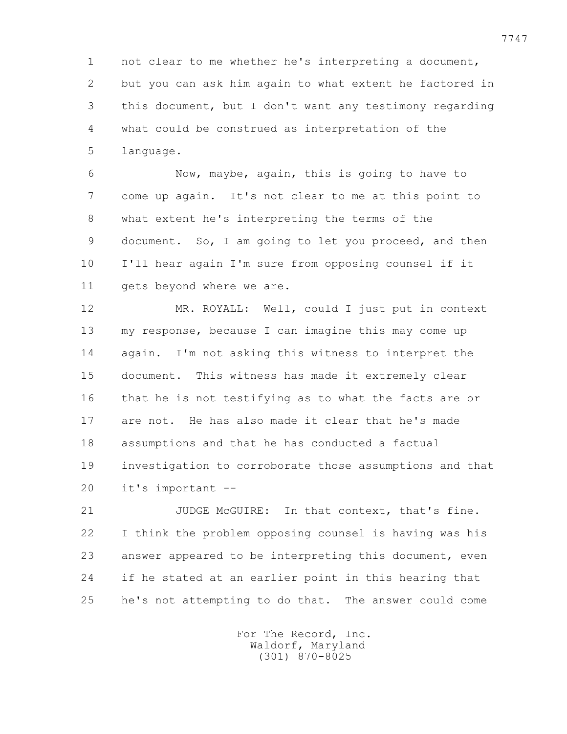not clear to me whether he's interpreting a document, but you can ask him again to what extent he factored in this document, but I don't want any testimony regarding what could be construed as interpretation of the language.

Now, maybe, again, this is going to have to come up again. It's not clear to me at this point to what extent he's interpreting the terms of the document. So, I am going to let you proceed, and then I'll hear again I'm sure from opposing counsel if it gets beyond where we are.

MR. ROYALL: Well, could I just put in context my response, because I can imagine this may come up again. I'm not asking this witness to interpret the document. This witness has made it extremely clear that he is not testifying as to what the facts are or are not. He has also made it clear that he's made assumptions and that he has conducted a factual investigation to corroborate those assumptions and that it's important --

JUDGE McGUIRE: In that context, that's fine. I think the problem opposing counsel is having was his answer appeared to be interpreting this document, even if he stated at an earlier point in this hearing that he's not attempting to do that. The answer could come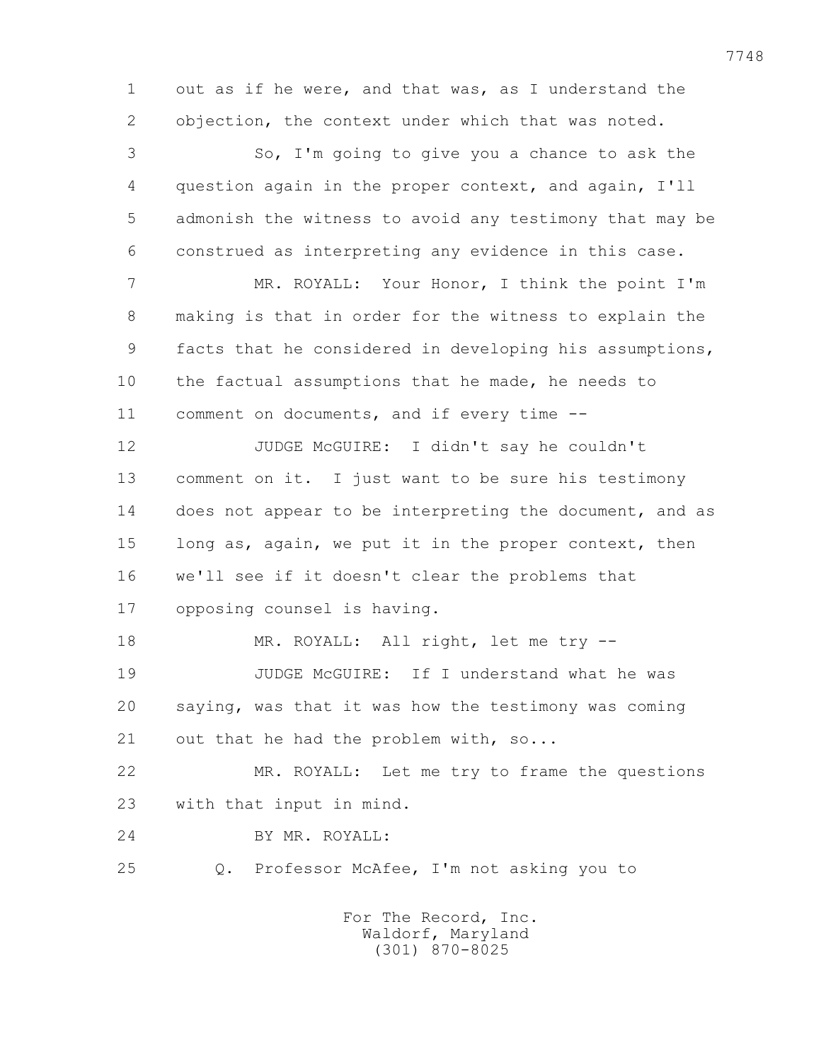out as if he were, and that was, as I understand the objection, the context under which that was noted.

So, I'm going to give you a chance to ask the question again in the proper context, and again, I'll admonish the witness to avoid any testimony that may be construed as interpreting any evidence in this case.

MR. ROYALL: Your Honor, I think the point I'm making is that in order for the witness to explain the facts that he considered in developing his assumptions, the factual assumptions that he made, he needs to comment on documents, and if every time --

JUDGE McGUIRE: I didn't say he couldn't comment on it. I just want to be sure his testimony does not appear to be interpreting the document, and as long as, again, we put it in the proper context, then we'll see if it doesn't clear the problems that opposing counsel is having.

MR. ROYALL: All right, let me try --

JUDGE McGUIRE: If I understand what he was saying, was that it was how the testimony was coming out that he had the problem with, so...

MR. ROYALL: Let me try to frame the questions with that input in mind.

BY MR. ROYALL:

Q. Professor McAfee, I'm not asking you to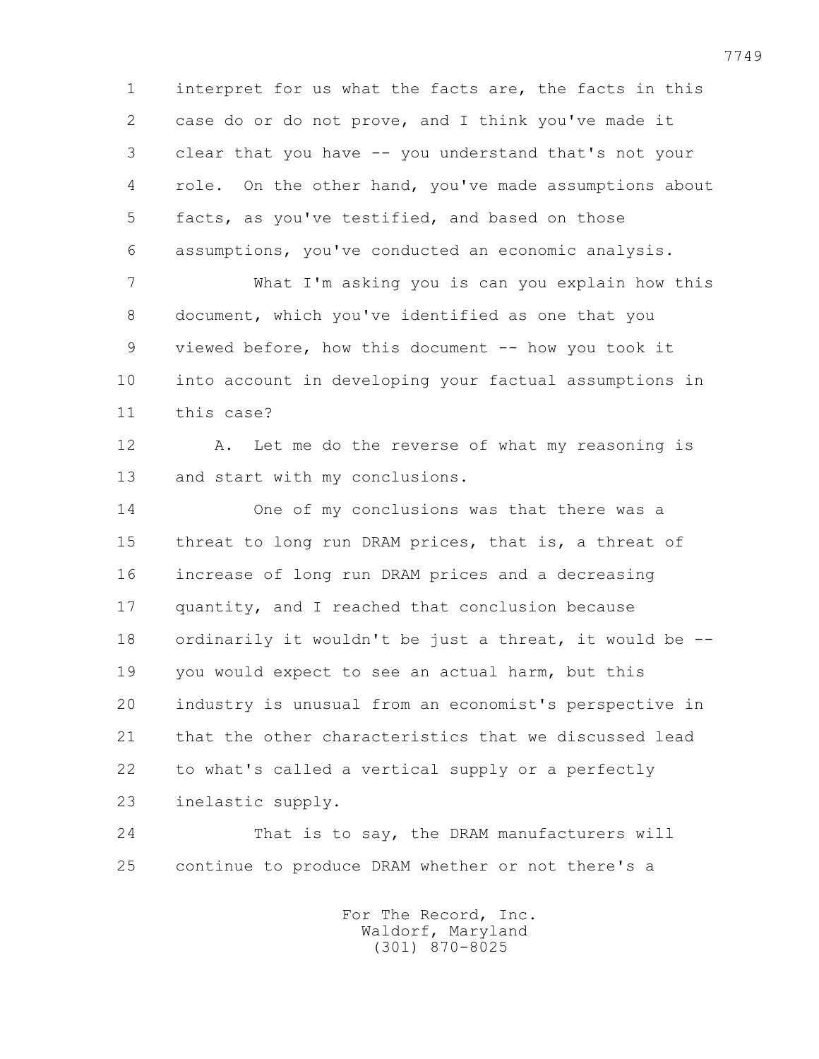interpret for us what the facts are, the facts in this case do or do not prove, and I think you've made it clear that you have -- you understand that's not your role. On the other hand, you've made assumptions about facts, as you've testified, and based on those assumptions, you've conducted an economic analysis.

What I'm asking you is can you explain how this document, which you've identified as one that you viewed before, how this document -- how you took it into account in developing your factual assumptions in this case?

A. Let me do the reverse of what my reasoning is and start with my conclusions.

One of my conclusions was that there was a threat to long run DRAM prices, that is, a threat of increase of long run DRAM prices and a decreasing quantity, and I reached that conclusion because ordinarily it wouldn't be just a threat, it would be -- you would expect to see an actual harm, but this industry is unusual from an economist's perspective in that the other characteristics that we discussed lead to what's called a vertical supply or a perfectly inelastic supply.

That is to say, the DRAM manufacturers will continue to produce DRAM whether or not there's a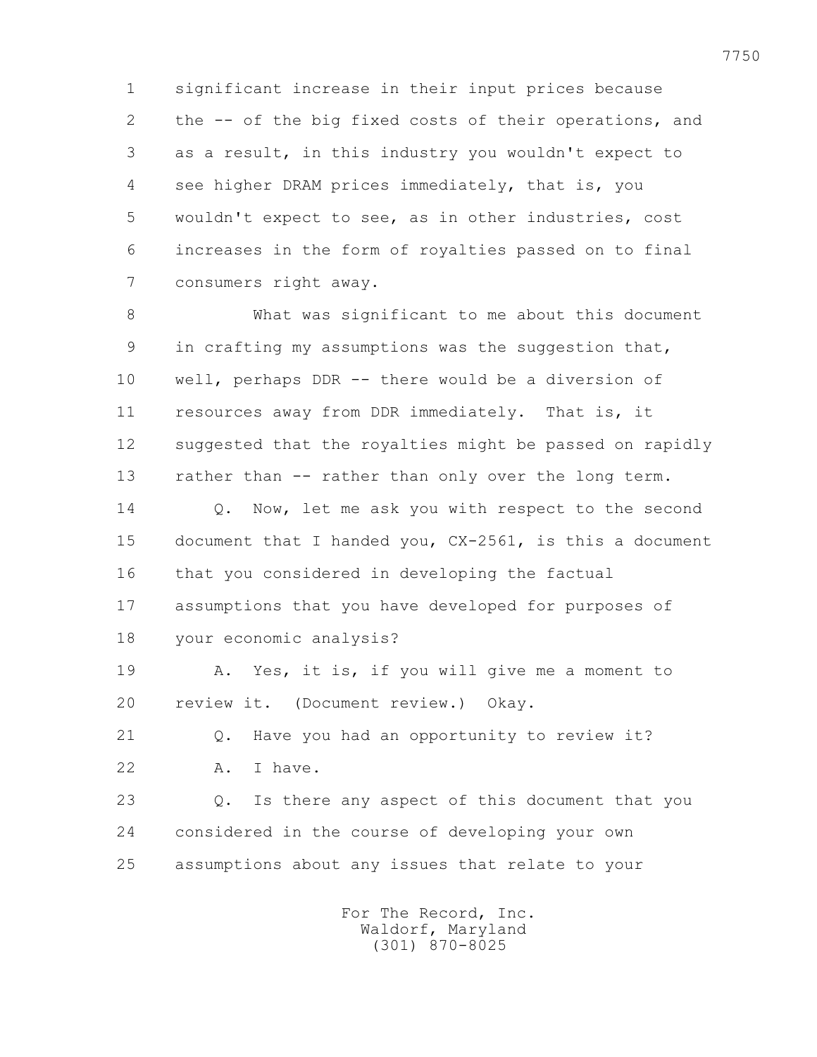significant increase in their input prices because the -- of the big fixed costs of their operations, and as a result, in this industry you wouldn't expect to see higher DRAM prices immediately, that is, you wouldn't expect to see, as in other industries, cost increases in the form of royalties passed on to final consumers right away.

What was significant to me about this document in crafting my assumptions was the suggestion that, well, perhaps DDR -- there would be a diversion of resources away from DDR immediately. That is, it suggested that the royalties might be passed on rapidly rather than -- rather than only over the long term.

Q. Now, let me ask you with respect to the second document that I handed you, CX-2561, is this a document that you considered in developing the factual assumptions that you have developed for purposes of your economic analysis?

A. Yes, it is, if you will give me a moment to review it. (Document review.) Okay.

Q. Have you had an opportunity to review it?

A. I have.

Q. Is there any aspect of this document that you considered in the course of developing your own assumptions about any issues that relate to your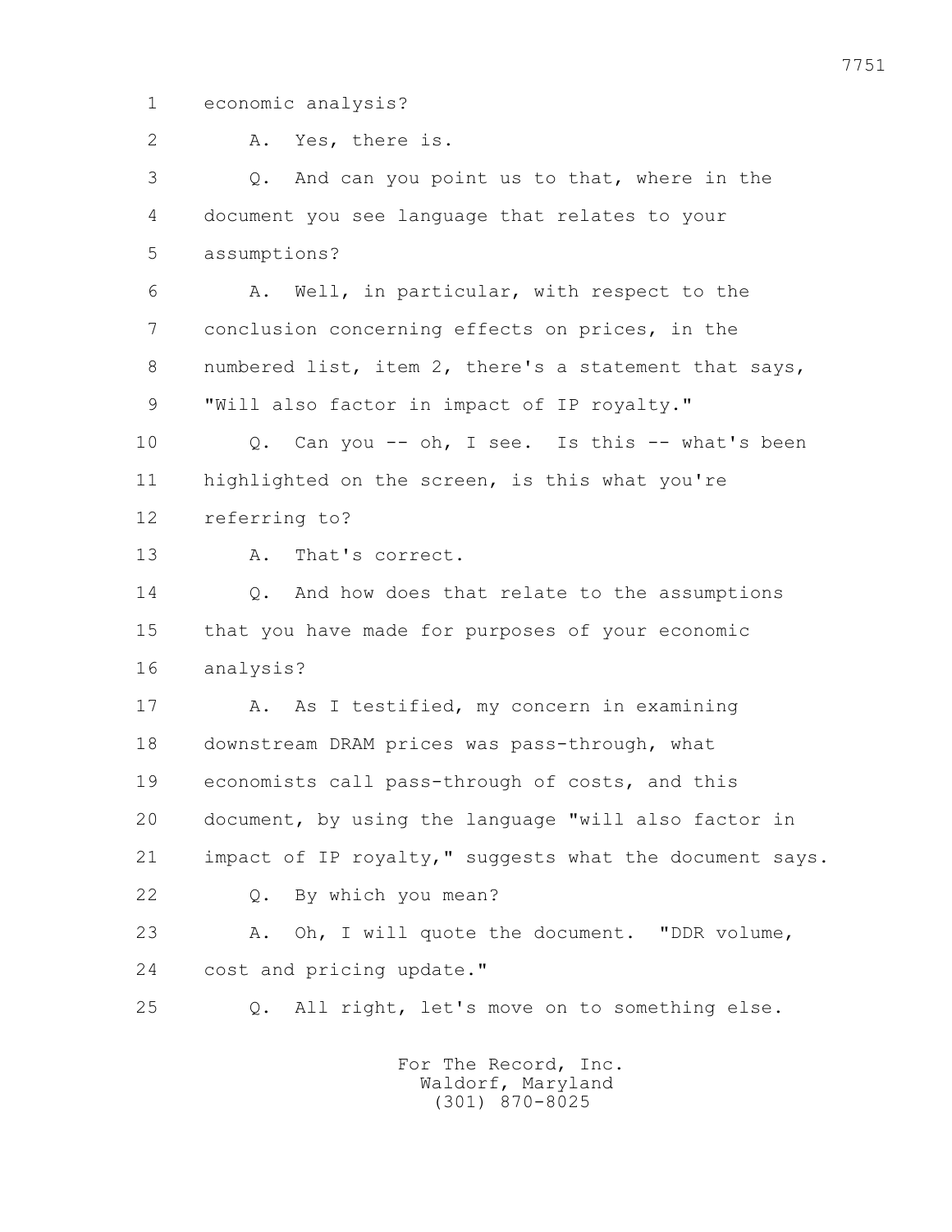1 economic analysis?

2 A. Yes, there is.

3 Q. And can you point us to that, where in the

4 document you see language that relates to your

5 assumptions?

6 A. Well, in particular, with respect to the

7 conclusion concerning effects on prices, in the

8 numbered list, item 2, there's a statement that says,

9 "Will also factor in impact of IP royalty."

10 Q. Can you -- oh, I see. Is this -- what's been

11 highlighted on the screen, is this what you're

12 referring to?

13 A. That's correct.

14 Q. And how does that relate to the assumptions

15 that you have made for purposes of your economic

16 analysis?

17 A. As I testified, my concern in examining

18 downstream DRAM prices was pass-through, what

19 economists call pass-through of costs, and this

20 document, by using the language "will also factor in

21 impact of IP royalty," suggests what the document says.

22 Q. By which you mean?

23 A. Oh, I will quote the document. "DDR volume,

24 cost and pricing update."

25 Q. All right, let's move on to something else.

For The Record, Inc.
Waldorf, Maryland
(301) 870-8025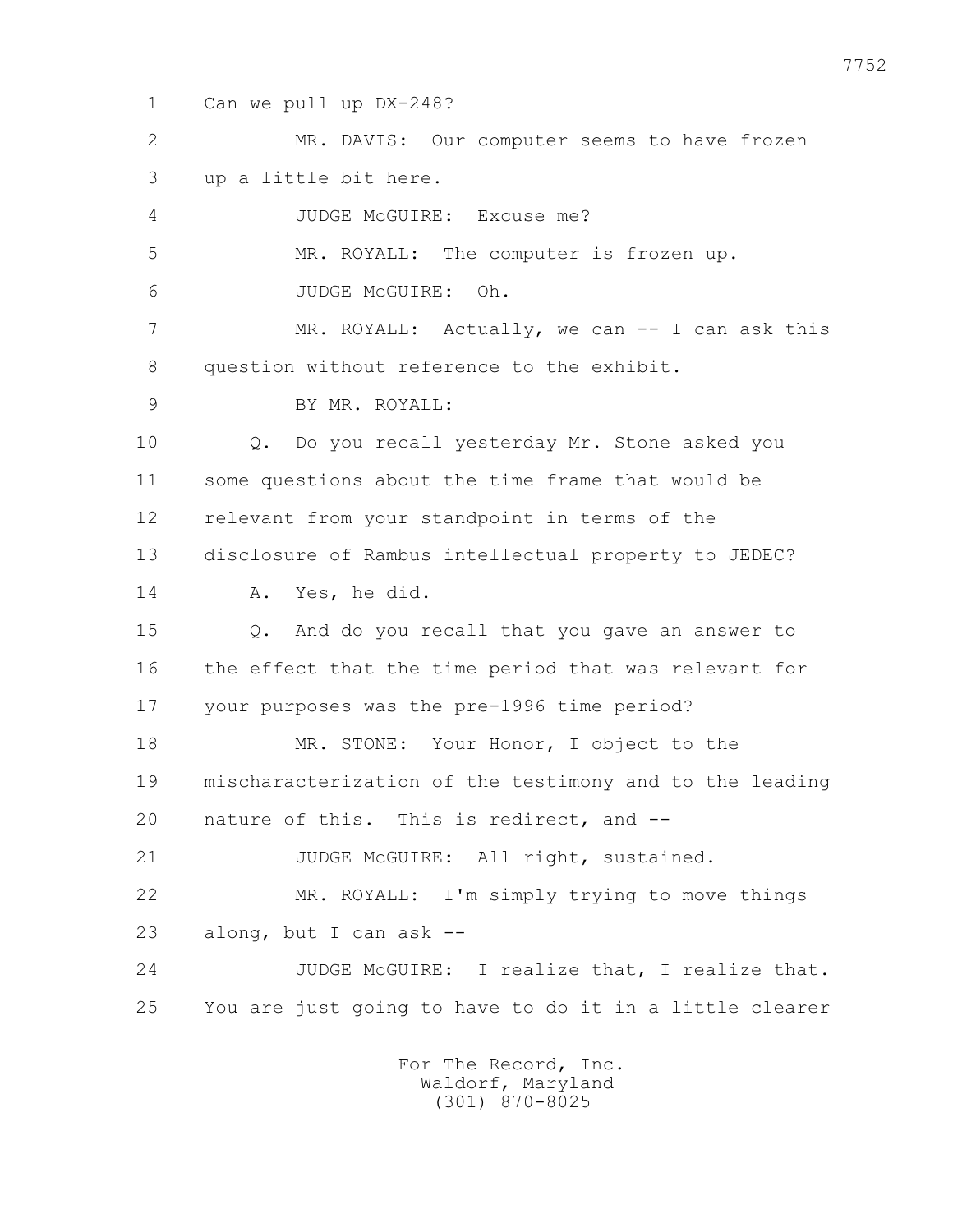1 Can we pull up DX-248?

2 MR. DAVIS: Our computer seems to have frozen

3 up a little bit here.

4 JUDGE McGUIRE: Excuse me?

5 MR. ROYALL: The computer is frozen up.

6 JUDGE McGUIRE: Oh.

7 MR. ROYALL: Actually, we can -- I can ask this

8 question without reference to the exhibit.

9 BY MR. ROYALL:

10 Q. Do you recall yesterday Mr. Stone asked you

11 some questions about the time frame that would be

12 relevant from your standpoint in terms of the

13 disclosure of Rambus intellectual property to JEDEC?

14 A. Yes, he did.

15 Q. And do you recall that you gave an answer to

16 the effect that the time period that was relevant for

17 your purposes was the pre-1996 time period?

18 MR. STONE: Your Honor, I object to the

19 mischaracterization of the testimony and to the leading

20 nature of this. This is redirect, and --

21 JUDGE McGUIRE: All right, sustained.

22 MR. ROYALL: I'm simply trying to move things

23 along, but I can ask --

24 JUDGE McGUIRE: I realize that, I realize that.

25 You are just going to have to do it in a little clearer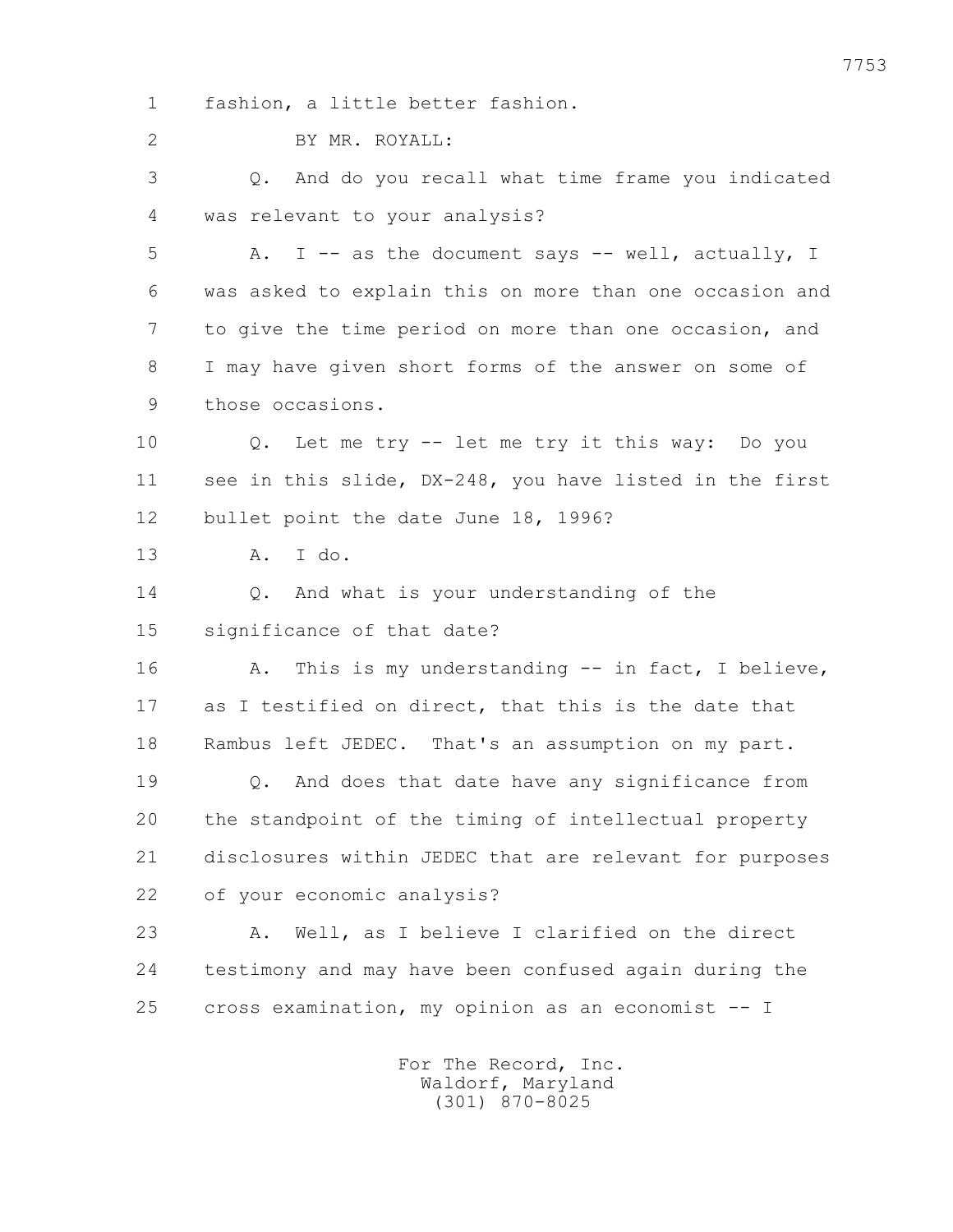1 fashion, a little better fashion.

2 BY MR. ROYALL:

3 Q. And do you recall what time frame you indicated

4 was relevant to your analysis?

5 A. I -- as the document says -- well, actually, I

6 was asked to explain this on more than one occasion and

7 to give the time period on more than one occasion, and

8 I may have given short forms of the answer on some of

9 those occasions.

10 Q. Let me try -- let me try it this way: Do you

11 see in this slide, DX-248, you have listed in the first

12 bullet point the date June 18, 1996?

13 A. I do.

14 Q. And what is your understanding of the

15 significance of that date?

16 A. This is my understanding -- in fact, I believe,

17 as I testified on direct, that this is the date that

18 Rambus left JEDEC. That's an assumption on my part.

19 Q. And does that date have any significance from

20 the standpoint of the timing of intellectual property

21 disclosures within JEDEC that are relevant for purposes

22 of your economic analysis?

23 A. Well, as I believe I clarified on the direct

24 testimony and may have been confused again during the

25 cross examination, my opinion as an economist -- I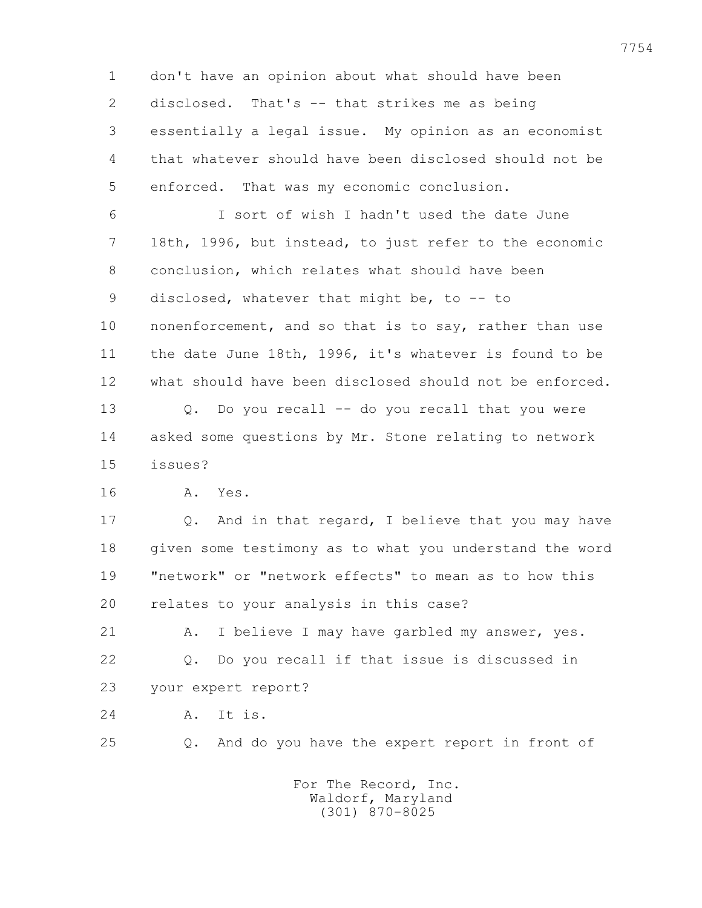1 don't have an opinion about what should have been
2 disclosed. That's -- that strikes me as being
3 essentially a legal issue. My opinion as an economist
4 that whatever should have been disclosed should not be
5 enforced. That was my economic conclusion.

6 I sort of wish I hadn't used the date June
7 18th, 1996, but instead, to just refer to the economic
8 conclusion, which relates what should have been
9 disclosed, whatever that might be, to -- to
10 nonenforcement, and so that is to say, rather than use
11 the date June 18th, 1996, it's whatever is found to be
12 what should have been disclosed should not be enforced.

13 Q. Do you recall -- do you recall that you were
14 asked some questions by Mr. Stone relating to network
15 issues?

16 A. Yes.

17 Q. And in that regard, I believe that you may have
18 given some testimony as to what you understand the word
19 "network" or "network effects" to mean as to how this
20 relates to your analysis in this case?

21 A. I believe I may have garbled my answer, yes.

22 Q. Do you recall if that issue is discussed in
23 your expert report?

24 A. It is.

25 Q. And do you have the expert report in front of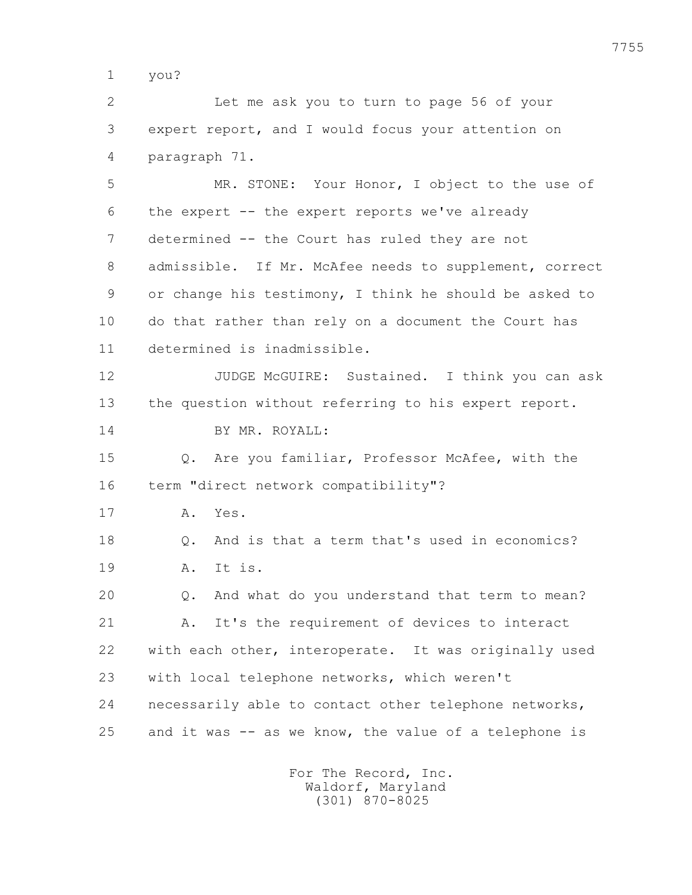1 you?

2 Let me ask you to turn to page 56 of your

3 expert report, and I would focus your attention on

4 paragraph 71.

5 MR. STONE: Your Honor, I object to the use of

6 the expert -- the expert reports we've already

7 determined -- the Court has ruled they are not

8 admissible. If Mr. McAfee needs to supplement, correct

9 or change his testimony, I think he should be asked to

10 do that rather than rely on a document the Court has

11 determined is inadmissible.

12 JUDGE McGUIRE: Sustained. I think you can ask

13 the question without referring to his expert report.

14 BY MR. ROYALL:

15 Q. Are you familiar, Professor McAfee, with the

16 term "direct network compatibility"?

17 A. Yes.

18 Q. And is that a term that's used in economics?

19 A. It is.

20 Q. And what do you understand that term to mean?

21 A. It's the requirement of devices to interact

22 with each other, interoperate. It was originally used

23 with local telephone networks, which weren't

24 necessarily able to contact other telephone networks,

25 and it was -- as we know, the value of a telephone is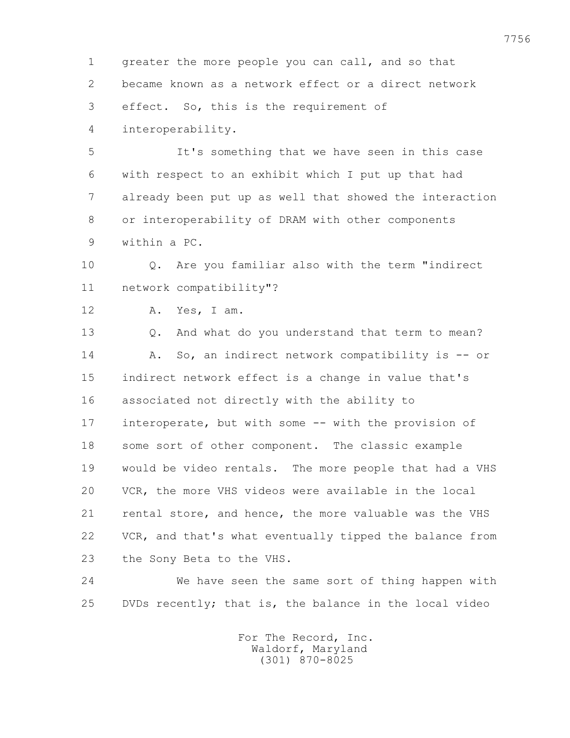greater the more people you can call, and so that became known as a network effect or a direct network effect. So, this is the requirement of interoperability.

It's something that we have seen in this case with respect to an exhibit which I put up that had already been put up as well that showed the interaction or interoperability of DRAM with other components within a PC.

Q. Are you familiar also with the term "indirect network compatibility"?

A. Yes, I am.

Q. And what do you understand that term to mean?

A. So, an indirect network compatibility is -- or indirect network effect is a change in value that's associated not directly with the ability to interoperate, but with some -- with the provision of some sort of other component. The classic example would be video rentals. The more people that had a VHS VCR, the more VHS videos were available in the local rental store, and hence, the more valuable was the VHS VCR, and that's what eventually tipped the balance from the Sony Beta to the VHS.

We have seen the same sort of thing happen with DVDs recently; that is, the balance in the local video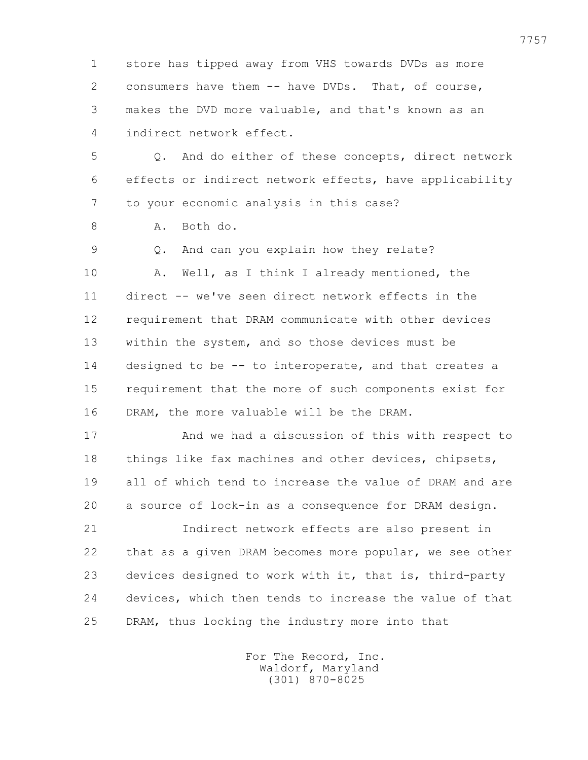store has tipped away from VHS towards DVDs as more consumers have them -- have DVDs. That, of course, makes the DVD more valuable, and that's known as an indirect network effect.

Q. And do either of these concepts, direct network effects or indirect network effects, have applicability to your economic analysis in this case?

A. Both do.

Q. And can you explain how they relate?

A. Well, as I think I already mentioned, the direct -- we've seen direct network effects in the requirement that DRAM communicate with other devices within the system, and so those devices must be designed to be -- to interoperate, and that creates a requirement that the more of such components exist for DRAM, the more valuable will be the DRAM.

And we had a discussion of this with respect to things like fax machines and other devices, chipsets, all of which tend to increase the value of DRAM and are a source of lock-in as a consequence for DRAM design.

Indirect network effects are also present in that as a given DRAM becomes more popular, we see other devices designed to work with it, that is, third-party devices, which then tends to increase the value of that DRAM, thus locking the industry more into that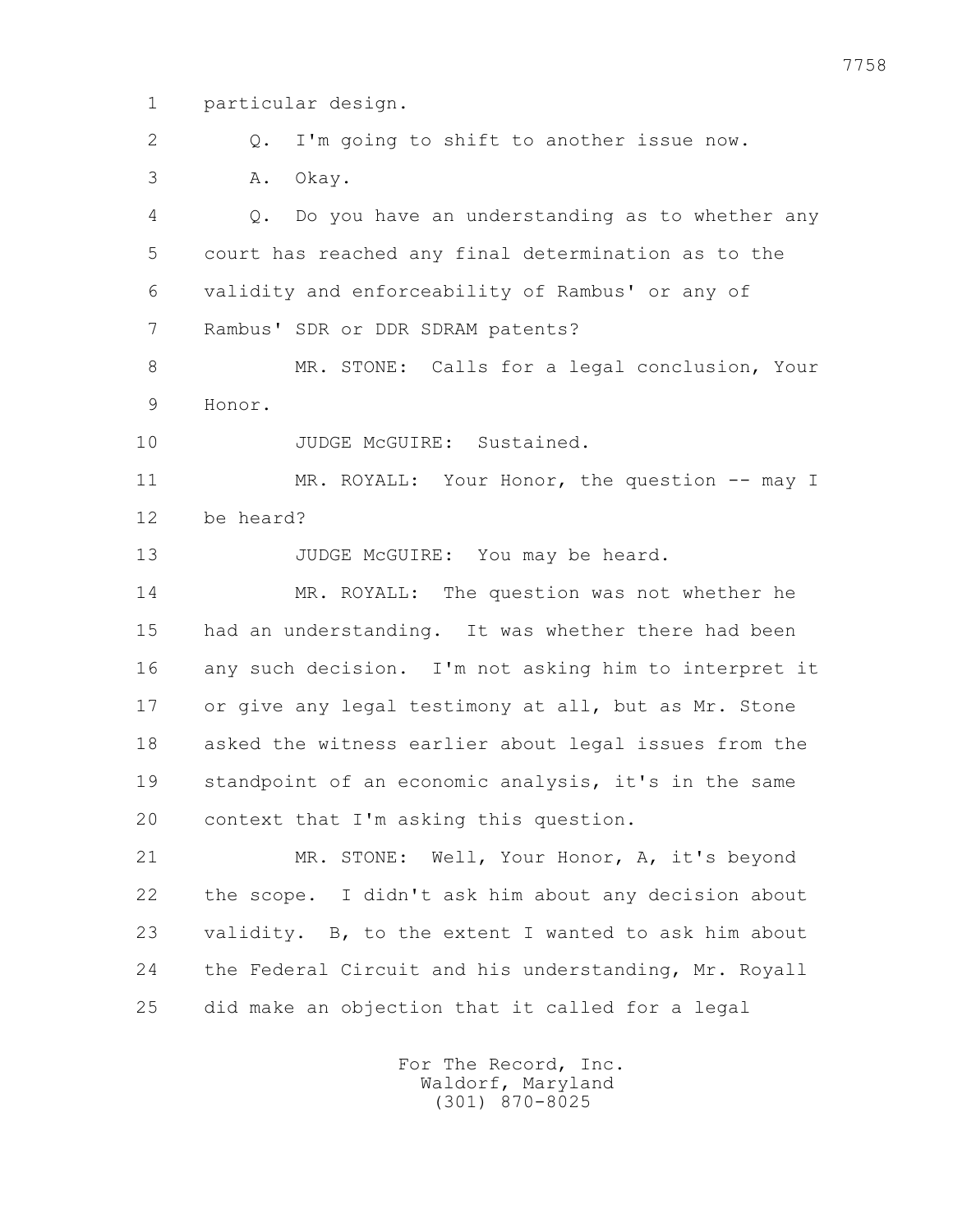1 particular design.

2 Q. I'm going to shift to another issue now.

3 A. Okay.

4 Q. Do you have an understanding as to whether any

5 court has reached any final determination as to the

6 validity and enforceability of Rambus' or any of

7 Rambus' SDR or DDR SDRAM patents?

8 MR. STONE: Calls for a legal conclusion, Your

9 Honor.

10 JUDGE McGUIRE: Sustained.

11 MR. ROYALL: Your Honor, the question -- may I

12 be heard?

13 JUDGE McGUIRE: You may be heard.

14 MR. ROYALL: The question was not whether he

15 had an understanding. It was whether there had been

16 any such decision. I'm not asking him to interpret it

17 or give any legal testimony at all, but as Mr. Stone

18 asked the witness earlier about legal issues from the

19 standpoint of an economic analysis, it's in the same

20 context that I'm asking this question.

21 MR. STONE: Well, Your Honor, A, it's beyond

22 the scope. I didn't ask him about any decision about

23 validity. B, to the extent I wanted to ask him about

24 the Federal Circuit and his understanding, Mr. Royall

25 did make an objection that it called for a legal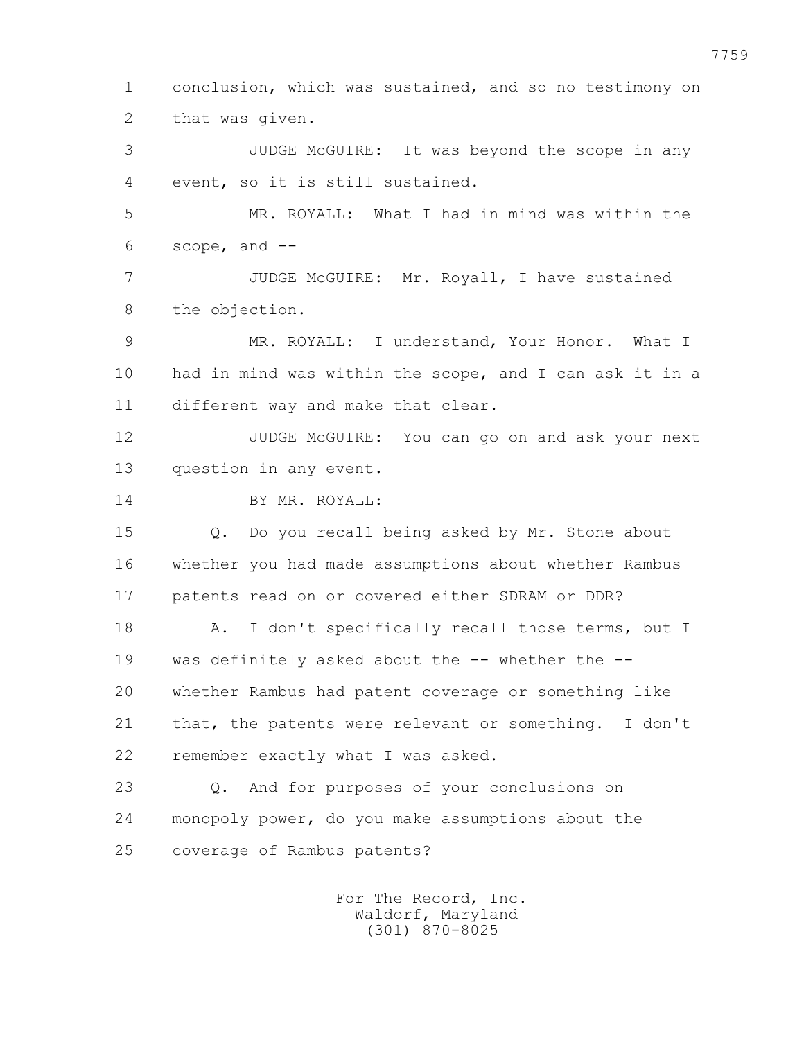1 conclusion, which was sustained, and so no testimony on
2 that was given.

3 JUDGE McGUIRE: It was beyond the scope in any
4 event, so it is still sustained.

5 MR. ROYALL: What I had in mind was within the
6 scope, and --

7 JUDGE McGUIRE: Mr. Royall, I have sustained
8 the objection.

9 MR. ROYALL: I understand, Your Honor. What I
10 had in mind was within the scope, and I can ask it in a
11 different way and make that clear.

12 JUDGE McGUIRE: You can go on and ask your next
13 question in any event.

14 BY MR. ROYALL:

15 Q. Do you recall being asked by Mr. Stone about
16 whether you had made assumptions about whether Rambus
17 patents read on or covered either SDRAM or DDR?

18 A. I don't specifically recall those terms, but I
19 was definitely asked about the -- whether the --
20 whether Rambus had patent coverage or something like
21 that, the patents were relevant or something. I don't
22 remember exactly what I was asked.

23 Q. And for purposes of your conclusions on
24 monopoly power, do you make assumptions about the
25 coverage of Rambus patents?

For The Record, Inc.
Waldorf, Maryland
(301) 870-8025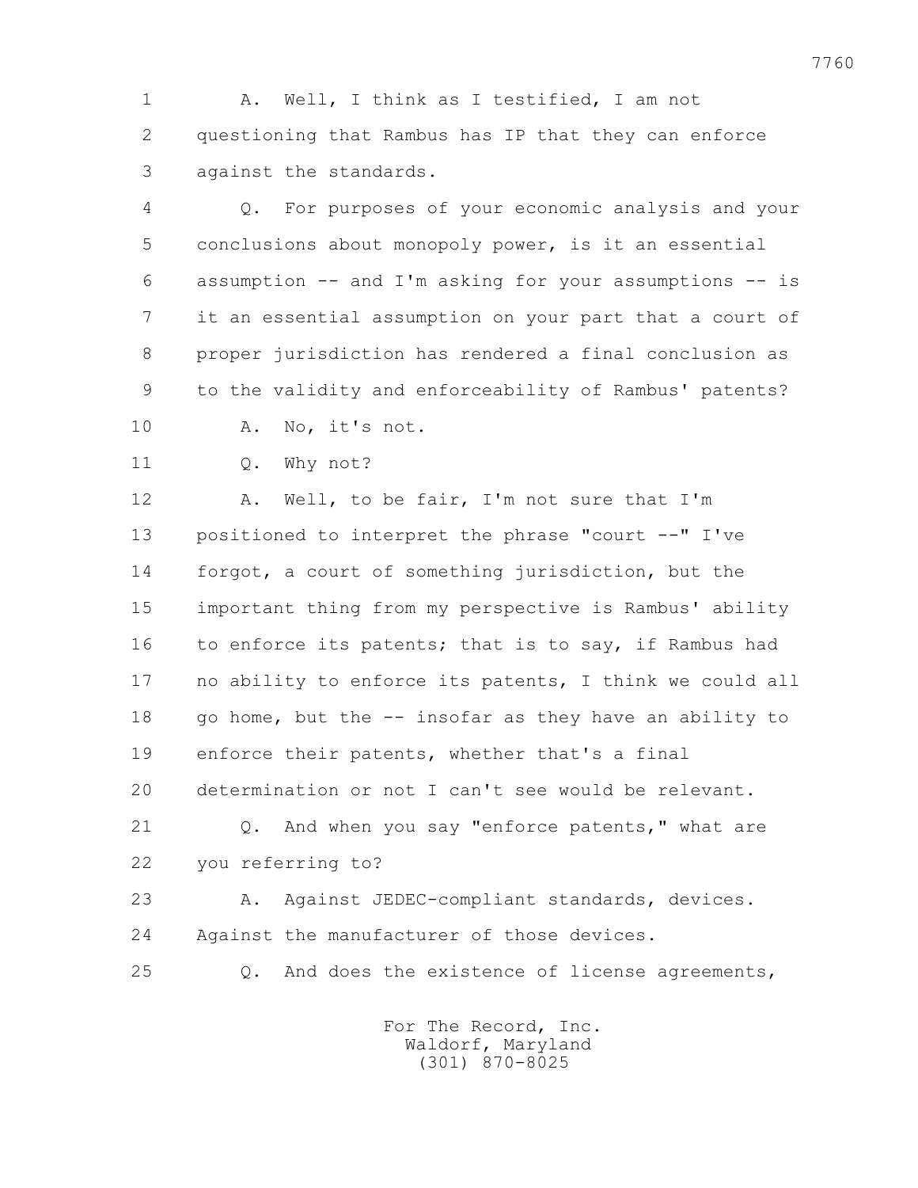A. Well, I think as I testified, I am not questioning that Rambus has IP that they can enforce against the standards.

Q. For purposes of your economic analysis and your conclusions about monopoly power, is it an essential assumption -- and I'm asking for your assumptions -- is it an essential assumption on your part that a court of proper jurisdiction has rendered a final conclusion as to the validity and enforceability of Rambus' patents?

A. No, it's not.

Q. Why not?

A. Well, to be fair, I'm not sure that I'm positioned to interpret the phrase "court --" I've forgot, a court of something jurisdiction, but the important thing from my perspective is Rambus' ability to enforce its patents; that is to say, if Rambus had no ability to enforce its patents, I think we could all go home, but the -- insofar as they have an ability to enforce their patents, whether that's a final determination or not I can't see would be relevant.

Q. And when you say "enforce patents," what are you referring to?

A. Against JEDEC-compliant standards, devices. Against the manufacturer of those devices.

Q. And does the existence of license agreements,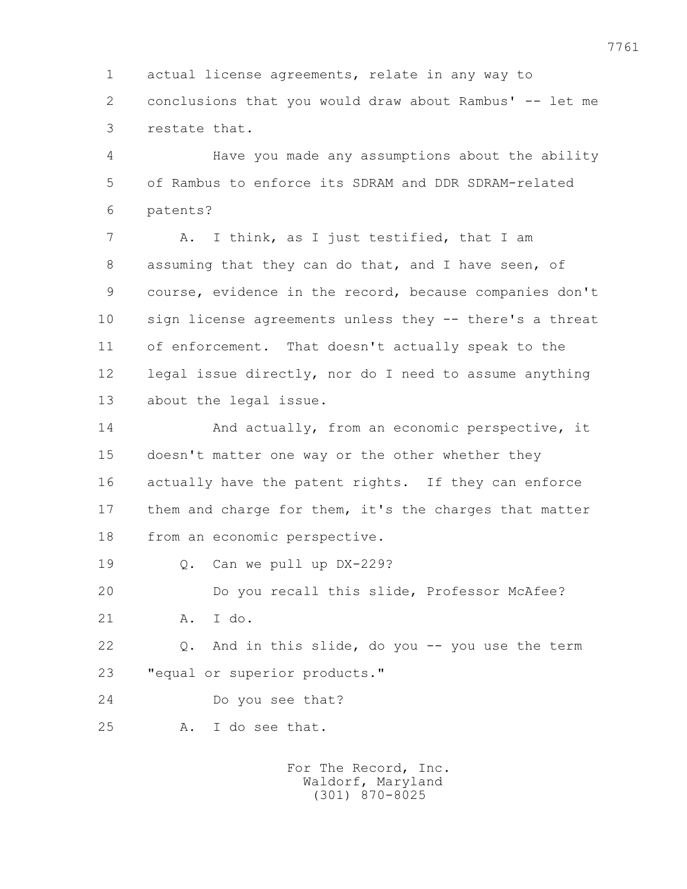1 actual license agreements, relate in any way to
2 conclusions that you would draw about Rambus' -- let me
3 restate that.

4 Have you made any assumptions about the ability
5 of Rambus to enforce its SDRAM and DDR SDRAM-related
6 patents?

7 A. I think, as I just testified, that I am
8 assuming that they can do that, and I have seen, of
9 course, evidence in the record, because companies don't
10 sign license agreements unless they -- there's a threat
11 of enforcement. That doesn't actually speak to the
12 legal issue directly, nor do I need to assume anything
13 about the legal issue.

14 And actually, from an economic perspective, it
15 doesn't matter one way or the other whether they
16 actually have the patent rights. If they can enforce
17 them and charge for them, it's the charges that matter
18 from an economic perspective.

19 Q. Can we pull up DX-229?

20 Do you recall this slide, Professor McAfee?

21 A. I do.

22 Q. And in this slide, do you -- you use the term
23 "equal or superior products."

24 Do you see that?

25 A. I do see that.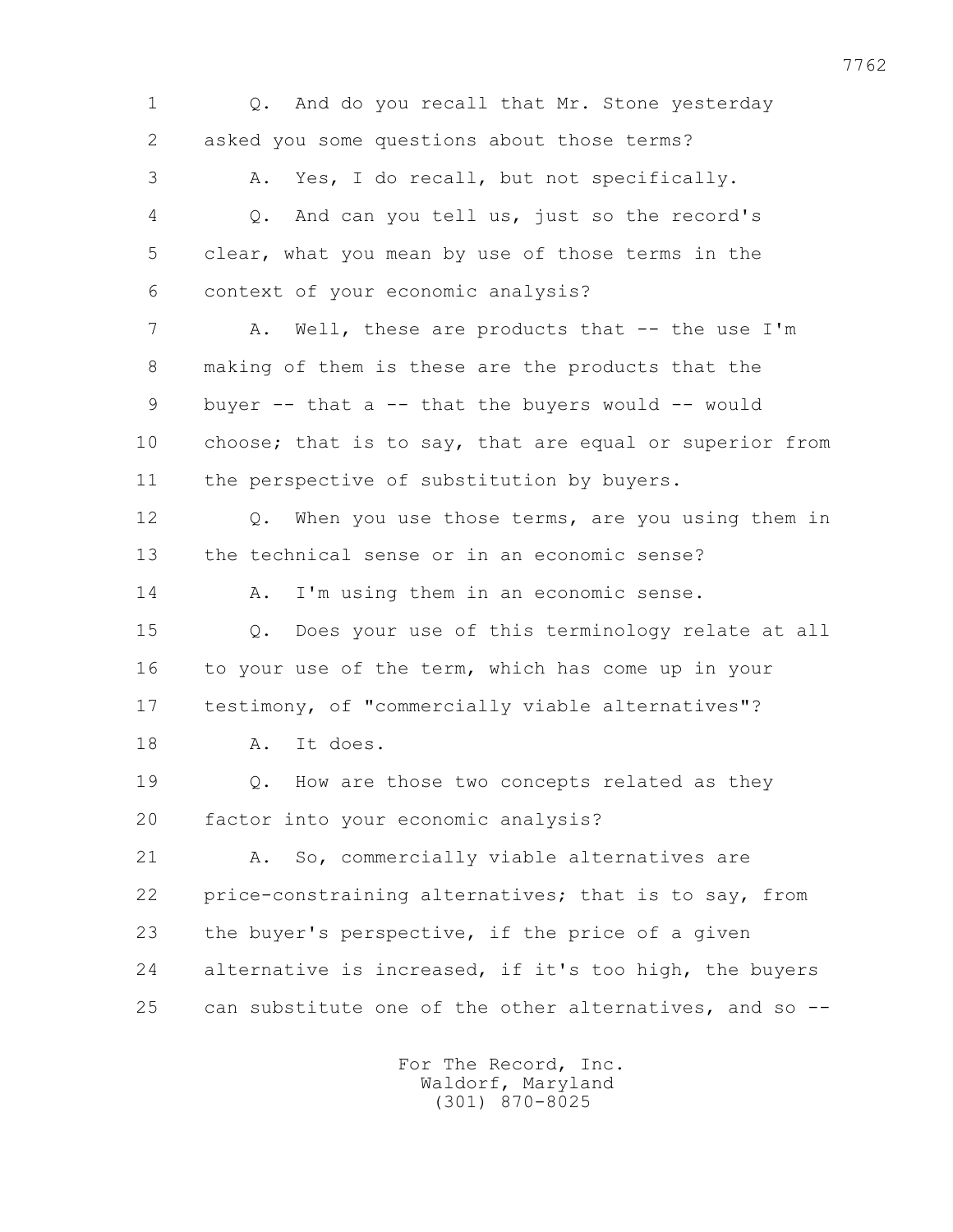Q. And do you recall that Mr. Stone yesterday asked you some questions about those terms?

A. Yes, I do recall, but not specifically.

Q. And can you tell us, just so the record's clear, what you mean by use of those terms in the context of your economic analysis?

A. Well, these are products that -- the use I'm making of them is these are the products that the buyer -- that a -- that the buyers would -- would choose; that is to say, that are equal or superior from the perspective of substitution by buyers.

Q. When you use those terms, are you using them in the technical sense or in an economic sense?

A. I'm using them in an economic sense.

Q. Does your use of this terminology relate at all to your use of the term, which has come up in your testimony, of "commercially viable alternatives"?

A. It does.

Q. How are those two concepts related as they factor into your economic analysis?

A. So, commercially viable alternatives are price-constraining alternatives; that is to say, from the buyer's perspective, if the price of a given alternative is increased, if it's too high, the buyers can substitute one of the other alternatives, and so --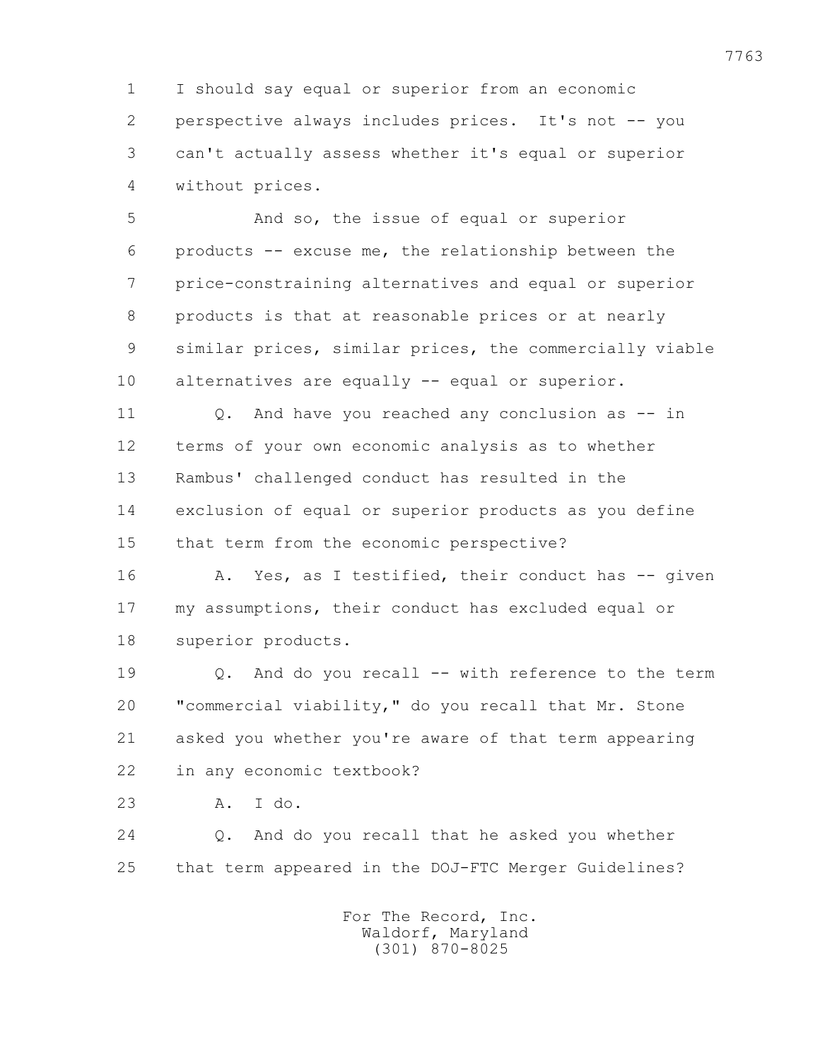1 I should say equal or superior from an economic
2 perspective always includes prices. It's not -- you
3 can't actually assess whether it's equal or superior
4 without prices.

5 And so, the issue of equal or superior
6 products -- excuse me, the relationship between the
7 price-constraining alternatives and equal or superior
8 products is that at reasonable prices or at nearly
9 similar prices, similar prices, the commercially viable
10 alternatives are equally -- equal or superior.

11 Q. And have you reached any conclusion as -- in
12 terms of your own economic analysis as to whether
13 Rambus' challenged conduct has resulted in the
14 exclusion of equal or superior products as you define
15 that term from the economic perspective?

16 A. Yes, as I testified, their conduct has -- given
17 my assumptions, their conduct has excluded equal or
18 superior products.

19 Q. And do you recall -- with reference to the term
20 "commercial viability," do you recall that Mr. Stone
21 asked you whether you're aware of that term appearing
22 in any economic textbook?

23 A. I do.

24 Q. And do you recall that he asked you whether
25 that term appeared in the DOJ-FTC Merger Guidelines?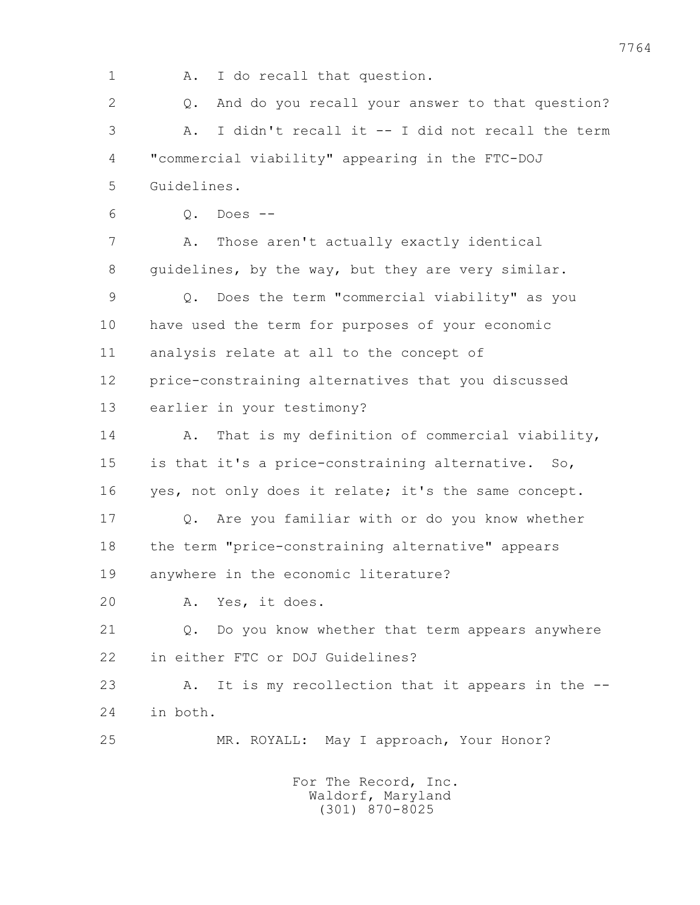A. I do recall that question.

Q. And do you recall your answer to that question?

A. I didn't recall it -- I did not recall the term "commercial viability" appearing in the FTC-DOJ Guidelines.

Q. Does --

A. Those aren't actually exactly identical guidelines, by the way, but they are very similar.

Q. Does the term "commercial viability" as you have used the term for purposes of your economic analysis relate at all to the concept of price-constraining alternatives that you discussed earlier in your testimony?

A. That is my definition of commercial viability, is that it's a price-constraining alternative. So, yes, not only does it relate; it's the same concept.

Q. Are you familiar with or do you know whether the term "price-constraining alternative" appears anywhere in the economic literature?

A. Yes, it does.

Q. Do you know whether that term appears anywhere in either FTC or DOJ Guidelines?

A. It is my recollection that it appears in the -- in both.

MR. ROYALL: May I approach, Your Honor?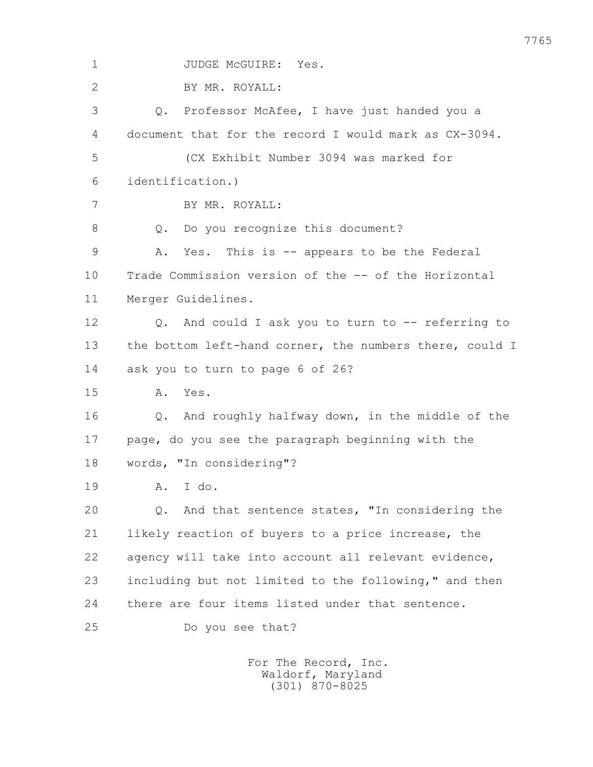1 JUDGE McGUIRE: Yes.

2 BY MR. ROYALL:

3 Q. Professor McAfee, I have just handed you a

4 document that for the record I would mark as CX-3094.

5 (CX Exhibit Number 3094 was marked for

6 identification.)

7 BY MR. ROYALL:

8 Q. Do you recognize this document?

9 A. Yes. This is -- appears to be the Federal

10 Trade Commission version of the -- of the Horizontal

11 Merger Guidelines.

12 Q. And could I ask you to turn to -- referring to

13 the bottom left-hand corner, the numbers there, could I

14 ask you to turn to page 6 of 26?

15 A. Yes.

16 Q. And roughly halfway down, in the middle of the

17 page, do you see the paragraph beginning with the

18 words, "In considering"?

19 A. I do.

20 Q. And that sentence states, "In considering the

21 likely reaction of buyers to a price increase, the

22 agency will take into account all relevant evidence,

23 including but not limited to the following," and then

24 there are four items listed under that sentence.

25 Do you see that?

For The Record, Inc.
Waldorf, Maryland
(301) 870-8025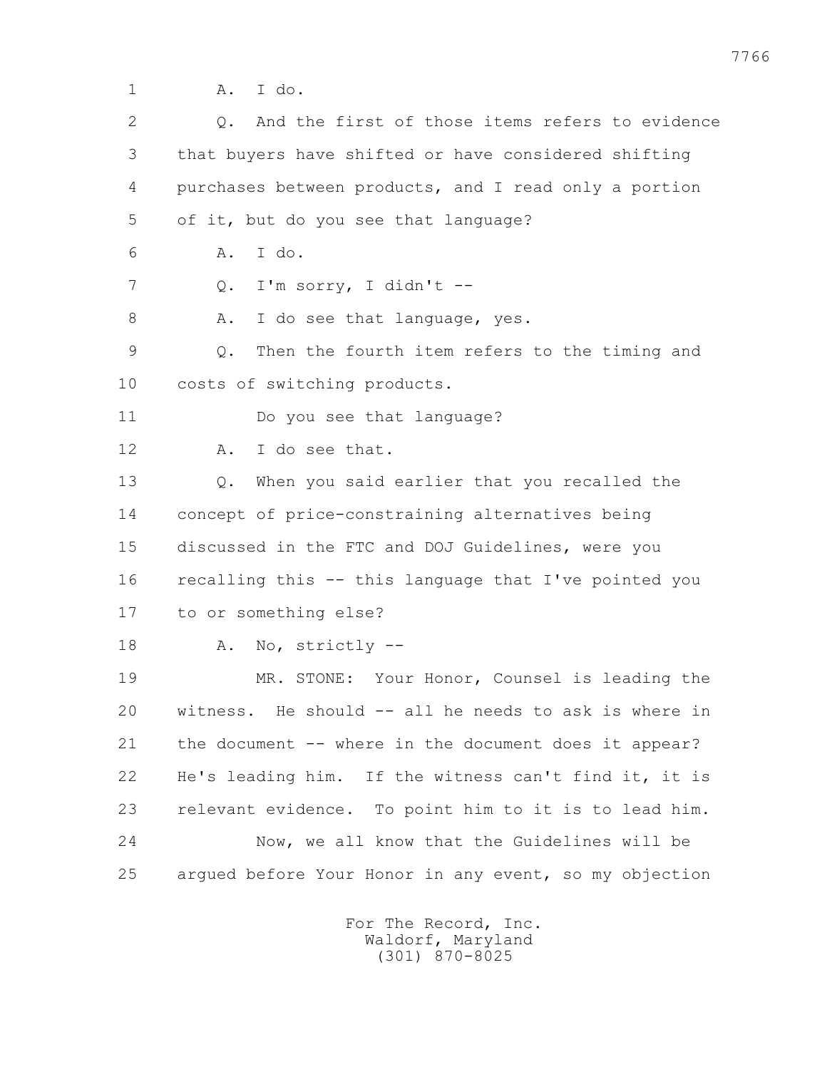1 A. I do.

2 Q. And the first of those items refers to evidence

3 that buyers have shifted or have considered shifting

4 purchases between products, and I read only a portion

5 of it, but do you see that language?

6 A. I do.

7 Q. I'm sorry, I didn't --

8 A. I do see that language, yes.

9 Q. Then the fourth item refers to the timing and

10 costs of switching products.

11 Do you see that language?

12 A. I do see that.

13 Q. When you said earlier that you recalled the

14 concept of price-constraining alternatives being

15 discussed in the FTC and DOJ Guidelines, were you

16 recalling this -- this language that I've pointed you

17 to or something else?

18 A. No, strictly --

19 MR. STONE: Your Honor, Counsel is leading the

20 witness. He should -- all he needs to ask is where in

21 the document -- where in the document does it appear?

22 He's leading him. If the witness can't find it, it is

23 relevant evidence. To point him to it is to lead him.

24 Now, we all know that the Guidelines will be

25 argued before Your Honor in any event, so my objection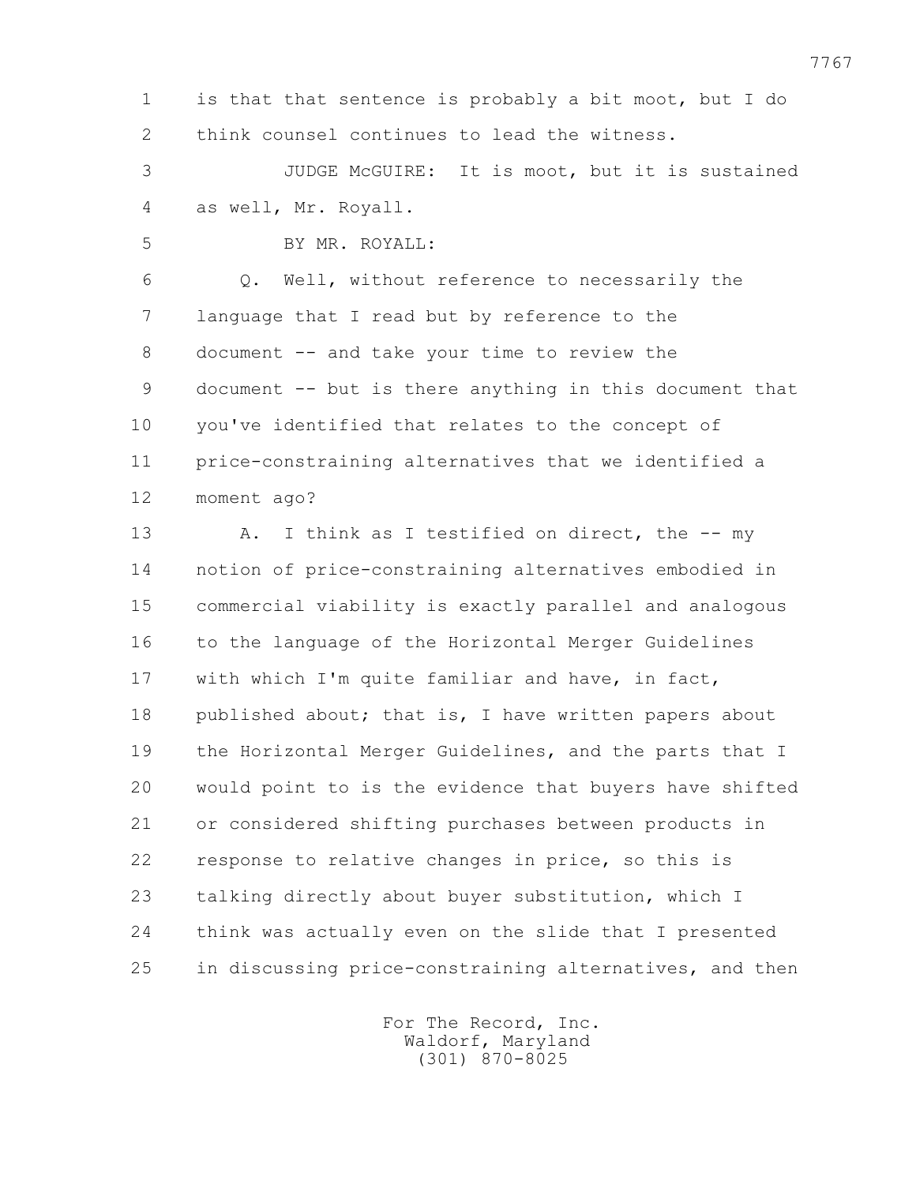is that that sentence is probably a bit moot, but I do think counsel continues to lead the witness.

JUDGE McGUIRE: It is moot, but it is sustained as well, Mr. Royall.

BY MR. ROYALL:

Q. Well, without reference to necessarily the language that I read but by reference to the document -- and take your time to review the document -- but is there anything in this document that you've identified that relates to the concept of price-constraining alternatives that we identified a moment ago?

A. I think as I testified on direct, the -- my notion of price-constraining alternatives embodied in commercial viability is exactly parallel and analogous to the language of the Horizontal Merger Guidelines with which I'm quite familiar and have, in fact, published about; that is, I have written papers about the Horizontal Merger Guidelines, and the parts that I would point to is the evidence that buyers have shifted or considered shifting purchases between products in response to relative changes in price, so this is talking directly about buyer substitution, which I think was actually even on the slide that I presented in discussing price-constraining alternatives, and then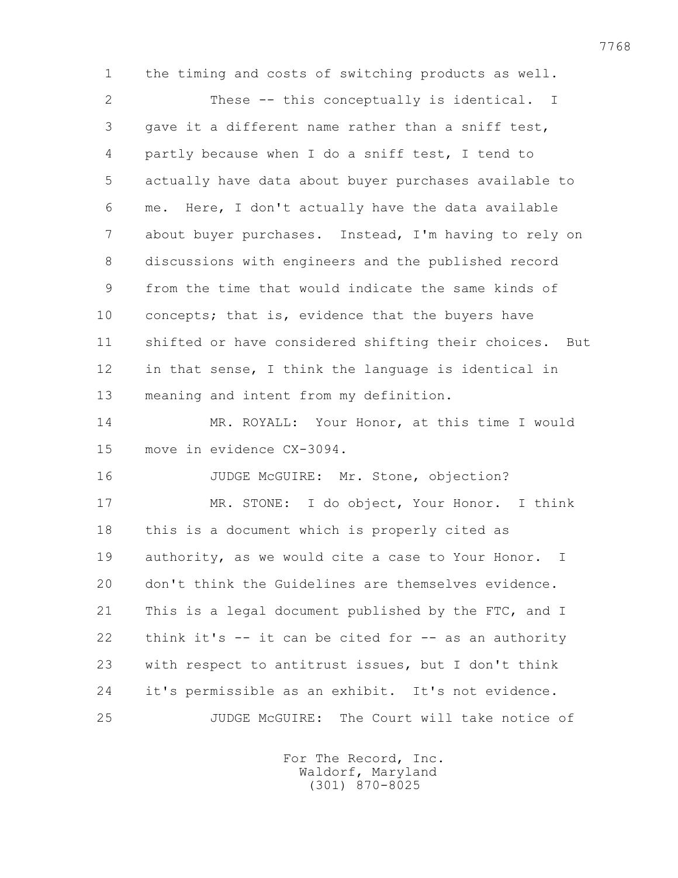the timing and costs of switching products as well.

These -- this conceptually is identical. I gave it a different name rather than a sniff test, partly because when I do a sniff test, I tend to actually have data about buyer purchases available to me. Here, I don't actually have the data available about buyer purchases. Instead, I'm having to rely on discussions with engineers and the published record from the time that would indicate the same kinds of concepts; that is, evidence that the buyers have shifted or have considered shifting their choices. But in that sense, I think the language is identical in meaning and intent from my definition.

MR. ROYALL: Your Honor, at this time I would move in evidence CX-3094.

JUDGE McGUIRE: Mr. Stone, objection?

MR. STONE: I do object, Your Honor. I think this is a document which is properly cited as authority, as we would cite a case to Your Honor. I don't think the Guidelines are themselves evidence. This is a legal document published by the FTC, and I think it's -- it can be cited for -- as an authority with respect to antitrust issues, but I don't think it's permissible as an exhibit. It's not evidence.

JUDGE McGUIRE: The Court will take notice of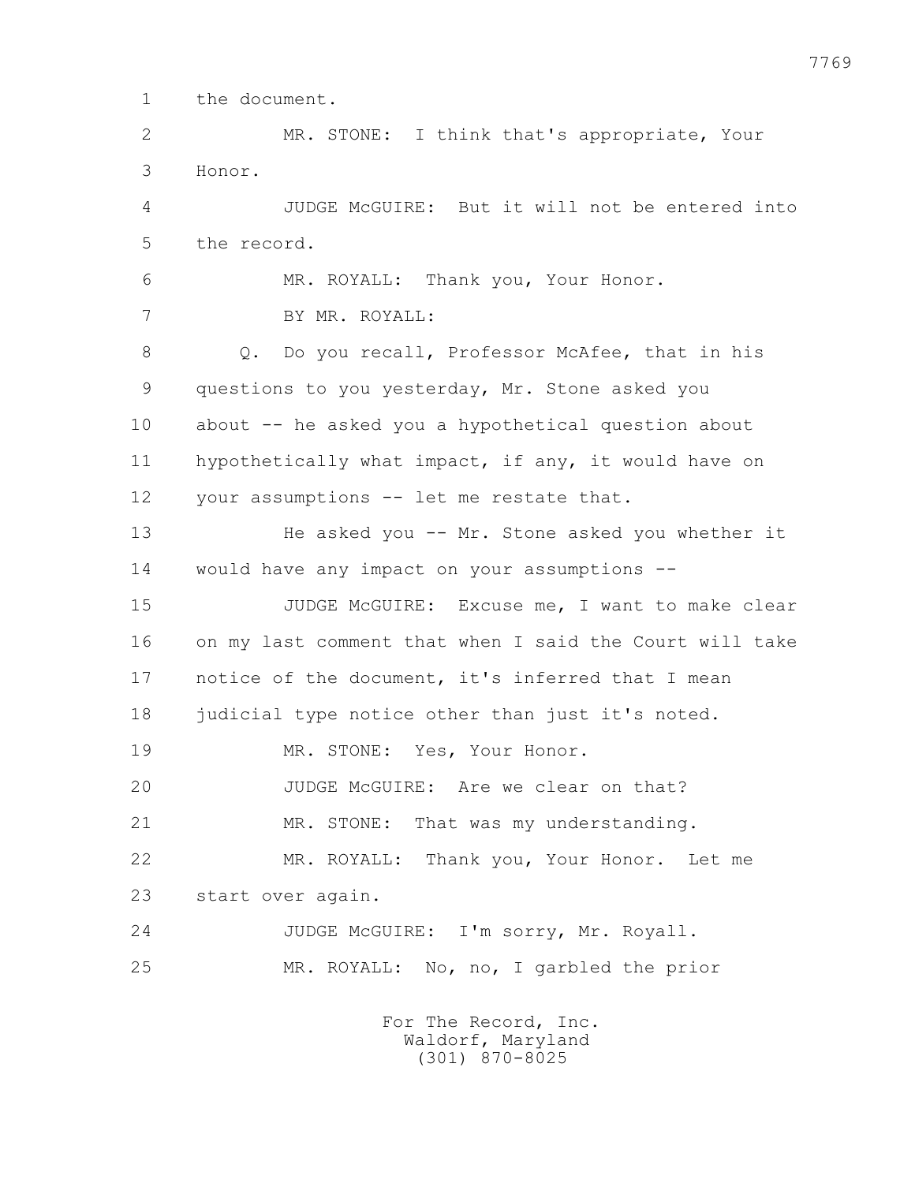1 the document.

2 MR. STONE: I think that's appropriate, Your

3 Honor.

4 JUDGE McGUIRE: But it will not be entered into

5 the record.

6 MR. ROYALL: Thank you, Your Honor.

7 BY MR. ROYALL:

8 Q. Do you recall, Professor McAfee, that in his

9 questions to you yesterday, Mr. Stone asked you

10 about -- he asked you a hypothetical question about

11 hypothetically what impact, if any, it would have on

12 your assumptions -- let me restate that.

13 He asked you -- Mr. Stone asked you whether it

14 would have any impact on your assumptions --

15 JUDGE McGUIRE: Excuse me, I want to make clear

16 on my last comment that when I said the Court will take

17 notice of the document, it's inferred that I mean

18 judicial type notice other than just it's noted.

19 MR. STONE: Yes, Your Honor.

20 JUDGE McGUIRE: Are we clear on that?

21 MR. STONE: That was my understanding.

22 MR. ROYALL: Thank you, Your Honor. Let me

23 start over again.

24 JUDGE McGUIRE: I'm sorry, Mr. Royall.

25 MR. ROYALL: No, no, I garbled the prior

For The Record, Inc.
Waldorf, Maryland
(301) 870-8025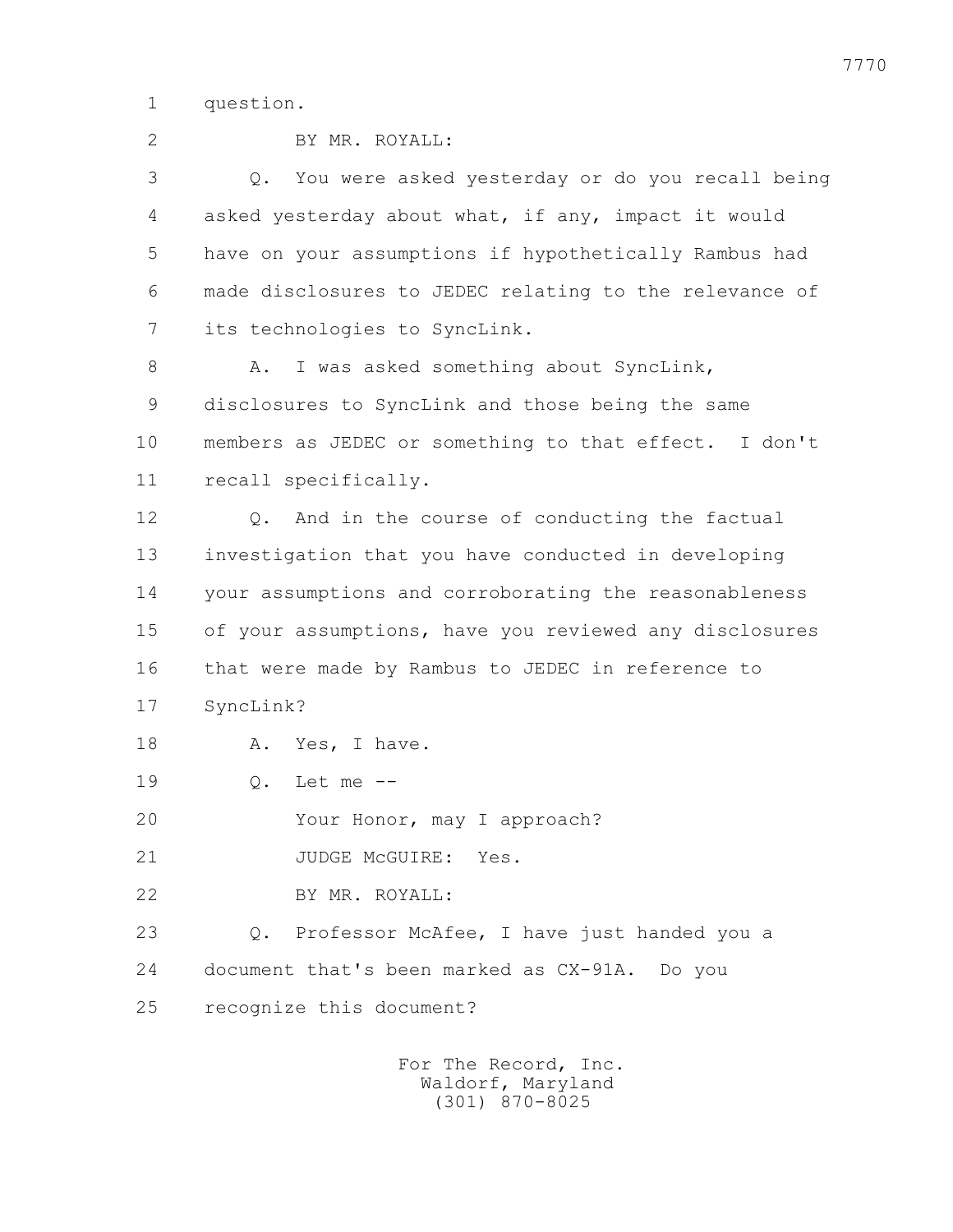1 question.

2 BY MR. ROYALL:

3 Q. You were asked yesterday or do you recall being

4 asked yesterday about what, if any, impact it would

5 have on your assumptions if hypothetically Rambus had

6 made disclosures to JEDEC relating to the relevance of

7 its technologies to SyncLink.

8 A. I was asked something about SyncLink,

9 disclosures to SyncLink and those being the same

10 members as JEDEC or something to that effect. I don't

11 recall specifically.

12 Q. And in the course of conducting the factual

13 investigation that you have conducted in developing

14 your assumptions and corroborating the reasonableness

15 of your assumptions, have you reviewed any disclosures

16 that were made by Rambus to JEDEC in reference to

17 SyncLink?

18 A. Yes, I have.

19 Q. Let me --

20 Your Honor, may I approach?

21 JUDGE McGUIRE: Yes.

22 BY MR. ROYALL:

23 Q. Professor McAfee, I have just handed you a

24 document that's been marked as CX-91A. Do you

25 recognize this document?

For The Record, Inc.
Waldorf, Maryland
(301) 870-8025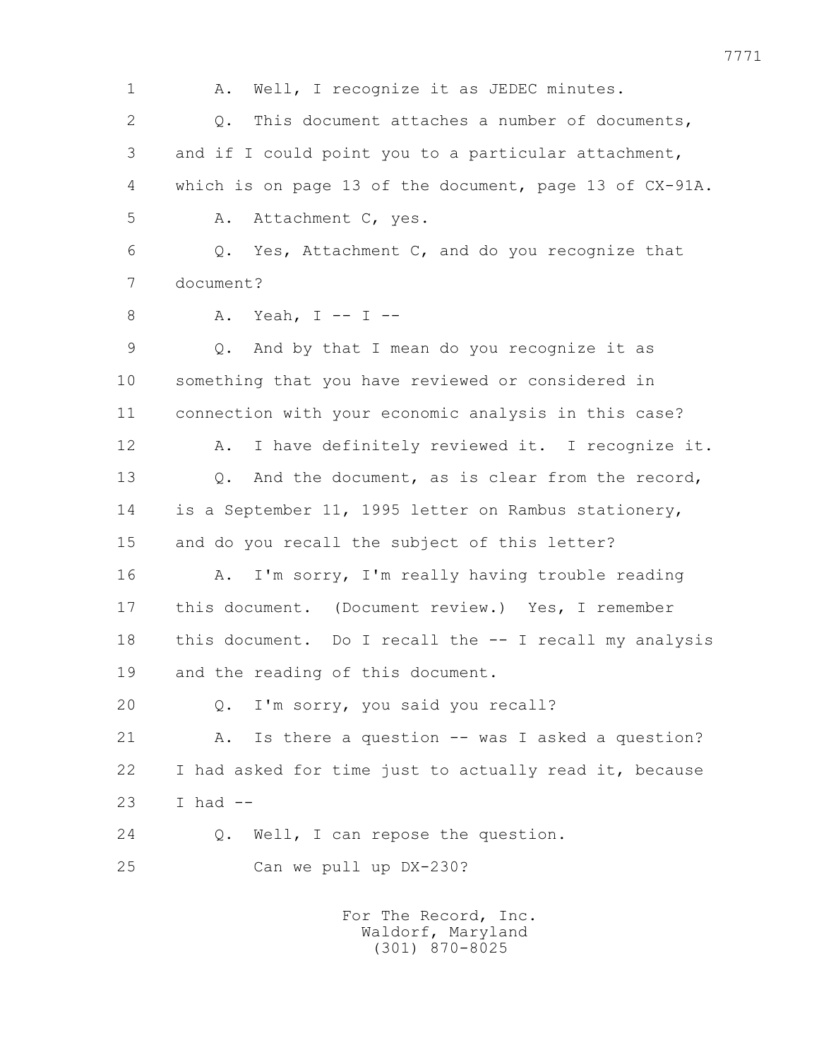1 A. Well, I recognize it as JEDEC minutes.

2 Q. This document attaches a number of documents,

3 and if I could point you to a particular attachment,

4 which is on page 13 of the document, page 13 of CX-91A.

5 A. Attachment C, yes.

6 Q. Yes, Attachment C, and do you recognize that

7 document?

8 A. Yeah, I -- I --

9 Q. And by that I mean do you recognize it as

10 something that you have reviewed or considered in

11 connection with your economic analysis in this case?

12 A. I have definitely reviewed it. I recognize it.

13 Q. And the document, as is clear from the record,

14 is a September 11, 1995 letter on Rambus stationery,

15 and do you recall the subject of this letter?

16 A. I'm sorry, I'm really having trouble reading

17 this document. (Document review.) Yes, I remember

18 this document. Do I recall the -- I recall my analysis

19 and the reading of this document.

20 Q. I'm sorry, you said you recall?

21 A. Is there a question -- was I asked a question?

22 I had asked for time just to actually read it, because

23 I had --

24 Q. Well, I can repose the question.

25 Can we pull up DX-230?

For The Record, Inc.
Waldorf, Maryland
(301) 870-8025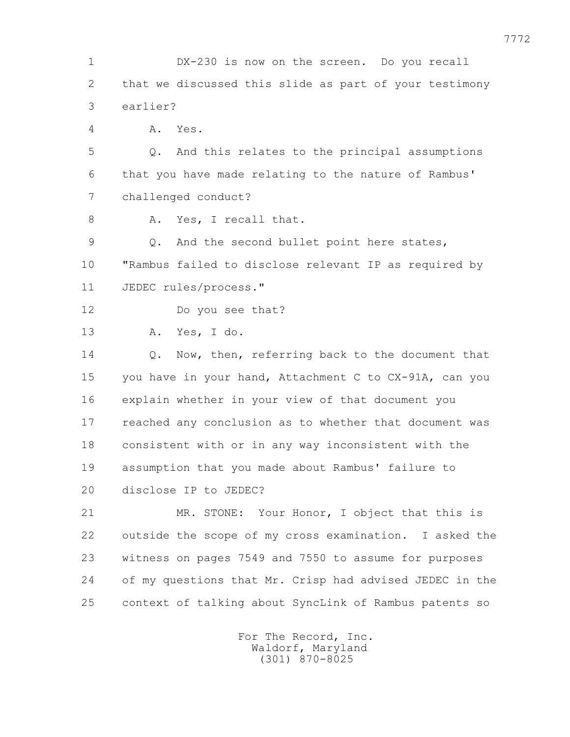1 DX-230 is now on the screen. Do you recall
2 that we discussed this slide as part of your testimony
3 earlier?
4 A. Yes.
5 Q. And this relates to the principal assumptions
6 that you have made relating to the nature of Rambus'
7 challenged conduct?
8 A. Yes, I recall that.
9 Q. And the second bullet point here states,
10 "Rambus failed to disclose relevant IP as required by
11 JEDEC rules/process."
12 Do you see that?
13 A. Yes, I do.
14 Q. Now, then, referring back to the document that
15 you have in your hand, Attachment C to CX-91A, can you
16 explain whether in your view of that document you
17 reached any conclusion as to whether that document was
18 consistent with or in any way inconsistent with the
19 assumption that you made about Rambus' failure to
20 disclose IP to JEDEC?
21 MR. STONE: Your Honor, I object that this is
22 outside the scope of my cross examination. I asked the
23 witness on pages 7549 and 7550 to assume for purposes
24 of my questions that Mr. Crisp had advised JEDEC in the
25 context of talking about SyncLink of Rambus patents so

For The Record, Inc.
Waldorf, Maryland
(301) 870-8025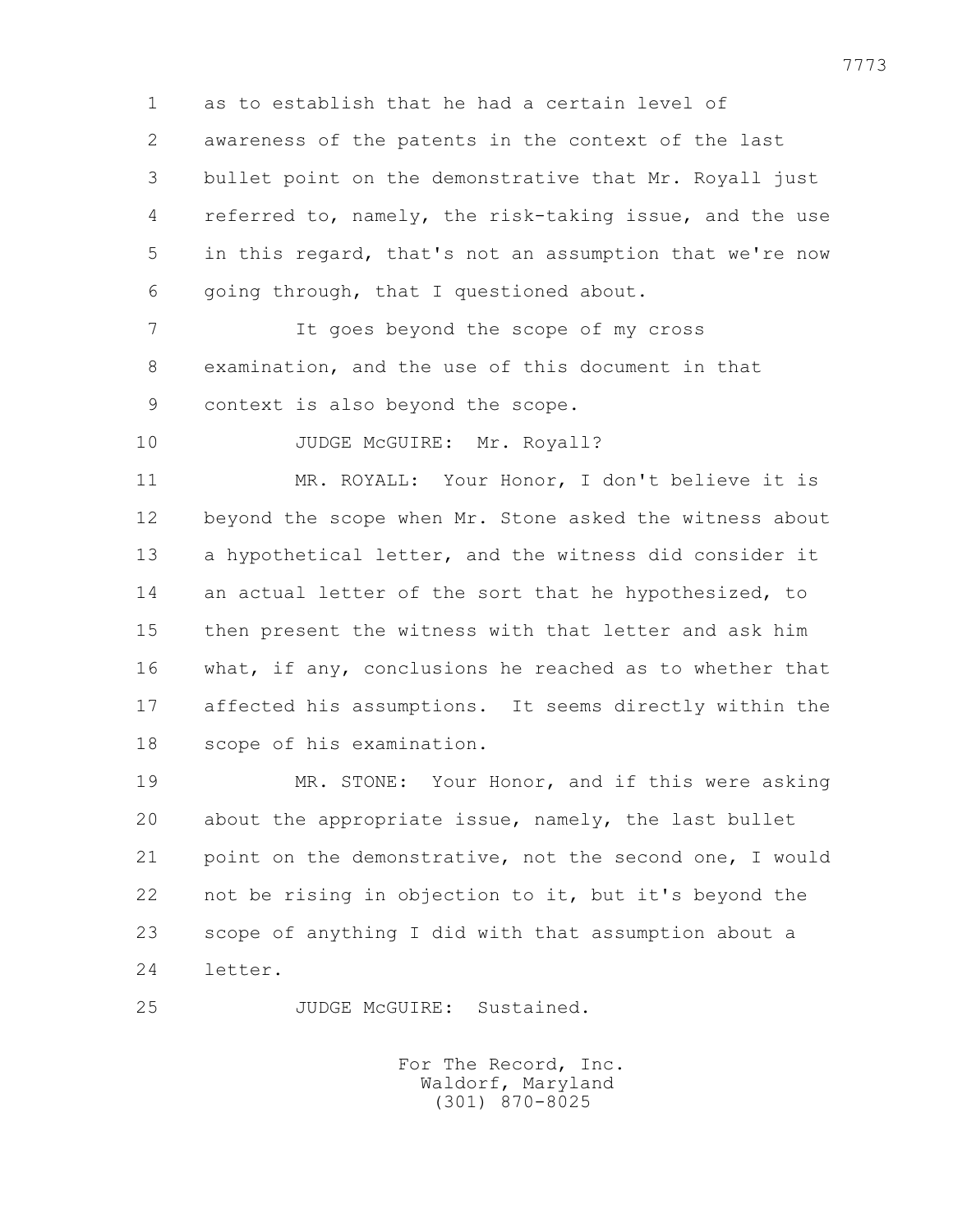as to establish that he had a certain level of awareness of the patents in the context of the last bullet point on the demonstrative that Mr. Royall just referred to, namely, the risk-taking issue, and the use in this regard, that's not an assumption that we're now going through, that I questioned about.

It goes beyond the scope of my cross examination, and the use of this document in that context is also beyond the scope.

JUDGE McGUIRE: Mr. Royall?

MR. ROYALL: Your Honor, I don't believe it is beyond the scope when Mr. Stone asked the witness about a hypothetical letter, and the witness did consider it an actual letter of the sort that he hypothesized, to then present the witness with that letter and ask him what, if any, conclusions he reached as to whether that affected his assumptions. It seems directly within the scope of his examination.

MR. STONE: Your Honor, and if this were asking about the appropriate issue, namely, the last bullet point on the demonstrative, not the second one, I would not be rising in objection to it, but it's beyond the scope of anything I did with that assumption about a letter.

JUDGE McGUIRE: Sustained.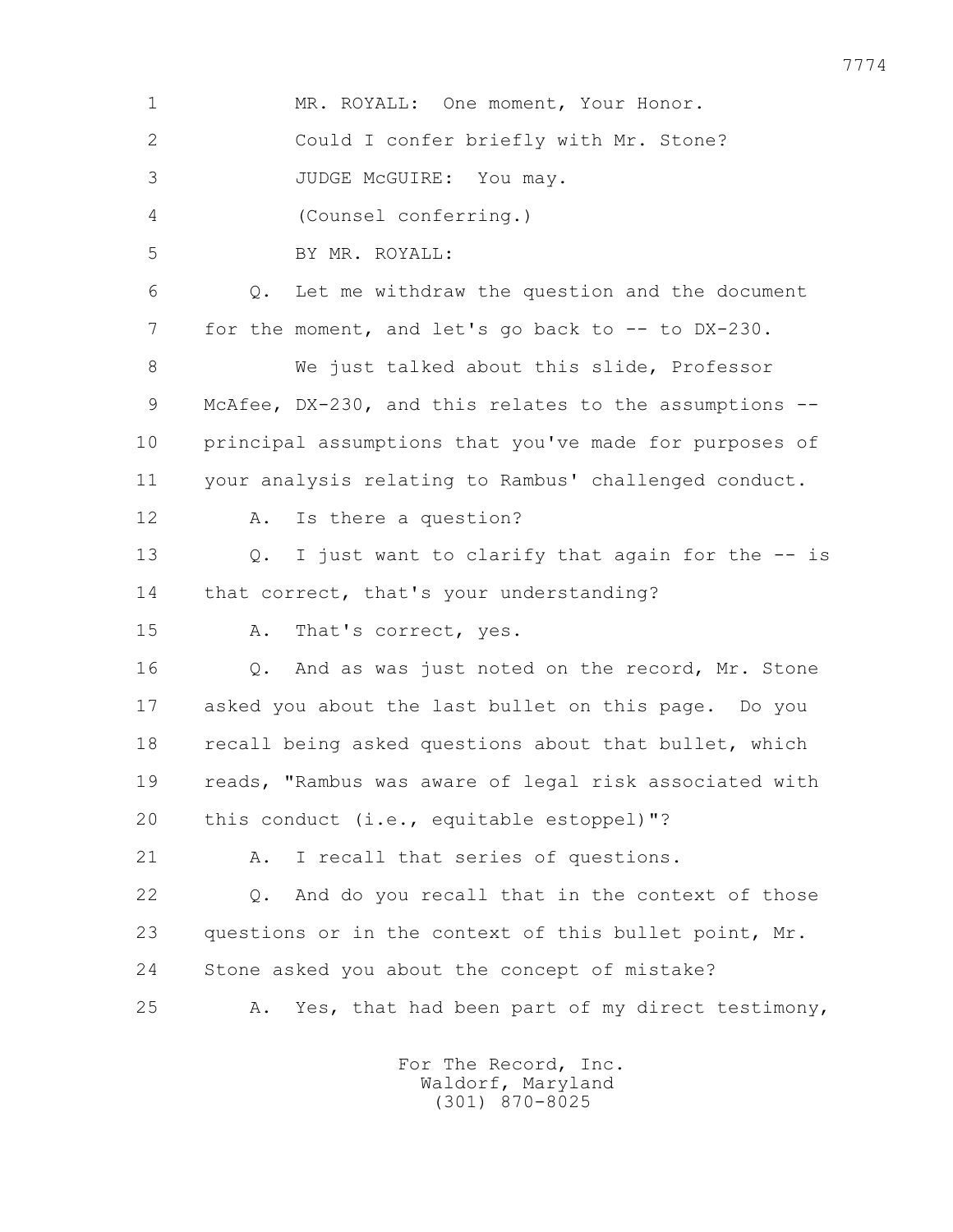1 MR. ROYALL: One moment, Your Honor.

2 Could I confer briefly with Mr. Stone?

3 JUDGE McGUIRE: You may.

4 (Counsel conferring.)

5 BY MR. ROYALL:

6 Q. Let me withdraw the question and the document

7 for the moment, and let's go back to -- to DX-230.

8 We just talked about this slide, Professor

9 McAfee, DX-230, and this relates to the assumptions --

10 principal assumptions that you've made for purposes of

11 your analysis relating to Rambus' challenged conduct.

12 A. Is there a question?

13 Q. I just want to clarify that again for the -- is

14 that correct, that's your understanding?

15 A. That's correct, yes.

16 Q. And as was just noted on the record, Mr. Stone

17 asked you about the last bullet on this page. Do you

18 recall being asked questions about that bullet, which

19 reads, "Rambus was aware of legal risk associated with

20 this conduct (i.e., equitable estoppel)"?

21 A. I recall that series of questions.

22 Q. And do you recall that in the context of those

23 questions or in the context of this bullet point, Mr.

24 Stone asked you about the concept of mistake?

25 A. Yes, that had been part of my direct testimony,

For The Record, Inc.
Waldorf, Maryland
(301) 870-8025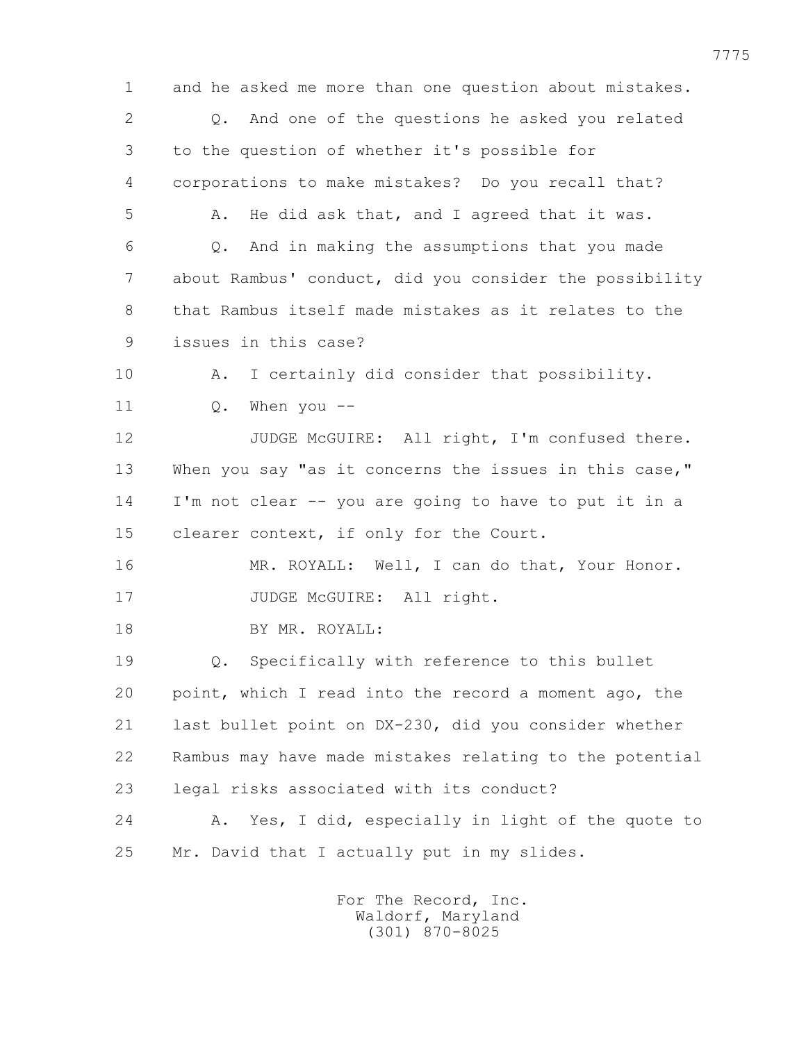1 and he asked me more than one question about mistakes.

2 Q. And one of the questions he asked you related

3 to the question of whether it's possible for

4 corporations to make mistakes? Do you recall that?

5 A. He did ask that, and I agreed that it was.

6 Q. And in making the assumptions that you made

7 about Rambus' conduct, did you consider the possibility

8 that Rambus itself made mistakes as it relates to the

9 issues in this case?

10 A. I certainly did consider that possibility.

11 Q. When you --

12 JUDGE McGUIRE: All right, I'm confused there.

13 When you say "as it concerns the issues in this case,"

14 I'm not clear -- you are going to have to put it in a

15 clearer context, if only for the Court.

16 MR. ROYALL: Well, I can do that, Your Honor.

17 JUDGE McGUIRE: All right.

18 BY MR. ROYALL:

19 Q. Specifically with reference to this bullet

20 point, which I read into the record a moment ago, the

21 last bullet point on DX-230, did you consider whether

22 Rambus may have made mistakes relating to the potential

23 legal risks associated with its conduct?

24 A. Yes, I did, especially in light of the quote to

25 Mr. David that I actually put in my slides.

For The Record, Inc.
Waldorf, Maryland
(301) 870-8025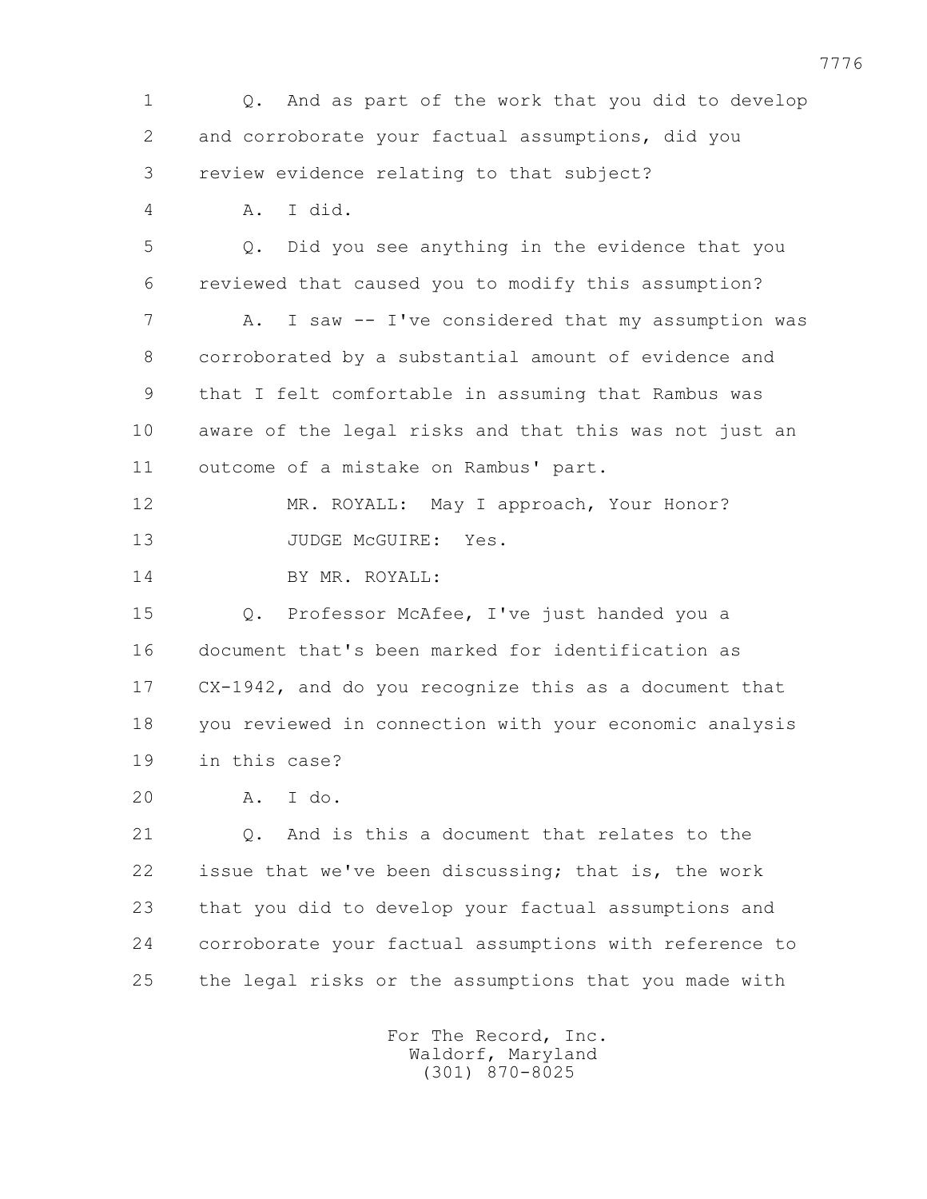1 Q. And as part of the work that you did to develop
2 and corroborate your factual assumptions, did you
3 review evidence relating to that subject?
4 A. I did.
5 Q. Did you see anything in the evidence that you
6 reviewed that caused you to modify this assumption?
7 A. I saw -- I've considered that my assumption was
8 corroborated by a substantial amount of evidence and
9 that I felt comfortable in assuming that Rambus was
10 aware of the legal risks and that this was not just an
11 outcome of a mistake on Rambus' part.
12 MR. ROYALL: May I approach, Your Honor?
13 JUDGE McGUIRE: Yes.
14 BY MR. ROYALL:
15 Q. Professor McAfee, I've just handed you a
16 document that's been marked for identification as
17 CX-1942, and do you recognize this as a document that
18 you reviewed in connection with your economic analysis
19 in this case?
20 A. I do.
21 Q. And is this a document that relates to the
22 issue that we've been discussing; that is, the work
23 that you did to develop your factual assumptions and
24 corroborate your factual assumptions with reference to
25 the legal risks or the assumptions that you made with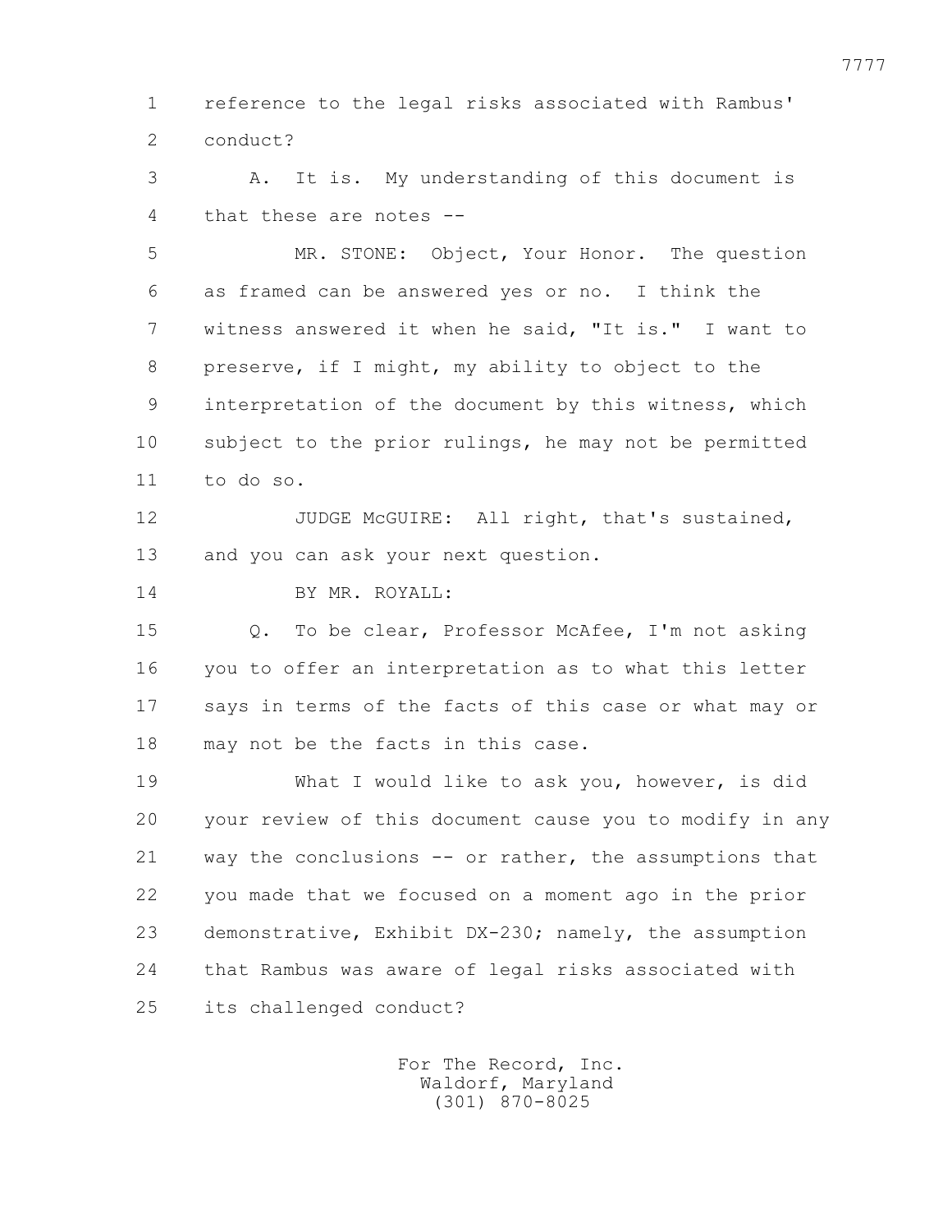1 reference to the legal risks associated with Rambus'
2 conduct?

3 A. It is. My understanding of this document is
4 that these are notes --

5 MR. STONE: Object, Your Honor. The question
6 as framed can be answered yes or no. I think the
7 witness answered it when he said, "It is." I want to
8 preserve, if I might, my ability to object to the
9 interpretation of the document by this witness, which
10 subject to the prior rulings, he may not be permitted
11 to do so.

12 JUDGE McGUIRE: All right, that's sustained,
13 and you can ask your next question.

14 BY MR. ROYALL:

15 Q. To be clear, Professor McAfee, I'm not asking
16 you to offer an interpretation as to what this letter
17 says in terms of the facts of this case or what may or
18 may not be the facts in this case.

19 What I would like to ask you, however, is did
20 your review of this document cause you to modify in any
21 way the conclusions -- or rather, the assumptions that
22 you made that we focused on a moment ago in the prior
23 demonstrative, Exhibit DX-230; namely, the assumption
24 that Rambus was aware of legal risks associated with
25 its challenged conduct?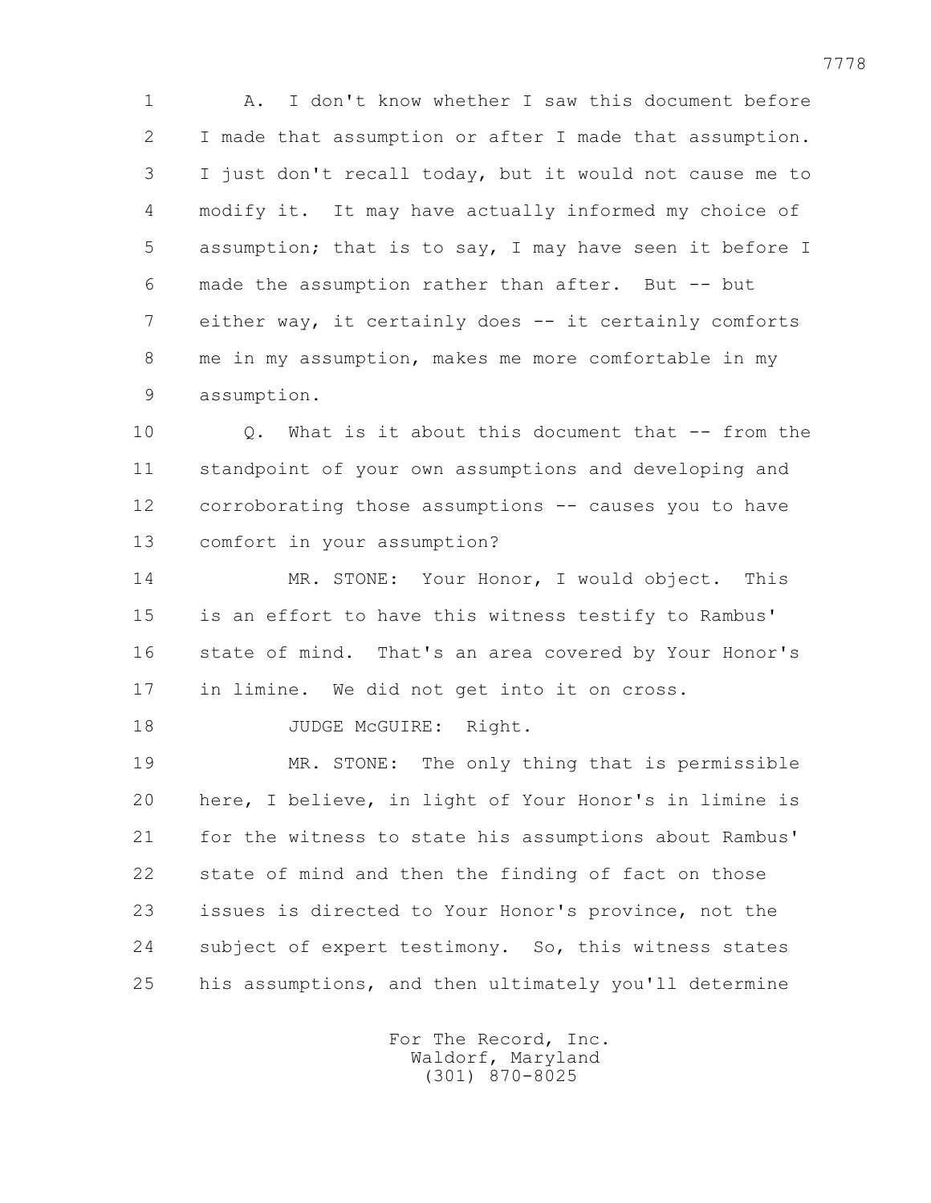1 A. I don't know whether I saw this document before
2 I made that assumption or after I made that assumption.
3 I just don't recall today, but it would not cause me to
4 modify it. It may have actually informed my choice of
5 assumption; that is to say, I may have seen it before I
6 made the assumption rather than after. But -- but
7 either way, it certainly does -- it certainly comforts
8 me in my assumption, makes me more comfortable in my
9 assumption.

10 Q. What is it about this document that -- from the
11 standpoint of your own assumptions and developing and
12 corroborating those assumptions -- causes you to have
13 comfort in your assumption?

14 MR. STONE: Your Honor, I would object. This
15 is an effort to have this witness testify to Rambus'
16 state of mind. That's an area covered by Your Honor's
17 in limine. We did not get into it on cross.

18 JUDGE McGUIRE: Right.

19 MR. STONE: The only thing that is permissible
20 here, I believe, in light of Your Honor's in limine is
21 for the witness to state his assumptions about Rambus'
22 state of mind and then the finding of fact on those
23 issues is directed to Your Honor's province, not the
24 subject of expert testimony. So, this witness states
25 his assumptions, and then ultimately you'll determine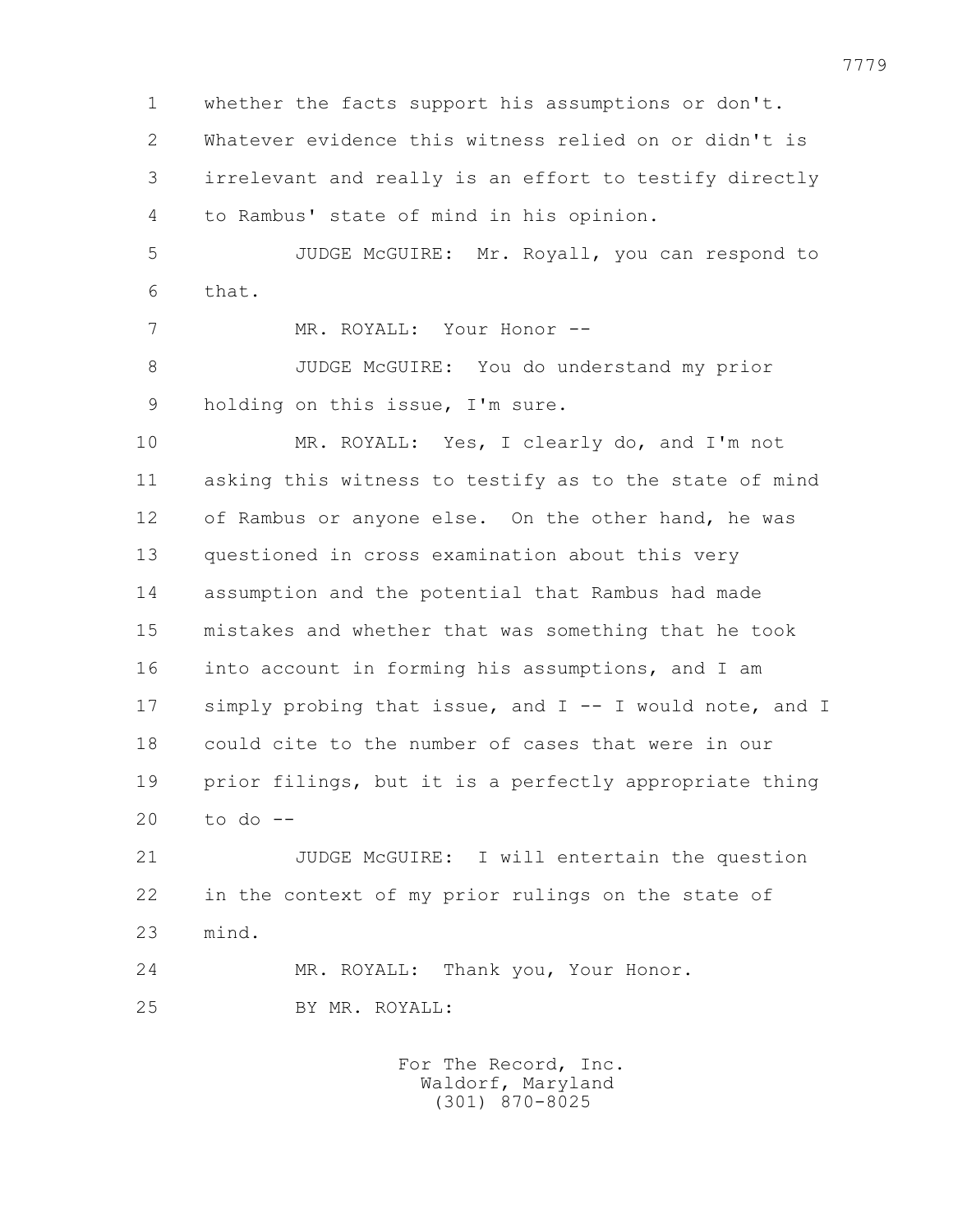1 whether the facts support his assumptions or don't.
2 Whatever evidence this witness relied on or didn't is
3 irrelevant and really is an effort to testify directly
4 to Rambus' state of mind in his opinion.
5 JUDGE McGUIRE: Mr. Royall, you can respond to
6 that.
7 MR. ROYALL: Your Honor --
8 JUDGE McGUIRE: You do understand my prior
9 holding on this issue, I'm sure.
10 MR. ROYALL: Yes, I clearly do, and I'm not
11 asking this witness to testify as to the state of mind
12 of Rambus or anyone else. On the other hand, he was
13 questioned in cross examination about this very
14 assumption and the potential that Rambus had made
15 mistakes and whether that was something that he took
16 into account in forming his assumptions, and I am
17 simply probing that issue, and I -- I would note, and I
18 could cite to the number of cases that were in our
19 prior filings, but it is a perfectly appropriate thing
20 to do --
21 JUDGE McGUIRE: I will entertain the question
22 in the context of my prior rulings on the state of
23 mind.
24 MR. ROYALL: Thank you, Your Honor.
25 BY MR. ROYALL: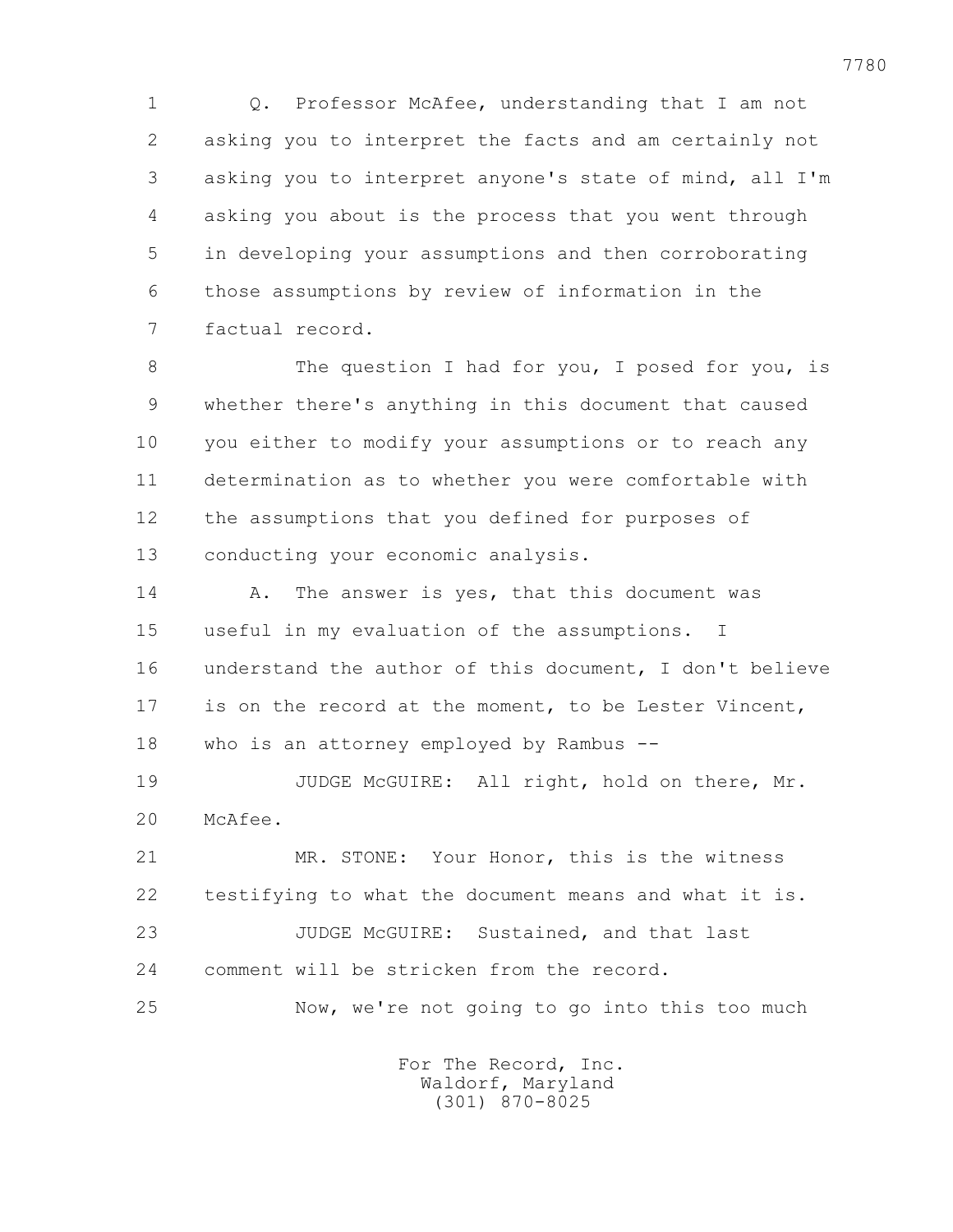Q. Professor McAfee, understanding that I am not asking you to interpret the facts and am certainly not asking you to interpret anyone's state of mind, all I'm asking you about is the process that you went through in developing your assumptions and then corroborating those assumptions by review of information in the factual record.

The question I had for you, I posed for you, is whether there's anything in this document that caused you either to modify your assumptions or to reach any determination as to whether you were comfortable with the assumptions that you defined for purposes of conducting your economic analysis.

A. The answer is yes, that this document was useful in my evaluation of the assumptions. I understand the author of this document, I don't believe is on the record at the moment, to be Lester Vincent, who is an attorney employed by Rambus --

JUDGE McGUIRE: All right, hold on there, Mr. McAfee.

MR. STONE: Your Honor, this is the witness testifying to what the document means and what it is.

JUDGE McGUIRE: Sustained, and that last comment will be stricken from the record.

Now, we're not going to go into this too much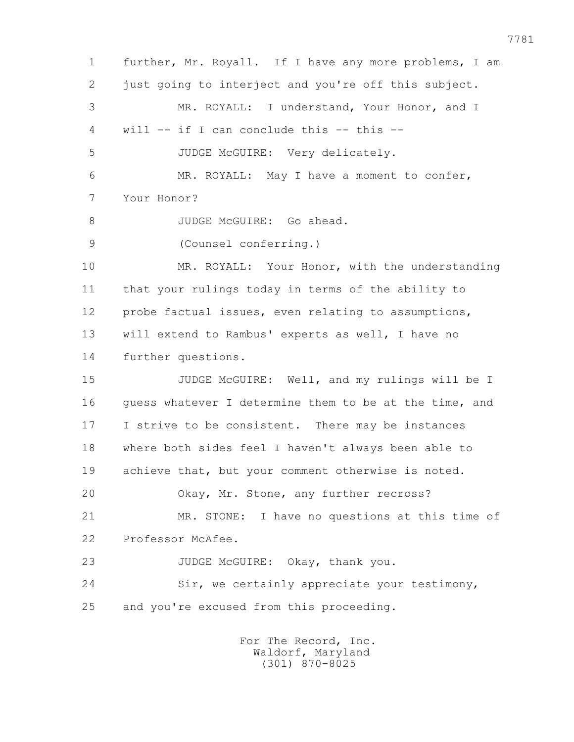1 further, Mr. Royall. If I have any more problems, I am
2 just going to interject and you're off this subject.
3 MR. ROYALL: I understand, Your Honor, and I
4 will -- if I can conclude this -- this --
5 JUDGE McGUIRE: Very delicately.
6 MR. ROYALL: May I have a moment to confer,
7 Your Honor?
8 JUDGE McGUIRE: Go ahead.
9 (Counsel conferring.)
10 MR. ROYALL: Your Honor, with the understanding
11 that your rulings today in terms of the ability to
12 probe factual issues, even relating to assumptions,
13 will extend to Rambus' experts as well, I have no
14 further questions.
15 JUDGE McGUIRE: Well, and my rulings will be I
16 guess whatever I determine them to be at the time, and
17 I strive to be consistent. There may be instances
18 where both sides feel I haven't always been able to
19 achieve that, but your comment otherwise is noted.
20 Okay, Mr. Stone, any further recross?
21 MR. STONE: I have no questions at this time of
22 Professor McAfee.
23 JUDGE McGUIRE: Okay, thank you.
24 Sir, we certainly appreciate your testimony,
25 and you're excused from this proceeding.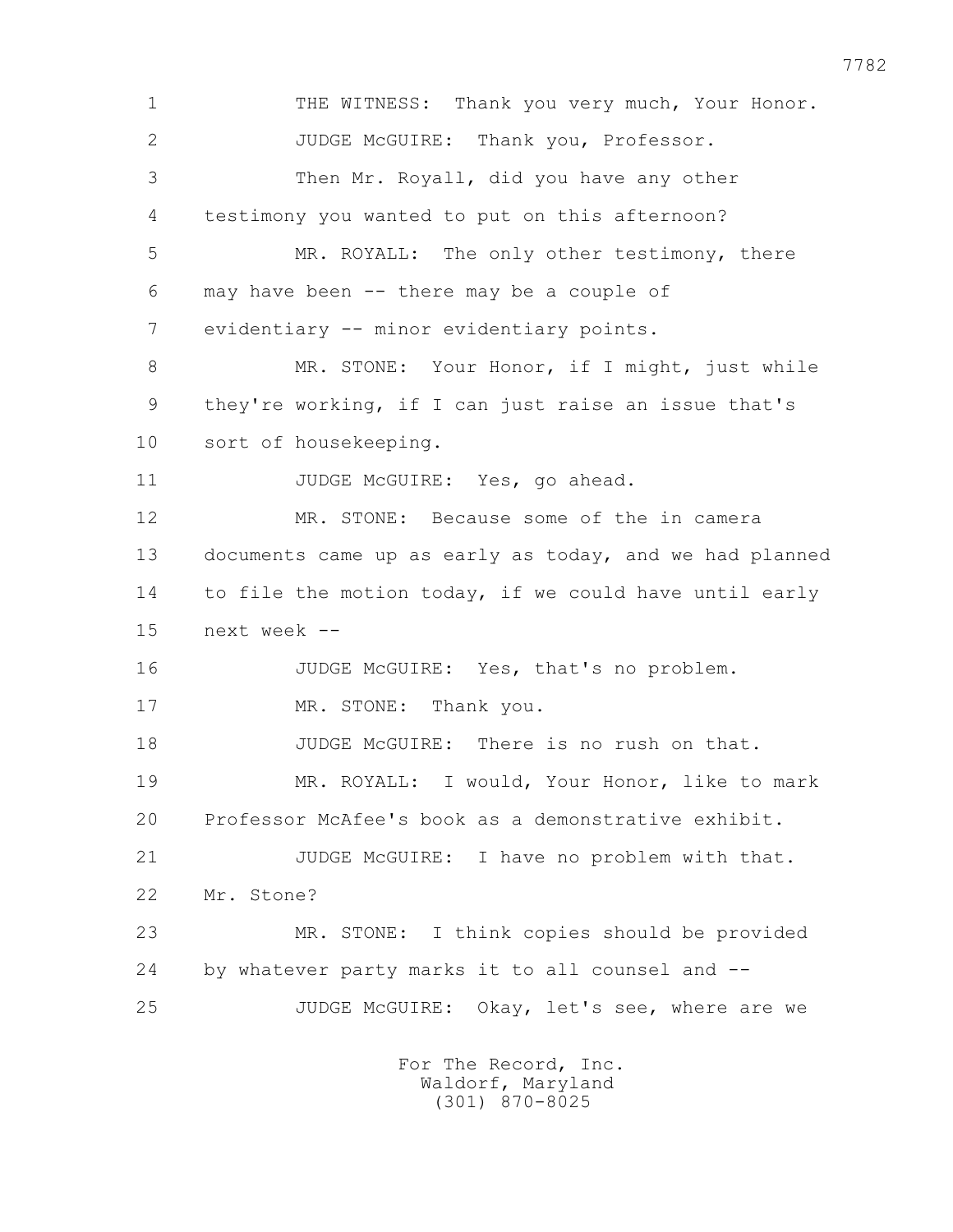1 THE WITNESS: Thank you very much, Your Honor.

2 JUDGE McGUIRE: Thank you, Professor.

3 Then Mr. Royall, did you have any other

4 testimony you wanted to put on this afternoon?

5 MR. ROYALL: The only other testimony, there

6 may have been -- there may be a couple of

7 evidentiary -- minor evidentiary points.

8 MR. STONE: Your Honor, if I might, just while

9 they're working, if I can just raise an issue that's

10 sort of housekeeping.

11 JUDGE McGUIRE: Yes, go ahead.

12 MR. STONE: Because some of the in camera

13 documents came up as early as today, and we had planned

14 to file the motion today, if we could have until early

15 next week --

16 JUDGE McGUIRE: Yes, that's no problem.

17 MR. STONE: Thank you.

18 JUDGE McGUIRE: There is no rush on that.

19 MR. ROYALL: I would, Your Honor, like to mark

20 Professor McAfee's book as a demonstrative exhibit.

21 JUDGE McGUIRE: I have no problem with that.

22 Mr. Stone?

23 MR. STONE: I think copies should be provided

24 by whatever party marks it to all counsel and --

25 JUDGE McGUIRE: Okay, let's see, where are we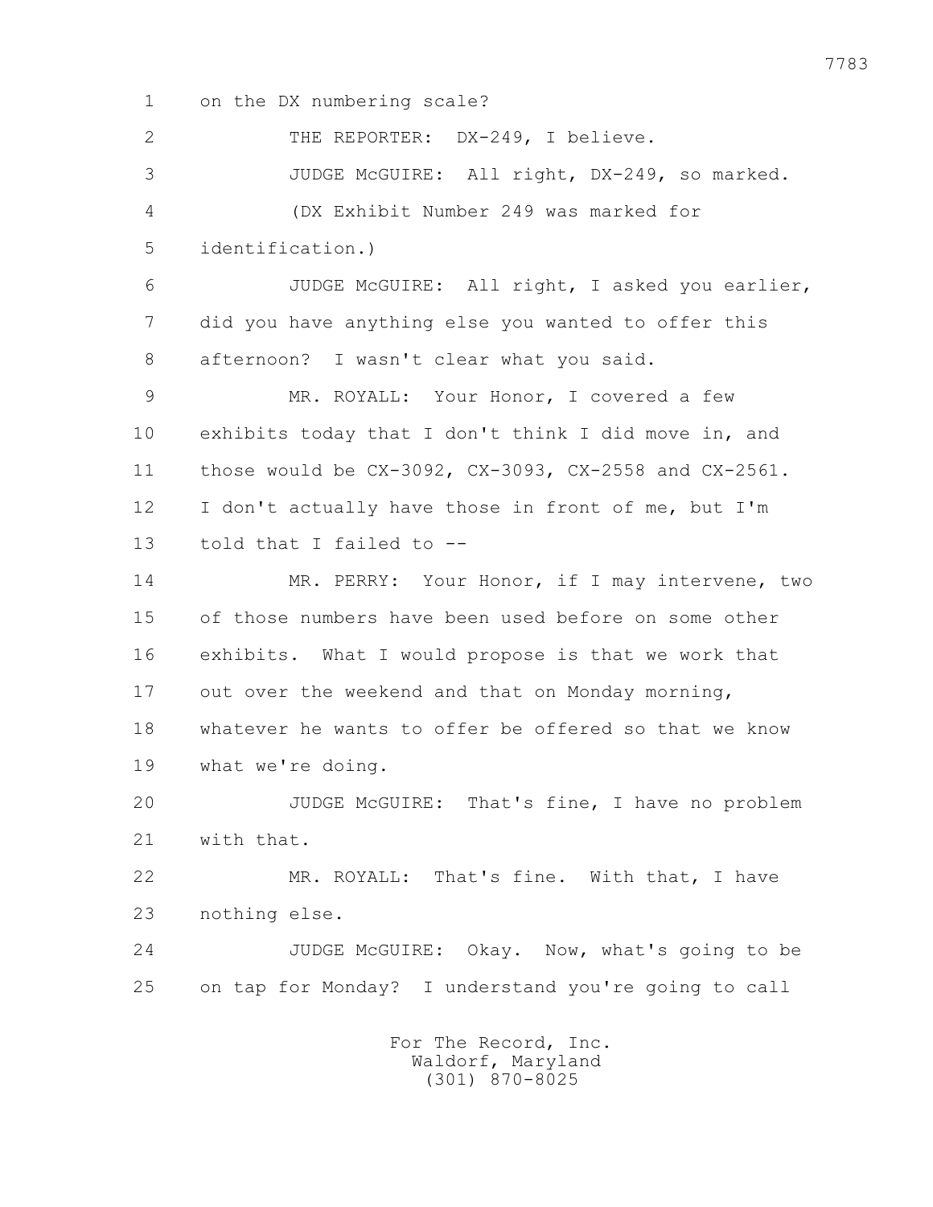on the DX numbering scale?

THE REPORTER: DX-249, I believe.

JUDGE McGUIRE: All right, DX-249, so marked.

(DX Exhibit Number 249 was marked for identification.)

JUDGE McGUIRE: All right, I asked you earlier, did you have anything else you wanted to offer this afternoon? I wasn't clear what you said.

MR. ROYALL: Your Honor, I covered a few exhibits today that I don't think I did move in, and those would be CX-3092, CX-3093, CX-2558 and CX-2561. I don't actually have those in front of me, but I'm told that I failed to --

MR. PERRY: Your Honor, if I may intervene, two of those numbers have been used before on some other exhibits. What I would propose is that we work that out over the weekend and that on Monday morning, whatever he wants to offer be offered so that we know what we're doing.

JUDGE McGUIRE: That's fine, I have no problem with that.

MR. ROYALL: That's fine. With that, I have nothing else.

JUDGE McGUIRE: Okay. Now, what's going to be on tap for Monday? I understand you're going to call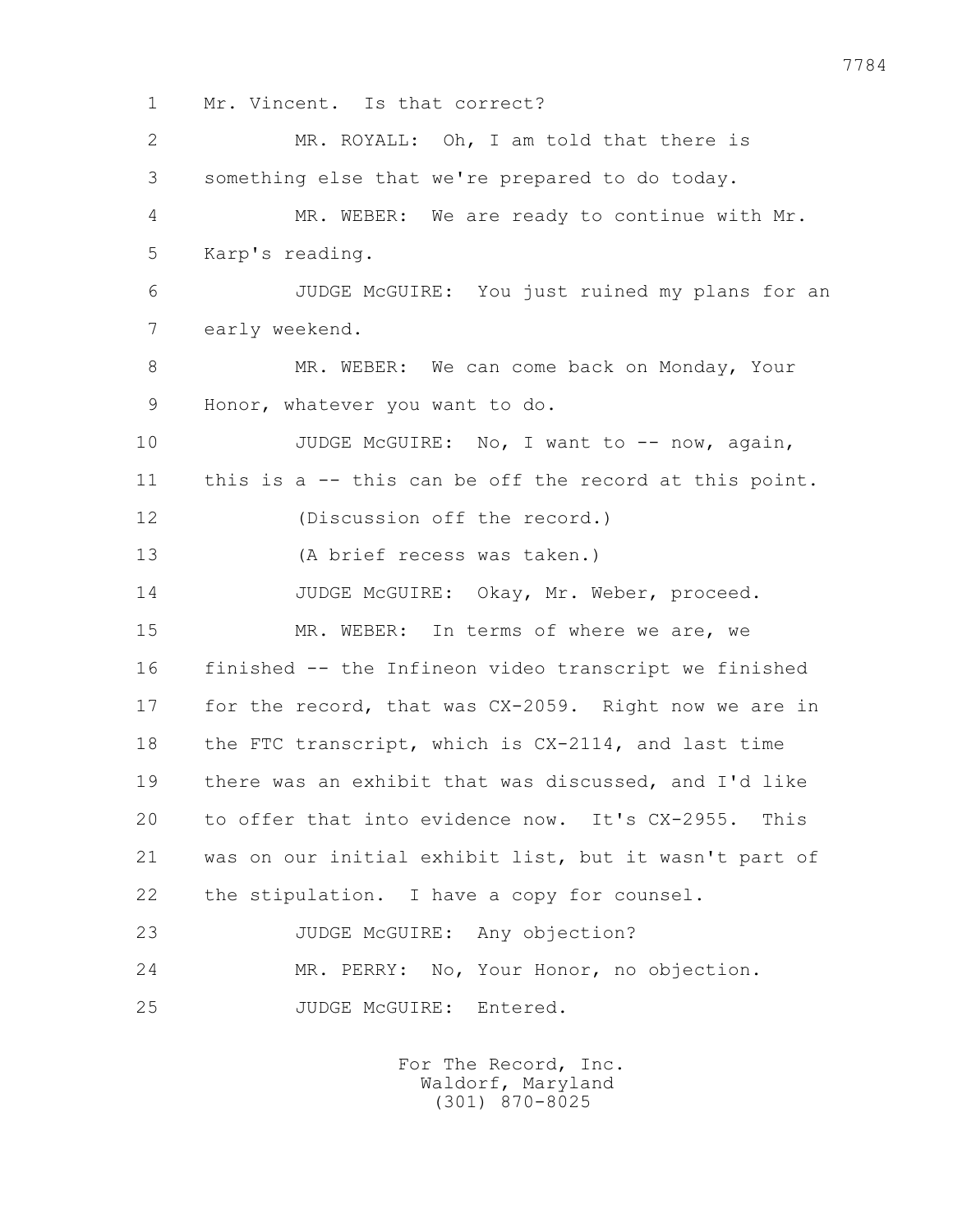1 Mr. Vincent. Is that correct?

2 MR. ROYALL: Oh, I am told that there is

3 something else that we're prepared to do today.

4 MR. WEBER: We are ready to continue with Mr.

5 Karp's reading.

6 JUDGE McGUIRE: You just ruined my plans for an

7 early weekend.

8 MR. WEBER: We can come back on Monday, Your

9 Honor, whatever you want to do.

10 JUDGE McGUIRE: No, I want to -- now, again,

11 this is a -- this can be off the record at this point.

12 (Discussion off the record.)

13 (A brief recess was taken.)

14 JUDGE McGUIRE: Okay, Mr. Weber, proceed.

15 MR. WEBER: In terms of where we are, we

16 finished -- the Infineon video transcript we finished

17 for the record, that was CX-2059. Right now we are in

18 the FTC transcript, which is CX-2114, and last time

19 there was an exhibit that was discussed, and I'd like

20 to offer that into evidence now. It's CX-2955. This

21 was on our initial exhibit list, but it wasn't part of

22 the stipulation. I have a copy for counsel.

23 JUDGE McGUIRE: Any objection?

24 MR. PERRY: No, Your Honor, no objection.

25 JUDGE McGUIRE: Entered.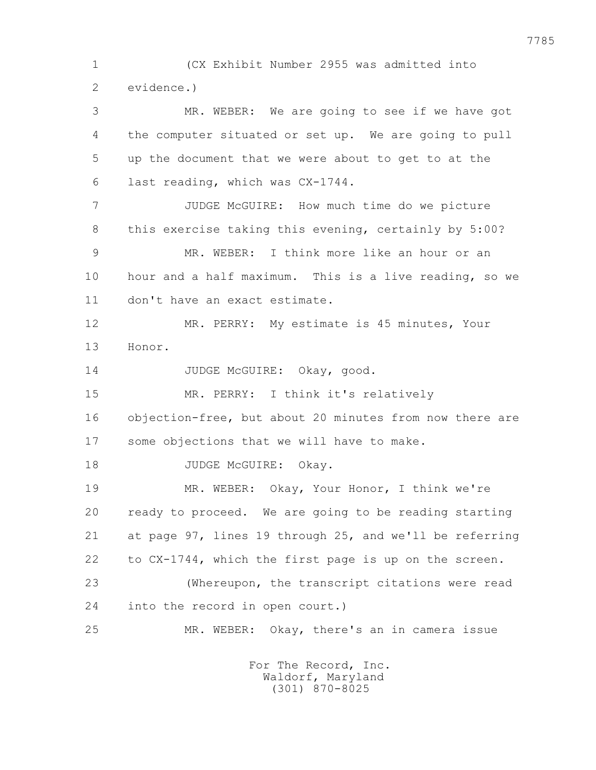1 (CX Exhibit Number 2955 was admitted into
2 evidence.)
3 MR. WEBER: We are going to see if we have got
4 the computer situated or set up. We are going to pull
5 up the document that we were about to get to at the
6 last reading, which was CX-1744.
7 JUDGE McGUIRE: How much time do we picture
8 this exercise taking this evening, certainly by 5:00?
9 MR. WEBER: I think more like an hour or an
10 hour and a half maximum. This is a live reading, so we
11 don't have an exact estimate.
12 MR. PERRY: My estimate is 45 minutes, Your
13 Honor.
14 JUDGE McGUIRE: Okay, good.
15 MR. PERRY: I think it's relatively
16 objection-free, but about 20 minutes from now there are
17 some objections that we will have to make.
18 JUDGE McGUIRE: Okay.
19 MR. WEBER: Okay, Your Honor, I think we're
20 ready to proceed. We are going to be reading starting
21 at page 97, lines 19 through 25, and we'll be referring
22 to CX-1744, which the first page is up on the screen.
23 (Whereupon, the transcript citations were read
24 into the record in open court.)
25 MR. WEBER: Okay, there's an in camera issue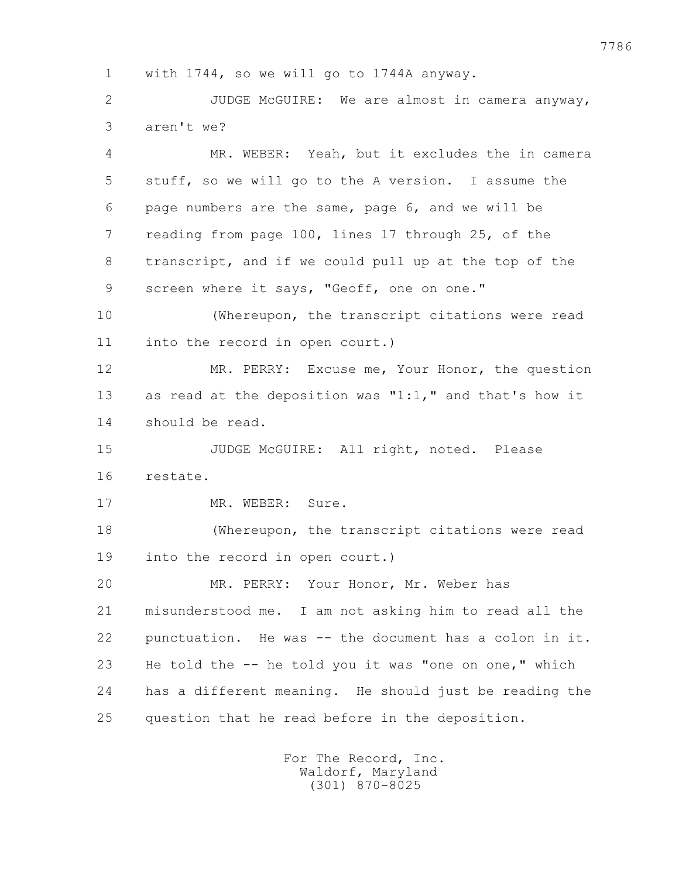1 with 1744, so we will go to 1744A anyway.

2 JUDGE McGUIRE: We are almost in camera anyway,

3 aren't we?

4 MR. WEBER: Yeah, but it excludes the in camera

5 stuff, so we will go to the A version. I assume the

6 page numbers are the same, page 6, and we will be

7 reading from page 100, lines 17 through 25, of the

8 transcript, and if we could pull up at the top of the

9 screen where it says, "Geoff, one on one."

10 (Whereupon, the transcript citations were read

11 into the record in open court.)

12 MR. PERRY: Excuse me, Your Honor, the question

13 as read at the deposition was "1:1," and that's how it

14 should be read.

15 JUDGE McGUIRE: All right, noted. Please

16 restate.

17 MR. WEBER: Sure.

18 (Whereupon, the transcript citations were read

19 into the record in open court.)

20 MR. PERRY: Your Honor, Mr. Weber has

21 misunderstood me. I am not asking him to read all the

22 punctuation. He was -- the document has a colon in it.

23 He told the -- he told you it was "one on one," which

24 has a different meaning. He should just be reading the

25 question that he read before in the deposition.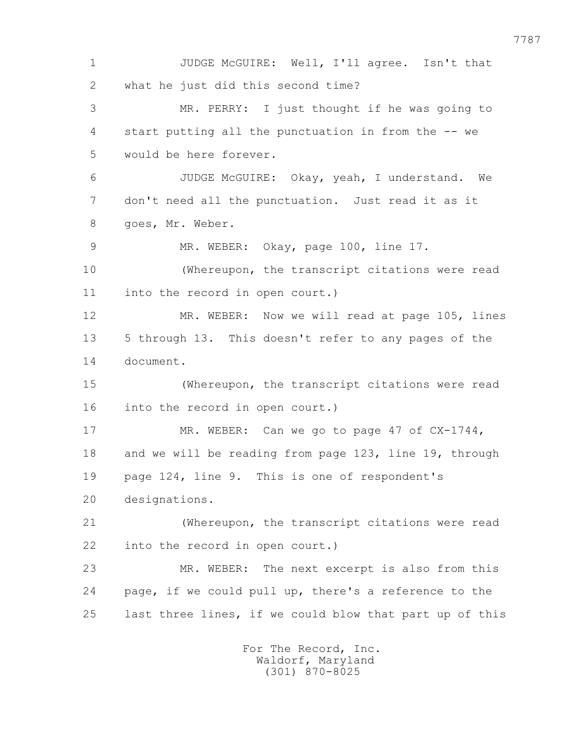JUDGE McGUIRE: Well, I'll agree. Isn't that what he just did this second time?

MR. PERRY: I just thought if he was going to start putting all the punctuation in from the -- we would be here forever.

JUDGE McGUIRE: Okay, yeah, I understand. We don't need all the punctuation. Just read it as it goes, Mr. Weber.

MR. WEBER: Okay, page 100, line 17.

(Whereupon, the transcript citations were read into the record in open court.)

MR. WEBER: Now we will read at page 105, lines 5 through 13. This doesn't refer to any pages of the document.

(Whereupon, the transcript citations were read into the record in open court.)

MR. WEBER: Can we go to page 47 of CX-1744, and we will be reading from page 123, line 19, through page 124, line 9. This is one of respondent's designations.

(Whereupon, the transcript citations were read into the record in open court.)

MR. WEBER: The next excerpt is also from this page, if we could pull up, there's a reference to the last three lines, if we could blow that part up of this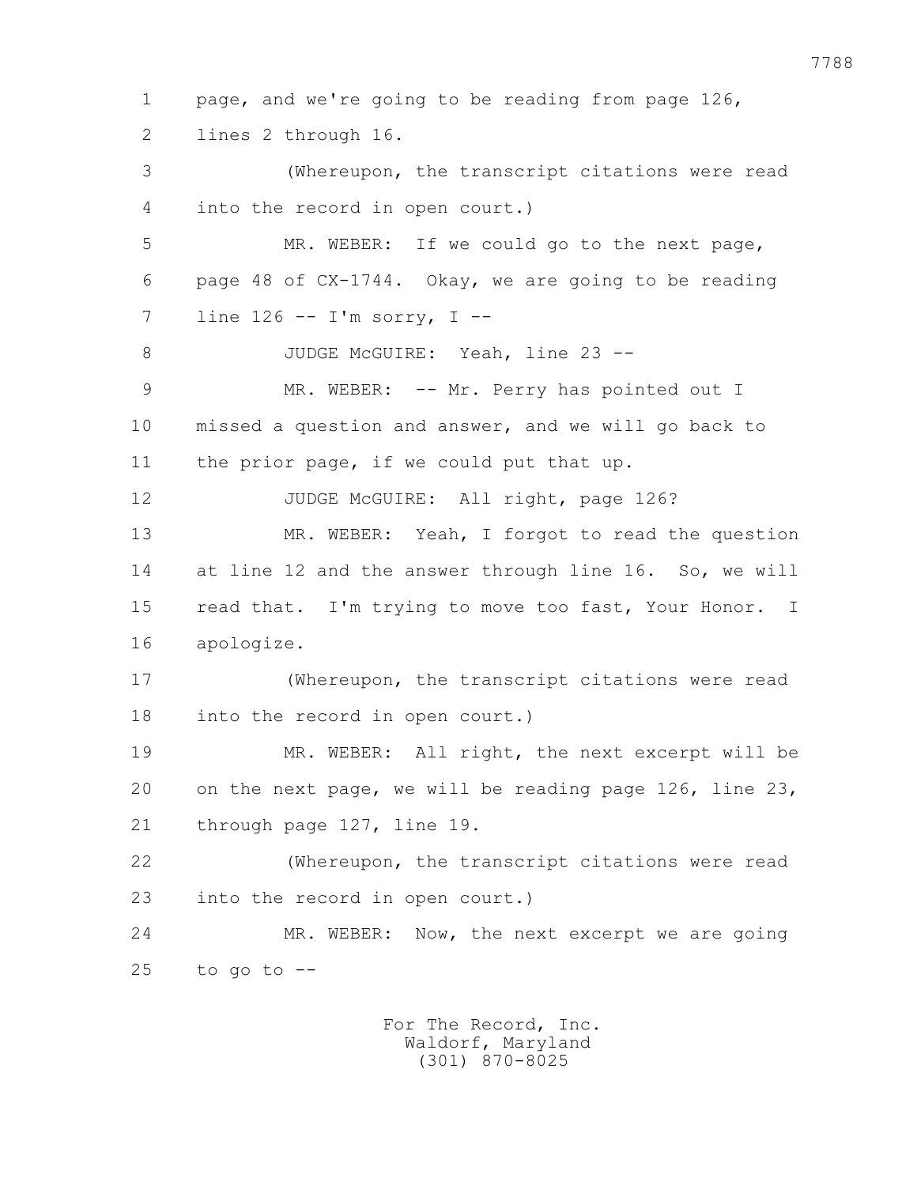1 page, and we're going to be reading from page 126,
2 lines 2 through 16.
3 (Whereupon, the transcript citations were read
4 into the record in open court.)
5 MR. WEBER: If we could go to the next page,
6 page 48 of CX-1744. Okay, we are going to be reading
7 line 126 -- I'm sorry, I --
8 JUDGE McGUIRE: Yeah, line 23 --
9 MR. WEBER: -- Mr. Perry has pointed out I
10 missed a question and answer, and we will go back to
11 the prior page, if we could put that up.
12 JUDGE McGUIRE: All right, page 126?
13 MR. WEBER: Yeah, I forgot to read the question
14 at line 12 and the answer through line 16. So, we will
15 read that. I'm trying to move too fast, Your Honor. I
16 apologize.
17 (Whereupon, the transcript citations were read
18 into the record in open court.)
19 MR. WEBER: All right, the next excerpt will be
20 on the next page, we will be reading page 126, line 23,
21 through page 127, line 19.
22 (Whereupon, the transcript citations were read
23 into the record in open court.)
24 MR. WEBER: Now, the next excerpt we are going
25 to go to --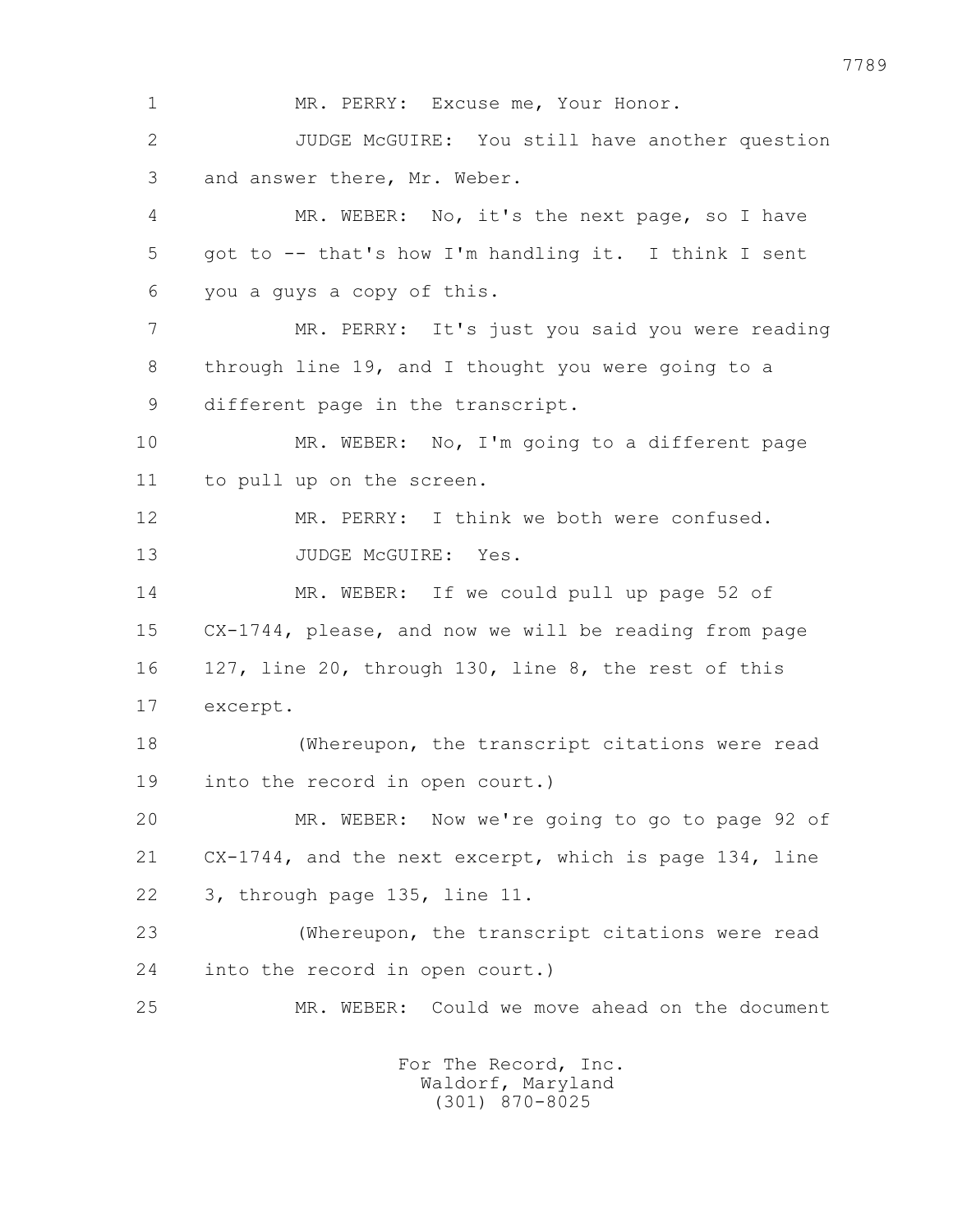1 MR. PERRY: Excuse me, Your Honor.

2 JUDGE McGUIRE: You still have another question

3 and answer there, Mr. Weber.

4 MR. WEBER: No, it's the next page, so I have

5 got to -- that's how I'm handling it. I think I sent

6 you a guys a copy of this.

7 MR. PERRY: It's just you said you were reading

8 through line 19, and I thought you were going to a

9 different page in the transcript.

10 MR. WEBER: No, I'm going to a different page

11 to pull up on the screen.

12 MR. PERRY: I think we both were confused.

13 JUDGE McGUIRE: Yes.

14 MR. WEBER: If we could pull up page 52 of

15 CX-1744, please, and now we will be reading from page

16 127, line 20, through 130, line 8, the rest of this

17 excerpt.

18 (Whereupon, the transcript citations were read

19 into the record in open court.)

20 MR. WEBER: Now we're going to go to page 92 of

21 CX-1744, and the next excerpt, which is page 134, line

22 3, through page 135, line 11.

23 (Whereupon, the transcript citations were read

24 into the record in open court.)

25 MR. WEBER: Could we move ahead on the document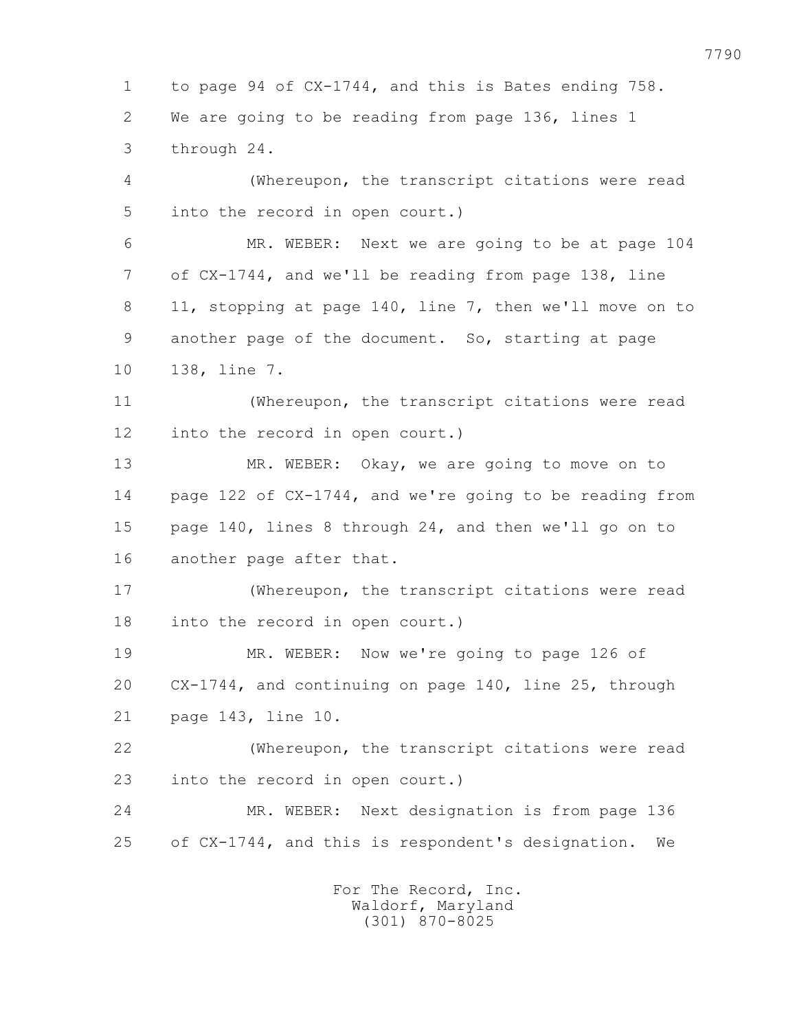to page 94 of CX-1744, and this is Bates ending 758. We are going to be reading from page 136, lines 1 through 24.

(Whereupon, the transcript citations were read into the record in open court.)

MR. WEBER: Next we are going to be at page 104 of CX-1744, and we'll be reading from page 138, line 11, stopping at page 140, line 7, then we'll move on to another page of the document. So, starting at page 138, line 7.

(Whereupon, the transcript citations were read into the record in open court.)

MR. WEBER: Okay, we are going to move on to page 122 of CX-1744, and we're going to be reading from page 140, lines 8 through 24, and then we'll go on to another page after that.

(Whereupon, the transcript citations were read into the record in open court.)

MR. WEBER: Now we're going to page 126 of CX-1744, and continuing on page 140, line 25, through page 143, line 10.

(Whereupon, the transcript citations were read into the record in open court.)

MR. WEBER: Next designation is from page 136 of CX-1744, and this is respondent's designation. We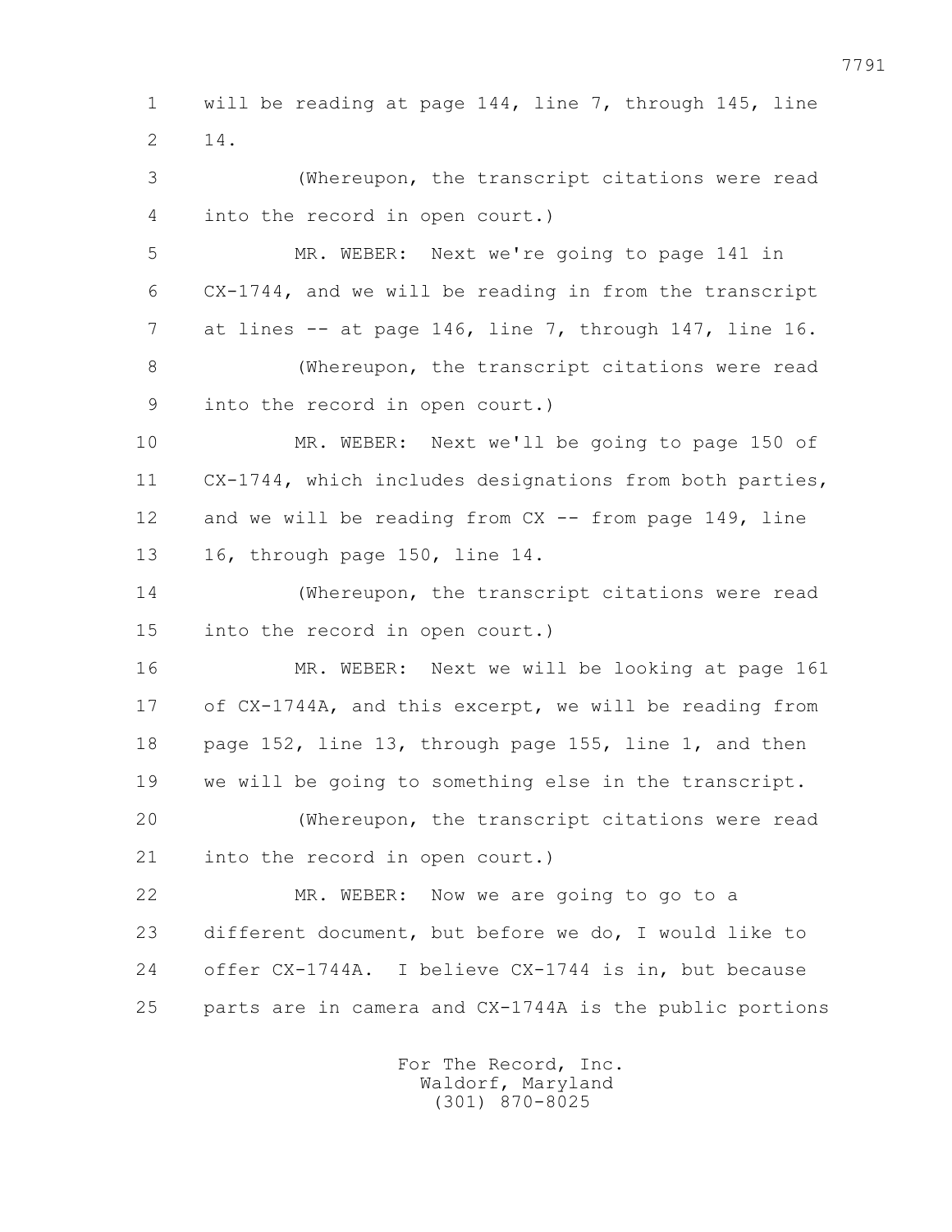1 will be reading at page 144, line 7, through 145, line
2 14.

3 (Whereupon, the transcript citations were read
4 into the record in open court.)

5 MR. WEBER: Next we're going to page 141 in
6 CX-1744, and we will be reading in from the transcript
7 at lines -- at page 146, line 7, through 147, line 16.

8 (Whereupon, the transcript citations were read
9 into the record in open court.)

10 MR. WEBER: Next we'll be going to page 150 of
11 CX-1744, which includes designations from both parties,
12 and we will be reading from CX -- from page 149, line
13 16, through page 150, line 14.

14 (Whereupon, the transcript citations were read
15 into the record in open court.)

16 MR. WEBER: Next we will be looking at page 161
17 of CX-1744A, and this excerpt, we will be reading from
18 page 152, line 13, through page 155, line 1, and then
19 we will be going to something else in the transcript.

20 (Whereupon, the transcript citations were read
21 into the record in open court.)

22 MR. WEBER: Now we are going to go to a
23 different document, but before we do, I would like to
24 offer CX-1744A. I believe CX-1744 is in, but because
25 parts are in camera and CX-1744A is the public portions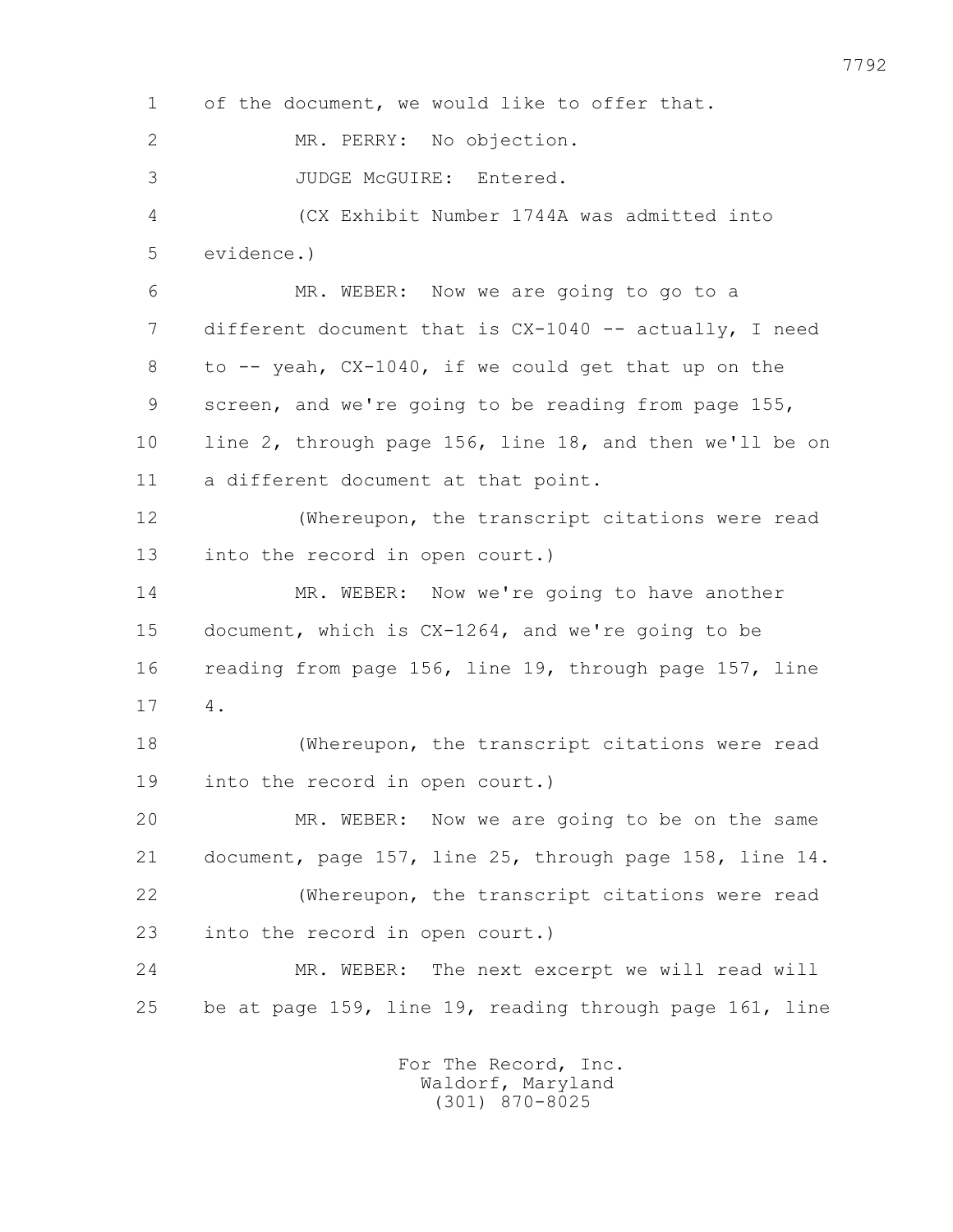of the document, we would like to offer that.

MR. PERRY: No objection.

JUDGE McGUIRE: Entered.

(CX Exhibit Number 1744A was admitted into evidence.)

MR. WEBER: Now we are going to go to a different document that is CX-1040 -- actually, I need to -- yeah, CX-1040, if we could get that up on the screen, and we're going to be reading from page 155, line 2, through page 156, line 18, and then we'll be on a different document at that point.

(Whereupon, the transcript citations were read into the record in open court.)

MR. WEBER: Now we're going to have another document, which is CX-1264, and we're going to be reading from page 156, line 19, through page 157, line 4.

(Whereupon, the transcript citations were read into the record in open court.)

MR. WEBER: Now we are going to be on the same document, page 157, line 25, through page 158, line 14.

(Whereupon, the transcript citations were read into the record in open court.)

MR. WEBER: The next excerpt we will read will be at page 159, line 19, reading through page 161, line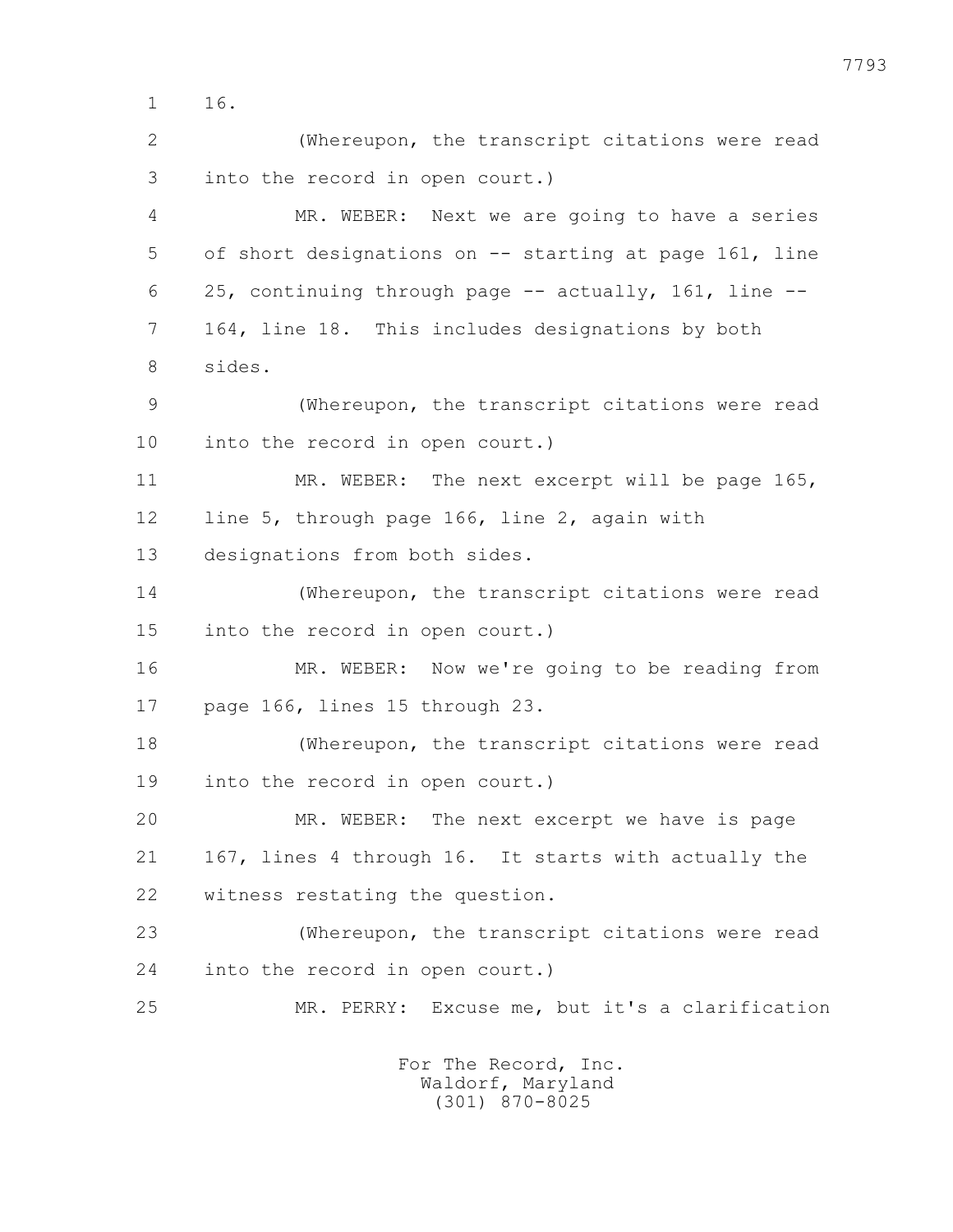1 16.

2 (Whereupon, the transcript citations were read
3 into the record in open court.)

4 MR. WEBER: Next we are going to have a series
5 of short designations on -- starting at page 161, line
6 25, continuing through page -- actually, 161, line --
7 164, line 18. This includes designations by both
8 sides.

9 (Whereupon, the transcript citations were read
10 into the record in open court.)

11 MR. WEBER: The next excerpt will be page 165,
12 line 5, through page 166, line 2, again with
13 designations from both sides.

14 (Whereupon, the transcript citations were read
15 into the record in open court.)

16 MR. WEBER: Now we're going to be reading from
17 page 166, lines 15 through 23.

18 (Whereupon, the transcript citations were read
19 into the record in open court.)

20 MR. WEBER: The next excerpt we have is page
21 167, lines 4 through 16. It starts with actually the
22 witness restating the question.

23 (Whereupon, the transcript citations were read
24 into the record in open court.)

25 MR. PERRY: Excuse me, but it's a clarification

For The Record, Inc.
Waldorf, Maryland
(301) 870-8025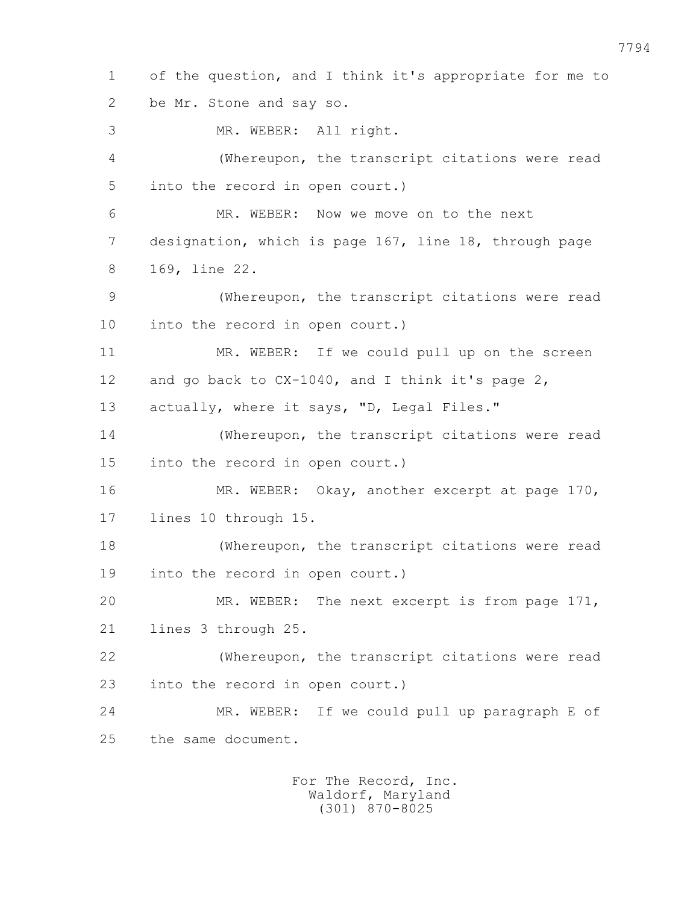1 of the question, and I think it's appropriate for me to
2 be Mr. Stone and say so.

3 MR. WEBER: All right.

4 (Whereupon, the transcript citations were read
5 into the record in open court.)

6 MR. WEBER: Now we move on to the next
7 designation, which is page 167, line 18, through page
8 169, line 22.

9 (Whereupon, the transcript citations were read
10 into the record in open court.)

11 MR. WEBER: If we could pull up on the screen
12 and go back to CX-1040, and I think it's page 2,
13 actually, where it says, "D, Legal Files."

14 (Whereupon, the transcript citations were read
15 into the record in open court.)

16 MR. WEBER: Okay, another excerpt at page 170,
17 lines 10 through 15.

18 (Whereupon, the transcript citations were read
19 into the record in open court.)

20 MR. WEBER: The next excerpt is from page 171,
21 lines 3 through 25.

22 (Whereupon, the transcript citations were read
23 into the record in open court.)

24 MR. WEBER: If we could pull up paragraph E of
25 the same document.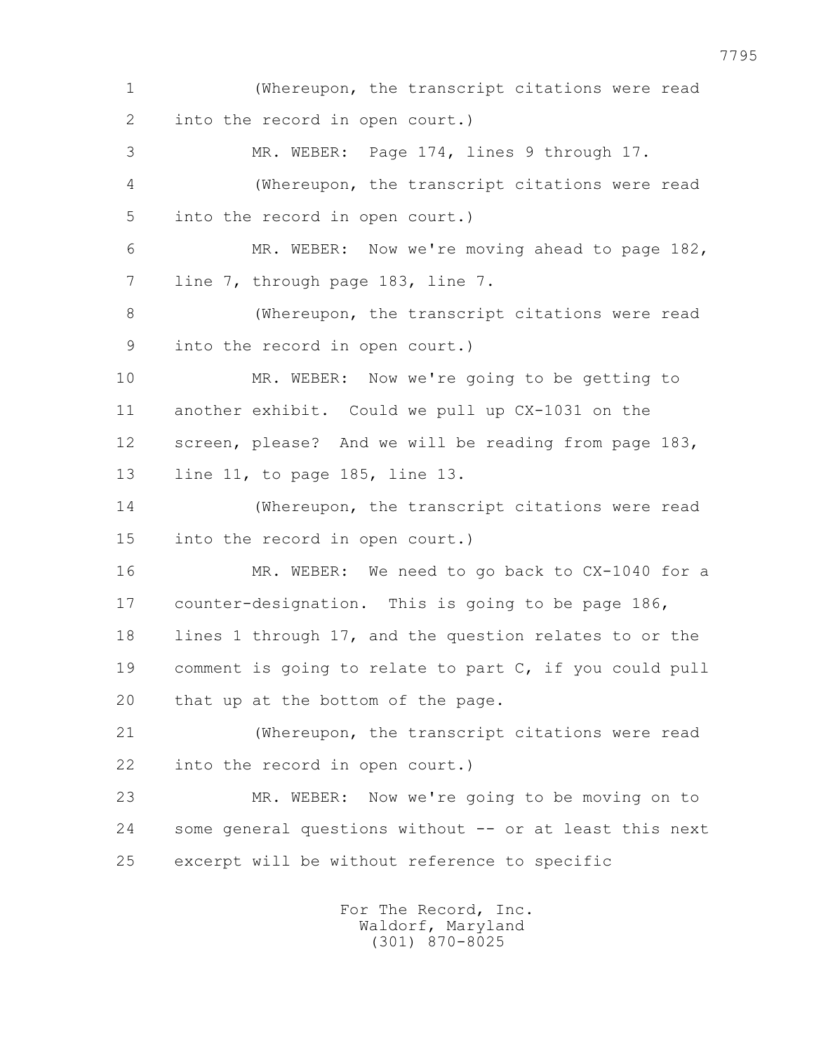1 (Whereupon, the transcript citations were read
2 into the record in open court.)
3 MR. WEBER: Page 174, lines 9 through 17.
4 (Whereupon, the transcript citations were read
5 into the record in open court.)
6 MR. WEBER: Now we're moving ahead to page 182,
7 line 7, through page 183, line 7.
8 (Whereupon, the transcript citations were read
9 into the record in open court.)
10 MR. WEBER: Now we're going to be getting to
11 another exhibit. Could we pull up CX-1031 on the
12 screen, please? And we will be reading from page 183,
13 line 11, to page 185, line 13.
14 (Whereupon, the transcript citations were read
15 into the record in open court.)
16 MR. WEBER: We need to go back to CX-1040 for a
17 counter-designation. This is going to be page 186,
18 lines 1 through 17, and the question relates to or the
19 comment is going to relate to part C, if you could pull
20 that up at the bottom of the page.
21 (Whereupon, the transcript citations were read
22 into the record in open court.)
23 MR. WEBER: Now we're going to be moving on to
24 some general questions without -- or at least this next
25 excerpt will be without reference to specific

For The Record, Inc.
Waldorf, Maryland
(301) 870-8025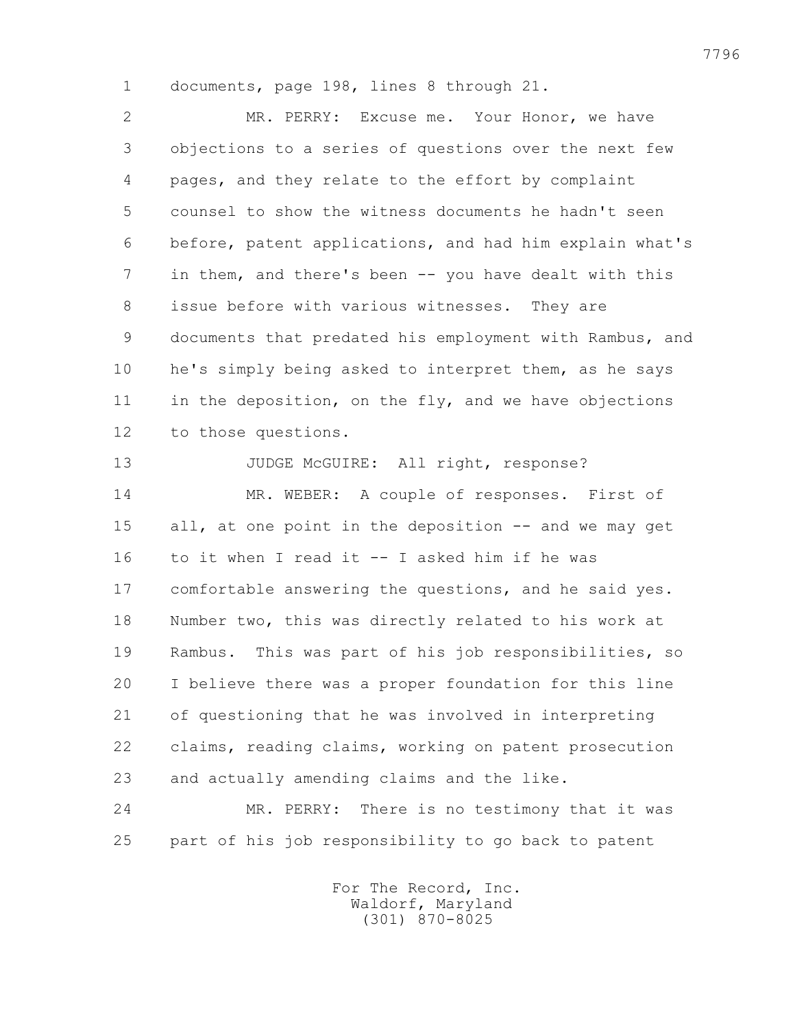documents, page 198, lines 8 through 21.

MR. PERRY: Excuse me. Your Honor, we have objections to a series of questions over the next few pages, and they relate to the effort by complaint counsel to show the witness documents he hadn't seen before, patent applications, and had him explain what's in them, and there's been -- you have dealt with this issue before with various witnesses. They are documents that predated his employment with Rambus, and he's simply being asked to interpret them, as he says in the deposition, on the fly, and we have objections to those questions.

JUDGE McGUIRE: All right, response?

MR. WEBER: A couple of responses. First of all, at one point in the deposition -- and we may get to it when I read it -- I asked him if he was comfortable answering the questions, and he said yes. Number two, this was directly related to his work at Rambus. This was part of his job responsibilities, so I believe there was a proper foundation for this line of questioning that he was involved in interpreting claims, reading claims, working on patent prosecution and actually amending claims and the like.

MR. PERRY: There is no testimony that it was part of his job responsibility to go back to patent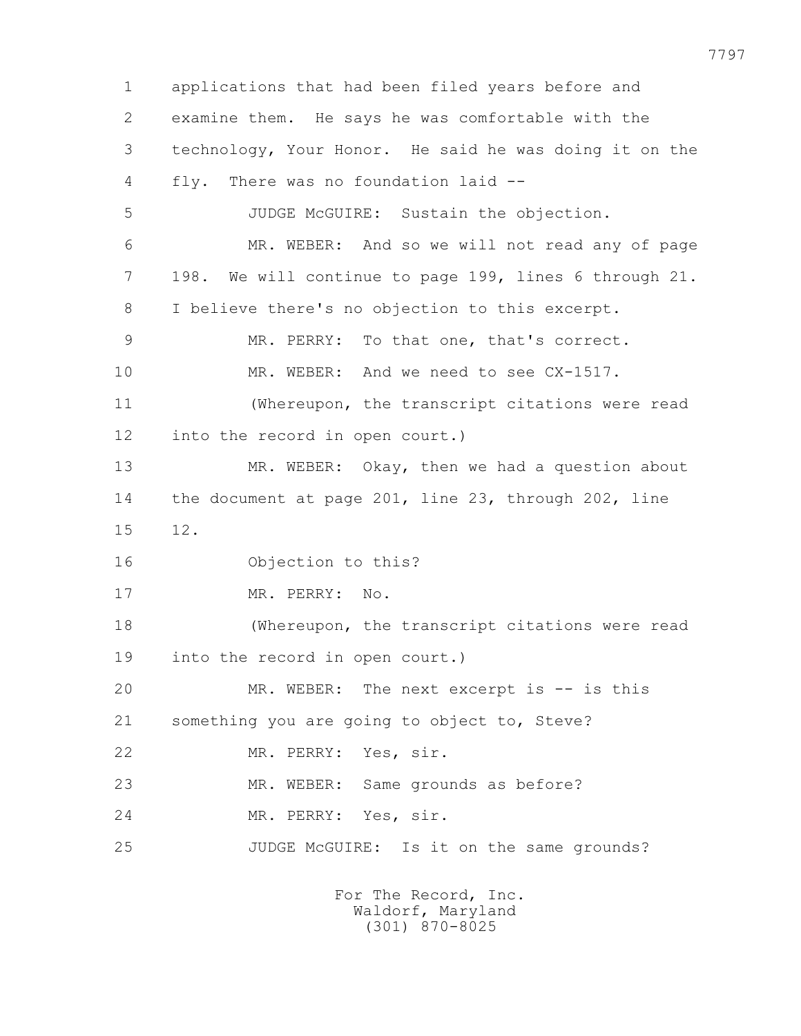1 applications that had been filed years before and
2 examine them. He says he was comfortable with the
3 technology, Your Honor. He said he was doing it on the
4 fly. There was no foundation laid --
5 JUDGE McGUIRE: Sustain the objection.
6 MR. WEBER: And so we will not read any of page
7 198. We will continue to page 199, lines 6 through 21.
8 I believe there's no objection to this excerpt.
9 MR. PERRY: To that one, that's correct.
10 MR. WEBER: And we need to see CX-1517.
11 (Whereupon, the transcript citations were read
12 into the record in open court.)
13 MR. WEBER: Okay, then we had a question about
14 the document at page 201, line 23, through 202, line
15 12.
16 Objection to this?
17 MR. PERRY: No.
18 (Whereupon, the transcript citations were read
19 into the record in open court.)
20 MR. WEBER: The next excerpt is -- is this
21 something you are going to object to, Steve?
22 MR. PERRY: Yes, sir.
23 MR. WEBER: Same grounds as before?
24 MR. PERRY: Yes, sir.
25 JUDGE McGUIRE: Is it on the same grounds?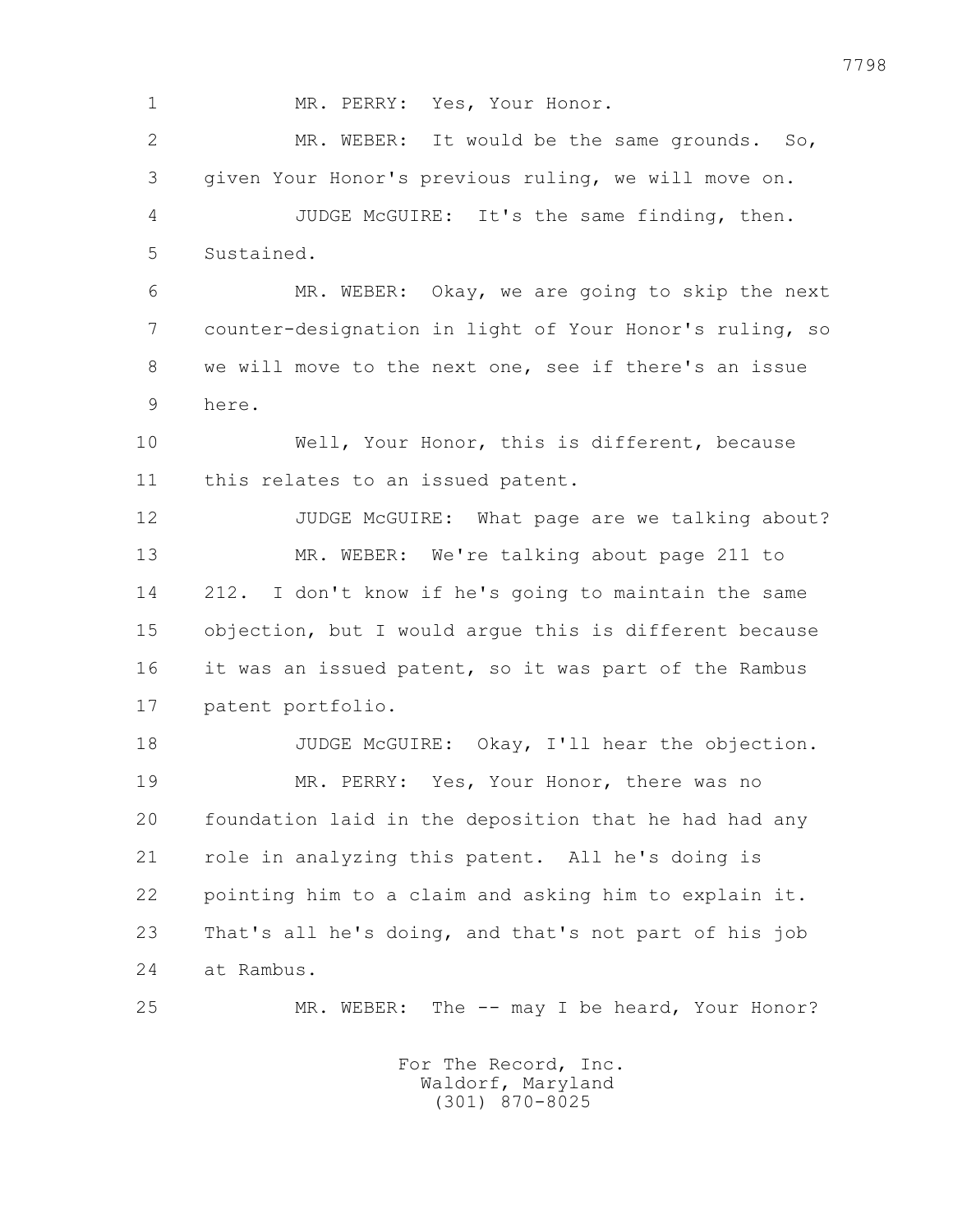1 MR. PERRY: Yes, Your Honor.

2 MR. WEBER: It would be the same grounds. So,

3 given Your Honor's previous ruling, we will move on.

4 JUDGE McGUIRE: It's the same finding, then.

5 Sustained.

6 MR. WEBER: Okay, we are going to skip the next

7 counter-designation in light of Your Honor's ruling, so

8 we will move to the next one, see if there's an issue

9 here.

10 Well, Your Honor, this is different, because

11 this relates to an issued patent.

12 JUDGE McGUIRE: What page are we talking about?

13 MR. WEBER: We're talking about page 211 to

14 212. I don't know if he's going to maintain the same

15 objection, but I would argue this is different because

16 it was an issued patent, so it was part of the Rambus

17 patent portfolio.

18 JUDGE McGUIRE: Okay, I'll hear the objection.

19 MR. PERRY: Yes, Your Honor, there was no

20 foundation laid in the deposition that he had had any

21 role in analyzing this patent. All he's doing is

22 pointing him to a claim and asking him to explain it.

23 That's all he's doing, and that's not part of his job

24 at Rambus.

25 MR. WEBER: The -- may I be heard, Your Honor?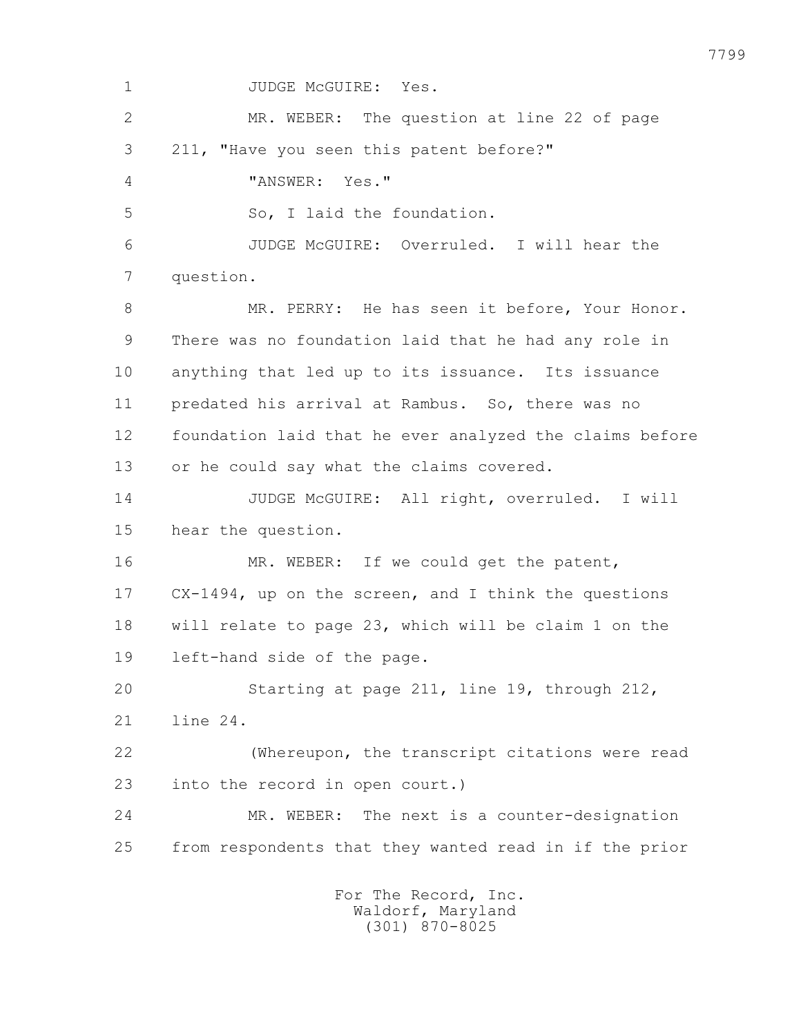1 JUDGE McGUIRE: Yes.

2 MR. WEBER: The question at line 22 of page

3 211, "Have you seen this patent before?"

4 "ANSWER: Yes."

5 So, I laid the foundation.

6 JUDGE McGUIRE: Overruled. I will hear the

7 question.

8 MR. PERRY: He has seen it before, Your Honor.

9 There was no foundation laid that he had any role in

10 anything that led up to its issuance. Its issuance

11 predated his arrival at Rambus. So, there was no

12 foundation laid that he ever analyzed the claims before

13 or he could say what the claims covered.

14 JUDGE McGUIRE: All right, overruled. I will

15 hear the question.

16 MR. WEBER: If we could get the patent,

17 CX-1494, up on the screen, and I think the questions

18 will relate to page 23, which will be claim 1 on the

19 left-hand side of the page.

20 Starting at page 211, line 19, through 212,

21 line 24.

22 (Whereupon, the transcript citations were read

23 into the record in open court.)

24 MR. WEBER: The next is a counter-designation

25 from respondents that they wanted read in if the prior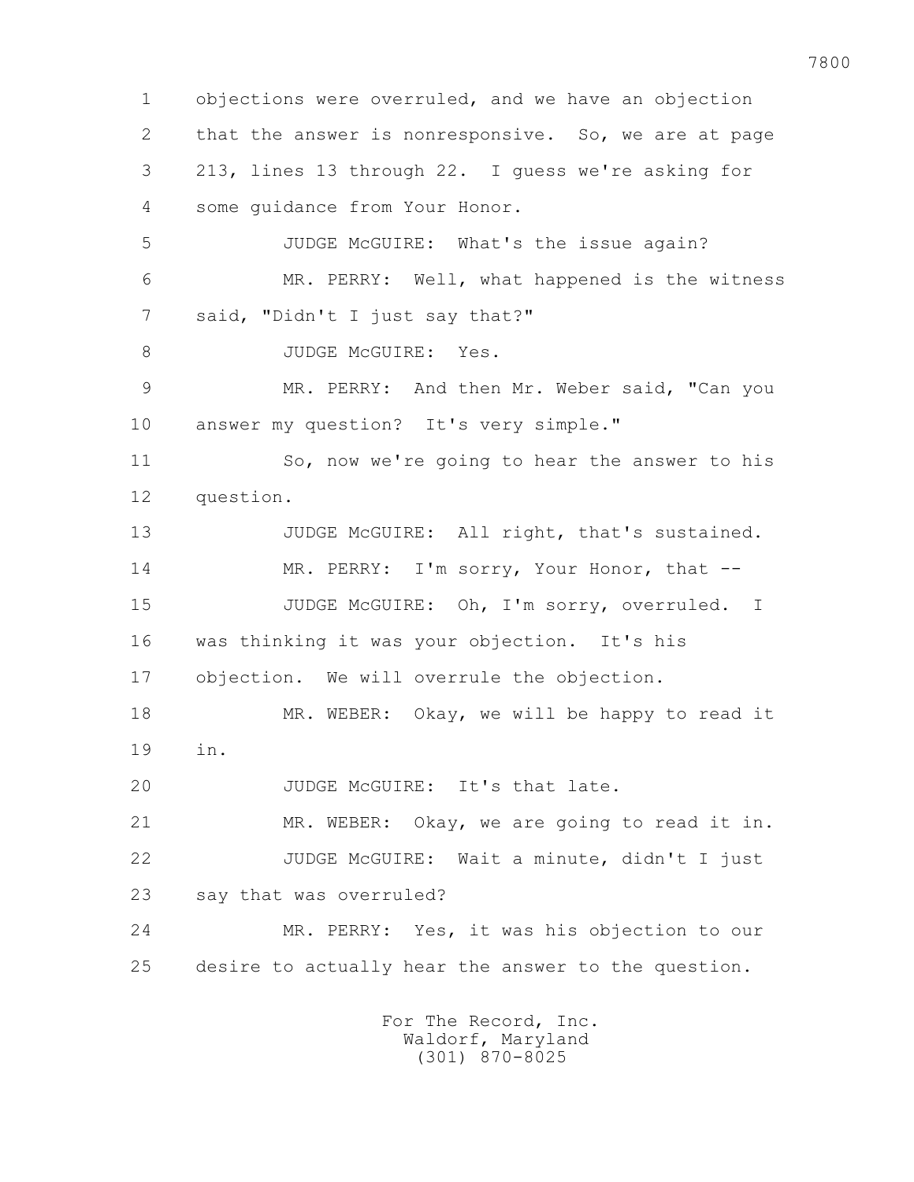1 objections were overruled, and we have an objection
2 that the answer is nonresponsive. So, we are at page
3 213, lines 13 through 22. I guess we're asking for
4 some guidance from Your Honor.
5 JUDGE McGUIRE: What's the issue again?
6 MR. PERRY: Well, what happened is the witness
7 said, "Didn't I just say that?"
8 JUDGE McGUIRE: Yes.
9 MR. PERRY: And then Mr. Weber said, "Can you
10 answer my question? It's very simple."
11 So, now we're going to hear the answer to his
12 question.
13 JUDGE McGUIRE: All right, that's sustained.
14 MR. PERRY: I'm sorry, Your Honor, that --
15 JUDGE McGUIRE: Oh, I'm sorry, overruled. I
16 was thinking it was your objection. It's his
17 objection. We will overrule the objection.
18 MR. WEBER: Okay, we will be happy to read it
19 in.
20 JUDGE McGUIRE: It's that late.
21 MR. WEBER: Okay, we are going to read it in.
22 JUDGE McGUIRE: Wait a minute, didn't I just
23 say that was overruled?
24 MR. PERRY: Yes, it was his objection to our
25 desire to actually hear the answer to the question.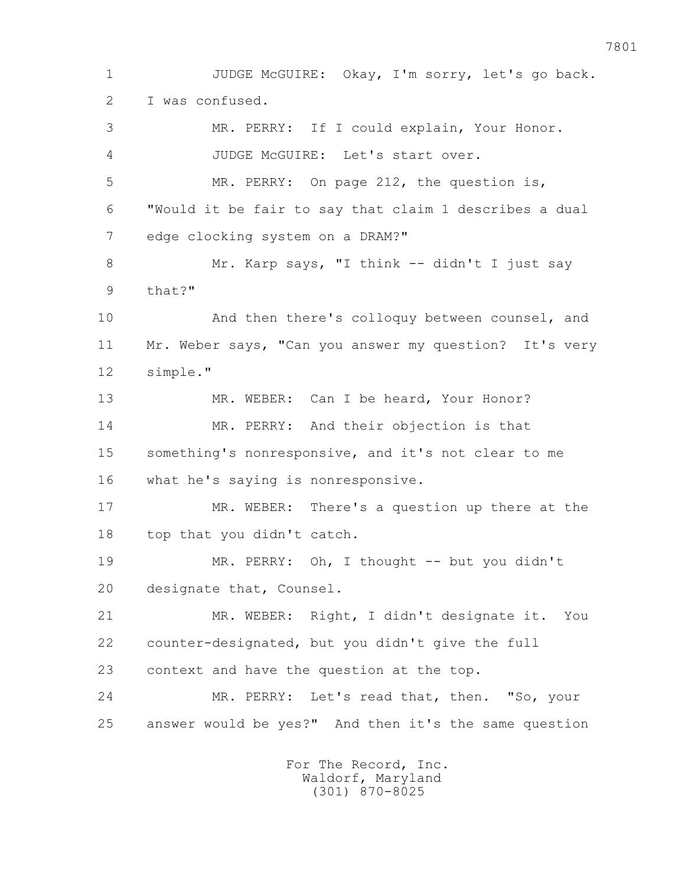JUDGE McGUIRE: Okay, I'm sorry, let's go back. I was confused.

MR. PERRY: If I could explain, Your Honor.

JUDGE McGUIRE: Let's start over.

MR. PERRY: On page 212, the question is, "Would it be fair to say that claim 1 describes a dual edge clocking system on a DRAM?"

Mr. Karp says, "I think -- didn't I just say that?"

And then there's colloquy between counsel, and Mr. Weber says, "Can you answer my question? It's very simple."

MR. WEBER: Can I be heard, Your Honor?

MR. PERRY: And their objection is that something's nonresponsive, and it's not clear to me what he's saying is nonresponsive.

MR. WEBER: There's a question up there at the top that you didn't catch.

MR. PERRY: Oh, I thought -- but you didn't designate that, Counsel.

MR. WEBER: Right, I didn't designate it. You counter-designated, but you didn't give the full context and have the question at the top.

MR. PERRY: Let's read that, then. "So, your answer would be yes?" And then it's the same question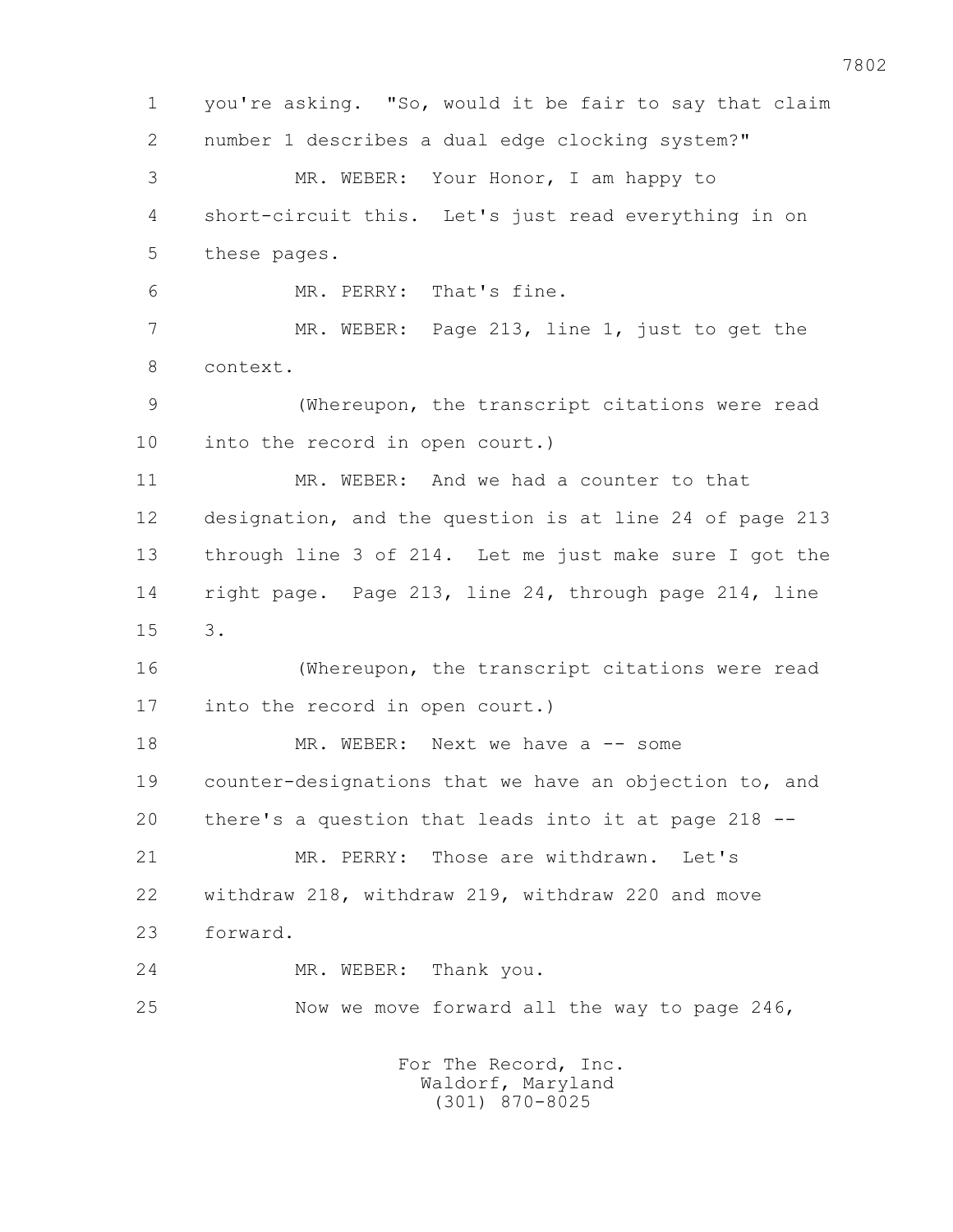you're asking. "So, would it be fair to say that claim number 1 describes a dual edge clocking system?"

MR. WEBER: Your Honor, I am happy to short-circuit this. Let's just read everything in on these pages.

MR. PERRY: That's fine.

MR. WEBER: Page 213, line 1, just to get the context.

(Whereupon, the transcript citations were read into the record in open court.)

MR. WEBER: And we had a counter to that designation, and the question is at line 24 of page 213 through line 3 of 214. Let me just make sure I got the right page. Page 213, line 24, through page 214, line 3.

(Whereupon, the transcript citations were read into the record in open court.)

MR. WEBER: Next we have a -- some counter-designations that we have an objection to, and there's a question that leads into it at page 218 --

MR. PERRY: Those are withdrawn. Let's withdraw 218, withdraw 219, withdraw 220 and move forward.

MR. WEBER: Thank you.

Now we move forward all the way to page 246,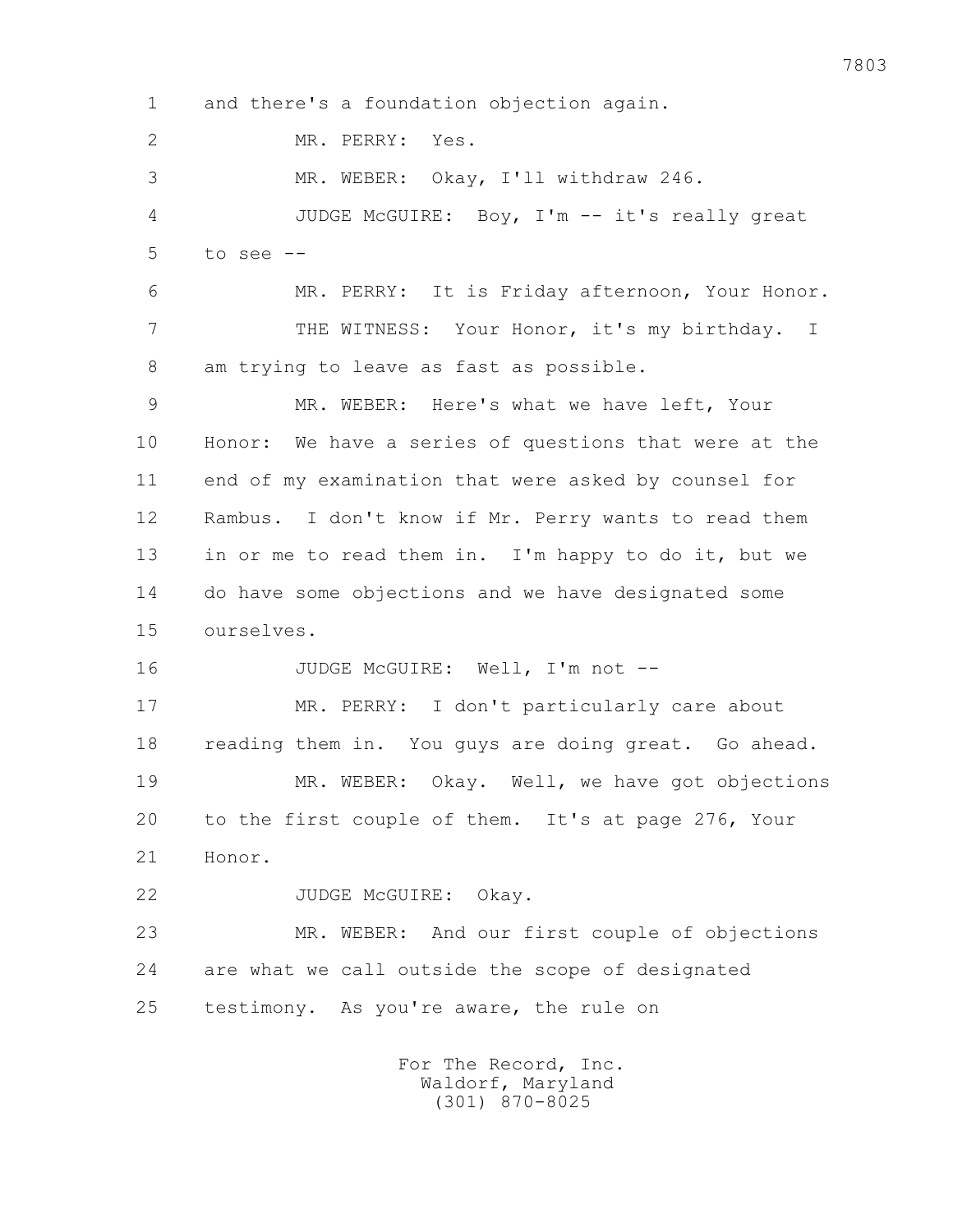and there's a foundation objection again.

MR. PERRY: Yes.

MR. WEBER: Okay, I'll withdraw 246.

JUDGE McGUIRE: Boy, I'm -- it's really great to see --

MR. PERRY: It is Friday afternoon, Your Honor.

THE WITNESS: Your Honor, it's my birthday. I am trying to leave as fast as possible.

MR. WEBER: Here's what we have left, Your Honor: We have a series of questions that were at the end of my examination that were asked by counsel for Rambus. I don't know if Mr. Perry wants to read them in or me to read them in. I'm happy to do it, but we do have some objections and we have designated some ourselves.

JUDGE McGUIRE: Well, I'm not --

MR. PERRY: I don't particularly care about reading them in. You guys are doing great. Go ahead.

MR. WEBER: Okay. Well, we have got objections to the first couple of them. It's at page 276, Your Honor.

JUDGE McGUIRE: Okay.

MR. WEBER: And our first couple of objections are what we call outside the scope of designated testimony. As you're aware, the rule on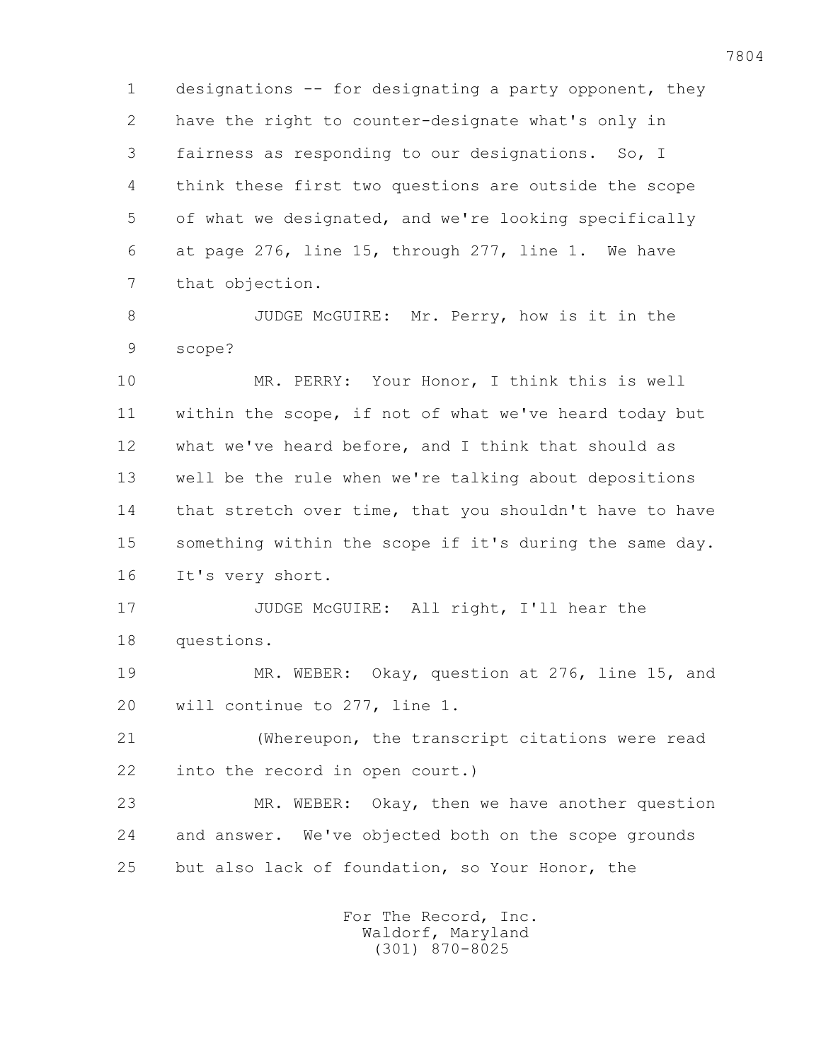designations -- for designating a party opponent, they have the right to counter-designate what's only in fairness as responding to our designations. So, I think these first two questions are outside the scope of what we designated, and we're looking specifically at page 276, line 15, through 277, line 1. We have that objection.

JUDGE McGUIRE: Mr. Perry, how is it in the scope?

MR. PERRY: Your Honor, I think this is well within the scope, if not of what we've heard today but what we've heard before, and I think that should as well be the rule when we're talking about depositions that stretch over time, that you shouldn't have to have something within the scope if it's during the same day. It's very short.

JUDGE McGUIRE: All right, I'll hear the questions.

MR. WEBER: Okay, question at 276, line 15, and will continue to 277, line 1.

(Whereupon, the transcript citations were read into the record in open court.)

MR. WEBER: Okay, then we have another question and answer. We've objected both on the scope grounds but also lack of foundation, so Your Honor, the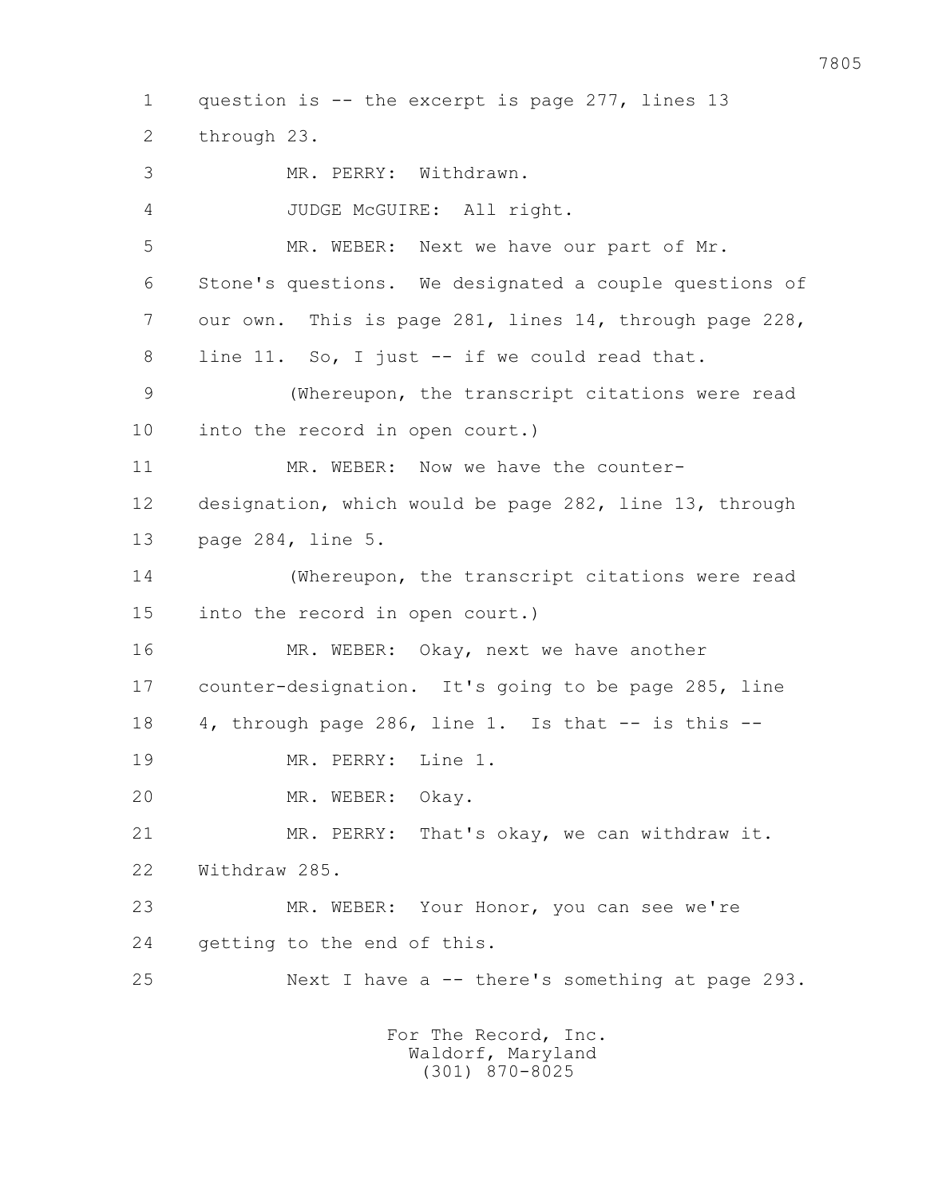question is -- the excerpt is page 277, lines 13 through 23.

MR. PERRY: Withdrawn.

JUDGE McGUIRE: All right.

MR. WEBER: Next we have our part of Mr. Stone's questions. We designated a couple questions of our own. This is page 281, lines 14, through page 228, line 11. So, I just -- if we could read that.

(Whereupon, the transcript citations were read into the record in open court.)

MR. WEBER: Now we have the counter-designation, which would be page 282, line 13, through page 284, line 5.

(Whereupon, the transcript citations were read into the record in open court.)

MR. WEBER: Okay, next we have another counter-designation. It's going to be page 285, line 4, through page 286, line 1. Is that -- is this --

MR. PERRY: Line 1.

MR. WEBER: Okay.

MR. PERRY: That's okay, we can withdraw it. Withdraw 285.

MR. WEBER: Your Honor, you can see we're getting to the end of this.

Next I have a -- there's something at page 293.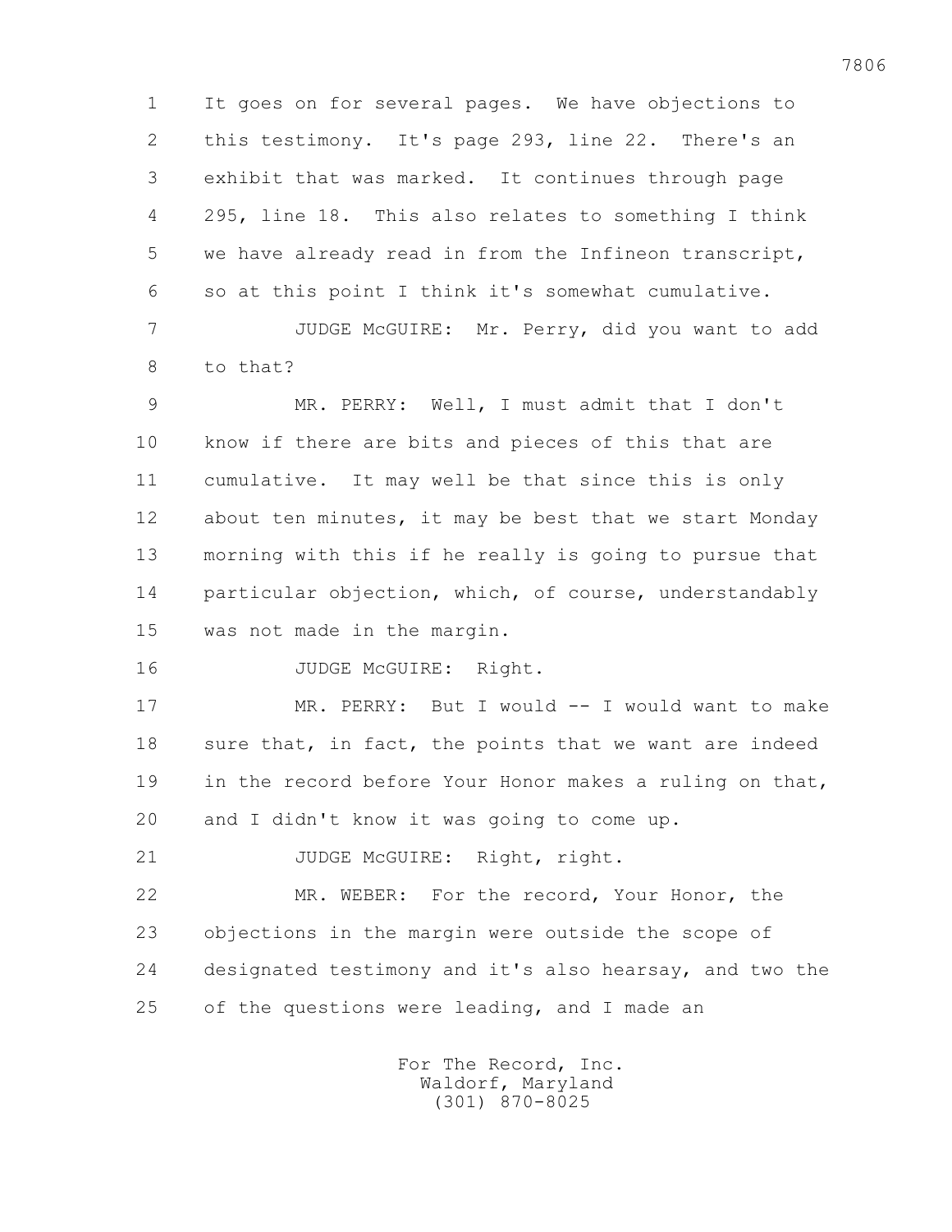1 It goes on for several pages. We have objections to
2 this testimony. It's page 293, line 22. There's an
3 exhibit that was marked. It continues through page
4 295, line 18. This also relates to something I think
5 we have already read in from the Infineon transcript,
6 so at this point I think it's somewhat cumulative.

7 JUDGE McGUIRE: Mr. Perry, did you want to add
8 to that?

9 MR. PERRY: Well, I must admit that I don't
10 know if there are bits and pieces of this that are
11 cumulative. It may well be that since this is only
12 about ten minutes, it may be best that we start Monday
13 morning with this if he really is going to pursue that
14 particular objection, which, of course, understandably
15 was not made in the margin.

16 JUDGE McGUIRE: Right.

17 MR. PERRY: But I would -- I would want to make
18 sure that, in fact, the points that we want are indeed
19 in the record before Your Honor makes a ruling on that,
20 and I didn't know it was going to come up.

21 JUDGE McGUIRE: Right, right.

22 MR. WEBER: For the record, Your Honor, the
23 objections in the margin were outside the scope of
24 designated testimony and it's also hearsay, and two the
25 of the questions were leading, and I made an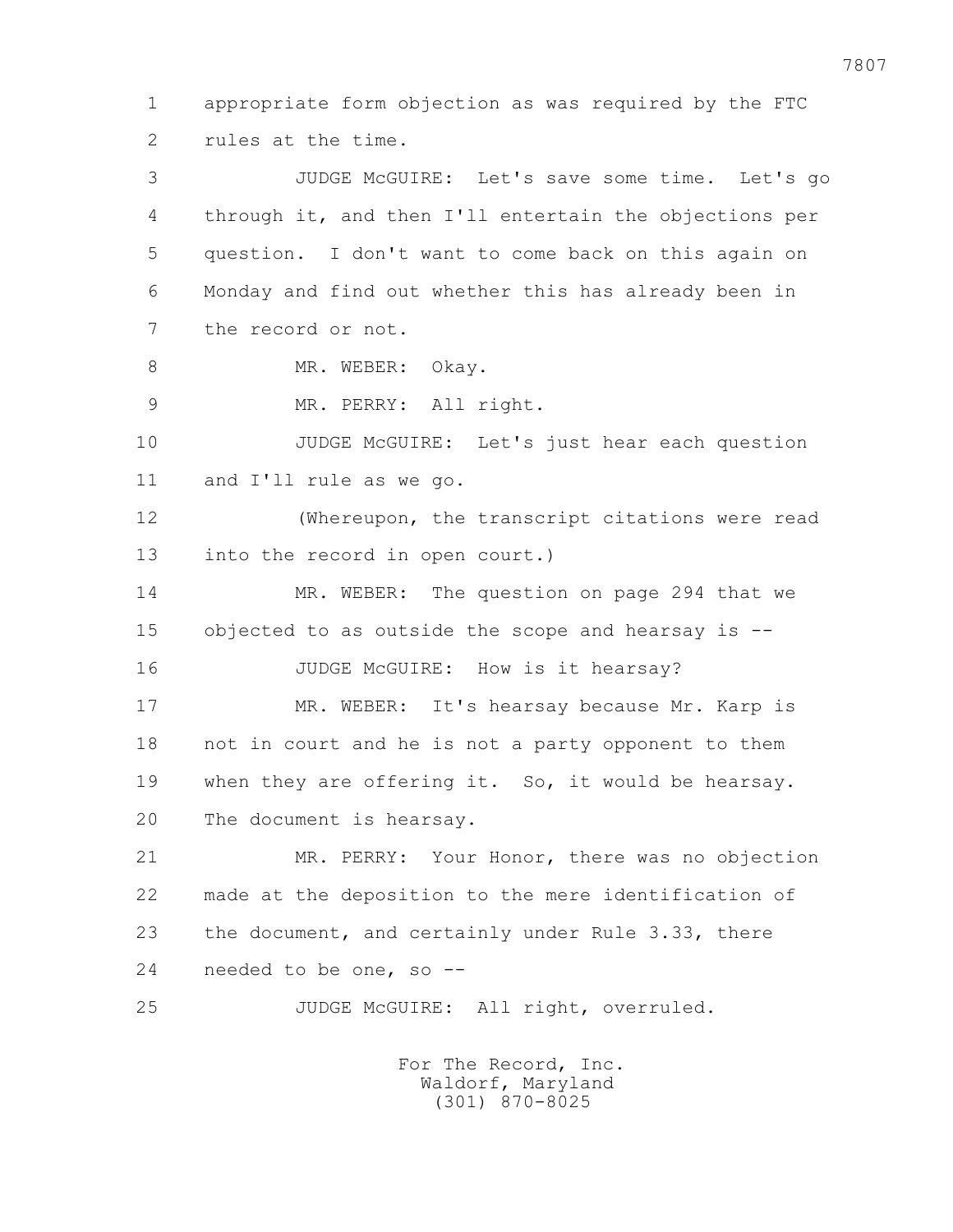appropriate form objection as was required by the FTC rules at the time.

JUDGE McGUIRE: Let's save some time. Let's go through it, and then I'll entertain the objections per question. I don't want to come back on this again on Monday and find out whether this has already been in the record or not.

MR. WEBER: Okay.

MR. PERRY: All right.

JUDGE McGUIRE: Let's just hear each question and I'll rule as we go.

(Whereupon, the transcript citations were read into the record in open court.)

MR. WEBER: The question on page 294 that we objected to as outside the scope and hearsay is --

JUDGE McGUIRE: How is it hearsay?

MR. WEBER: It's hearsay because Mr. Karp is not in court and he is not a party opponent to them when they are offering it. So, it would be hearsay. The document is hearsay.

MR. PERRY: Your Honor, there was no objection made at the deposition to the mere identification of the document, and certainly under Rule 3.33, there needed to be one, so --

JUDGE McGUIRE: All right, overruled.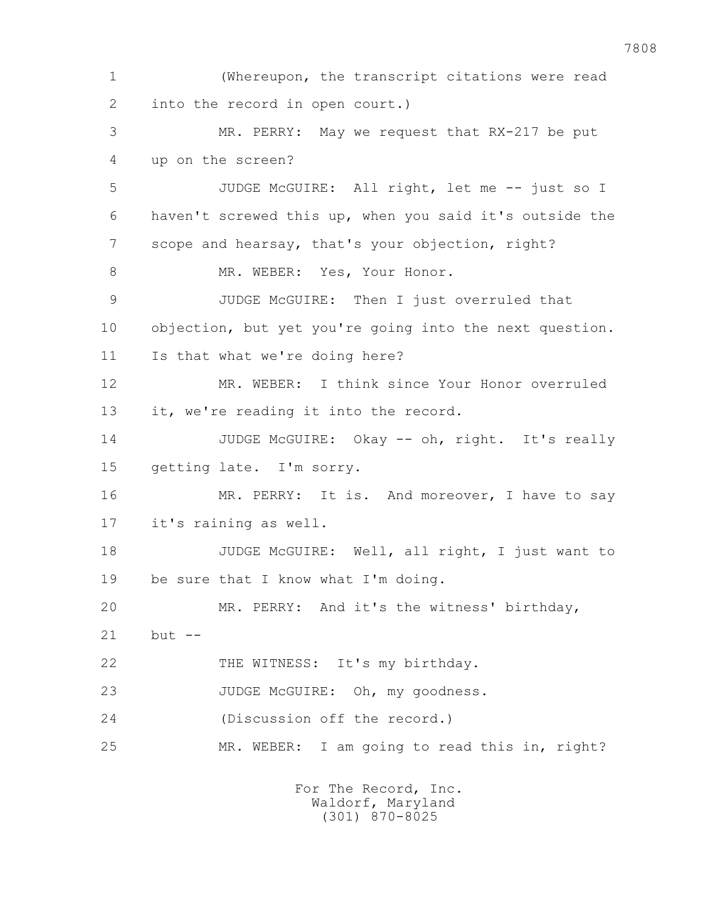1 (Whereupon, the transcript citations were read
2 into the record in open court.)
3 MR. PERRY: May we request that RX-217 be put
4 up on the screen?
5 JUDGE McGUIRE: All right, let me -- just so I
6 haven't screwed this up, when you said it's outside the
7 scope and hearsay, that's your objection, right?
8 MR. WEBER: Yes, Your Honor.
9 JUDGE McGUIRE: Then I just overruled that
10 objection, but yet you're going into the next question.
11 Is that what we're doing here?
12 MR. WEBER: I think since Your Honor overruled
13 it, we're reading it into the record.
14 JUDGE McGUIRE: Okay -- oh, right. It's really
15 getting late. I'm sorry.
16 MR. PERRY: It is. And moreover, I have to say
17 it's raining as well.
18 JUDGE McGUIRE: Well, all right, I just want to
19 be sure that I know what I'm doing.
20 MR. PERRY: And it's the witness' birthday,
21 but --
22 THE WITNESS: It's my birthday.
23 JUDGE McGUIRE: Oh, my goodness.
24 (Discussion off the record.)
25 MR. WEBER: I am going to read this in, right?

For The Record, Inc.
Waldorf, Maryland
(301) 870-8025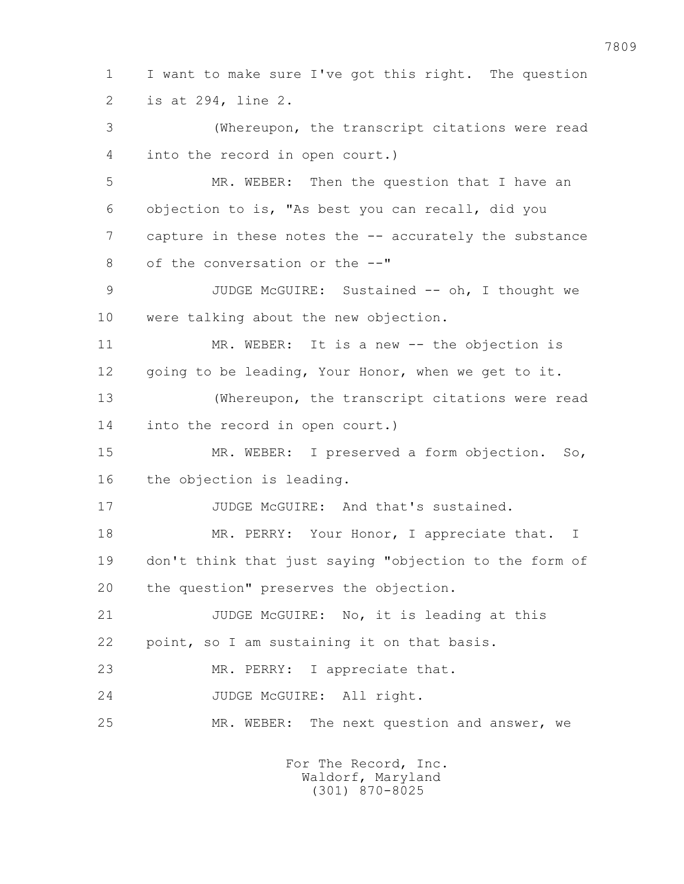I want to make sure I've got this right. The question is at 294, line 2.

(Whereupon, the transcript citations were read into the record in open court.)

MR. WEBER: Then the question that I have an objection to is, "As best you can recall, did you capture in these notes the -- accurately the substance of the conversation or the --"

JUDGE McGUIRE: Sustained -- oh, I thought we were talking about the new objection.

MR. WEBER: It is a new -- the objection is going to be leading, Your Honor, when we get to it.

(Whereupon, the transcript citations were read into the record in open court.)

MR. WEBER: I preserved a form objection. So, the objection is leading.

JUDGE McGUIRE: And that's sustained.

MR. PERRY: Your Honor, I appreciate that. I don't think that just saying "objection to the form of the question" preserves the objection.

JUDGE McGUIRE: No, it is leading at this point, so I am sustaining it on that basis.

MR. PERRY: I appreciate that.

JUDGE McGUIRE: All right.

MR. WEBER: The next question and answer, we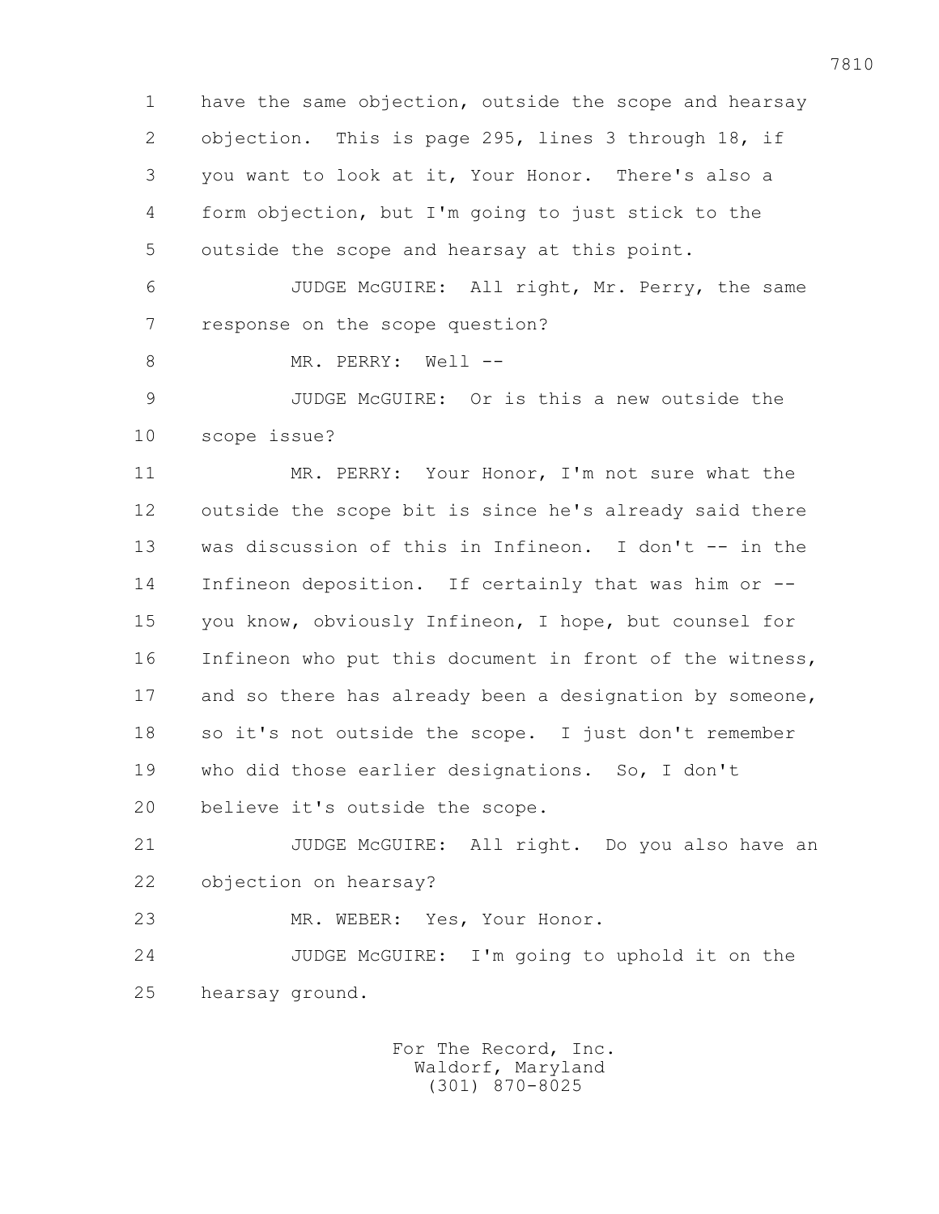have the same objection, outside the scope and hearsay objection. This is page 295, lines 3 through 18, if you want to look at it, Your Honor. There's also a form objection, but I'm going to just stick to the outside the scope and hearsay at this point.

JUDGE McGUIRE: All right, Mr. Perry, the same response on the scope question?

MR. PERRY: Well --

JUDGE McGUIRE: Or is this a new outside the scope issue?

MR. PERRY: Your Honor, I'm not sure what the outside the scope bit is since he's already said there was discussion of this in Infineon. I don't -- in the Infineon deposition. If certainly that was him or -- you know, obviously Infineon, I hope, but counsel for Infineon who put this document in front of the witness, and so there has already been a designation by someone, so it's not outside the scope. I just don't remember who did those earlier designations. So, I don't believe it's outside the scope.

JUDGE McGUIRE: All right. Do you also have an objection on hearsay?

MR. WEBER: Yes, Your Honor.

JUDGE McGUIRE: I'm going to uphold it on the hearsay ground.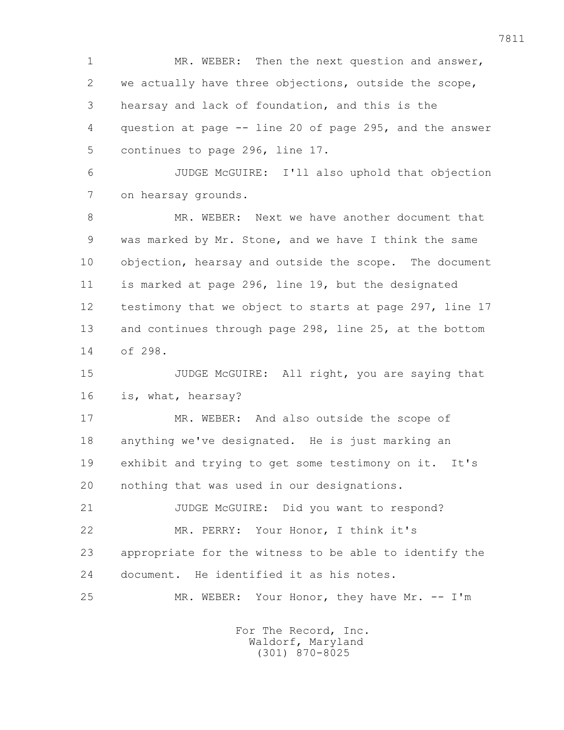1 MR. WEBER: Then the next question and answer,
2 we actually have three objections, outside the scope,
3 hearsay and lack of foundation, and this is the
4 question at page -- line 20 of page 295, and the answer
5 continues to page 296, line 17.

6 JUDGE McGUIRE: I'll also uphold that objection
7 on hearsay grounds.

8 MR. WEBER: Next we have another document that
9 was marked by Mr. Stone, and we have I think the same
10 objection, hearsay and outside the scope. The document
11 is marked at page 296, line 19, but the designated
12 testimony that we object to starts at page 297, line 17
13 and continues through page 298, line 25, at the bottom
14 of 298.

15 JUDGE McGUIRE: All right, you are saying that
16 is, what, hearsay?

17 MR. WEBER: And also outside the scope of
18 anything we've designated. He is just marking an
19 exhibit and trying to get some testimony on it. It's
20 nothing that was used in our designations.

21 JUDGE McGUIRE: Did you want to respond?

22 MR. PERRY: Your Honor, I think it's
23 appropriate for the witness to be able to identify the
24 document. He identified it as his notes.

25 MR. WEBER: Your Honor, they have Mr. -- I'm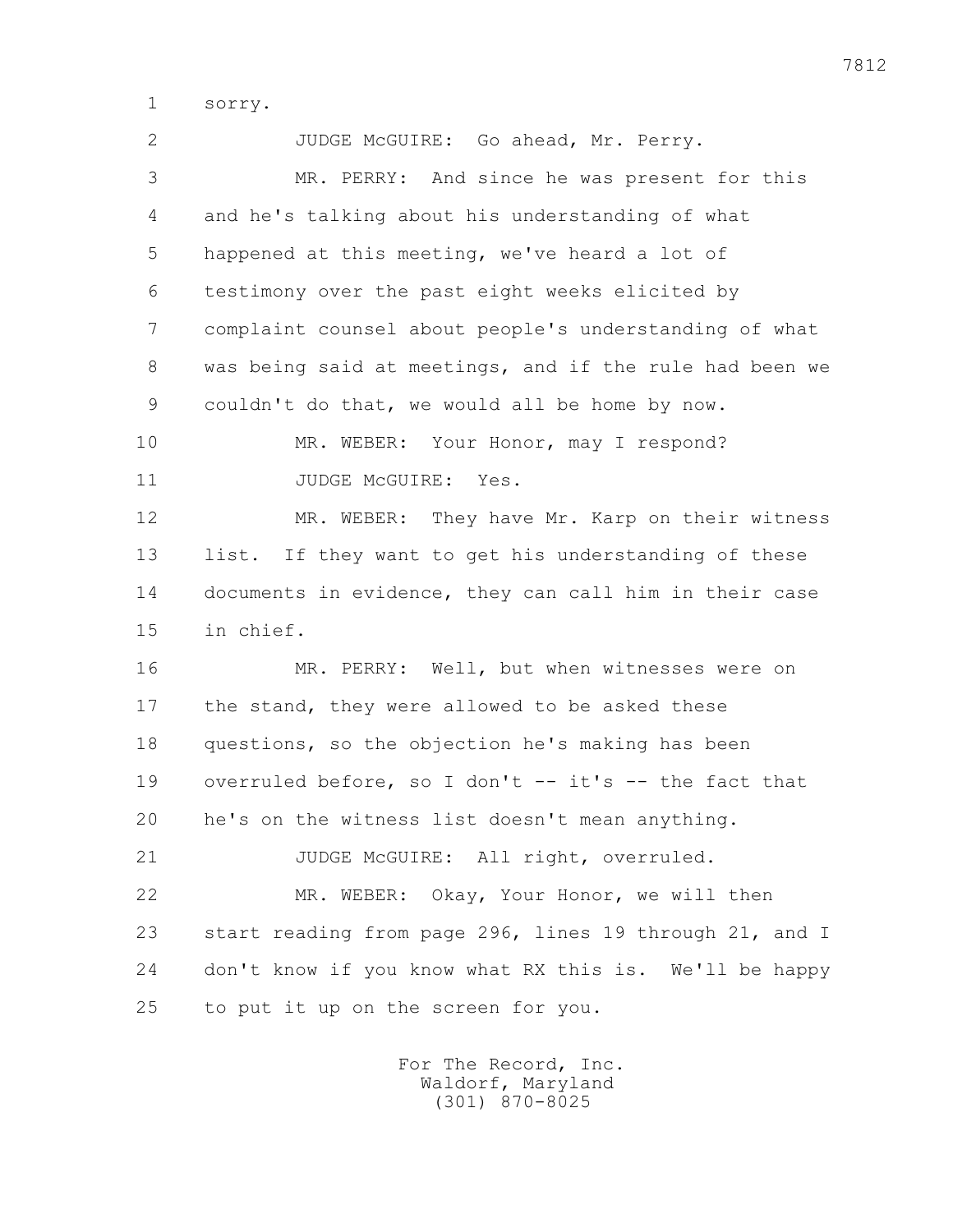1 sorry.

2 JUDGE McGUIRE: Go ahead, Mr. Perry.

3 MR. PERRY: And since he was present for this
4 and he's talking about his understanding of what
5 happened at this meeting, we've heard a lot of
6 testimony over the past eight weeks elicited by
7 complaint counsel about people's understanding of what
8 was being said at meetings, and if the rule had been we
9 couldn't do that, we would all be home by now.

10 MR. WEBER: Your Honor, may I respond?

11 JUDGE McGUIRE: Yes.

12 MR. WEBER: They have Mr. Karp on their witness
13 list. If they want to get his understanding of these
14 documents in evidence, they can call him in their case
15 in chief.

16 MR. PERRY: Well, but when witnesses were on
17 the stand, they were allowed to be asked these
18 questions, so the objection he's making has been
19 overruled before, so I don't -- it's -- the fact that
20 he's on the witness list doesn't mean anything.

21 JUDGE McGUIRE: All right, overruled.

22 MR. WEBER: Okay, Your Honor, we will then
23 start reading from page 296, lines 19 through 21, and I
24 don't know if you know what RX this is. We'll be happy
25 to put it up on the screen for you.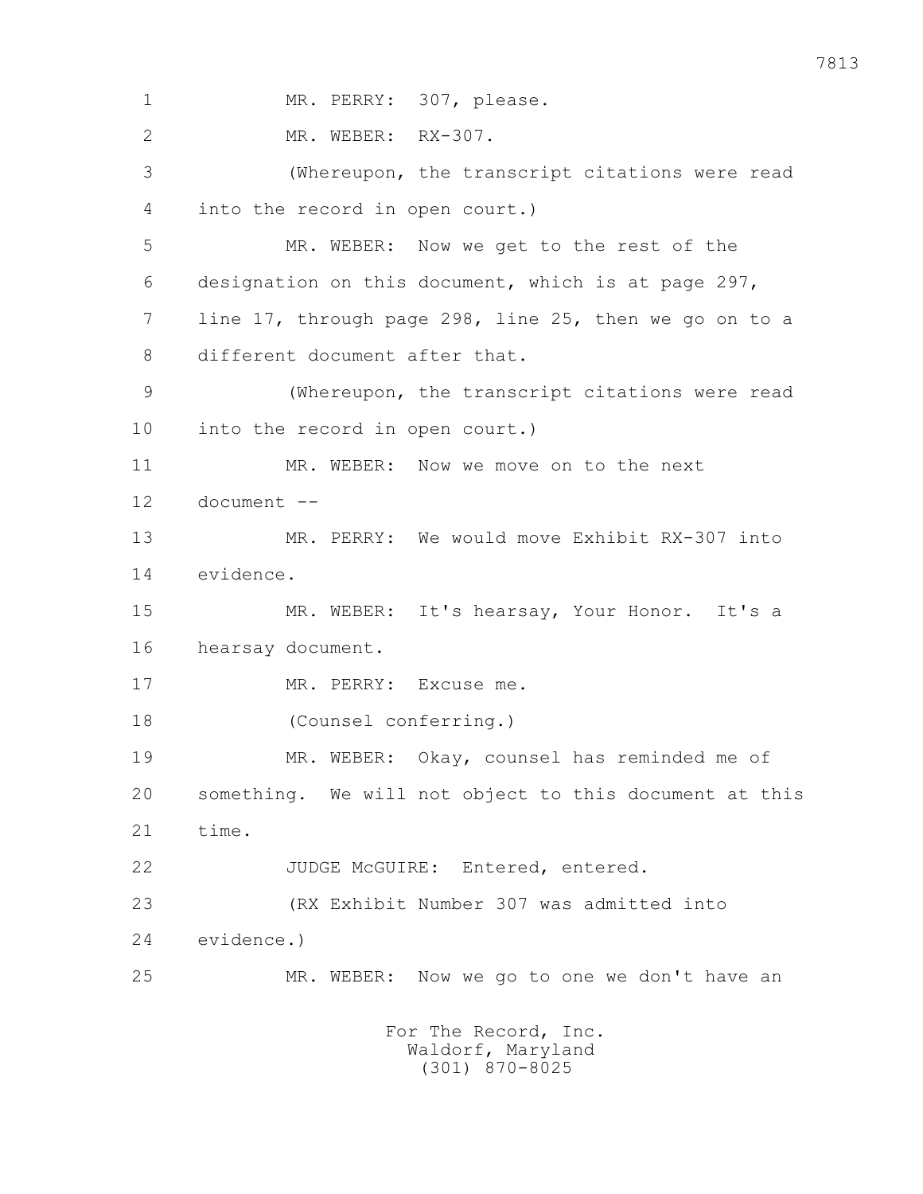1 MR. PERRY: 307, please.

2 MR. WEBER: RX-307.

3 (Whereupon, the transcript citations were read

4 into the record in open court.)

5 MR. WEBER: Now we get to the rest of the

6 designation on this document, which is at page 297,

7 line 17, through page 298, line 25, then we go on to a

8 different document after that.

9 (Whereupon, the transcript citations were read

10 into the record in open court.)

11 MR. WEBER: Now we move on to the next

12 document --

13 MR. PERRY: We would move Exhibit RX-307 into

14 evidence.

15 MR. WEBER: It's hearsay, Your Honor. It's a

16 hearsay document.

17 MR. PERRY: Excuse me.

18 (Counsel conferring.)

19 MR. WEBER: Okay, counsel has reminded me of

20 something. We will not object to this document at this

21 time.

22 JUDGE McGUIRE: Entered, entered.

23 (RX Exhibit Number 307 was admitted into

24 evidence.)

25 MR. WEBER: Now we go to one we don't have an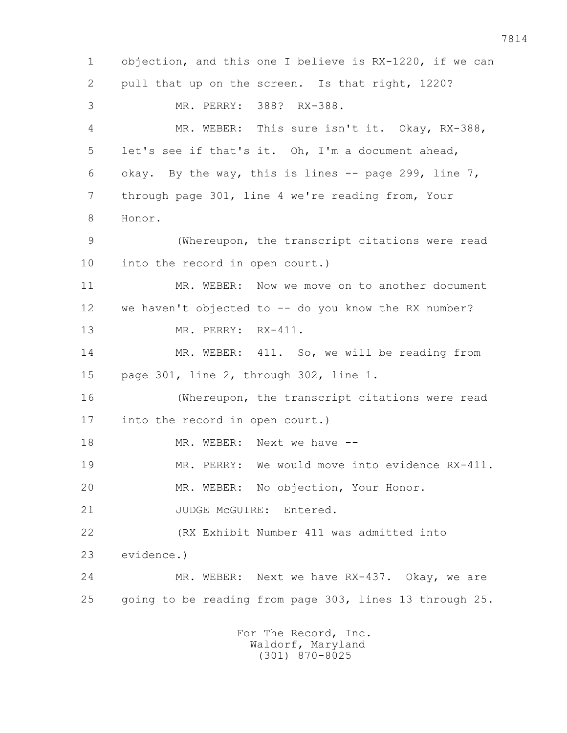objection, and this one I believe is RX-1220, if we can pull that up on the screen. Is that right, 1220?

MR. PERRY: 388? RX-388.

MR. WEBER: This sure isn't it. Okay, RX-388, let's see if that's it. Oh, I'm a document ahead, okay. By the way, this is lines -- page 299, line 7, through page 301, line 4 we're reading from, Your Honor.

(Whereupon, the transcript citations were read into the record in open court.)

MR. WEBER: Now we move on to another document we haven't objected to -- do you know the RX number?

MR. PERRY: RX-411.

MR. WEBER: 411. So, we will be reading from page 301, line 2, through 302, line 1.

(Whereupon, the transcript citations were read into the record in open court.)

MR. WEBER: Next we have --

MR. PERRY: We would move into evidence RX-411.

MR. WEBER: No objection, Your Honor.

JUDGE McGUIRE: Entered.

(RX Exhibit Number 411 was admitted into evidence.)

MR. WEBER: Next we have RX-437. Okay, we are going to be reading from page 303, lines 13 through 25.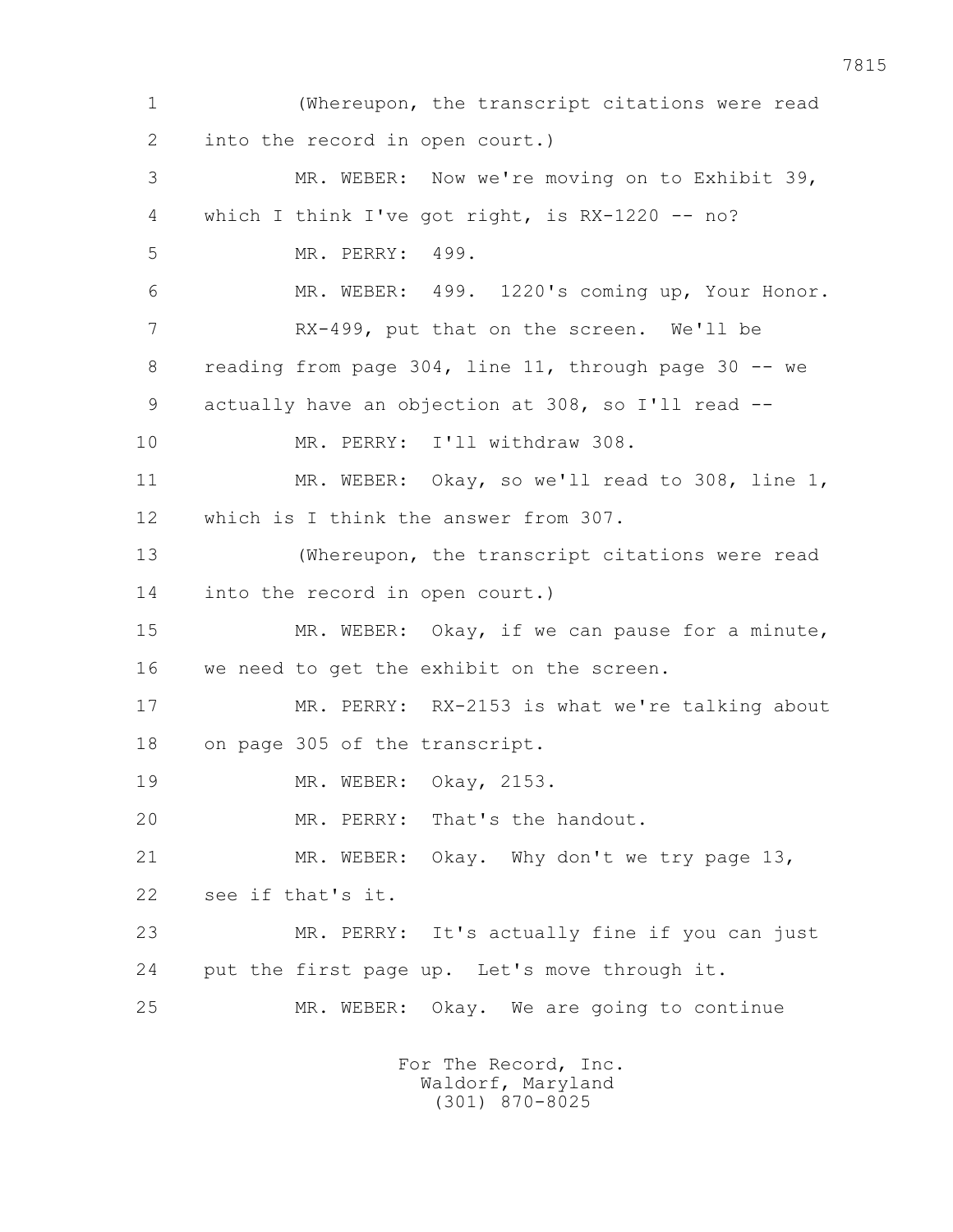1 (Whereupon, the transcript citations were read
2 into the record in open court.)
3 MR. WEBER: Now we're moving on to Exhibit 39,
4 which I think I've got right, is RX-1220 -- no?
5 MR. PERRY: 499.
6 MR. WEBER: 499. 1220's coming up, Your Honor.
7 RX-499, put that on the screen. We'll be
8 reading from page 304, line 11, through page 30 -- we
9 actually have an objection at 308, so I'll read --
10 MR. PERRY: I'll withdraw 308.
11 MR. WEBER: Okay, so we'll read to 308, line 1,
12 which is I think the answer from 307.
13 (Whereupon, the transcript citations were read
14 into the record in open court.)
15 MR. WEBER: Okay, if we can pause for a minute,
16 we need to get the exhibit on the screen.
17 MR. PERRY: RX-2153 is what we're talking about
18 on page 305 of the transcript.
19 MR. WEBER: Okay, 2153.
20 MR. PERRY: That's the handout.
21 MR. WEBER: Okay. Why don't we try page 13,
22 see if that's it.
23 MR. PERRY: It's actually fine if you can just
24 put the first page up. Let's move through it.
25 MR. WEBER: Okay. We are going to continue

For The Record, Inc.
Waldorf, Maryland
(301) 870-8025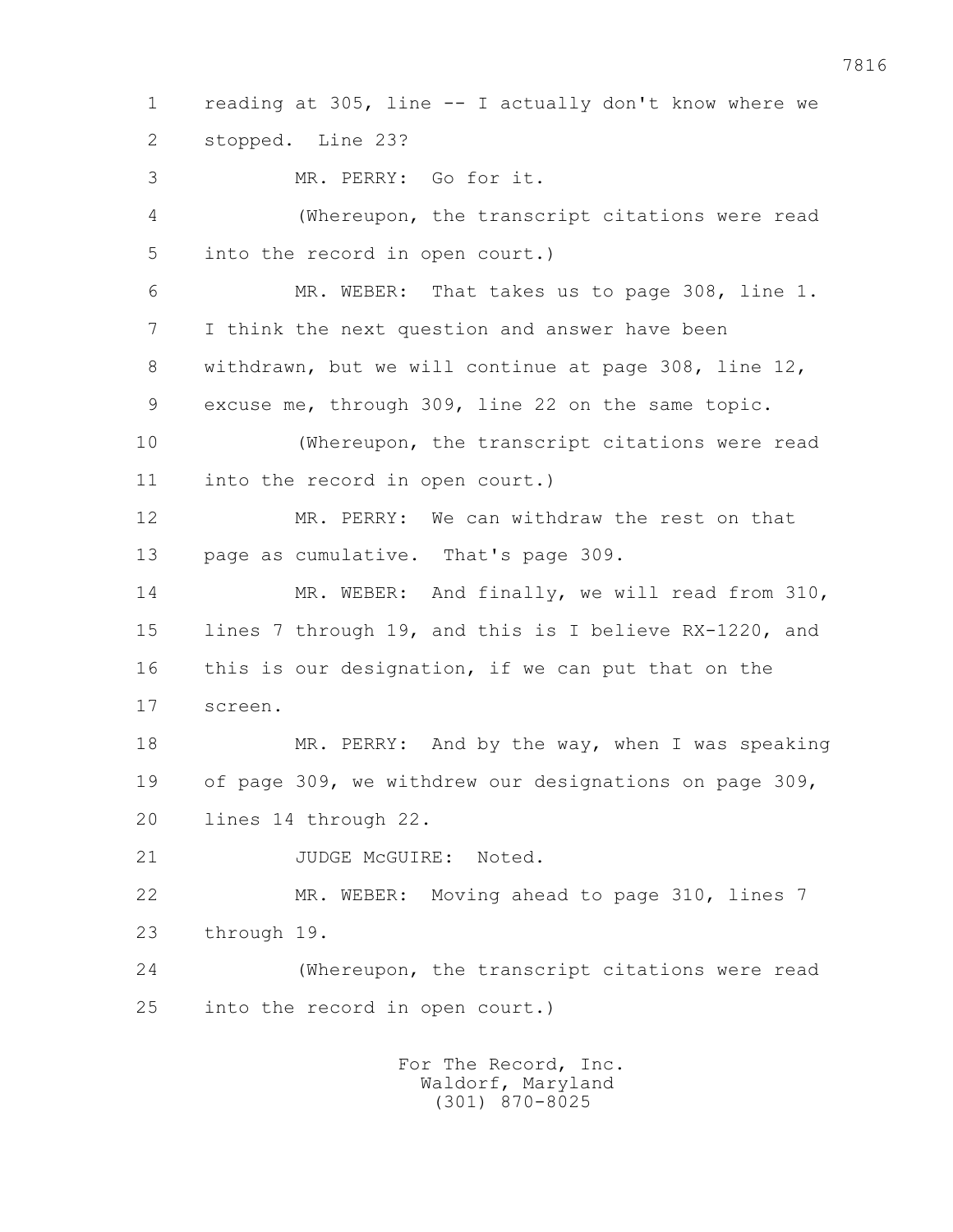1 reading at 305, line -- I actually don't know where we
2 stopped. Line 23?

3 MR. PERRY: Go for it.

4 (Whereupon, the transcript citations were read
5 into the record in open court.)

6 MR. WEBER: That takes us to page 308, line 1.
7 I think the next question and answer have been
8 withdrawn, but we will continue at page 308, line 12,
9 excuse me, through 309, line 22 on the same topic.

10 (Whereupon, the transcript citations were read
11 into the record in open court.)

12 MR. PERRY: We can withdraw the rest on that
13 page as cumulative. That's page 309.

14 MR. WEBER: And finally, we will read from 310,
15 lines 7 through 19, and this is I believe RX-1220, and
16 this is our designation, if we can put that on the
17 screen.

18 MR. PERRY: And by the way, when I was speaking
19 of page 309, we withdrew our designations on page 309,
20 lines 14 through 22.

21 JUDGE McGUIRE: Noted.

22 MR. WEBER: Moving ahead to page 310, lines 7
23 through 19.

24 (Whereupon, the transcript citations were read
25 into the record in open court.)

For The Record, Inc.
Waldorf, Maryland
(301) 870-8025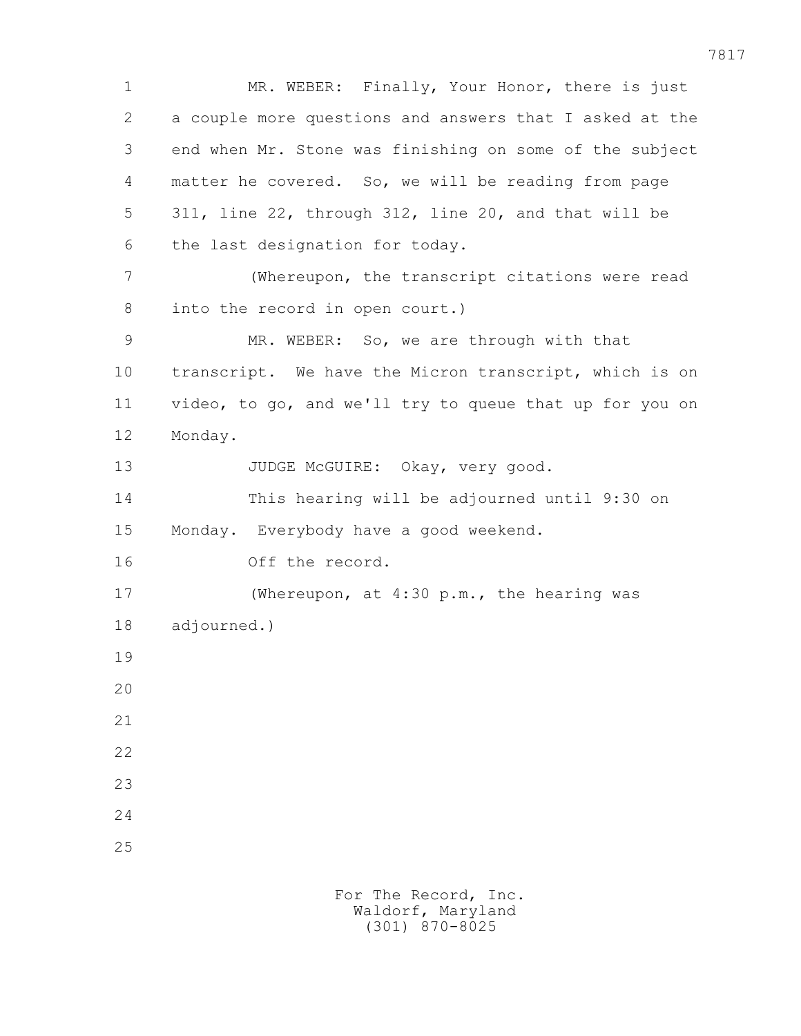MR. WEBER: Finally, Your Honor, there is just a couple more questions and answers that I asked at the end when Mr. Stone was finishing on some of the subject matter he covered. So, we will be reading from page 311, line 22, through 312, line 20, and that will be the last designation for today.

(Whereupon, the transcript citations were read into the record in open court.)

MR. WEBER: So, we are through with that transcript. We have the Micron transcript, which is on video, to go, and we'll try to queue that up for you on Monday.

JUDGE McGUIRE: Okay, very good.

This hearing will be adjourned until 9:30 on Monday. Everybody have a good weekend.

Off the record.

(Whereupon, at 4:30 p.m., the hearing was adjourned.)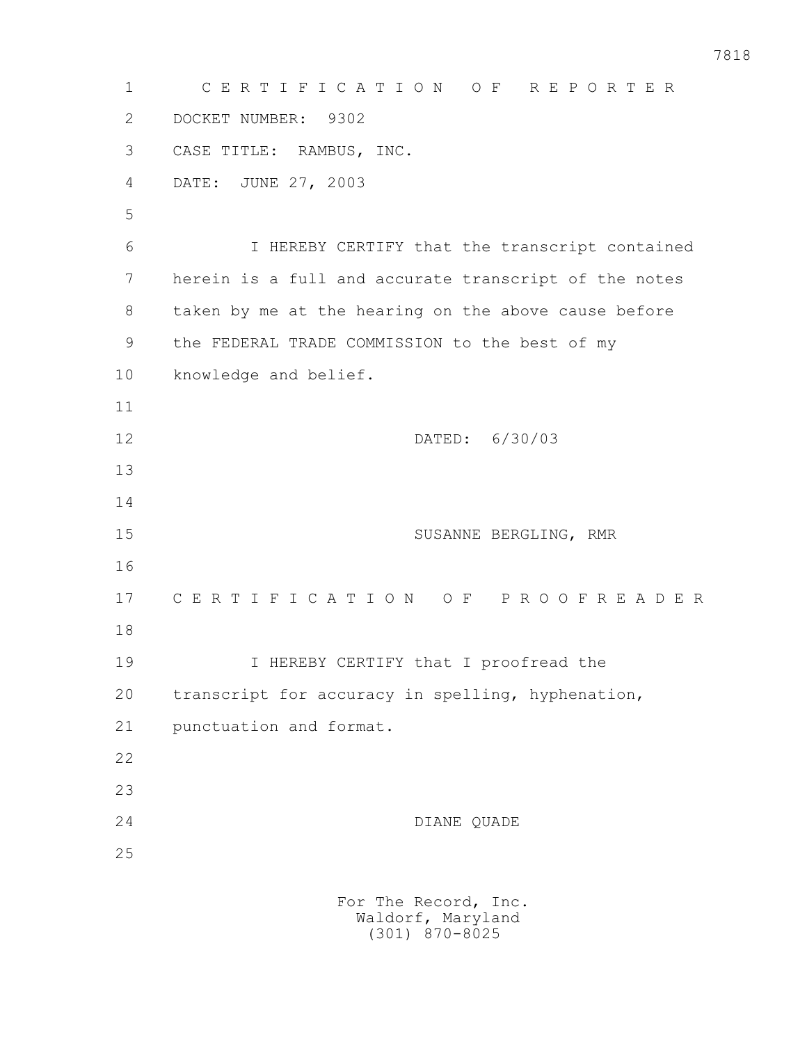C E R T I F I C A T I O N O F R E P O R T E R

DOCKET NUMBER: 9302

CASE TITLE: RAMBUS, INC.

DATE: JUNE 27, 2003

I HEREBY CERTIFY that the transcript contained herein is a full and accurate transcript of the notes taken by me at the hearing on the above cause before the FEDERAL TRADE COMMISSION to the best of my knowledge and belief.

DATED: 6/30/03

SUSANNE BERGLING, RMR

C E R T I F I C A T I O N O F P R O O F R E A D E R

I HEREBY CERTIFY that I proofread the transcript for accuracy in spelling, hyphenation, punctuation and format.

DIANE QUADE

For The Record, Inc.
Waldorf, Maryland
(301) 870-8025